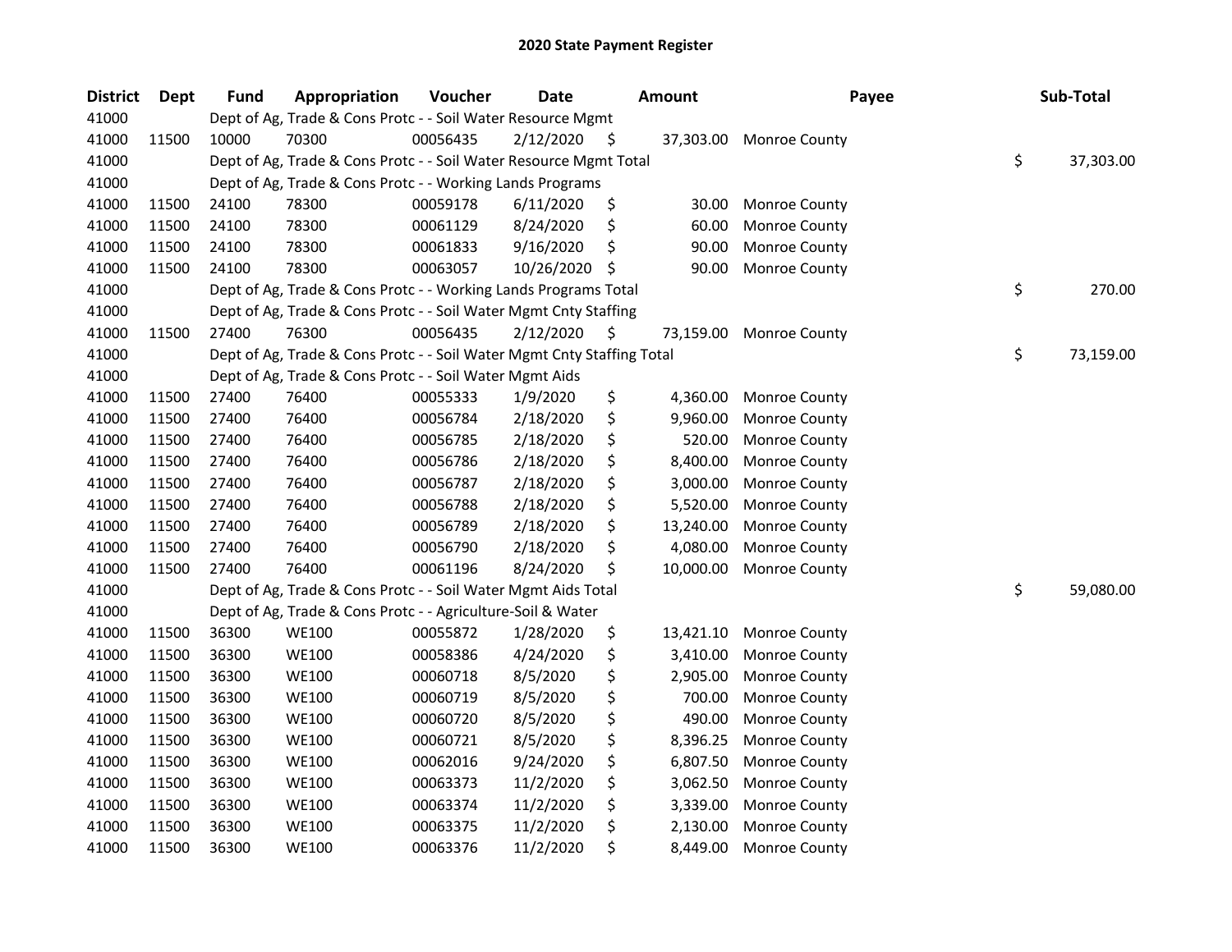# 2020 State Payment Register

| District | Dept | Fund | Appropriation | Voucher | Date | Amount | Payee | Sub-Total |
|---|---|---|---|---|---|---|---|---|
| 41000 | | Dept of Ag, Trade & Cons Protc - - Soil Water Resource Mgmt | | | | | | |
| 41000 | 11500 | 10000 | 70300 | 00056435 | 2/12/2020 | $ 37,303.00 | Monroe County | |
| 41000 | | Dept of Ag, Trade & Cons Protc - - Soil Water Resource Mgmt Total | | | | | | $ 37,303.00 |
| 41000 | | Dept of Ag, Trade & Cons Protc - - Working Lands Programs | | | | | | |
| 41000 | 11500 | 24100 | 78300 | 00059178 | 6/11/2020 | $ 30.00 | Monroe County | |
| 41000 | 11500 | 24100 | 78300 | 00061129 | 8/24/2020 | $ 60.00 | Monroe County | |
| 41000 | 11500 | 24100 | 78300 | 00061833 | 9/16/2020 | $ 90.00 | Monroe County | |
| 41000 | 11500 | 24100 | 78300 | 00063057 | 10/26/2020 | $ 90.00 | Monroe County | |
| 41000 | | Dept of Ag, Trade & Cons Protc - - Working Lands Programs Total | | | | | | $ 270.00 |
| 41000 | | Dept of Ag, Trade & Cons Protc - - Soil Water Mgmt Cnty Staffing | | | | | | |
| 41000 | 11500 | 27400 | 76300 | 00056435 | 2/12/2020 | $ 73,159.00 | Monroe County | |
| 41000 | | Dept of Ag, Trade & Cons Protc - - Soil Water Mgmt Cnty Staffing Total | | | | | | $ 73,159.00 |
| 41000 | | Dept of Ag, Trade & Cons Protc - - Soil Water Mgmt Aids | | | | | | |
| 41000 | 11500 | 27400 | 76400 | 00055333 | 1/9/2020 | $ 4,360.00 | Monroe County | |
| 41000 | 11500 | 27400 | 76400 | 00056784 | 2/18/2020 | $ 9,960.00 | Monroe County | |
| 41000 | 11500 | 27400 | 76400 | 00056785 | 2/18/2020 | $ 520.00 | Monroe County | |
| 41000 | 11500 | 27400 | 76400 | 00056786 | 2/18/2020 | $ 8,400.00 | Monroe County | |
| 41000 | 11500 | 27400 | 76400 | 00056787 | 2/18/2020 | $ 3,000.00 | Monroe County | |
| 41000 | 11500 | 27400 | 76400 | 00056788 | 2/18/2020 | $ 5,520.00 | Monroe County | |
| 41000 | 11500 | 27400 | 76400 | 00056789 | 2/18/2020 | $ 13,240.00 | Monroe County | |
| 41000 | 11500 | 27400 | 76400 | 00056790 | 2/18/2020 | $ 4,080.00 | Monroe County | |
| 41000 | 11500 | 27400 | 76400 | 00061196 | 8/24/2020 | $ 10,000.00 | Monroe County | |
| 41000 | | Dept of Ag, Trade & Cons Protc - - Soil Water Mgmt Aids Total | | | | | | $ 59,080.00 |
| 41000 | | Dept of Ag, Trade & Cons Protc - - Agriculture-Soil & Water | | | | | | |
| 41000 | 11500 | 36300 | WE100 | 00055872 | 1/28/2020 | $ 13,421.10 | Monroe County | |
| 41000 | 11500 | 36300 | WE100 | 00058386 | 4/24/2020 | $ 3,410.00 | Monroe County | |
| 41000 | 11500 | 36300 | WE100 | 00060718 | 8/5/2020 | $ 2,905.00 | Monroe County | |
| 41000 | 11500 | 36300 | WE100 | 00060719 | 8/5/2020 | $ 700.00 | Monroe County | |
| 41000 | 11500 | 36300 | WE100 | 00060720 | 8/5/2020 | $ 490.00 | Monroe County | |
| 41000 | 11500 | 36300 | WE100 | 00060721 | 8/5/2020 | $ 8,396.25 | Monroe County | |
| 41000 | 11500 | 36300 | WE100 | 00062016 | 9/24/2020 | $ 6,807.50 | Monroe County | |
| 41000 | 11500 | 36300 | WE100 | 00063373 | 11/2/2020 | $ 3,062.50 | Monroe County | |
| 41000 | 11500 | 36300 | WE100 | 00063374 | 11/2/2020 | $ 3,339.00 | Monroe County | |
| 41000 | 11500 | 36300 | WE100 | 00063375 | 11/2/2020 | $ 2,130.00 | Monroe County | |
| 41000 | 11500 | 36300 | WE100 | 00063376 | 11/2/2020 | $ 8,449.00 | Monroe County | |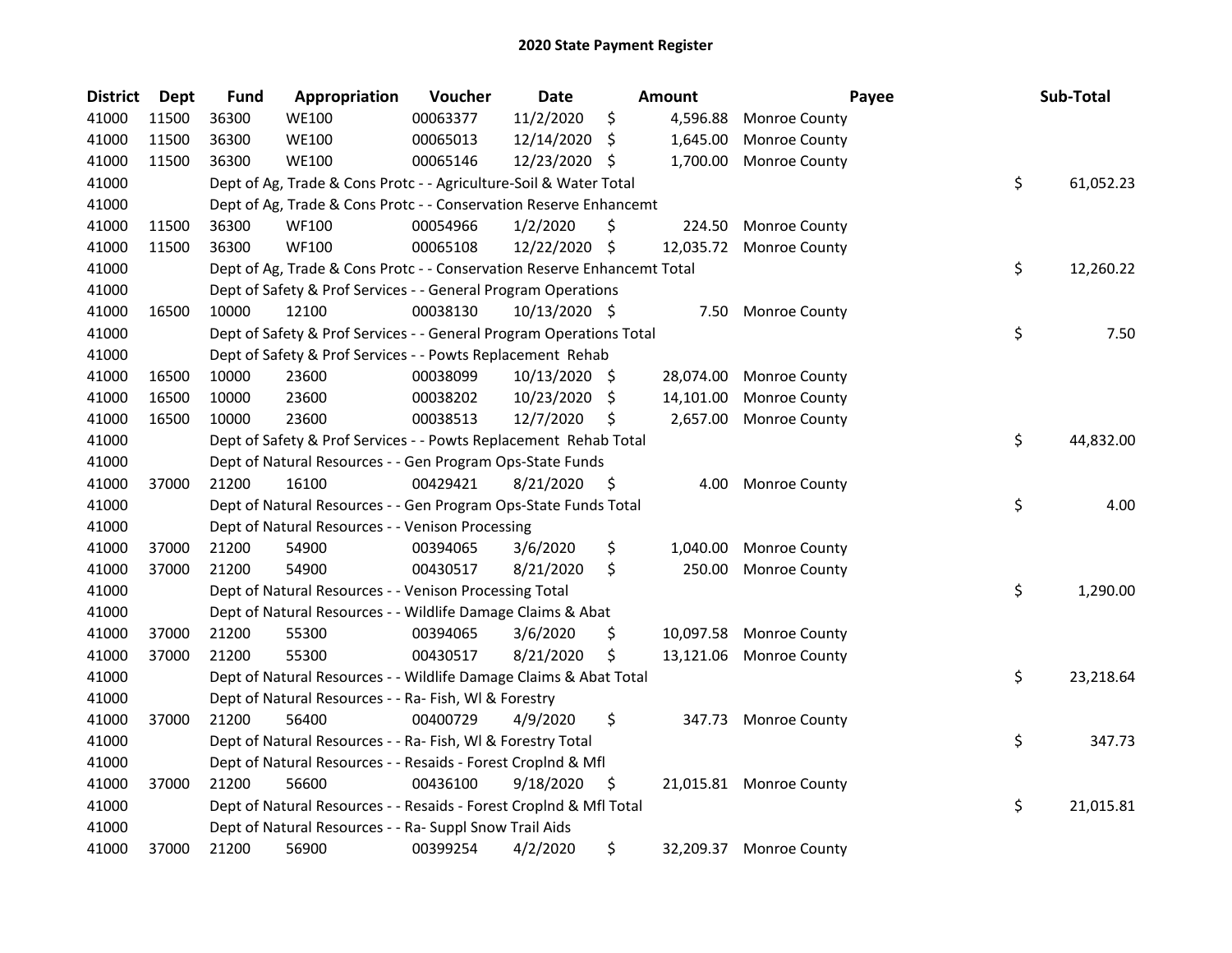# 2020 State Payment Register

| District | Dept | Fund | Appropriation | Voucher | Date | Amount | Payee | Sub-Total |
|---|---|---|---|---|---|---|---|---|
| 41000 | 11500 | 36300 | WE100 | 00063377 | 11/2/2020 | $ 4,596.88 | Monroe County | |
| 41000 | 11500 | 36300 | WE100 | 00065013 | 12/14/2020 | $ 1,645.00 | Monroe County | |
| 41000 | 11500 | 36300 | WE100 | 00065146 | 12/23/2020 | $ 1,700.00 | Monroe County | |
| 41000 | | Dept of Ag, Trade & Cons Protc - - Agriculture-Soil & Water Total | | | | | | $ 61,052.23 |
| 41000 | | Dept of Ag, Trade & Cons Protc - - Conservation Reserve Enhancemt | | | | | | |
| 41000 | 11500 | 36300 | WF100 | 00054966 | 1/2/2020 | $ 224.50 | Monroe County | |
| 41000 | 11500 | 36300 | WF100 | 00065108 | 12/22/2020 | $ 12,035.72 | Monroe County | |
| 41000 | | Dept of Ag, Trade & Cons Protc - - Conservation Reserve Enhancemt Total | | | | | | $ 12,260.22 |
| 41000 | | Dept of Safety & Prof Services - - General Program Operations | | | | | | |
| 41000 | 16500 | 10000 | 12100 | 00038130 | 10/13/2020 | $ 7.50 | Monroe County | |
| 41000 | | Dept of Safety & Prof Services - - General Program Operations Total | | | | | | $ 7.50 |
| 41000 | | Dept of Safety & Prof Services - - Powts Replacement Rehab | | | | | | |
| 41000 | 16500 | 10000 | 23600 | 00038099 | 10/13/2020 | $ 28,074.00 | Monroe County | |
| 41000 | 16500 | 10000 | 23600 | 00038202 | 10/23/2020 | $ 14,101.00 | Monroe County | |
| 41000 | 16500 | 10000 | 23600 | 00038513 | 12/7/2020 | $ 2,657.00 | Monroe County | |
| 41000 | | Dept of Safety & Prof Services - - Powts Replacement Rehab Total | | | | | | $ 44,832.00 |
| 41000 | | Dept of Natural Resources - - Gen Program Ops-State Funds | | | | | | |
| 41000 | 37000 | 21200 | 16100 | 00429421 | 8/21/2020 | $ 4.00 | Monroe County | |
| 41000 | | Dept of Natural Resources - - Gen Program Ops-State Funds Total | | | | | | $ 4.00 |
| 41000 | | Dept of Natural Resources - - Venison Processing | | | | | | |
| 41000 | 37000 | 21200 | 54900 | 00394065 | 3/6/2020 | $ 1,040.00 | Monroe County | |
| 41000 | 37000 | 21200 | 54900 | 00430517 | 8/21/2020 | $ 250.00 | Monroe County | |
| 41000 | | Dept of Natural Resources - - Venison Processing Total | | | | | | $ 1,290.00 |
| 41000 | | Dept of Natural Resources - - Wildlife Damage Claims & Abat | | | | | | |
| 41000 | 37000 | 21200 | 55300 | 00394065 | 3/6/2020 | $ 10,097.58 | Monroe County | |
| 41000 | 37000 | 21200 | 55300 | 00430517 | 8/21/2020 | $ 13,121.06 | Monroe County | |
| 41000 | | Dept of Natural Resources - - Wildlife Damage Claims & Abat Total | | | | | | $ 23,218.64 |
| 41000 | | Dept of Natural Resources - - Ra- Fish, Wl & Forestry | | | | | | |
| 41000 | 37000 | 21200 | 56400 | 00400729 | 4/9/2020 | $ 347.73 | Monroe County | |
| 41000 | | Dept of Natural Resources - - Ra- Fish, Wl & Forestry Total | | | | | | $ 347.73 |
| 41000 | | Dept of Natural Resources - - Resaids - Forest Croplnd & Mfl | | | | | | |
| 41000 | 37000 | 21200 | 56600 | 00436100 | 9/18/2020 | $ 21,015.81 | Monroe County | |
| 41000 | | Dept of Natural Resources - - Resaids - Forest Croplnd & Mfl Total | | | | | | $ 21,015.81 |
| 41000 | | Dept of Natural Resources - - Ra- Suppl Snow Trail Aids | | | | | | |
| 41000 | 37000 | 21200 | 56900 | 00399254 | 4/2/2020 | $ 32,209.37 | Monroe County | |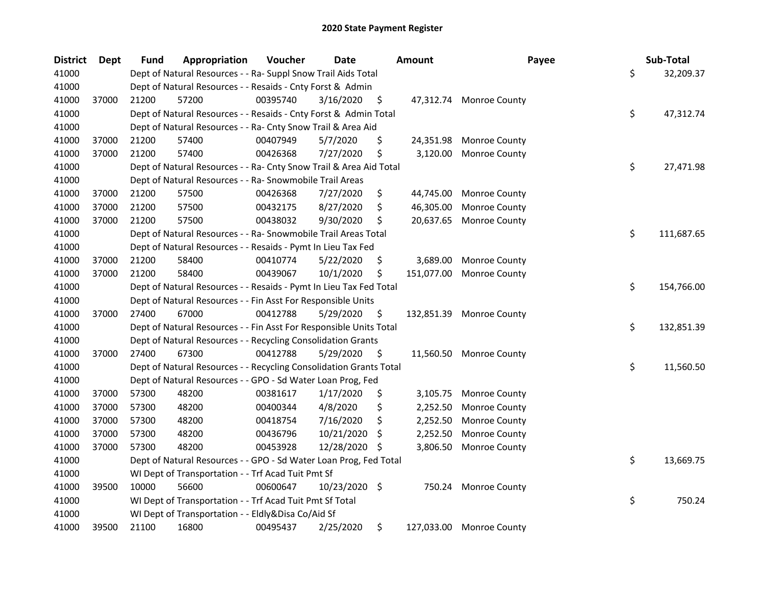# 2020 State Payment Register

| District | Dept | Fund | Appropriation | Voucher | Date | Amount | Payee | Sub-Total |
|---|---|---|---|---|---|---|---|---|
| 41000 | | Dept of Natural Resources - - Ra- Suppl Snow Trail Aids Total | | | | | | $ 32,209.37 |
| 41000 | | Dept of Natural Resources - - Resaids - Cnty Forst & Admin | | | | | | |
| 41000 | 37000 | 21200 | 57200 | 00395740 | 3/16/2020 | $ 47,312.74 | Monroe County | |
| 41000 | | Dept of Natural Resources - - Resaids - Cnty Forst & Admin Total | | | | | | $ 47,312.74 |
| 41000 | | Dept of Natural Resources - - Ra- Cnty Snow Trail & Area Aid | | | | | | |
| 41000 | 37000 | 21200 | 57400 | 00407949 | 5/7/2020 | $ 24,351.98 | Monroe County | |
| 41000 | 37000 | 21200 | 57400 | 00426368 | 7/27/2020 | $ 3,120.00 | Monroe County | |
| 41000 | | Dept of Natural Resources - - Ra- Cnty Snow Trail & Area Aid Total | | | | | | $ 27,471.98 |
| 41000 | | Dept of Natural Resources - - Ra- Snowmobile Trail Areas | | | | | | |
| 41000 | 37000 | 21200 | 57500 | 00426368 | 7/27/2020 | $ 44,745.00 | Monroe County | |
| 41000 | 37000 | 21200 | 57500 | 00432175 | 8/27/2020 | $ 46,305.00 | Monroe County | |
| 41000 | 37000 | 21200 | 57500 | 00438032 | 9/30/2020 | $ 20,637.65 | Monroe County | |
| 41000 | | Dept of Natural Resources - - Ra- Snowmobile Trail Areas Total | | | | | | $ 111,687.65 |
| 41000 | | Dept of Natural Resources - - Resaids - Pymt In Lieu Tax Fed | | | | | | |
| 41000 | 37000 | 21200 | 58400 | 00410774 | 5/22/2020 | $ 3,689.00 | Monroe County | |
| 41000 | 37000 | 21200 | 58400 | 00439067 | 10/1/2020 | $ 151,077.00 | Monroe County | |
| 41000 | | Dept of Natural Resources - - Resaids - Pymt In Lieu Tax Fed Total | | | | | | $ 154,766.00 |
| 41000 | | Dept of Natural Resources - - Fin Asst For Responsible Units | | | | | | |
| 41000 | 37000 | 27400 | 67000 | 00412788 | 5/29/2020 | $ 132,851.39 | Monroe County | |
| 41000 | | Dept of Natural Resources - - Fin Asst For Responsible Units Total | | | | | | $ 132,851.39 |
| 41000 | | Dept of Natural Resources - - Recycling Consolidation Grants | | | | | | |
| 41000 | 37000 | 27400 | 67300 | 00412788 | 5/29/2020 | $ 11,560.50 | Monroe County | |
| 41000 | | Dept of Natural Resources - - Recycling Consolidation Grants Total | | | | | | $ 11,560.50 |
| 41000 | | Dept of Natural Resources - - GPO - Sd Water Loan Prog, Fed | | | | | | |
| 41000 | 37000 | 57300 | 48200 | 00381617 | 1/17/2020 | $ 3,105.75 | Monroe County | |
| 41000 | 37000 | 57300 | 48200 | 00400344 | 4/8/2020 | $ 2,252.50 | Monroe County | |
| 41000 | 37000 | 57300 | 48200 | 00418754 | 7/16/2020 | $ 2,252.50 | Monroe County | |
| 41000 | 37000 | 57300 | 48200 | 00436796 | 10/21/2020 | $ 2,252.50 | Monroe County | |
| 41000 | 37000 | 57300 | 48200 | 00453928 | 12/28/2020 | $ 3,806.50 | Monroe County | |
| 41000 | | Dept of Natural Resources - - GPO - Sd Water Loan Prog, Fed Total | | | | | | $ 13,669.75 |
| 41000 | | WI Dept of Transportation - - Trf Acad Tuit Pmt Sf | | | | | | |
| 41000 | 39500 | 10000 | 56600 | 00600647 | 10/23/2020 | $ 750.24 | Monroe County | |
| 41000 | | WI Dept of Transportation - - Trf Acad Tuit Pmt Sf Total | | | | | | $ 750.24 |
| 41000 | | WI Dept of Transportation - - Eldly&Disa Co/Aid Sf | | | | | | |
| 41000 | 39500 | 21100 | 16800 | 00495437 | 2/25/2020 | $ 127,033.00 | Monroe County | |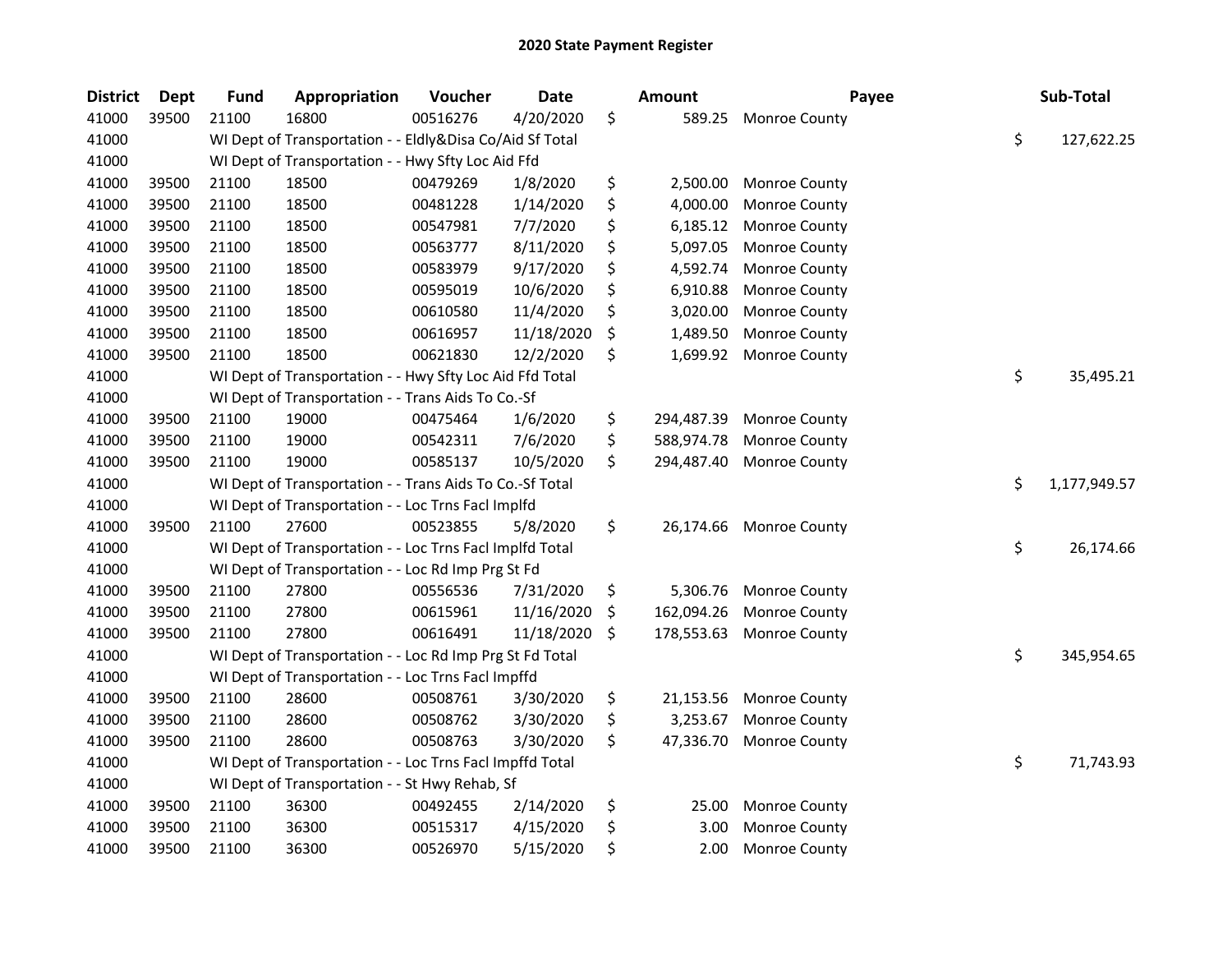# 2020 State Payment Register

| District | Dept | Fund | Appropriation | Voucher | Date | Amount | Payee | Sub-Total |
|---|---|---|---|---|---|---|---|---|
| 41000 | 39500 | 21100 | 16800 | 00516276 | 4/20/2020 | $ 589.25 | Monroe County | |
| 41000 | | WI Dept of Transportation - - Eldly&Disa Co/Aid Sf Total | | | | | | $ 127,622.25 |
| 41000 | | WI Dept of Transportation - - Hwy Sfty Loc Aid Ffd | | | | | | |
| 41000 | 39500 | 21100 | 18500 | 00479269 | 1/8/2020 | $ 2,500.00 | Monroe County | |
| 41000 | 39500 | 21100 | 18500 | 00481228 | 1/14/2020 | $ 4,000.00 | Monroe County | |
| 41000 | 39500 | 21100 | 18500 | 00547981 | 7/7/2020 | $ 6,185.12 | Monroe County | |
| 41000 | 39500 | 21100 | 18500 | 00563777 | 8/11/2020 | $ 5,097.05 | Monroe County | |
| 41000 | 39500 | 21100 | 18500 | 00583979 | 9/17/2020 | $ 4,592.74 | Monroe County | |
| 41000 | 39500 | 21100 | 18500 | 00595019 | 10/6/2020 | $ 6,910.88 | Monroe County | |
| 41000 | 39500 | 21100 | 18500 | 00610580 | 11/4/2020 | $ 3,020.00 | Monroe County | |
| 41000 | 39500 | 21100 | 18500 | 00616957 | 11/18/2020 | $ 1,489.50 | Monroe County | |
| 41000 | 39500 | 21100 | 18500 | 00621830 | 12/2/2020 | $ 1,699.92 | Monroe County | |
| 41000 | | WI Dept of Transportation - - Hwy Sfty Loc Aid Ffd Total | | | | | | $ 35,495.21 |
| 41000 | | WI Dept of Transportation - - Trans Aids To Co.-Sf | | | | | | |
| 41000 | 39500 | 21100 | 19000 | 00475464 | 1/6/2020 | $ 294,487.39 | Monroe County | |
| 41000 | 39500 | 21100 | 19000 | 00542311 | 7/6/2020 | $ 588,974.78 | Monroe County | |
| 41000 | 39500 | 21100 | 19000 | 00585137 | 10/5/2020 | $ 294,487.40 | Monroe County | |
| 41000 | | WI Dept of Transportation - - Trans Aids To Co.-Sf Total | | | | | | $ 1,177,949.57 |
| 41000 | | WI Dept of Transportation - - Loc Trns Facl Implfd | | | | | | |
| 41000 | 39500 | 21100 | 27600 | 00523855 | 5/8/2020 | $ 26,174.66 | Monroe County | |
| 41000 | | WI Dept of Transportation - - Loc Trns Facl Implfd Total | | | | | | $ 26,174.66 |
| 41000 | | WI Dept of Transportation - - Loc Rd Imp Prg St Fd | | | | | | |
| 41000 | 39500 | 21100 | 27800 | 00556536 | 7/31/2020 | $ 5,306.76 | Monroe County | |
| 41000 | 39500 | 21100 | 27800 | 00615961 | 11/16/2020 | $ 162,094.26 | Monroe County | |
| 41000 | 39500 | 21100 | 27800 | 00616491 | 11/18/2020 | $ 178,553.63 | Monroe County | |
| 41000 | | WI Dept of Transportation - - Loc Rd Imp Prg St Fd Total | | | | | | $ 345,954.65 |
| 41000 | | WI Dept of Transportation - - Loc Trns Facl Impffd | | | | | | |
| 41000 | 39500 | 21100 | 28600 | 00508761 | 3/30/2020 | $ 21,153.56 | Monroe County | |
| 41000 | 39500 | 21100 | 28600 | 00508762 | 3/30/2020 | $ 3,253.67 | Monroe County | |
| 41000 | 39500 | 21100 | 28600 | 00508763 | 3/30/2020 | $ 47,336.70 | Monroe County | |
| 41000 | | WI Dept of Transportation - - Loc Trns Facl Impffd Total | | | | | | $ 71,743.93 |
| 41000 | | WI Dept of Transportation - - St Hwy Rehab, Sf | | | | | | |
| 41000 | 39500 | 21100 | 36300 | 00492455 | 2/14/2020 | $ 25.00 | Monroe County | |
| 41000 | 39500 | 21100 | 36300 | 00515317 | 4/15/2020 | $ 3.00 | Monroe County | |
| 41000 | 39500 | 21100 | 36300 | 00526970 | 5/15/2020 | $ 2.00 | Monroe County | |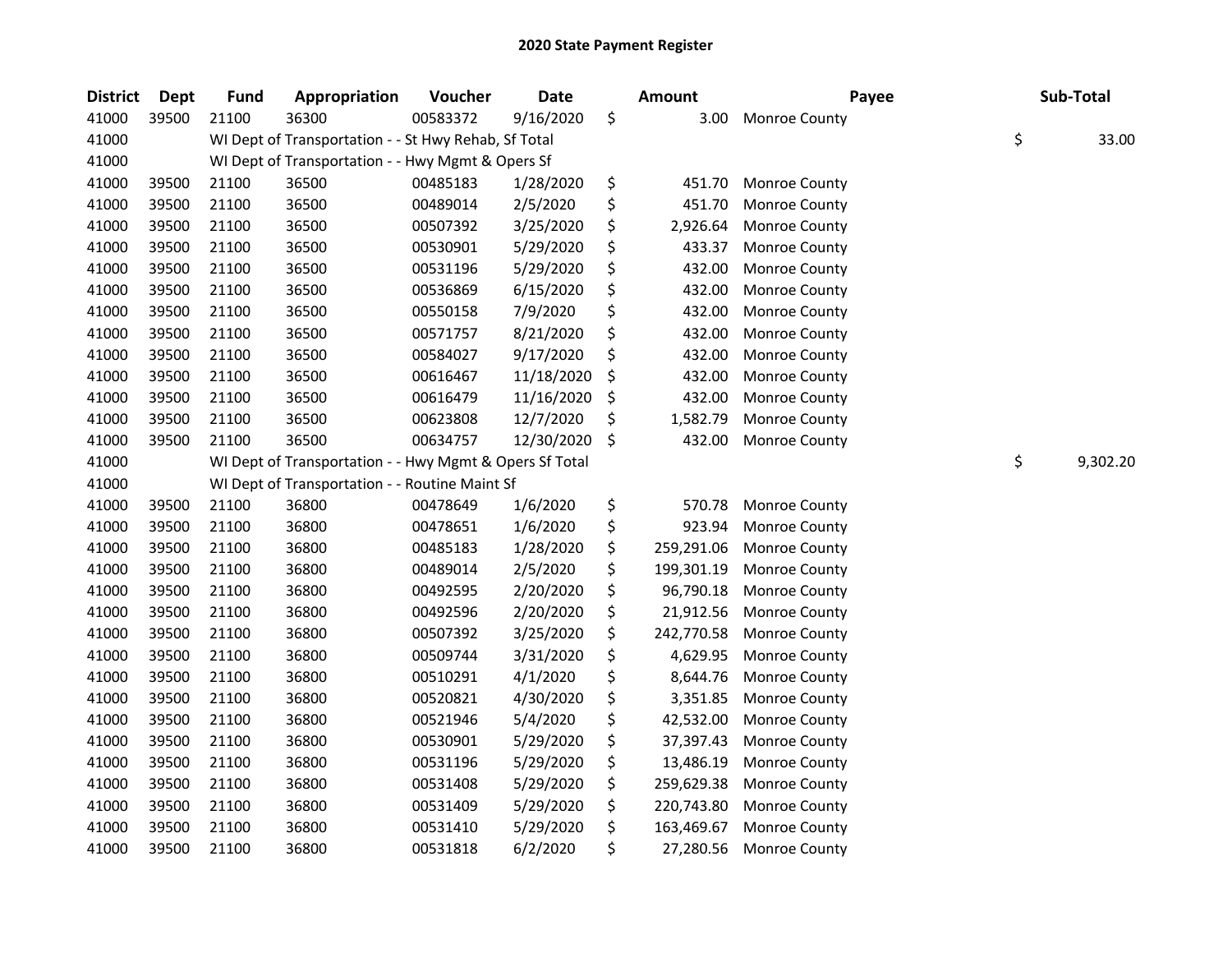## 2020 State Payment Register

| District | Dept | Fund | Appropriation | Voucher | Date | Amount | Payee | Sub-Total |
|---|---|---|---|---|---|---|---|---|
| 41000 | 39500 | 21100 | 36300 | 00583372 | 9/16/2020 | $ 3.00 | Monroe County | |
| 41000 | | WI Dept of Transportation - - St Hwy Rehab, Sf Total | | | | | | $ 33.00 |
| 41000 | | WI Dept of Transportation - - Hwy Mgmt & Opers Sf | | | | | | |
| 41000 | 39500 | 21100 | 36500 | 00485183 | 1/28/2020 | $ 451.70 | Monroe County | |
| 41000 | 39500 | 21100 | 36500 | 00489014 | 2/5/2020 | $ 451.70 | Monroe County | |
| 41000 | 39500 | 21100 | 36500 | 00507392 | 3/25/2020 | $ 2,926.64 | Monroe County | |
| 41000 | 39500 | 21100 | 36500 | 00530901 | 5/29/2020 | $ 433.37 | Monroe County | |
| 41000 | 39500 | 21100 | 36500 | 00531196 | 5/29/2020 | $ 432.00 | Monroe County | |
| 41000 | 39500 | 21100 | 36500 | 00536869 | 6/15/2020 | $ 432.00 | Monroe County | |
| 41000 | 39500 | 21100 | 36500 | 00550158 | 7/9/2020 | $ 432.00 | Monroe County | |
| 41000 | 39500 | 21100 | 36500 | 00571757 | 8/21/2020 | $ 432.00 | Monroe County | |
| 41000 | 39500 | 21100 | 36500 | 00584027 | 9/17/2020 | $ 432.00 | Monroe County | |
| 41000 | 39500 | 21100 | 36500 | 00616467 | 11/18/2020 | $ 432.00 | Monroe County | |
| 41000 | 39500 | 21100 | 36500 | 00616479 | 11/16/2020 | $ 432.00 | Monroe County | |
| 41000 | 39500 | 21100 | 36500 | 00623808 | 12/7/2020 | $ 1,582.79 | Monroe County | |
| 41000 | 39500 | 21100 | 36500 | 00634757 | 12/30/2020 | $ 432.00 | Monroe County | |
| 41000 | | WI Dept of Transportation - - Hwy Mgmt & Opers Sf Total | | | | | | $ 9,302.20 |
| 41000 | | WI Dept of Transportation - - Routine Maint Sf | | | | | | |
| 41000 | 39500 | 21100 | 36800 | 00478649 | 1/6/2020 | $ 570.78 | Monroe County | |
| 41000 | 39500 | 21100 | 36800 | 00478651 | 1/6/2020 | $ 923.94 | Monroe County | |
| 41000 | 39500 | 21100 | 36800 | 00485183 | 1/28/2020 | $ 259,291.06 | Monroe County | |
| 41000 | 39500 | 21100 | 36800 | 00489014 | 2/5/2020 | $ 199,301.19 | Monroe County | |
| 41000 | 39500 | 21100 | 36800 | 00492595 | 2/20/2020 | $ 96,790.18 | Monroe County | |
| 41000 | 39500 | 21100 | 36800 | 00492596 | 2/20/2020 | $ 21,912.56 | Monroe County | |
| 41000 | 39500 | 21100 | 36800 | 00507392 | 3/25/2020 | $ 242,770.58 | Monroe County | |
| 41000 | 39500 | 21100 | 36800 | 00509744 | 3/31/2020 | $ 4,629.95 | Monroe County | |
| 41000 | 39500 | 21100 | 36800 | 00510291 | 4/1/2020 | $ 8,644.76 | Monroe County | |
| 41000 | 39500 | 21100 | 36800 | 00520821 | 4/30/2020 | $ 3,351.85 | Monroe County | |
| 41000 | 39500 | 21100 | 36800 | 00521946 | 5/4/2020 | $ 42,532.00 | Monroe County | |
| 41000 | 39500 | 21100 | 36800 | 00530901 | 5/29/2020 | $ 37,397.43 | Monroe County | |
| 41000 | 39500 | 21100 | 36800 | 00531196 | 5/29/2020 | $ 13,486.19 | Monroe County | |
| 41000 | 39500 | 21100 | 36800 | 00531408 | 5/29/2020 | $ 259,629.38 | Monroe County | |
| 41000 | 39500 | 21100 | 36800 | 00531409 | 5/29/2020 | $ 220,743.80 | Monroe County | |
| 41000 | 39500 | 21100 | 36800 | 00531410 | 5/29/2020 | $ 163,469.67 | Monroe County | |
| 41000 | 39500 | 21100 | 36800 | 00531818 | 6/2/2020 | $ 27,280.56 | Monroe County | |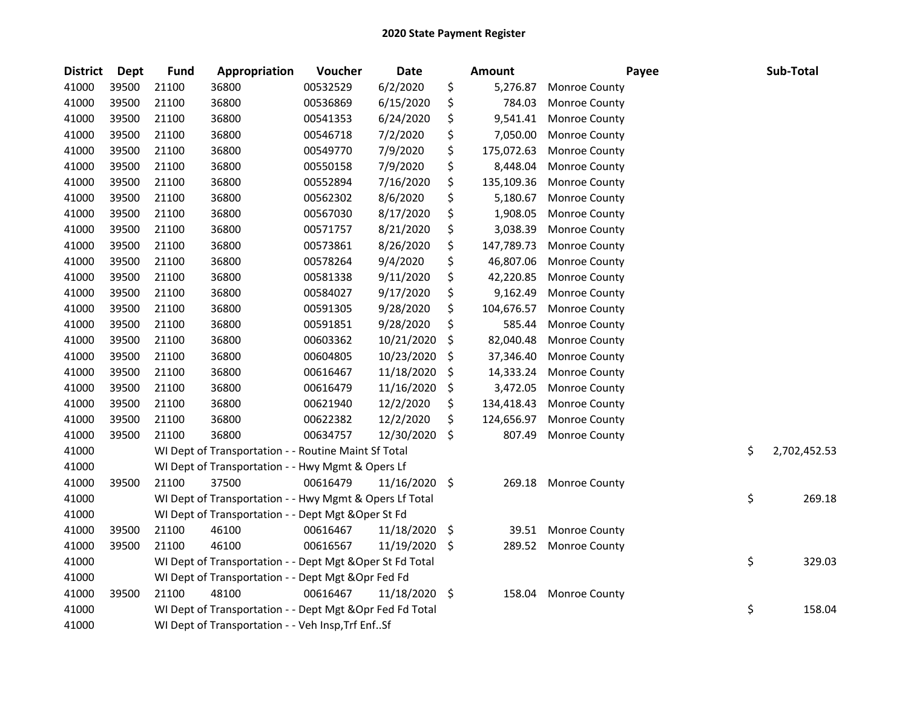# 2020 State Payment Register

| District | Dept | Fund | Appropriation | Voucher | Date | Amount | Payee | Sub-Total |
|---|---|---|---|---|---|---|---|---|
| 41000 | 39500 | 21100 | 36800 | 00532529 | 6/2/2020 | $ 5,276.87 | Monroe County | |
| 41000 | 39500 | 21100 | 36800 | 00536869 | 6/15/2020 | $ 784.03 | Monroe County | |
| 41000 | 39500 | 21100 | 36800 | 00541353 | 6/24/2020 | $ 9,541.41 | Monroe County | |
| 41000 | 39500 | 21100 | 36800 | 00546718 | 7/2/2020 | $ 7,050.00 | Monroe County | |
| 41000 | 39500 | 21100 | 36800 | 00549770 | 7/9/2020 | $ 175,072.63 | Monroe County | |
| 41000 | 39500 | 21100 | 36800 | 00550158 | 7/9/2020 | $ 8,448.04 | Monroe County | |
| 41000 | 39500 | 21100 | 36800 | 00552894 | 7/16/2020 | $ 135,109.36 | Monroe County | |
| 41000 | 39500 | 21100 | 36800 | 00562302 | 8/6/2020 | $ 5,180.67 | Monroe County | |
| 41000 | 39500 | 21100 | 36800 | 00567030 | 8/17/2020 | $ 1,908.05 | Monroe County | |
| 41000 | 39500 | 21100 | 36800 | 00571757 | 8/21/2020 | $ 3,038.39 | Monroe County | |
| 41000 | 39500 | 21100 | 36800 | 00573861 | 8/26/2020 | $ 147,789.73 | Monroe County | |
| 41000 | 39500 | 21100 | 36800 | 00578264 | 9/4/2020 | $ 46,807.06 | Monroe County | |
| 41000 | 39500 | 21100 | 36800 | 00581338 | 9/11/2020 | $ 42,220.85 | Monroe County | |
| 41000 | 39500 | 21100 | 36800 | 00584027 | 9/17/2020 | $ 9,162.49 | Monroe County | |
| 41000 | 39500 | 21100 | 36800 | 00591305 | 9/28/2020 | $ 104,676.57 | Monroe County | |
| 41000 | 39500 | 21100 | 36800 | 00591851 | 9/28/2020 | $ 585.44 | Monroe County | |
| 41000 | 39500 | 21100 | 36800 | 00603362 | 10/21/2020 | $ 82,040.48 | Monroe County | |
| 41000 | 39500 | 21100 | 36800 | 00604805 | 10/23/2020 | $ 37,346.40 | Monroe County | |
| 41000 | 39500 | 21100 | 36800 | 00616467 | 11/18/2020 | $ 14,333.24 | Monroe County | |
| 41000 | 39500 | 21100 | 36800 | 00616479 | 11/16/2020 | $ 3,472.05 | Monroe County | |
| 41000 | 39500 | 21100 | 36800 | 00621940 | 12/2/2020 | $ 134,418.43 | Monroe County | |
| 41000 | 39500 | 21100 | 36800 | 00622382 | 12/2/2020 | $ 124,656.97 | Monroe County | |
| 41000 | 39500 | 21100 | 36800 | 00634757 | 12/30/2020 | $ 807.49 | Monroe County | |
| 41000 | | WI Dept of Transportation - - Routine Maint Sf Total | | | | | | $ 2,702,452.53 |
| 41000 | | WI Dept of Transportation - - Hwy Mgmt & Opers Lf | | | | | | |
| 41000 | 39500 | 21100 | 37500 | 00616479 | 11/16/2020 | $ 269.18 | Monroe County | |
| 41000 | | WI Dept of Transportation - - Hwy Mgmt & Opers Lf Total | | | | | | $ 269.18 |
| 41000 | | WI Dept of Transportation - - Dept Mgt &Oper St Fd | | | | | | |
| 41000 | 39500 | 21100 | 46100 | 00616467 | 11/18/2020 | $ 39.51 | Monroe County | |
| 41000 | 39500 | 21100 | 46100 | 00616567 | 11/19/2020 | $ 289.52 | Monroe County | |
| 41000 | | WI Dept of Transportation - - Dept Mgt &Oper St Fd Total | | | | | | $ 329.03 |
| 41000 | | WI Dept of Transportation - - Dept Mgt &Opr Fed Fd | | | | | | |
| 41000 | 39500 | 21100 | 48100 | 00616467 | 11/18/2020 | $ 158.04 | Monroe County | |
| 41000 | | WI Dept of Transportation - - Dept Mgt &Opr Fed Fd Total | | | | | | $ 158.04 |
| 41000 | | WI Dept of Transportation - - Veh Insp,Trf Enf..Sf | | | | | | |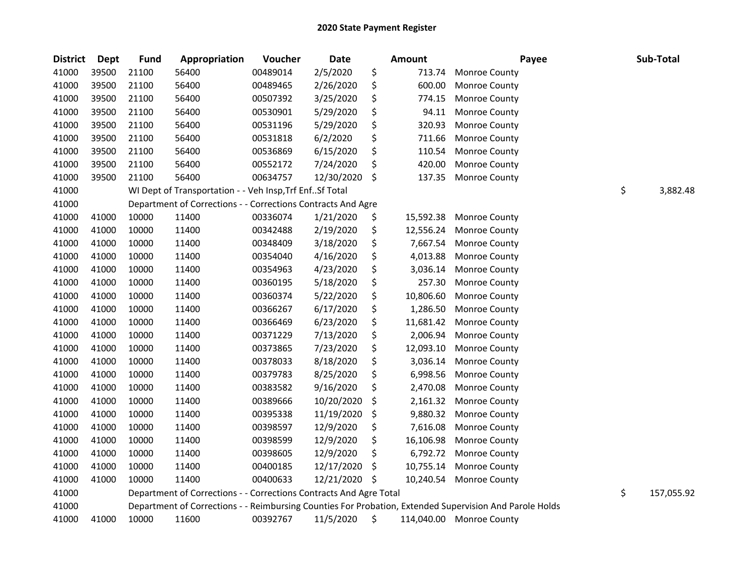# 2020 State Payment Register

| District | Dept | Fund | Appropriation | Voucher | Date | Amount | Payee | Sub-Total |
|---|---|---|---|---|---|---|---|---|
| 41000 | 39500 | 21100 | 56400 | 00489014 | 2/5/2020 | $ 713.74 | Monroe County | |
| 41000 | 39500 | 21100 | 56400 | 00489465 | 2/26/2020 | $ 600.00 | Monroe County | |
| 41000 | 39500 | 21100 | 56400 | 00507392 | 3/25/2020 | $ 774.15 | Monroe County | |
| 41000 | 39500 | 21100 | 56400 | 00530901 | 5/29/2020 | $ 94.11 | Monroe County | |
| 41000 | 39500 | 21100 | 56400 | 00531196 | 5/29/2020 | $ 320.93 | Monroe County | |
| 41000 | 39500 | 21100 | 56400 | 00531818 | 6/2/2020 | $ 711.66 | Monroe County | |
| 41000 | 39500 | 21100 | 56400 | 00536869 | 6/15/2020 | $ 110.54 | Monroe County | |
| 41000 | 39500 | 21100 | 56400 | 00552172 | 7/24/2020 | $ 420.00 | Monroe County | |
| 41000 | 39500 | 21100 | 56400 | 00634757 | 12/30/2020 | $ 137.35 | Monroe County | |
| 41000 | | WI Dept of Transportation - - Veh Insp,Trf Enf..Sf Total | | | | | | $ 3,882.48 |
| 41000 | | Department of Corrections - - Corrections Contracts And Agre | | | | | | |
| 41000 | 41000 | 10000 | 11400 | 00336074 | 1/21/2020 | $ 15,592.38 | Monroe County | |
| 41000 | 41000 | 10000 | 11400 | 00342488 | 2/19/2020 | $ 12,556.24 | Monroe County | |
| 41000 | 41000 | 10000 | 11400 | 00348409 | 3/18/2020 | $ 7,667.54 | Monroe County | |
| 41000 | 41000 | 10000 | 11400 | 00354040 | 4/16/2020 | $ 4,013.88 | Monroe County | |
| 41000 | 41000 | 10000 | 11400 | 00354963 | 4/23/2020 | $ 3,036.14 | Monroe County | |
| 41000 | 41000 | 10000 | 11400 | 00360195 | 5/18/2020 | $ 257.30 | Monroe County | |
| 41000 | 41000 | 10000 | 11400 | 00360374 | 5/22/2020 | $ 10,806.60 | Monroe County | |
| 41000 | 41000 | 10000 | 11400 | 00366267 | 6/17/2020 | $ 1,286.50 | Monroe County | |
| 41000 | 41000 | 10000 | 11400 | 00366469 | 6/23/2020 | $ 11,681.42 | Monroe County | |
| 41000 | 41000 | 10000 | 11400 | 00371229 | 7/13/2020 | $ 2,006.94 | Monroe County | |
| 41000 | 41000 | 10000 | 11400 | 00373865 | 7/23/2020 | $ 12,093.10 | Monroe County | |
| 41000 | 41000 | 10000 | 11400 | 00378033 | 8/18/2020 | $ 3,036.14 | Monroe County | |
| 41000 | 41000 | 10000 | 11400 | 00379783 | 8/25/2020 | $ 6,998.56 | Monroe County | |
| 41000 | 41000 | 10000 | 11400 | 00383582 | 9/16/2020 | $ 2,470.08 | Monroe County | |
| 41000 | 41000 | 10000 | 11400 | 00389666 | 10/20/2020 | $ 2,161.32 | Monroe County | |
| 41000 | 41000 | 10000 | 11400 | 00395338 | 11/19/2020 | $ 9,880.32 | Monroe County | |
| 41000 | 41000 | 10000 | 11400 | 00398597 | 12/9/2020 | $ 7,616.08 | Monroe County | |
| 41000 | 41000 | 10000 | 11400 | 00398599 | 12/9/2020 | $ 16,106.98 | Monroe County | |
| 41000 | 41000 | 10000 | 11400 | 00398605 | 12/9/2020 | $ 6,792.72 | Monroe County | |
| 41000 | 41000 | 10000 | 11400 | 00400185 | 12/17/2020 | $ 10,755.14 | Monroe County | |
| 41000 | 41000 | 10000 | 11400 | 00400633 | 12/21/2020 | $ 10,240.54 | Monroe County | |
| 41000 | | Department of Corrections - - Corrections Contracts And Agre Total | | | | | | $ 157,055.92 |
| 41000 | | Department of Corrections - - Reimbursing Counties For Probation, Extended Supervision And Parole Holds | | | | | | |
| 41000 | 41000 | 10000 | 11600 | 00392767 | 11/5/2020 | $ 114,040.00 | Monroe County | |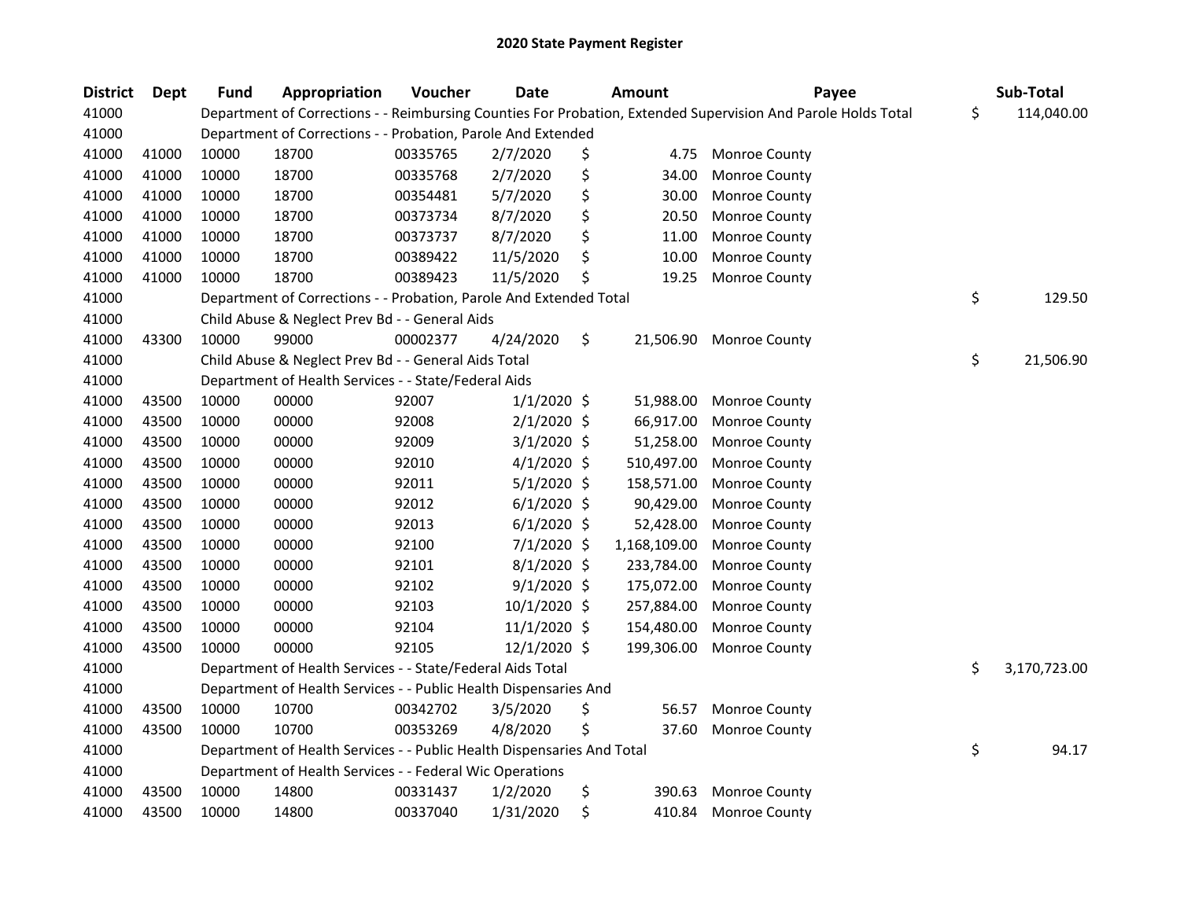## 2020 State Payment Register

| District | Dept | Fund | Appropriation | Voucher | Date | Amount | Payee | Sub-Total |
|---|---|---|---|---|---|---|---|---|
| 41000 | | Department of Corrections - - Reimbursing Counties For Probation, Extended Supervision And Parole Holds Total | | | | | | $ 114,040.00 |
| 41000 | | Department of Corrections - - Probation, Parole And Extended | | | | | | |
| 41000 | 41000 | 10000 | 18700 | 00335765 | 2/7/2020 | $ 4.75 | Monroe County | |
| 41000 | 41000 | 10000 | 18700 | 00335768 | 2/7/2020 | $ 34.00 | Monroe County | |
| 41000 | 41000 | 10000 | 18700 | 00354481 | 5/7/2020 | $ 30.00 | Monroe County | |
| 41000 | 41000 | 10000 | 18700 | 00373734 | 8/7/2020 | $ 20.50 | Monroe County | |
| 41000 | 41000 | 10000 | 18700 | 00373737 | 8/7/2020 | $ 11.00 | Monroe County | |
| 41000 | 41000 | 10000 | 18700 | 00389422 | 11/5/2020 | $ 10.00 | Monroe County | |
| 41000 | 41000 | 10000 | 18700 | 00389423 | 11/5/2020 | $ 19.25 | Monroe County | |
| 41000 | | Department of Corrections - - Probation, Parole And Extended Total | | | | | | $ 129.50 |
| 41000 | | Child Abuse & Neglect Prev Bd - - General Aids | | | | | | |
| 41000 | 43300 | 10000 | 99000 | 00002377 | 4/24/2020 | $ 21,506.90 | Monroe County | |
| 41000 | | Child Abuse & Neglect Prev Bd - - General Aids Total | | | | | | $ 21,506.90 |
| 41000 | | Department of Health Services - - State/Federal Aids | | | | | | |
| 41000 | 43500 | 10000 | 00000 | 92007 | 1/1/2020 | $ 51,988.00 | Monroe County | |
| 41000 | 43500 | 10000 | 00000 | 92008 | 2/1/2020 | $ 66,917.00 | Monroe County | |
| 41000 | 43500 | 10000 | 00000 | 92009 | 3/1/2020 | $ 51,258.00 | Monroe County | |
| 41000 | 43500 | 10000 | 00000 | 92010 | 4/1/2020 | $ 510,497.00 | Monroe County | |
| 41000 | 43500 | 10000 | 00000 | 92011 | 5/1/2020 | $ 158,571.00 | Monroe County | |
| 41000 | 43500 | 10000 | 00000 | 92012 | 6/1/2020 | $ 90,429.00 | Monroe County | |
| 41000 | 43500 | 10000 | 00000 | 92013 | 6/1/2020 | $ 52,428.00 | Monroe County | |
| 41000 | 43500 | 10000 | 00000 | 92100 | 7/1/2020 | $ 1,168,109.00 | Monroe County | |
| 41000 | 43500 | 10000 | 00000 | 92101 | 8/1/2020 | $ 233,784.00 | Monroe County | |
| 41000 | 43500 | 10000 | 00000 | 92102 | 9/1/2020 | $ 175,072.00 | Monroe County | |
| 41000 | 43500 | 10000 | 00000 | 92103 | 10/1/2020 | $ 257,884.00 | Monroe County | |
| 41000 | 43500 | 10000 | 00000 | 92104 | 11/1/2020 | $ 154,480.00 | Monroe County | |
| 41000 | 43500 | 10000 | 00000 | 92105 | 12/1/2020 | $ 199,306.00 | Monroe County | |
| 41000 | | Department of Health Services - - State/Federal Aids Total | | | | | | $ 3,170,723.00 |
| 41000 | | Department of Health Services - - Public Health Dispensaries And | | | | | | |
| 41000 | 43500 | 10000 | 10700 | 00342702 | 3/5/2020 | $ 56.57 | Monroe County | |
| 41000 | 43500 | 10000 | 10700 | 00353269 | 4/8/2020 | $ 37.60 | Monroe County | |
| 41000 | | Department of Health Services - - Public Health Dispensaries And Total | | | | | | $ 94.17 |
| 41000 | | Department of Health Services - - Federal Wic Operations | | | | | | |
| 41000 | 43500 | 10000 | 14800 | 00331437 | 1/2/2020 | $ 390.63 | Monroe County | |
| 41000 | 43500 | 10000 | 14800 | 00337040 | 1/31/2020 | $ 410.84 | Monroe County | |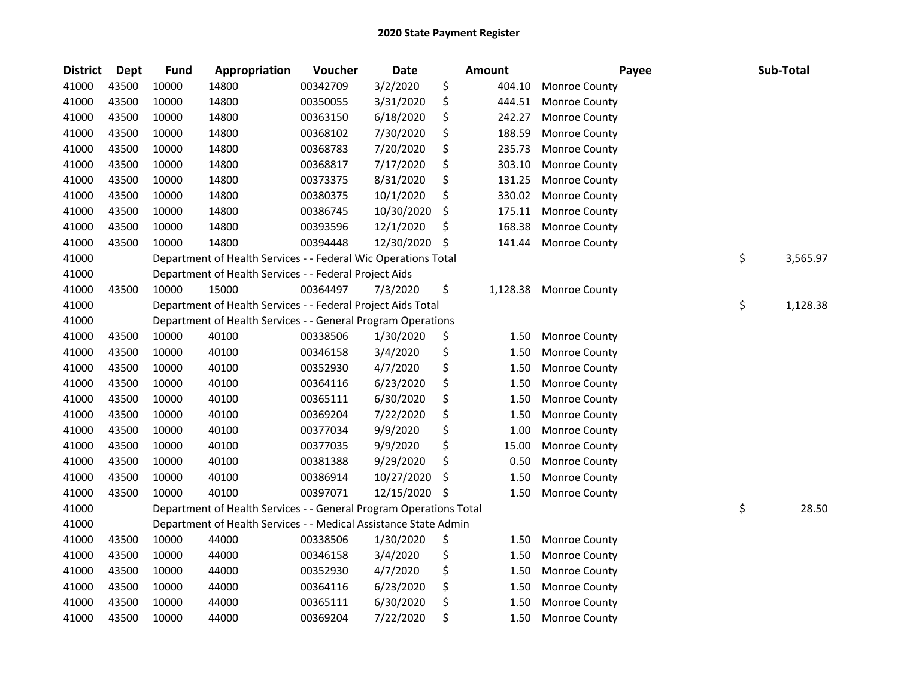# 2020 State Payment Register

| District | Dept | Fund | Appropriation | Voucher | Date | Amount | Payee | Sub-Total |
|---|---|---|---|---|---|---|---|---|
| 41000 | 43500 | 10000 | 14800 | 00342709 | 3/2/2020 | $ 404.10 | Monroe County | |
| 41000 | 43500 | 10000 | 14800 | 00350055 | 3/31/2020 | $ 444.51 | Monroe County | |
| 41000 | 43500 | 10000 | 14800 | 00363150 | 6/18/2020 | $ 242.27 | Monroe County | |
| 41000 | 43500 | 10000 | 14800 | 00368102 | 7/30/2020 | $ 188.59 | Monroe County | |
| 41000 | 43500 | 10000 | 14800 | 00368783 | 7/20/2020 | $ 235.73 | Monroe County | |
| 41000 | 43500 | 10000 | 14800 | 00368817 | 7/17/2020 | $ 303.10 | Monroe County | |
| 41000 | 43500 | 10000 | 14800 | 00373375 | 8/31/2020 | $ 131.25 | Monroe County | |
| 41000 | 43500 | 10000 | 14800 | 00380375 | 10/1/2020 | $ 330.02 | Monroe County | |
| 41000 | 43500 | 10000 | 14800 | 00386745 | 10/30/2020 | $ 175.11 | Monroe County | |
| 41000 | 43500 | 10000 | 14800 | 00393596 | 12/1/2020 | $ 168.38 | Monroe County | |
| 41000 | 43500 | 10000 | 14800 | 00394448 | 12/30/2020 | $ 141.44 | Monroe County | |
| 41000 | | Department of Health Services - - Federal Wic Operations Total | | | | | | $ 3,565.97 |
| 41000 | | Department of Health Services - - Federal Project Aids | | | | | | |
| 41000 | 43500 | 10000 | 15000 | 00364497 | 7/3/2020 | $ 1,128.38 | Monroe County | |
| 41000 | | Department of Health Services - - Federal Project Aids Total | | | | | | $ 1,128.38 |
| 41000 | | Department of Health Services - - General Program Operations | | | | | | |
| 41000 | 43500 | 10000 | 40100 | 00338506 | 1/30/2020 | $ 1.50 | Monroe County | |
| 41000 | 43500 | 10000 | 40100 | 00346158 | 3/4/2020 | $ 1.50 | Monroe County | |
| 41000 | 43500 | 10000 | 40100 | 00352930 | 4/7/2020 | $ 1.50 | Monroe County | |
| 41000 | 43500 | 10000 | 40100 | 00364116 | 6/23/2020 | $ 1.50 | Monroe County | |
| 41000 | 43500 | 10000 | 40100 | 00365111 | 6/30/2020 | $ 1.50 | Monroe County | |
| 41000 | 43500 | 10000 | 40100 | 00369204 | 7/22/2020 | $ 1.50 | Monroe County | |
| 41000 | 43500 | 10000 | 40100 | 00377034 | 9/9/2020 | $ 1.00 | Monroe County | |
| 41000 | 43500 | 10000 | 40100 | 00377035 | 9/9/2020 | $ 15.00 | Monroe County | |
| 41000 | 43500 | 10000 | 40100 | 00381388 | 9/29/2020 | $ 0.50 | Monroe County | |
| 41000 | 43500 | 10000 | 40100 | 00386914 | 10/27/2020 | $ 1.50 | Monroe County | |
| 41000 | 43500 | 10000 | 40100 | 00397071 | 12/15/2020 | $ 1.50 | Monroe County | |
| 41000 | | Department of Health Services - - General Program Operations Total | | | | | | $ 28.50 |
| 41000 | | Department of Health Services - - Medical Assistance State Admin | | | | | | |
| 41000 | 43500 | 10000 | 44000 | 00338506 | 1/30/2020 | $ 1.50 | Monroe County | |
| 41000 | 43500 | 10000 | 44000 | 00346158 | 3/4/2020 | $ 1.50 | Monroe County | |
| 41000 | 43500 | 10000 | 44000 | 00352930 | 4/7/2020 | $ 1.50 | Monroe County | |
| 41000 | 43500 | 10000 | 44000 | 00364116 | 6/23/2020 | $ 1.50 | Monroe County | |
| 41000 | 43500 | 10000 | 44000 | 00365111 | 6/30/2020 | $ 1.50 | Monroe County | |
| 41000 | 43500 | 10000 | 44000 | 00369204 | 7/22/2020 | $ 1.50 | Monroe County | |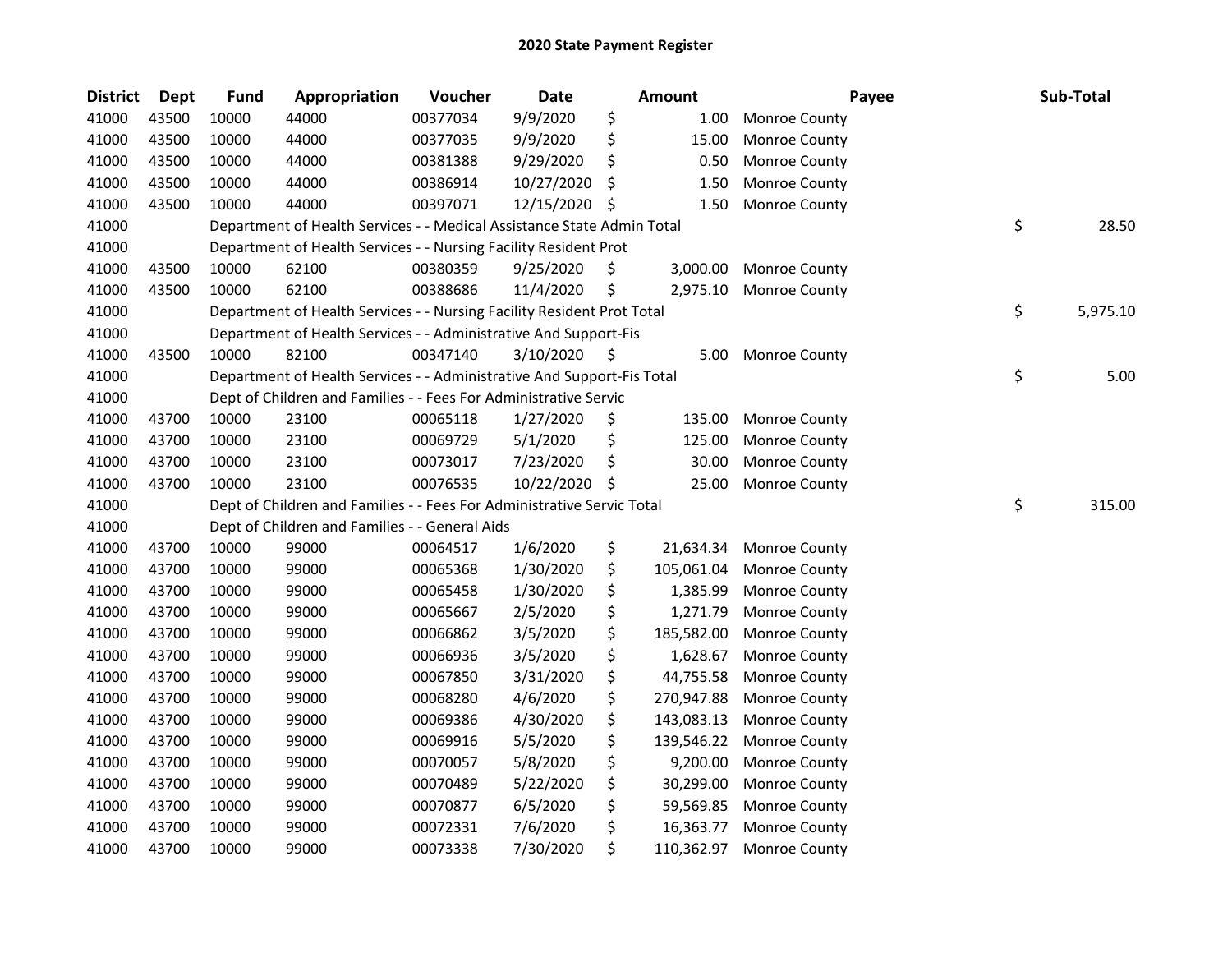# 2020 State Payment Register

| District | Dept | Fund | Appropriation | Voucher | Date | Amount | Payee | Sub-Total |
|---|---|---|---|---|---|---|---|---|
| 41000 | 43500 | 10000 | 44000 | 00377034 | 9/9/2020 | $ 1.00 | Monroe County | |
| 41000 | 43500 | 10000 | 44000 | 00377035 | 9/9/2020 | $ 15.00 | Monroe County | |
| 41000 | 43500 | 10000 | 44000 | 00381388 | 9/29/2020 | $ 0.50 | Monroe County | |
| 41000 | 43500 | 10000 | 44000 | 00386914 | 10/27/2020 | $ 1.50 | Monroe County | |
| 41000 | 43500 | 10000 | 44000 | 00397071 | 12/15/2020 | $ 1.50 | Monroe County | |
| 41000 | | Department of Health Services - - Medical Assistance State Admin Total | | | | | | $ 28.50 |
| 41000 | | Department of Health Services - - Nursing Facility Resident Prot | | | | | | |
| 41000 | 43500 | 10000 | 62100 | 00380359 | 9/25/2020 | $ 3,000.00 | Monroe County | |
| 41000 | 43500 | 10000 | 62100 | 00388686 | 11/4/2020 | $ 2,975.10 | Monroe County | |
| 41000 | | Department of Health Services - - Nursing Facility Resident Prot Total | | | | | | $ 5,975.10 |
| 41000 | | Department of Health Services - - Administrative And Support-Fis | | | | | | |
| 41000 | 43500 | 10000 | 82100 | 00347140 | 3/10/2020 | $ 5.00 | Monroe County | |
| 41000 | | Department of Health Services - - Administrative And Support-Fis Total | | | | | | $ 5.00 |
| 41000 | | Dept of Children and Families - - Fees For Administrative Servic | | | | | | |
| 41000 | 43700 | 10000 | 23100 | 00065118 | 1/27/2020 | $ 135.00 | Monroe County | |
| 41000 | 43700 | 10000 | 23100 | 00069729 | 5/1/2020 | $ 125.00 | Monroe County | |
| 41000 | 43700 | 10000 | 23100 | 00073017 | 7/23/2020 | $ 30.00 | Monroe County | |
| 41000 | 43700 | 10000 | 23100 | 00076535 | 10/22/2020 | $ 25.00 | Monroe County | |
| 41000 | | Dept of Children and Families - - Fees For Administrative Servic Total | | | | | | $ 315.00 |
| 41000 | | Dept of Children and Families - - General Aids | | | | | | |
| 41000 | 43700 | 10000 | 99000 | 00064517 | 1/6/2020 | $ 21,634.34 | Monroe County | |
| 41000 | 43700 | 10000 | 99000 | 00065368 | 1/30/2020 | $ 105,061.04 | Monroe County | |
| 41000 | 43700 | 10000 | 99000 | 00065458 | 1/30/2020 | $ 1,385.99 | Monroe County | |
| 41000 | 43700 | 10000 | 99000 | 00065667 | 2/5/2020 | $ 1,271.79 | Monroe County | |
| 41000 | 43700 | 10000 | 99000 | 00066862 | 3/5/2020 | $ 185,582.00 | Monroe County | |
| 41000 | 43700 | 10000 | 99000 | 00066936 | 3/5/2020 | $ 1,628.67 | Monroe County | |
| 41000 | 43700 | 10000 | 99000 | 00067850 | 3/31/2020 | $ 44,755.58 | Monroe County | |
| 41000 | 43700 | 10000 | 99000 | 00068280 | 4/6/2020 | $ 270,947.88 | Monroe County | |
| 41000 | 43700 | 10000 | 99000 | 00069386 | 4/30/2020 | $ 143,083.13 | Monroe County | |
| 41000 | 43700 | 10000 | 99000 | 00069916 | 5/5/2020 | $ 139,546.22 | Monroe County | |
| 41000 | 43700 | 10000 | 99000 | 00070057 | 5/8/2020 | $ 9,200.00 | Monroe County | |
| 41000 | 43700 | 10000 | 99000 | 00070489 | 5/22/2020 | $ 30,299.00 | Monroe County | |
| 41000 | 43700 | 10000 | 99000 | 00070877 | 6/5/2020 | $ 59,569.85 | Monroe County | |
| 41000 | 43700 | 10000 | 99000 | 00072331 | 7/6/2020 | $ 16,363.77 | Monroe County | |
| 41000 | 43700 | 10000 | 99000 | 00073338 | 7/30/2020 | $ 110,362.97 | Monroe County | |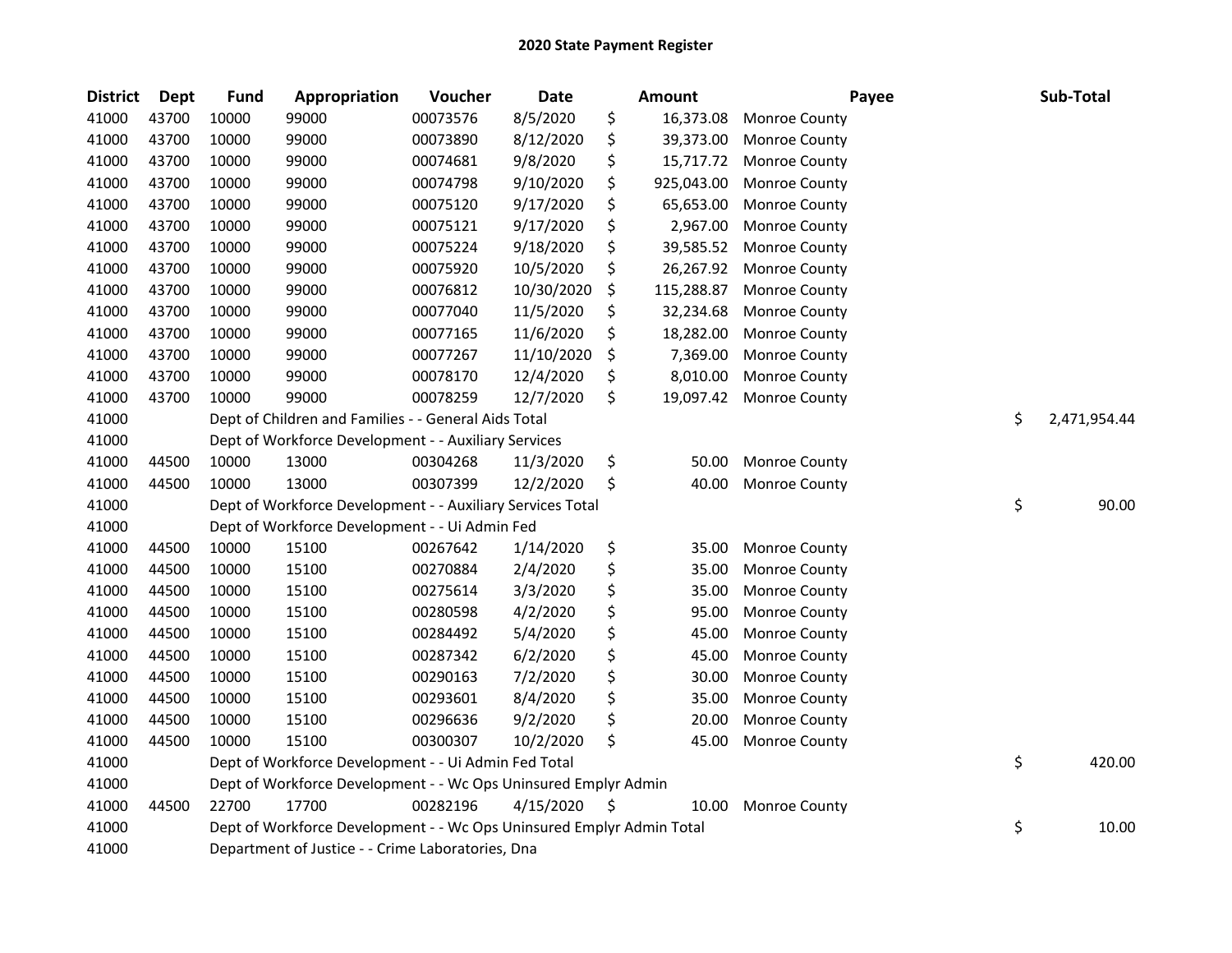# 2020 State Payment Register

| District | Dept | Fund | Appropriation | Voucher | Date | Amount | Payee | Sub-Total |
|---|---|---|---|---|---|---|---|---|
| 41000 | 43700 | 10000 | 99000 | 00073576 | 8/5/2020 | $ 16,373.08 | Monroe County | |
| 41000 | 43700 | 10000 | 99000 | 00073890 | 8/12/2020 | $ 39,373.00 | Monroe County | |
| 41000 | 43700 | 10000 | 99000 | 00074681 | 9/8/2020 | $ 15,717.72 | Monroe County | |
| 41000 | 43700 | 10000 | 99000 | 00074798 | 9/10/2020 | $ 925,043.00 | Monroe County | |
| 41000 | 43700 | 10000 | 99000 | 00075120 | 9/17/2020 | $ 65,653.00 | Monroe County | |
| 41000 | 43700 | 10000 | 99000 | 00075121 | 9/17/2020 | $ 2,967.00 | Monroe County | |
| 41000 | 43700 | 10000 | 99000 | 00075224 | 9/18/2020 | $ 39,585.52 | Monroe County | |
| 41000 | 43700 | 10000 | 99000 | 00075920 | 10/5/2020 | $ 26,267.92 | Monroe County | |
| 41000 | 43700 | 10000 | 99000 | 00076812 | 10/30/2020 | $ 115,288.87 | Monroe County | |
| 41000 | 43700 | 10000 | 99000 | 00077040 | 11/5/2020 | $ 32,234.68 | Monroe County | |
| 41000 | 43700 | 10000 | 99000 | 00077165 | 11/6/2020 | $ 18,282.00 | Monroe County | |
| 41000 | 43700 | 10000 | 99000 | 00077267 | 11/10/2020 | $ 7,369.00 | Monroe County | |
| 41000 | 43700 | 10000 | 99000 | 00078170 | 12/4/2020 | $ 8,010.00 | Monroe County | |
| 41000 | 43700 | 10000 | 99000 | 00078259 | 12/7/2020 | $ 19,097.42 | Monroe County | |
| 41000 | | Dept of Children and Families - - General Aids Total | | | | | | $ 2,471,954.44 |
| 41000 | | Dept of Workforce Development - - Auxiliary Services | | | | | | |
| 41000 | 44500 | 10000 | 13000 | 00304268 | 11/3/2020 | $ 50.00 | Monroe County | |
| 41000 | 44500 | 10000 | 13000 | 00307399 | 12/2/2020 | $ 40.00 | Monroe County | |
| 41000 | | Dept of Workforce Development - - Auxiliary Services Total | | | | | | $ 90.00 |
| 41000 | | Dept of Workforce Development - - Ui Admin Fed | | | | | | |
| 41000 | 44500 | 10000 | 15100 | 00267642 | 1/14/2020 | $ 35.00 | Monroe County | |
| 41000 | 44500 | 10000 | 15100 | 00270884 | 2/4/2020 | $ 35.00 | Monroe County | |
| 41000 | 44500 | 10000 | 15100 | 00275614 | 3/3/2020 | $ 35.00 | Monroe County | |
| 41000 | 44500 | 10000 | 15100 | 00280598 | 4/2/2020 | $ 95.00 | Monroe County | |
| 41000 | 44500 | 10000 | 15100 | 00284492 | 5/4/2020 | $ 45.00 | Monroe County | |
| 41000 | 44500 | 10000 | 15100 | 00287342 | 6/2/2020 | $ 45.00 | Monroe County | |
| 41000 | 44500 | 10000 | 15100 | 00290163 | 7/2/2020 | $ 30.00 | Monroe County | |
| 41000 | 44500 | 10000 | 15100 | 00293601 | 8/4/2020 | $ 35.00 | Monroe County | |
| 41000 | 44500 | 10000 | 15100 | 00296636 | 9/2/2020 | $ 20.00 | Monroe County | |
| 41000 | 44500 | 10000 | 15100 | 00300307 | 10/2/2020 | $ 45.00 | Monroe County | |
| 41000 | | Dept of Workforce Development - - Ui Admin Fed Total | | | | | | $ 420.00 |
| 41000 | | Dept of Workforce Development - - Wc Ops Uninsured Emplyr Admin | | | | | | |
| 41000 | 44500 | 22700 | 17700 | 00282196 | 4/15/2020 | $ 10.00 | Monroe County | |
| 41000 | | Dept of Workforce Development - - Wc Ops Uninsured Emplyr Admin Total | | | | | | $ 10.00 |
| 41000 | | Department of Justice - - Crime Laboratories, Dna | | | | | | |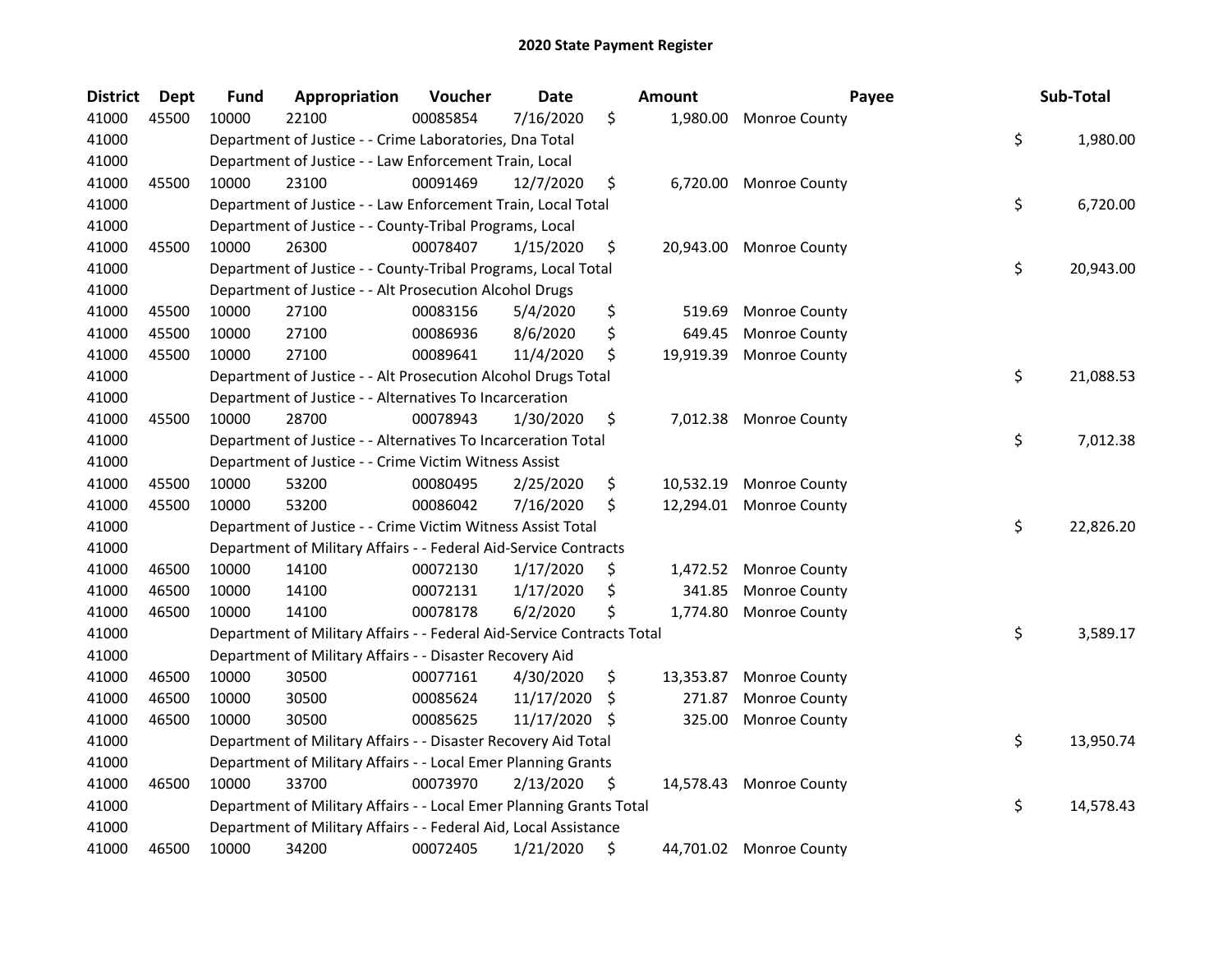# 2020 State Payment Register

| District | Dept | Fund | Appropriation | Voucher | Date | Amount | Payee | Sub-Total |
|---|---|---|---|---|---|---|---|---|
| 41000 | 45500 | 10000 | 22100 | 00085854 | 7/16/2020 | $ 1,980.00 | Monroe County | |
| 41000 | | Department of Justice - - Crime Laboratories, Dna Total | | | | | | $ 1,980.00 |
| 41000 | | Department of Justice - - Law Enforcement Train, Local | | | | | | |
| 41000 | 45500 | 10000 | 23100 | 00091469 | 12/7/2020 | $ 6,720.00 | Monroe County | |
| 41000 | | Department of Justice - - Law Enforcement Train, Local Total | | | | | | $ 6,720.00 |
| 41000 | | Department of Justice - - County-Tribal Programs, Local | | | | | | |
| 41000 | 45500 | 10000 | 26300 | 00078407 | 1/15/2020 | $ 20,943.00 | Monroe County | |
| 41000 | | Department of Justice - - County-Tribal Programs, Local Total | | | | | | $ 20,943.00 |
| 41000 | | Department of Justice - - Alt Prosecution Alcohol Drugs | | | | | | |
| 41000 | 45500 | 10000 | 27100 | 00083156 | 5/4/2020 | $ 519.69 | Monroe County | |
| 41000 | 45500 | 10000 | 27100 | 00086936 | 8/6/2020 | $ 649.45 | Monroe County | |
| 41000 | 45500 | 10000 | 27100 | 00089641 | 11/4/2020 | $ 19,919.39 | Monroe County | |
| 41000 | | Department of Justice - - Alt Prosecution Alcohol Drugs Total | | | | | | $ 21,088.53 |
| 41000 | | Department of Justice - - Alternatives To Incarceration | | | | | | |
| 41000 | 45500 | 10000 | 28700 | 00078943 | 1/30/2020 | $ 7,012.38 | Monroe County | |
| 41000 | | Department of Justice - - Alternatives To Incarceration Total | | | | | | $ 7,012.38 |
| 41000 | | Department of Justice - - Crime Victim Witness Assist | | | | | | |
| 41000 | 45500 | 10000 | 53200 | 00080495 | 2/25/2020 | $ 10,532.19 | Monroe County | |
| 41000 | 45500 | 10000 | 53200 | 00086042 | 7/16/2020 | $ 12,294.01 | Monroe County | |
| 41000 | | Department of Justice - - Crime Victim Witness Assist Total | | | | | | $ 22,826.20 |
| 41000 | | Department of Military Affairs - - Federal Aid-Service Contracts | | | | | | |
| 41000 | 46500 | 10000 | 14100 | 00072130 | 1/17/2020 | $ 1,472.52 | Monroe County | |
| 41000 | 46500 | 10000 | 14100 | 00072131 | 1/17/2020 | $ 341.85 | Monroe County | |
| 41000 | 46500 | 10000 | 14100 | 00078178 | 6/2/2020 | $ 1,774.80 | Monroe County | |
| 41000 | | Department of Military Affairs - - Federal Aid-Service Contracts Total | | | | | | $ 3,589.17 |
| 41000 | | Department of Military Affairs - - Disaster Recovery Aid | | | | | | |
| 41000 | 46500 | 10000 | 30500 | 00077161 | 4/30/2020 | $ 13,353.87 | Monroe County | |
| 41000 | 46500 | 10000 | 30500 | 00085624 | 11/17/2020 | $ 271.87 | Monroe County | |
| 41000 | 46500 | 10000 | 30500 | 00085625 | 11/17/2020 | $ 325.00 | Monroe County | |
| 41000 | | Department of Military Affairs - - Disaster Recovery Aid Total | | | | | | $ 13,950.74 |
| 41000 | | Department of Military Affairs - - Local Emer Planning Grants | | | | | | |
| 41000 | 46500 | 10000 | 33700 | 00073970 | 2/13/2020 | $ 14,578.43 | Monroe County | |
| 41000 | | Department of Military Affairs - - Local Emer Planning Grants Total | | | | | | $ 14,578.43 |
| 41000 | | Department of Military Affairs - - Federal Aid, Local Assistance | | | | | | |
| 41000 | 46500 | 10000 | 34200 | 00072405 | 1/21/2020 | $ 44,701.02 | Monroe County | |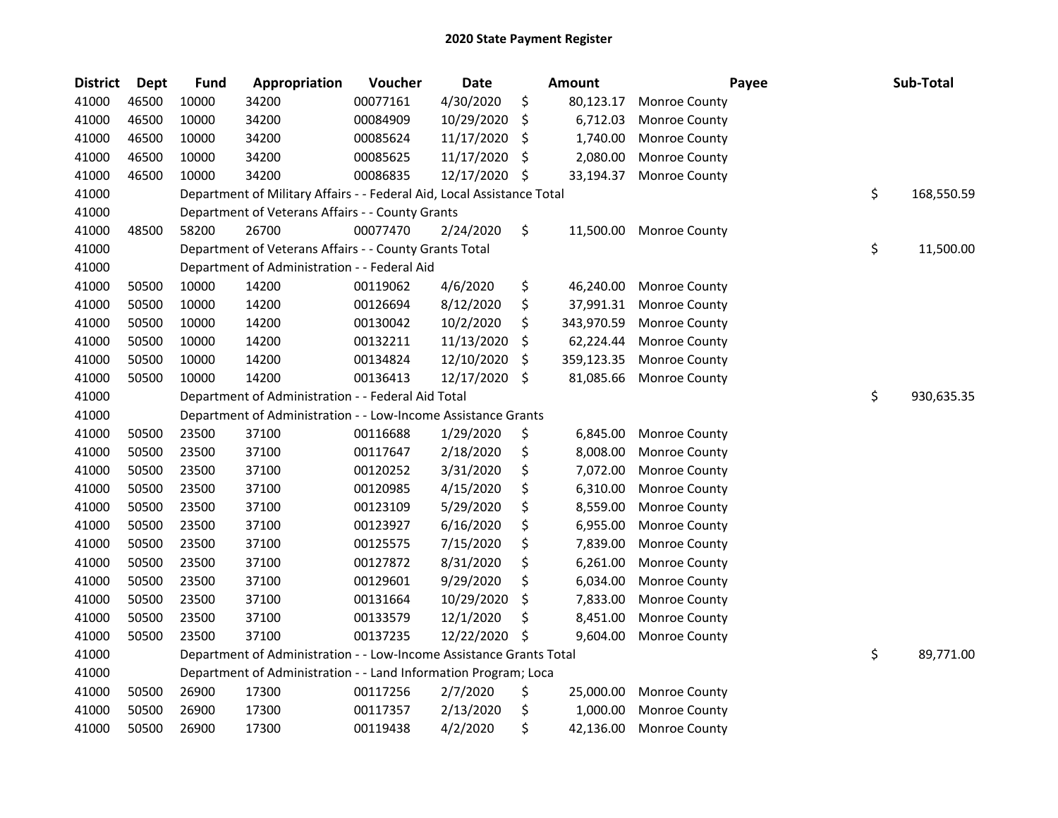# 2020 State Payment Register

| District | Dept | Fund | Appropriation | Voucher | Date | Amount | Payee | Sub-Total |
|---|---|---|---|---|---|---|---|---|
| 41000 | 46500 | 10000 | 34200 | 00077161 | 4/30/2020 | $ 80,123.17 | Monroe County | |
| 41000 | 46500 | 10000 | 34200 | 00084909 | 10/29/2020 | $ 6,712.03 | Monroe County | |
| 41000 | 46500 | 10000 | 34200 | 00085624 | 11/17/2020 | $ 1,740.00 | Monroe County | |
| 41000 | 46500 | 10000 | 34200 | 00085625 | 11/17/2020 | $ 2,080.00 | Monroe County | |
| 41000 | 46500 | 10000 | 34200 | 00086835 | 12/17/2020 | $ 33,194.37 | Monroe County | |
| 41000 | | Department of Military Affairs - - Federal Aid, Local Assistance Total | | | | | | $ 168,550.59 |
| 41000 | | Department of Veterans Affairs - - County Grants | | | | | | |
| 41000 | 48500 | 58200 | 26700 | 00077470 | 2/24/2020 | $ 11,500.00 | Monroe County | |
| 41000 | | Department of Veterans Affairs - - County Grants Total | | | | | | $ 11,500.00 |
| 41000 | | Department of Administration - - Federal Aid | | | | | | |
| 41000 | 50500 | 10000 | 14200 | 00119062 | 4/6/2020 | $ 46,240.00 | Monroe County | |
| 41000 | 50500 | 10000 | 14200 | 00126694 | 8/12/2020 | $ 37,991.31 | Monroe County | |
| 41000 | 50500 | 10000 | 14200 | 00130042 | 10/2/2020 | $ 343,970.59 | Monroe County | |
| 41000 | 50500 | 10000 | 14200 | 00132211 | 11/13/2020 | $ 62,224.44 | Monroe County | |
| 41000 | 50500 | 10000 | 14200 | 00134824 | 12/10/2020 | $ 359,123.35 | Monroe County | |
| 41000 | 50500 | 10000 | 14200 | 00136413 | 12/17/2020 | $ 81,085.66 | Monroe County | |
| 41000 | | Department of Administration - - Federal Aid Total | | | | | | $ 930,635.35 |
| 41000 | | Department of Administration - - Low-Income Assistance Grants | | | | | | |
| 41000 | 50500 | 23500 | 37100 | 00116688 | 1/29/2020 | $ 6,845.00 | Monroe County | |
| 41000 | 50500 | 23500 | 37100 | 00117647 | 2/18/2020 | $ 8,008.00 | Monroe County | |
| 41000 | 50500 | 23500 | 37100 | 00120252 | 3/31/2020 | $ 7,072.00 | Monroe County | |
| 41000 | 50500 | 23500 | 37100 | 00120985 | 4/15/2020 | $ 6,310.00 | Monroe County | |
| 41000 | 50500 | 23500 | 37100 | 00123109 | 5/29/2020 | $ 8,559.00 | Monroe County | |
| 41000 | 50500 | 23500 | 37100 | 00123927 | 6/16/2020 | $ 6,955.00 | Monroe County | |
| 41000 | 50500 | 23500 | 37100 | 00125575 | 7/15/2020 | $ 7,839.00 | Monroe County | |
| 41000 | 50500 | 23500 | 37100 | 00127872 | 8/31/2020 | $ 6,261.00 | Monroe County | |
| 41000 | 50500 | 23500 | 37100 | 00129601 | 9/29/2020 | $ 6,034.00 | Monroe County | |
| 41000 | 50500 | 23500 | 37100 | 00131664 | 10/29/2020 | $ 7,833.00 | Monroe County | |
| 41000 | 50500 | 23500 | 37100 | 00133579 | 12/1/2020 | $ 8,451.00 | Monroe County | |
| 41000 | 50500 | 23500 | 37100 | 00137235 | 12/22/2020 | $ 9,604.00 | Monroe County | |
| 41000 | | Department of Administration - - Low-Income Assistance Grants Total | | | | | | $ 89,771.00 |
| 41000 | | Department of Administration - - Land Information Program; Loca | | | | | | |
| 41000 | 50500 | 26900 | 17300 | 00117256 | 2/7/2020 | $ 25,000.00 | Monroe County | |
| 41000 | 50500 | 26900 | 17300 | 00117357 | 2/13/2020 | $ 1,000.00 | Monroe County | |
| 41000 | 50500 | 26900 | 17300 | 00119438 | 4/2/2020 | $ 42,136.00 | Monroe County | |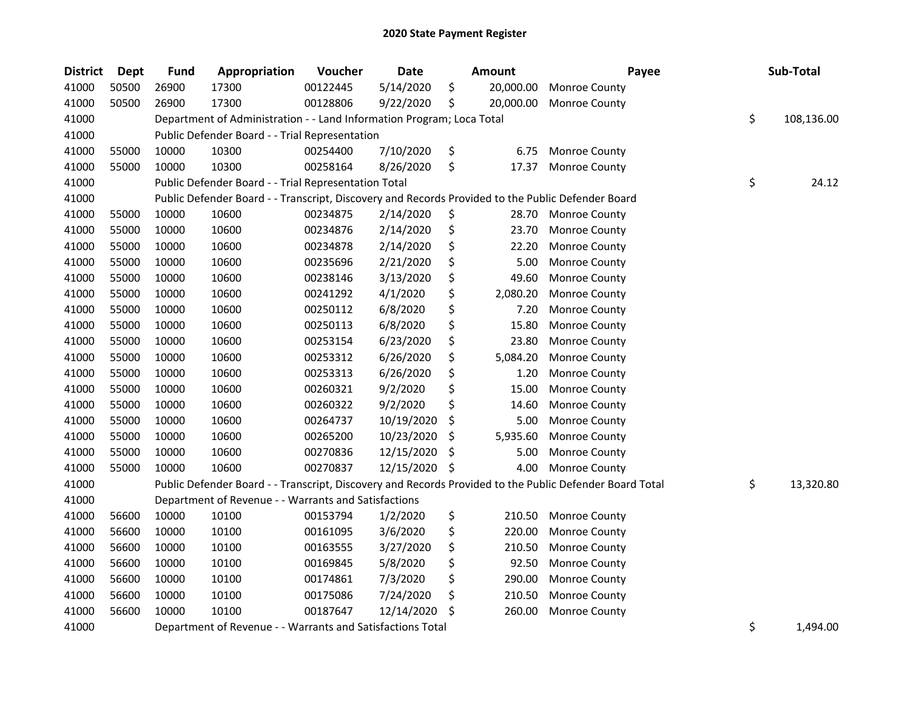# 2020 State Payment Register

| District | Dept | Fund | Appropriation | Voucher | Date | Amount | Payee | Sub-Total |
|---|---|---|---|---|---|---|---|---|
| 41000 | 50500 | 26900 | 17300 | 00122445 | 5/14/2020 | $ 20,000.00 | Monroe County | |
| 41000 | 50500 | 26900 | 17300 | 00128806 | 9/22/2020 | $ 20,000.00 | Monroe County | |
| 41000 | | Department of Administration - - Land Information Program; Loca Total | | | | | | $ 108,136.00 |
| 41000 | | Public Defender Board - - Trial Representation | | | | | | |
| 41000 | 55000 | 10000 | 10300 | 00254400 | 7/10/2020 | $ 6.75 | Monroe County | |
| 41000 | 55000 | 10000 | 10300 | 00258164 | 8/26/2020 | $ 17.37 | Monroe County | |
| 41000 | | Public Defender Board - - Trial Representation Total | | | | | | $ 24.12 |
| 41000 | | Public Defender Board - - Transcript, Discovery and Records Provided to the Public Defender Board | | | | | | |
| 41000 | 55000 | 10000 | 10600 | 00234875 | 2/14/2020 | $ 28.70 | Monroe County | |
| 41000 | 55000 | 10000 | 10600 | 00234876 | 2/14/2020 | $ 23.70 | Monroe County | |
| 41000 | 55000 | 10000 | 10600 | 00234878 | 2/14/2020 | $ 22.20 | Monroe County | |
| 41000 | 55000 | 10000 | 10600 | 00235696 | 2/21/2020 | $ 5.00 | Monroe County | |
| 41000 | 55000 | 10000 | 10600 | 00238146 | 3/13/2020 | $ 49.60 | Monroe County | |
| 41000 | 55000 | 10000 | 10600 | 00241292 | 4/1/2020 | $ 2,080.20 | Monroe County | |
| 41000 | 55000 | 10000 | 10600 | 00250112 | 6/8/2020 | $ 7.20 | Monroe County | |
| 41000 | 55000 | 10000 | 10600 | 00250113 | 6/8/2020 | $ 15.80 | Monroe County | |
| 41000 | 55000 | 10000 | 10600 | 00253154 | 6/23/2020 | $ 23.80 | Monroe County | |
| 41000 | 55000 | 10000 | 10600 | 00253312 | 6/26/2020 | $ 5,084.20 | Monroe County | |
| 41000 | 55000 | 10000 | 10600 | 00253313 | 6/26/2020 | $ 1.20 | Monroe County | |
| 41000 | 55000 | 10000 | 10600 | 00260321 | 9/2/2020 | $ 15.00 | Monroe County | |
| 41000 | 55000 | 10000 | 10600 | 00260322 | 9/2/2020 | $ 14.60 | Monroe County | |
| 41000 | 55000 | 10000 | 10600 | 00264737 | 10/19/2020 | $ 5.00 | Monroe County | |
| 41000 | 55000 | 10000 | 10600 | 00265200 | 10/23/2020 | $ 5,935.60 | Monroe County | |
| 41000 | 55000 | 10000 | 10600 | 00270836 | 12/15/2020 | $ 5.00 | Monroe County | |
| 41000 | 55000 | 10000 | 10600 | 00270837 | 12/15/2020 | $ 4.00 | Monroe County | |
| 41000 | | Public Defender Board - - Transcript, Discovery and Records Provided to the Public Defender Board Total | | | | | | $ 13,320.80 |
| 41000 | | Department of Revenue - - Warrants and Satisfactions | | | | | | |
| 41000 | 56600 | 10000 | 10100 | 00153794 | 1/2/2020 | $ 210.50 | Monroe County | |
| 41000 | 56600 | 10000 | 10100 | 00161095 | 3/6/2020 | $ 220.00 | Monroe County | |
| 41000 | 56600 | 10000 | 10100 | 00163555 | 3/27/2020 | $ 210.50 | Monroe County | |
| 41000 | 56600 | 10000 | 10100 | 00169845 | 5/8/2020 | $ 92.50 | Monroe County | |
| 41000 | 56600 | 10000 | 10100 | 00174861 | 7/3/2020 | $ 290.00 | Monroe County | |
| 41000 | 56600 | 10000 | 10100 | 00175086 | 7/24/2020 | $ 210.50 | Monroe County | |
| 41000 | 56600 | 10000 | 10100 | 00187647 | 12/14/2020 | $ 260.00 | Monroe County | |
| 41000 | | Department of Revenue - - Warrants and Satisfactions Total | | | | | | $ 1,494.00 |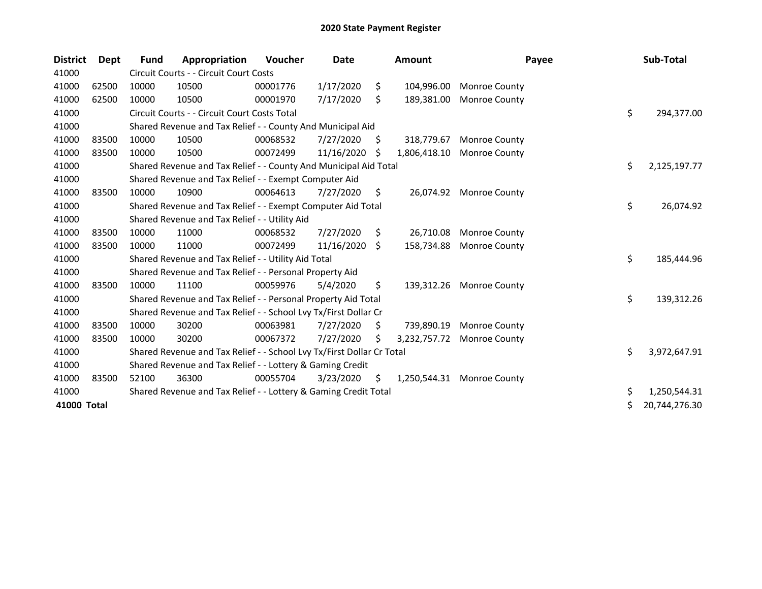# 2020 State Payment Register

| District | Dept | Fund | Appropriation | Voucher | Date | Amount | Payee | Sub-Total |
|---|---|---|---|---|---|---|---|---|
| 41000 | | Circuit Courts - - Circuit Court Costs | | | | | | |
| 41000 | 62500 | 10000 | 10500 | 00001776 | 1/17/2020 | $ 104,996.00 | Monroe County | |
| 41000 | 62500 | 10000 | 10500 | 00001970 | 7/17/2020 | $ 189,381.00 | Monroe County | |
| 41000 | | Circuit Courts - - Circuit Court Costs Total | | | | | | $ 294,377.00 |
| 41000 | | Shared Revenue and Tax Relief - - County And Municipal Aid | | | | | | |
| 41000 | 83500 | 10000 | 10500 | 00068532 | 7/27/2020 | $ 318,779.67 | Monroe County | |
| 41000 | 83500 | 10000 | 10500 | 00072499 | 11/16/2020 | $ 1,806,418.10 | Monroe County | |
| 41000 | | Shared Revenue and Tax Relief - - County And Municipal Aid Total | | | | | | $ 2,125,197.77 |
| 41000 | | Shared Revenue and Tax Relief - - Exempt Computer Aid | | | | | | |
| 41000 | 83500 | 10000 | 10900 | 00064613 | 7/27/2020 | $ 26,074.92 | Monroe County | |
| 41000 | | Shared Revenue and Tax Relief - - Exempt Computer Aid Total | | | | | | $ 26,074.92 |
| 41000 | | Shared Revenue and Tax Relief - - Utility Aid | | | | | | |
| 41000 | 83500 | 10000 | 11000 | 00068532 | 7/27/2020 | $ 26,710.08 | Monroe County | |
| 41000 | 83500 | 10000 | 11000 | 00072499 | 11/16/2020 | $ 158,734.88 | Monroe County | |
| 41000 | | Shared Revenue and Tax Relief - - Utility Aid Total | | | | | | $ 185,444.96 |
| 41000 | | Shared Revenue and Tax Relief - - Personal Property Aid | | | | | | |
| 41000 | 83500 | 10000 | 11100 | 00059976 | 5/4/2020 | $ 139,312.26 | Monroe County | |
| 41000 | | Shared Revenue and Tax Relief - - Personal Property Aid Total | | | | | | $ 139,312.26 |
| 41000 | | Shared Revenue and Tax Relief - - School Lvy Tx/First Dollar Cr | | | | | | |
| 41000 | 83500 | 10000 | 30200 | 00063981 | 7/27/2020 | $ 739,890.19 | Monroe County | |
| 41000 | 83500 | 10000 | 30200 | 00067372 | 7/27/2020 | $ 3,232,757.72 | Monroe County | |
| 41000 | | Shared Revenue and Tax Relief - - School Lvy Tx/First Dollar Cr Total | | | | | | $ 3,972,647.91 |
| 41000 | | Shared Revenue and Tax Relief - - Lottery & Gaming Credit | | | | | | |
| 41000 | 83500 | 52100 | 36300 | 00055704 | 3/23/2020 | $ 1,250,544.31 | Monroe County | |
| 41000 | | Shared Revenue and Tax Relief - - Lottery & Gaming Credit Total | | | | | | $ 1,250,544.31 |
| **41000 Total** | | | | | | | | $ 20,744,276.30 |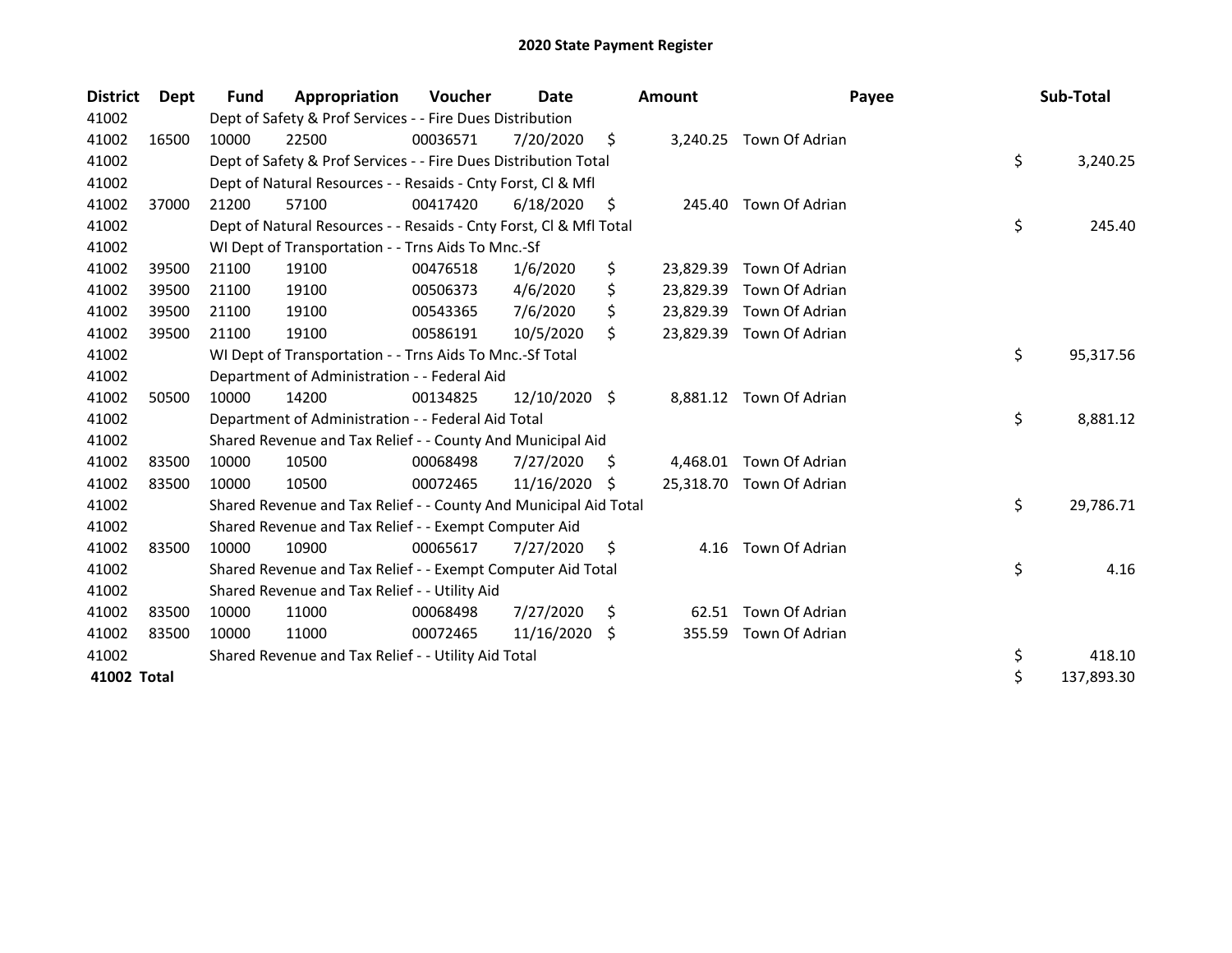# 2020 State Payment Register

| District | Dept | Fund | Appropriation | Voucher | Date | Amount | Payee | Sub-Total |
|---|---|---|---|---|---|---|---|---|
| 41002 | | Dept of Safety & Prof Services - - Fire Dues Distribution | | | | | | |
| 41002 | 16500 | 10000 | 22500 | 00036571 | 7/20/2020 | $ 3,240.25 | Town Of Adrian | |
| 41002 | | Dept of Safety & Prof Services - - Fire Dues Distribution Total | | | | | | $ 3,240.25 |
| 41002 | | Dept of Natural Resources - - Resaids - Cnty Forst, Cl & Mfl | | | | | | |
| 41002 | 37000 | 21200 | 57100 | 00417420 | 6/18/2020 | $ 245.40 | Town Of Adrian | |
| 41002 | | Dept of Natural Resources - - Resaids - Cnty Forst, Cl & Mfl Total | | | | | | $ 245.40 |
| 41002 | | WI Dept of Transportation - - Trns Aids To Mnc.-Sf | | | | | | |
| 41002 | 39500 | 21100 | 19100 | 00476518 | 1/6/2020 | $ 23,829.39 | Town Of Adrian | |
| 41002 | 39500 | 21100 | 19100 | 00506373 | 4/6/2020 | $ 23,829.39 | Town Of Adrian | |
| 41002 | 39500 | 21100 | 19100 | 00543365 | 7/6/2020 | $ 23,829.39 | Town Of Adrian | |
| 41002 | 39500 | 21100 | 19100 | 00586191 | 10/5/2020 | $ 23,829.39 | Town Of Adrian | |
| 41002 | | WI Dept of Transportation - - Trns Aids To Mnc.-Sf Total | | | | | | $ 95,317.56 |
| 41002 | | Department of Administration - - Federal Aid | | | | | | |
| 41002 | 50500 | 10000 | 14200 | 00134825 | 12/10/2020 | $ 8,881.12 | Town Of Adrian | |
| 41002 | | Department of Administration - - Federal Aid Total | | | | | | $ 8,881.12 |
| 41002 | | Shared Revenue and Tax Relief - - County And Municipal Aid | | | | | | |
| 41002 | 83500 | 10000 | 10500 | 00068498 | 7/27/2020 | $ 4,468.01 | Town Of Adrian | |
| 41002 | 83500 | 10000 | 10500 | 00072465 | 11/16/2020 | $ 25,318.70 | Town Of Adrian | |
| 41002 | | Shared Revenue and Tax Relief - - County And Municipal Aid Total | | | | | | $ 29,786.71 |
| 41002 | | Shared Revenue and Tax Relief - - Exempt Computer Aid | | | | | | |
| 41002 | 83500 | 10000 | 10900 | 00065617 | 7/27/2020 | $ 4.16 | Town Of Adrian | |
| 41002 | | Shared Revenue and Tax Relief - - Exempt Computer Aid Total | | | | | | $ 4.16 |
| 41002 | | Shared Revenue and Tax Relief - - Utility Aid | | | | | | |
| 41002 | 83500 | 10000 | 11000 | 00068498 | 7/27/2020 | $ 62.51 | Town Of Adrian | |
| 41002 | 83500 | 10000 | 11000 | 00072465 | 11/16/2020 | $ 355.59 | Town Of Adrian | |
| 41002 | | Shared Revenue and Tax Relief - - Utility Aid Total | | | | | | $ 418.10 |
| **41002 Total** | | | | | | | | $ 137,893.30 |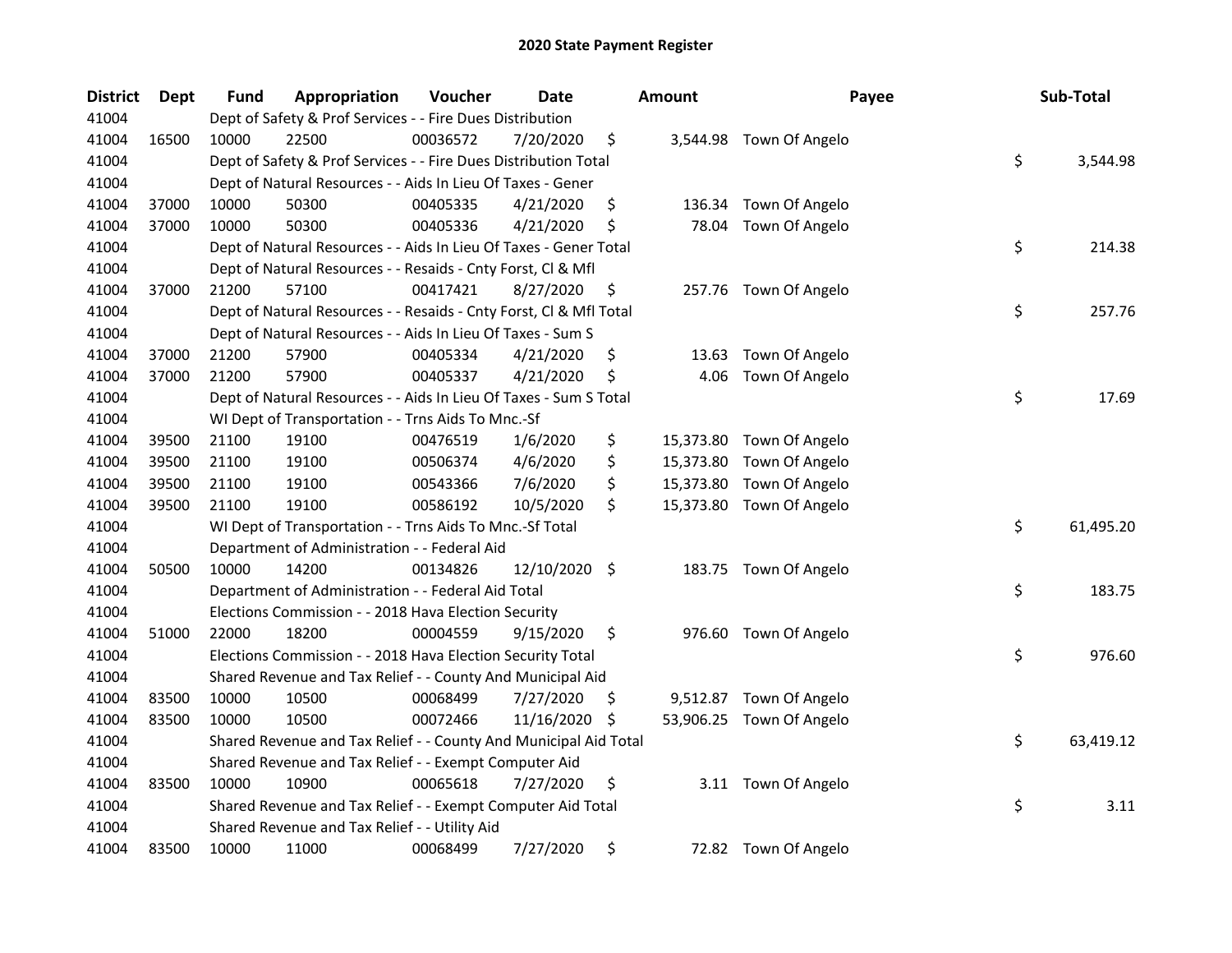# 2020 State Payment Register

| District | Dept | Fund | Appropriation | Voucher | Date | Amount | Payee | Sub-Total |
|---|---|---|---|---|---|---|---|---|
| 41004 | | Dept of Safety & Prof Services - - Fire Dues Distribution | | | | | | |
| 41004 | 16500 | 10000 | 22500 | 00036572 | 7/20/2020 | $ 3,544.98 | Town Of Angelo | |
| 41004 | | Dept of Safety & Prof Services - - Fire Dues Distribution Total | | | | | | $ 3,544.98 |
| 41004 | | Dept of Natural Resources - - Aids In Lieu Of Taxes - Gener | | | | | | |
| 41004 | 37000 | 10000 | 50300 | 00405335 | 4/21/2020 | $ 136.34 | Town Of Angelo | |
| 41004 | 37000 | 10000 | 50300 | 00405336 | 4/21/2020 | $ 78.04 | Town Of Angelo | |
| 41004 | | Dept of Natural Resources - - Aids In Lieu Of Taxes - Gener Total | | | | | | $ 214.38 |
| 41004 | | Dept of Natural Resources - - Resaids - Cnty Forst, Cl & Mfl | | | | | | |
| 41004 | 37000 | 21200 | 57100 | 00417421 | 8/27/2020 | $ 257.76 | Town Of Angelo | |
| 41004 | | Dept of Natural Resources - - Resaids - Cnty Forst, Cl & Mfl Total | | | | | | $ 257.76 |
| 41004 | | Dept of Natural Resources - - Aids In Lieu Of Taxes - Sum S | | | | | | |
| 41004 | 37000 | 21200 | 57900 | 00405334 | 4/21/2020 | $ 13.63 | Town Of Angelo | |
| 41004 | 37000 | 21200 | 57900 | 00405337 | 4/21/2020 | $ 4.06 | Town Of Angelo | |
| 41004 | | Dept of Natural Resources - - Aids In Lieu Of Taxes - Sum S Total | | | | | | $ 17.69 |
| 41004 | | WI Dept of Transportation - - Trns Aids To Mnc.-Sf | | | | | | |
| 41004 | 39500 | 21100 | 19100 | 00476519 | 1/6/2020 | $ 15,373.80 | Town Of Angelo | |
| 41004 | 39500 | 21100 | 19100 | 00506374 | 4/6/2020 | $ 15,373.80 | Town Of Angelo | |
| 41004 | 39500 | 21100 | 19100 | 00543366 | 7/6/2020 | $ 15,373.80 | Town Of Angelo | |
| 41004 | 39500 | 21100 | 19100 | 00586192 | 10/5/2020 | $ 15,373.80 | Town Of Angelo | |
| 41004 | | WI Dept of Transportation - - Trns Aids To Mnc.-Sf Total | | | | | | $ 61,495.20 |
| 41004 | | Department of Administration - - Federal Aid | | | | | | |
| 41004 | 50500 | 10000 | 14200 | 00134826 | 12/10/2020 | $ 183.75 | Town Of Angelo | |
| 41004 | | Department of Administration - - Federal Aid Total | | | | | | $ 183.75 |
| 41004 | | Elections Commission - - 2018 Hava Election Security | | | | | | |
| 41004 | 51000 | 22000 | 18200 | 00004559 | 9/15/2020 | $ 976.60 | Town Of Angelo | |
| 41004 | | Elections Commission - - 2018 Hava Election Security Total | | | | | | $ 976.60 |
| 41004 | | Shared Revenue and Tax Relief - - County And Municipal Aid | | | | | | |
| 41004 | 83500 | 10000 | 10500 | 00068499 | 7/27/2020 | $ 9,512.87 | Town Of Angelo | |
| 41004 | 83500 | 10000 | 10500 | 00072466 | 11/16/2020 | $ 53,906.25 | Town Of Angelo | |
| 41004 | | Shared Revenue and Tax Relief - - County And Municipal Aid Total | | | | | | $ 63,419.12 |
| 41004 | | Shared Revenue and Tax Relief - - Exempt Computer Aid | | | | | | |
| 41004 | 83500 | 10000 | 10900 | 00065618 | 7/27/2020 | $ 3.11 | Town Of Angelo | |
| 41004 | | Shared Revenue and Tax Relief - - Exempt Computer Aid Total | | | | | | $ 3.11 |
| 41004 | | Shared Revenue and Tax Relief - - Utility Aid | | | | | | |
| 41004 | 83500 | 10000 | 11000 | 00068499 | 7/27/2020 | $ 72.82 | Town Of Angelo | |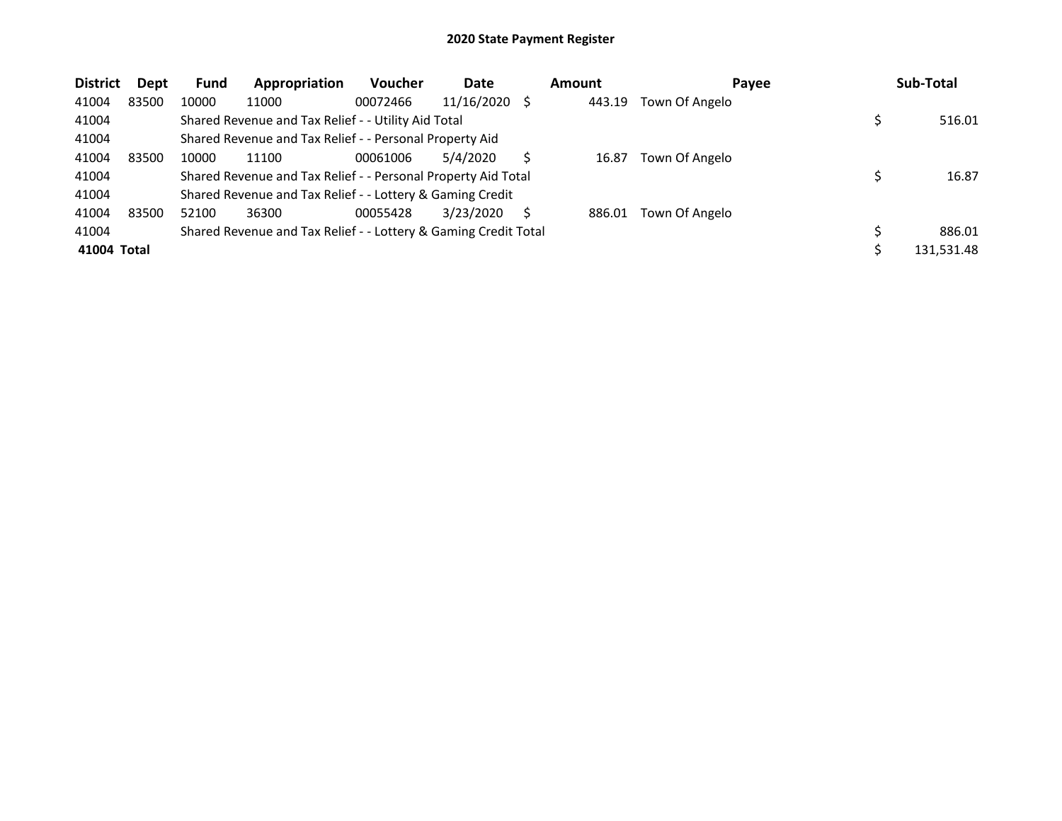# 2020 State Payment Register

| District | Dept | Fund | Appropriation | Voucher | Date | Amount | Payee | Sub-Total |
|---|---|---|---|---|---|---|---|---|
| 41004 | 83500 | 10000 | 11000 | 00072466 | 11/16/2020 | $ 443.19 | Town Of Angelo | |
| 41004 | | Shared Revenue and Tax Relief - - Utility Aid Total | | | | | | $ 516.01 |
| 41004 | | Shared Revenue and Tax Relief - - Personal Property Aid | | | | | | |
| 41004 | 83500 | 10000 | 11100 | 00061006 | 5/4/2020 | $ 16.87 | Town Of Angelo | |
| 41004 | | Shared Revenue and Tax Relief - - Personal Property Aid Total | | | | | | $ 16.87 |
| 41004 | | Shared Revenue and Tax Relief - - Lottery & Gaming Credit | | | | | | |
| 41004 | 83500 | 52100 | 36300 | 00055428 | 3/23/2020 | $ 886.01 | Town Of Angelo | |
| 41004 | | Shared Revenue and Tax Relief - - Lottery & Gaming Credit Total | | | | | | $ 886.01 |
| **41004 Total** | | | | | | | | $ 131,531.48 |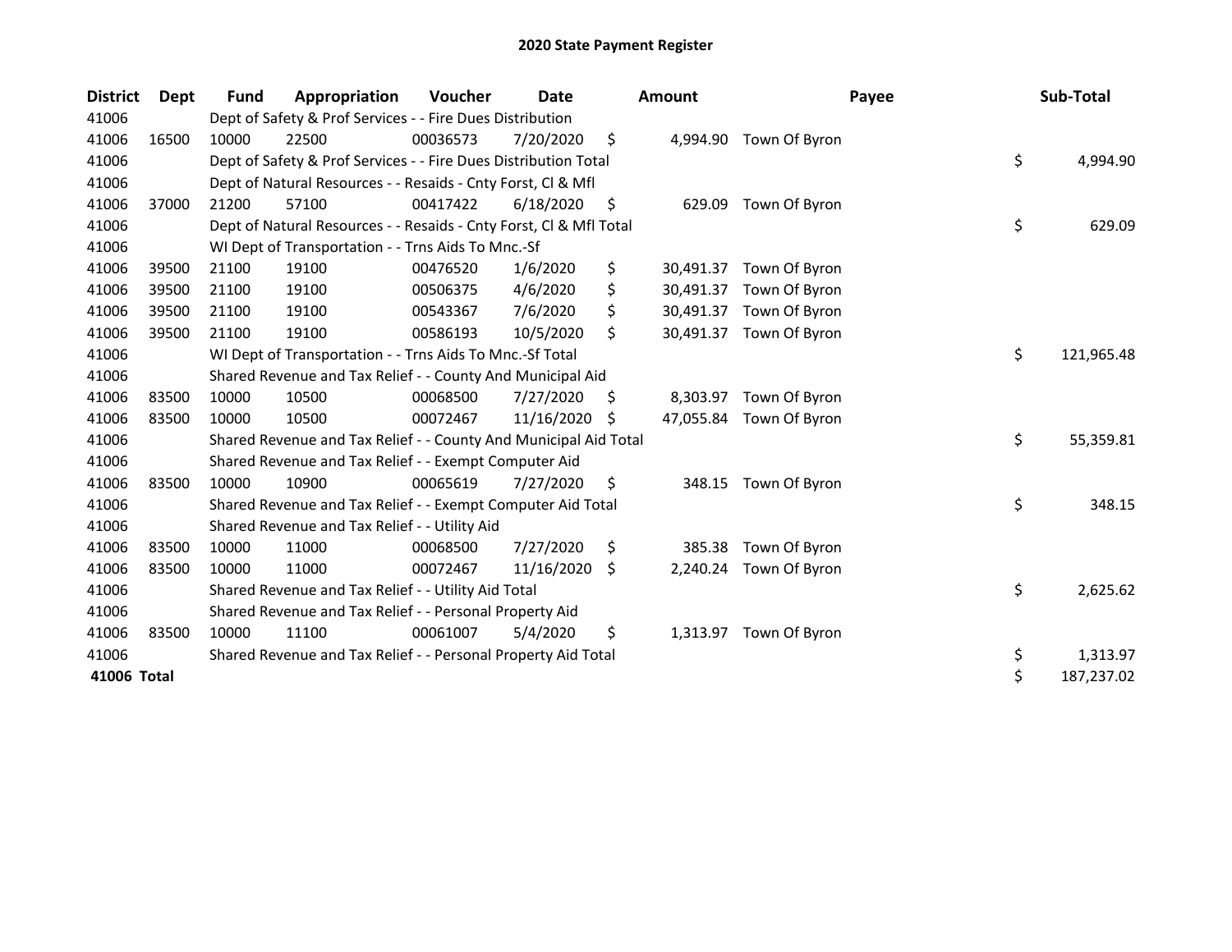# 2020 State Payment Register

| District | Dept | Fund | Appropriation | Voucher | Date | Amount | Payee | Sub-Total |
|---|---|---|---|---|---|---|---|---|
| 41006 | | Dept of Safety & Prof Services - - Fire Dues Distribution | | | | | | |
| 41006 | 16500 | 10000 | 22500 | 00036573 | 7/20/2020 | $ 4,994.90 | Town Of Byron | |
| 41006 | | Dept of Safety & Prof Services - - Fire Dues Distribution Total | | | | | | $ 4,994.90 |
| 41006 | | Dept of Natural Resources - - Resaids - Cnty Forst, Cl & Mfl | | | | | | |
| 41006 | 37000 | 21200 | 57100 | 00417422 | 6/18/2020 | $ 629.09 | Town Of Byron | |
| 41006 | | Dept of Natural Resources - - Resaids - Cnty Forst, Cl & Mfl Total | | | | | | $ 629.09 |
| 41006 | | WI Dept of Transportation - - Trns Aids To Mnc.-Sf | | | | | | |
| 41006 | 39500 | 21100 | 19100 | 00476520 | 1/6/2020 | $ 30,491.37 | Town Of Byron | |
| 41006 | 39500 | 21100 | 19100 | 00506375 | 4/6/2020 | $ 30,491.37 | Town Of Byron | |
| 41006 | 39500 | 21100 | 19100 | 00543367 | 7/6/2020 | $ 30,491.37 | Town Of Byron | |
| 41006 | 39500 | 21100 | 19100 | 00586193 | 10/5/2020 | $ 30,491.37 | Town Of Byron | |
| 41006 | | WI Dept of Transportation - - Trns Aids To Mnc.-Sf Total | | | | | | $ 121,965.48 |
| 41006 | | Shared Revenue and Tax Relief - - County And Municipal Aid | | | | | | |
| 41006 | 83500 | 10000 | 10500 | 00068500 | 7/27/2020 | $ 8,303.97 | Town Of Byron | |
| 41006 | 83500 | 10000 | 10500 | 00072467 | 11/16/2020 | $ 47,055.84 | Town Of Byron | |
| 41006 | | Shared Revenue and Tax Relief - - County And Municipal Aid Total | | | | | | $ 55,359.81 |
| 41006 | | Shared Revenue and Tax Relief - - Exempt Computer Aid | | | | | | |
| 41006 | 83500 | 10000 | 10900 | 00065619 | 7/27/2020 | $ 348.15 | Town Of Byron | |
| 41006 | | Shared Revenue and Tax Relief - - Exempt Computer Aid Total | | | | | | $ 348.15 |
| 41006 | | Shared Revenue and Tax Relief - - Utility Aid | | | | | | |
| 41006 | 83500 | 10000 | 11000 | 00068500 | 7/27/2020 | $ 385.38 | Town Of Byron | |
| 41006 | 83500 | 10000 | 11000 | 00072467 | 11/16/2020 | $ 2,240.24 | Town Of Byron | |
| 41006 | | Shared Revenue and Tax Relief - - Utility Aid Total | | | | | | $ 2,625.62 |
| 41006 | | Shared Revenue and Tax Relief - - Personal Property Aid | | | | | | |
| 41006 | 83500 | 10000 | 11100 | 00061007 | 5/4/2020 | $ 1,313.97 | Town Of Byron | |
| 41006 | | Shared Revenue and Tax Relief - - Personal Property Aid Total | | | | | | $ 1,313.97 |
| **41006 Total** | | | | | | | | $ 187,237.02 |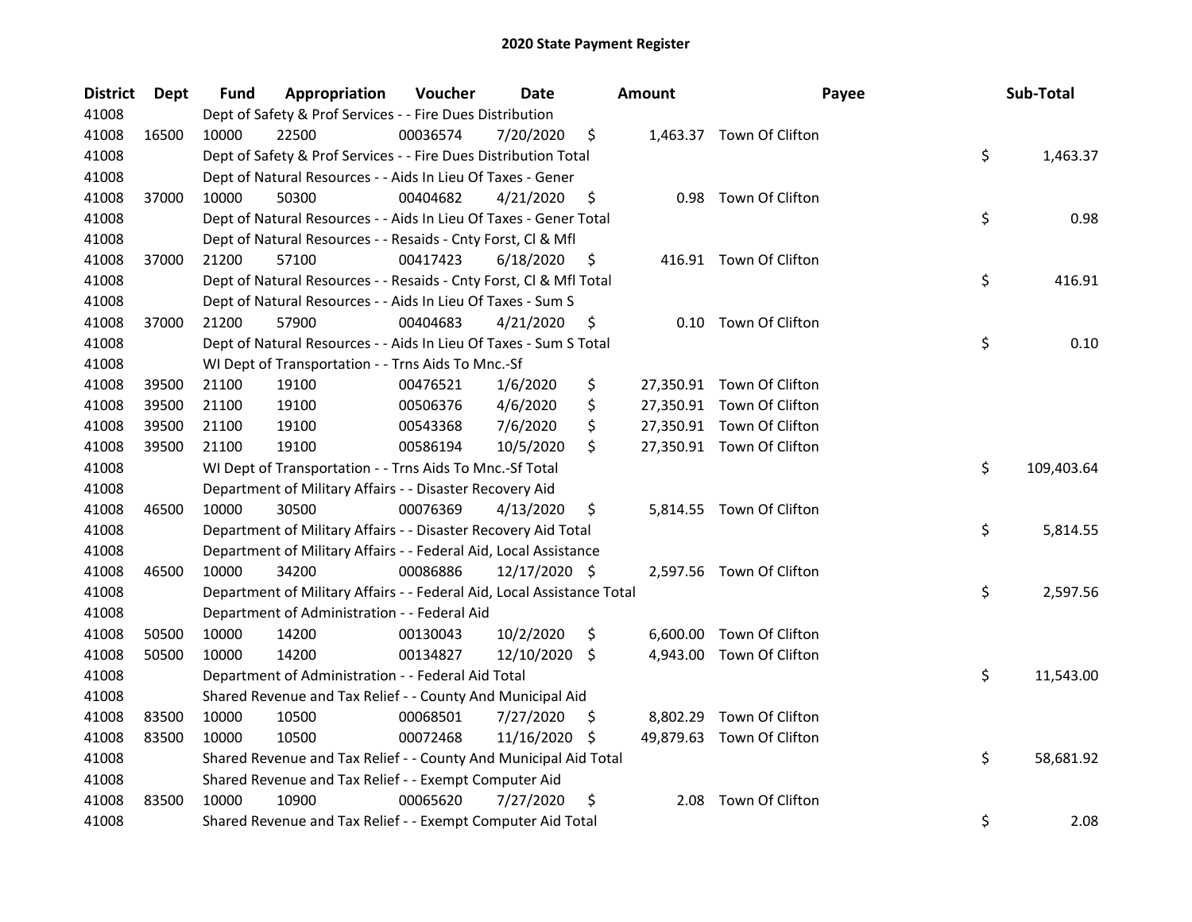# 2020 State Payment Register

| District | Dept | Fund | Appropriation | Voucher | Date | Amount | Payee | Sub-Total |
|---|---|---|---|---|---|---|---|---|
| 41008 | | Dept of Safety & Prof Services - - Fire Dues Distribution | | | | | | |
| 41008 | 16500 | 10000 | 22500 | 00036574 | 7/20/2020 | $ 1,463.37 | Town Of Clifton | |
| 41008 | | Dept of Safety & Prof Services - - Fire Dues Distribution Total | | | | | | $ 1,463.37 |
| 41008 | | Dept of Natural Resources - - Aids In Lieu Of Taxes - Gener | | | | | | |
| 41008 | 37000 | 10000 | 50300 | 00404682 | 4/21/2020 | $ 0.98 | Town Of Clifton | |
| 41008 | | Dept of Natural Resources - - Aids In Lieu Of Taxes - Gener Total | | | | | | $ 0.98 |
| 41008 | | Dept of Natural Resources - - Resaids - Cnty Forst, Cl & Mfl | | | | | | |
| 41008 | 37000 | 21200 | 57100 | 00417423 | 6/18/2020 | $ 416.91 | Town Of Clifton | |
| 41008 | | Dept of Natural Resources - - Resaids - Cnty Forst, Cl & Mfl Total | | | | | | $ 416.91 |
| 41008 | | Dept of Natural Resources - - Aids In Lieu Of Taxes - Sum S | | | | | | |
| 41008 | 37000 | 21200 | 57900 | 00404683 | 4/21/2020 | $ 0.10 | Town Of Clifton | |
| 41008 | | Dept of Natural Resources - - Aids In Lieu Of Taxes - Sum S Total | | | | | | $ 0.10 |
| 41008 | | WI Dept of Transportation - - Trns Aids To Mnc.-Sf | | | | | | |
| 41008 | 39500 | 21100 | 19100 | 00476521 | 1/6/2020 | $ 27,350.91 | Town Of Clifton | |
| 41008 | 39500 | 21100 | 19100 | 00506376 | 4/6/2020 | $ 27,350.91 | Town Of Clifton | |
| 41008 | 39500 | 21100 | 19100 | 00543368 | 7/6/2020 | $ 27,350.91 | Town Of Clifton | |
| 41008 | 39500 | 21100 | 19100 | 00586194 | 10/5/2020 | $ 27,350.91 | Town Of Clifton | |
| 41008 | | WI Dept of Transportation - - Trns Aids To Mnc.-Sf Total | | | | | | $ 109,403.64 |
| 41008 | | Department of Military Affairs - - Disaster Recovery Aid | | | | | | |
| 41008 | 46500 | 10000 | 30500 | 00076369 | 4/13/2020 | $ 5,814.55 | Town Of Clifton | |
| 41008 | | Department of Military Affairs - - Disaster Recovery Aid Total | | | | | | $ 5,814.55 |
| 41008 | | Department of Military Affairs - - Federal Aid, Local Assistance | | | | | | |
| 41008 | 46500 | 10000 | 34200 | 00086886 | 12/17/2020 | $ 2,597.56 | Town Of Clifton | |
| 41008 | | Department of Military Affairs - - Federal Aid, Local Assistance Total | | | | | | $ 2,597.56 |
| 41008 | | Department of Administration - - Federal Aid | | | | | | |
| 41008 | 50500 | 10000 | 14200 | 00130043 | 10/2/2020 | $ 6,600.00 | Town Of Clifton | |
| 41008 | 50500 | 10000 | 14200 | 00134827 | 12/10/2020 | $ 4,943.00 | Town Of Clifton | |
| 41008 | | Department of Administration - - Federal Aid Total | | | | | | $ 11,543.00 |
| 41008 | | Shared Revenue and Tax Relief - - County And Municipal Aid | | | | | | |
| 41008 | 83500 | 10000 | 10500 | 00068501 | 7/27/2020 | $ 8,802.29 | Town Of Clifton | |
| 41008 | 83500 | 10000 | 10500 | 00072468 | 11/16/2020 | $ 49,879.63 | Town Of Clifton | |
| 41008 | | Shared Revenue and Tax Relief - - County And Municipal Aid Total | | | | | | $ 58,681.92 |
| 41008 | | Shared Revenue and Tax Relief - - Exempt Computer Aid | | | | | | |
| 41008 | 83500 | 10000 | 10900 | 00065620 | 7/27/2020 | $ 2.08 | Town Of Clifton | |
| 41008 | | Shared Revenue and Tax Relief - - Exempt Computer Aid Total | | | | | | $ 2.08 |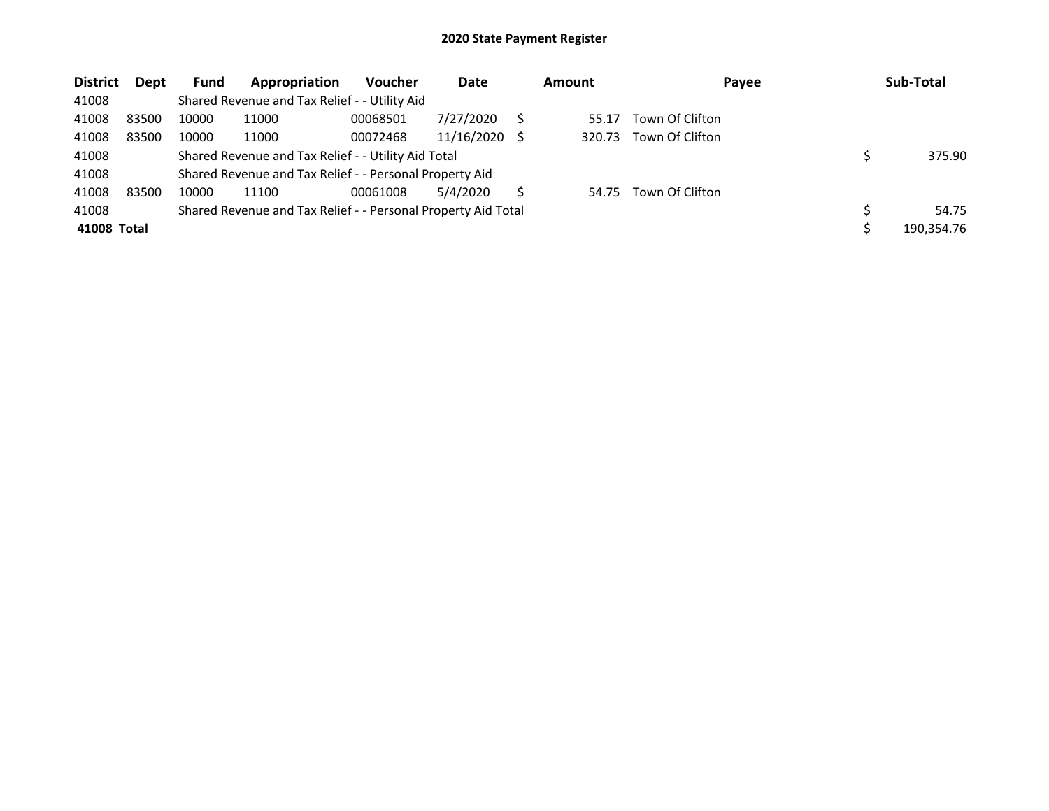# 2020 State Payment Register

| District | Dept | Fund | Appropriation | Voucher | Date | Amount | Payee | Sub-Total |
|---|---|---|---|---|---|---|---|---|
| 41008 | | Shared Revenue and Tax Relief - - Utility Aid | | | | | | |
| 41008 | 83500 | 10000 | 11000 | 00068501 | 7/27/2020 | $ 55.17 | Town Of Clifton | |
| 41008 | 83500 | 10000 | 11000 | 00072468 | 11/16/2020 | $ 320.73 | Town Of Clifton | |
| 41008 | | Shared Revenue and Tax Relief - - Utility Aid Total | | | | | | $ 375.90 |
| 41008 | | Shared Revenue and Tax Relief - - Personal Property Aid | | | | | | |
| 41008 | 83500 | 10000 | 11100 | 00061008 | 5/4/2020 | $ 54.75 | Town Of Clifton | |
| 41008 | | Shared Revenue and Tax Relief - - Personal Property Aid Total | | | | | | $ 54.75 |
| **41008 Total** | | | | | | | | $ 190,354.76 |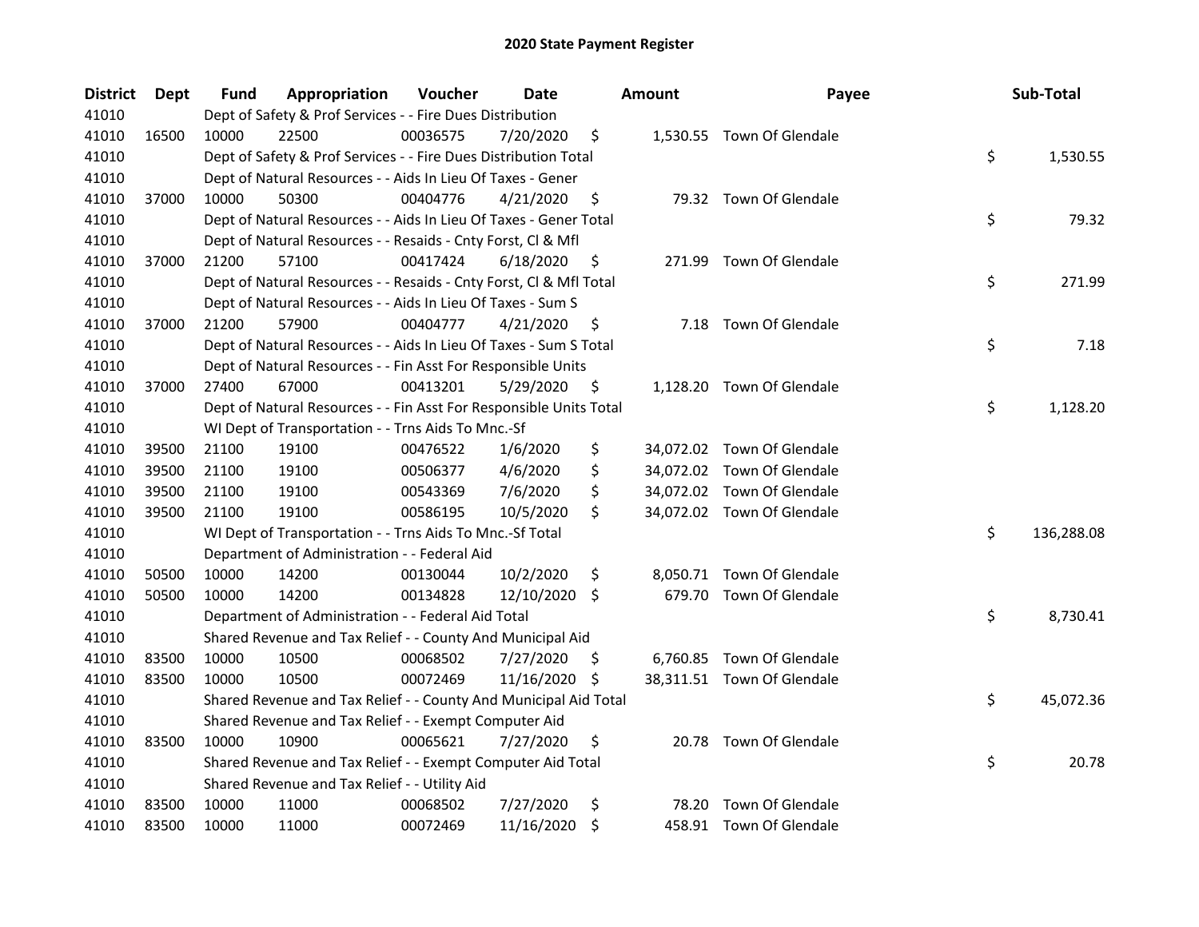# 2020 State Payment Register

| District | Dept | Fund | Appropriation | Voucher | Date | Amount | Payee | Sub-Total |
|---|---|---|---|---|---|---|---|---|
| 41010 | | Dept of Safety & Prof Services - - Fire Dues Distribution | | | | | | |
| 41010 | 16500 | 10000 | 22500 | 00036575 | 7/20/2020 | $ 1,530.55 | Town Of Glendale | |
| 41010 | | Dept of Safety & Prof Services - - Fire Dues Distribution Total | | | | | | $ 1,530.55 |
| 41010 | | Dept of Natural Resources - - Aids In Lieu Of Taxes - Gener | | | | | | |
| 41010 | 37000 | 10000 | 50300 | 00404776 | 4/21/2020 | $ 79.32 | Town Of Glendale | |
| 41010 | | Dept of Natural Resources - - Aids In Lieu Of Taxes - Gener Total | | | | | | $ 79.32 |
| 41010 | | Dept of Natural Resources - - Resaids - Cnty Forst, Cl & Mfl | | | | | | |
| 41010 | 37000 | 21200 | 57100 | 00417424 | 6/18/2020 | $ 271.99 | Town Of Glendale | |
| 41010 | | Dept of Natural Resources - - Resaids - Cnty Forst, Cl & Mfl Total | | | | | | $ 271.99 |
| 41010 | | Dept of Natural Resources - - Aids In Lieu Of Taxes - Sum S | | | | | | |
| 41010 | 37000 | 21200 | 57900 | 00404777 | 4/21/2020 | $ 7.18 | Town Of Glendale | |
| 41010 | | Dept of Natural Resources - - Aids In Lieu Of Taxes - Sum S Total | | | | | | $ 7.18 |
| 41010 | | Dept of Natural Resources - - Fin Asst For Responsible Units | | | | | | |
| 41010 | 37000 | 27400 | 67000 | 00413201 | 5/29/2020 | $ 1,128.20 | Town Of Glendale | |
| 41010 | | Dept of Natural Resources - - Fin Asst For Responsible Units Total | | | | | | $ 1,128.20 |
| 41010 | | WI Dept of Transportation - - Trns Aids To Mnc.-Sf | | | | | | |
| 41010 | 39500 | 21100 | 19100 | 00476522 | 1/6/2020 | $ 34,072.02 | Town Of Glendale | |
| 41010 | 39500 | 21100 | 19100 | 00506377 | 4/6/2020 | $ 34,072.02 | Town Of Glendale | |
| 41010 | 39500 | 21100 | 19100 | 00543369 | 7/6/2020 | $ 34,072.02 | Town Of Glendale | |
| 41010 | 39500 | 21100 | 19100 | 00586195 | 10/5/2020 | $ 34,072.02 | Town Of Glendale | |
| 41010 | | WI Dept of Transportation - - Trns Aids To Mnc.-Sf Total | | | | | | $ 136,288.08 |
| 41010 | | Department of Administration - - Federal Aid | | | | | | |
| 41010 | 50500 | 10000 | 14200 | 00130044 | 10/2/2020 | $ 8,050.71 | Town Of Glendale | |
| 41010 | 50500 | 10000 | 14200 | 00134828 | 12/10/2020 | $ 679.70 | Town Of Glendale | |
| 41010 | | Department of Administration - - Federal Aid Total | | | | | | $ 8,730.41 |
| 41010 | | Shared Revenue and Tax Relief - - County And Municipal Aid | | | | | | |
| 41010 | 83500 | 10000 | 10500 | 00068502 | 7/27/2020 | $ 6,760.85 | Town Of Glendale | |
| 41010 | 83500 | 10000 | 10500 | 00072469 | 11/16/2020 | $ 38,311.51 | Town Of Glendale | |
| 41010 | | Shared Revenue and Tax Relief - - County And Municipal Aid Total | | | | | | $ 45,072.36 |
| 41010 | | Shared Revenue and Tax Relief - - Exempt Computer Aid | | | | | | |
| 41010 | 83500 | 10000 | 10900 | 00065621 | 7/27/2020 | $ 20.78 | Town Of Glendale | |
| 41010 | | Shared Revenue and Tax Relief - - Exempt Computer Aid Total | | | | | | $ 20.78 |
| 41010 | | Shared Revenue and Tax Relief - - Utility Aid | | | | | | |
| 41010 | 83500 | 10000 | 11000 | 00068502 | 7/27/2020 | $ 78.20 | Town Of Glendale | |
| 41010 | 83500 | 10000 | 11000 | 00072469 | 11/16/2020 | $ 458.91 | Town Of Glendale | |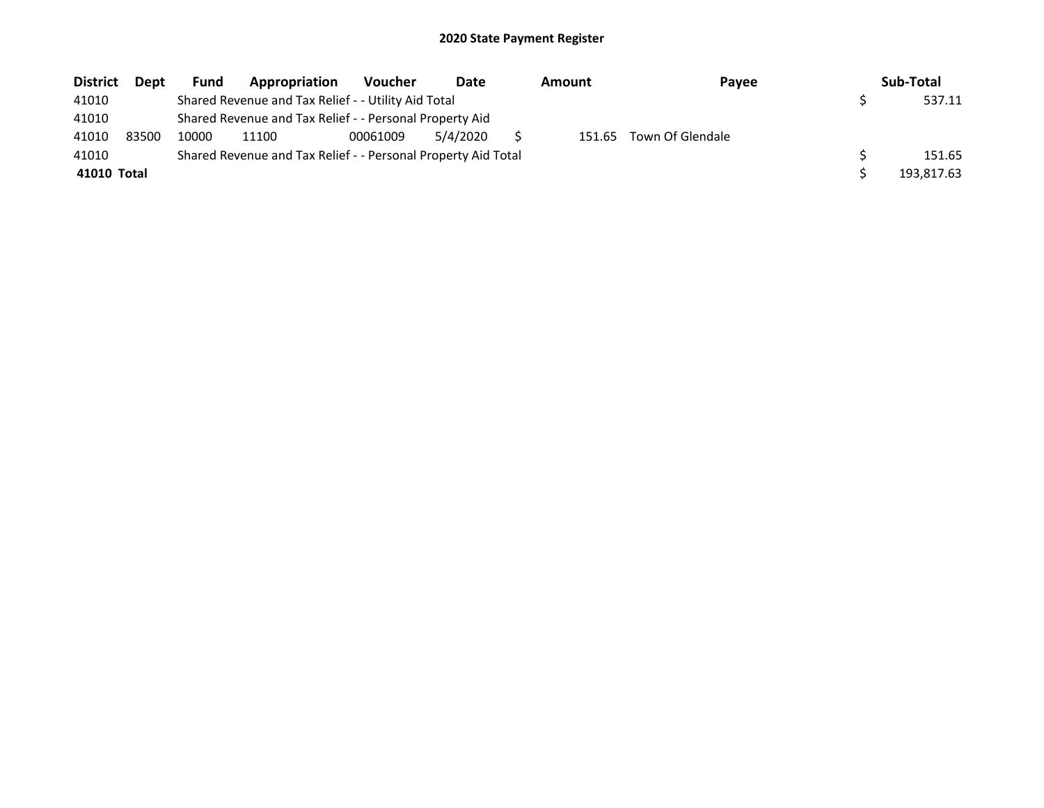## 2020 State Payment Register

| District | Dept | Fund | Appropriation | Voucher | Date | Amount | Payee | Sub-Total |
|---|---|---|---|---|---|---|---|---|
| 41010 | | Shared Revenue and Tax Relief - - Utility Aid Total | | | | | | $ 537.11 |
| 41010 | | Shared Revenue and Tax Relief - - Personal Property Aid | | | | | | |
| 41010 | 83500 | 10000 | 11100 | 00061009 | 5/4/2020 | $ 151.65 | Town Of Glendale | |
| 41010 | | Shared Revenue and Tax Relief - - Personal Property Aid Total | | | | | | $ 151.65 |
| **41010 Total** | | | | | | | | $ 193,817.63 |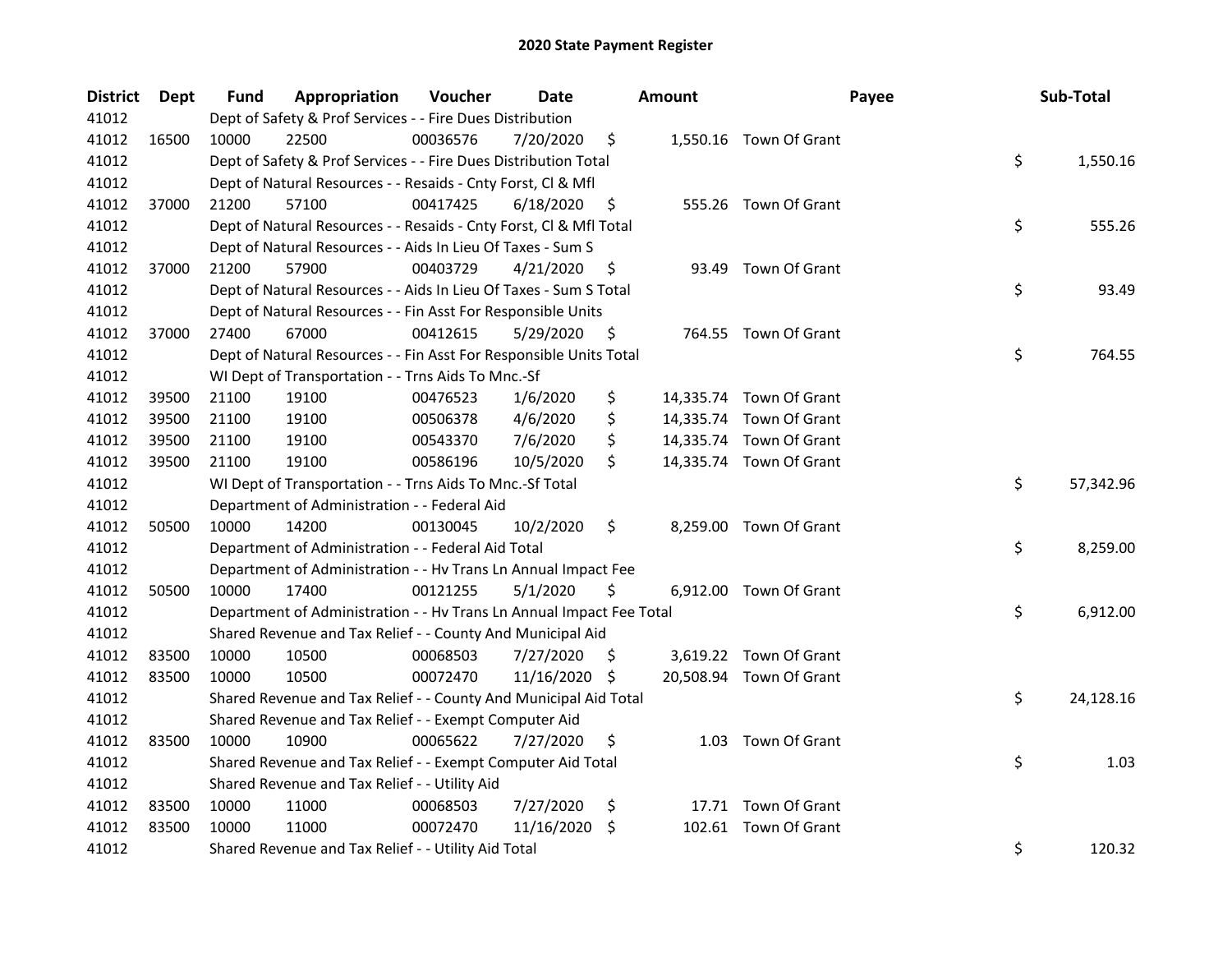# 2020 State Payment Register

| District | Dept | Fund | Appropriation | Voucher | Date | Amount | Payee | Sub-Total |
|---|---|---|---|---|---|---|---|---|
| 41012 | | Dept of Safety & Prof Services - - Fire Dues Distribution | | | | | | |
| 41012 | 16500 | 10000 | 22500 | 00036576 | 7/20/2020 | $ 1,550.16 | Town Of Grant | |
| 41012 | | Dept of Safety & Prof Services - - Fire Dues Distribution Total | | | | | | $ 1,550.16 |
| 41012 | | Dept of Natural Resources - - Resaids - Cnty Forst, Cl & Mfl | | | | | | |
| 41012 | 37000 | 21200 | 57100 | 00417425 | 6/18/2020 | $ 555.26 | Town Of Grant | |
| 41012 | | Dept of Natural Resources - - Resaids - Cnty Forst, Cl & Mfl Total | | | | | | $ 555.26 |
| 41012 | | Dept of Natural Resources - - Aids In Lieu Of Taxes - Sum S | | | | | | |
| 41012 | 37000 | 21200 | 57900 | 00403729 | 4/21/2020 | $ 93.49 | Town Of Grant | |
| 41012 | | Dept of Natural Resources - - Aids In Lieu Of Taxes - Sum S Total | | | | | | $ 93.49 |
| 41012 | | Dept of Natural Resources - - Fin Asst For Responsible Units | | | | | | |
| 41012 | 37000 | 27400 | 67000 | 00412615 | 5/29/2020 | $ 764.55 | Town Of Grant | |
| 41012 | | Dept of Natural Resources - - Fin Asst For Responsible Units Total | | | | | | $ 764.55 |
| 41012 | | WI Dept of Transportation - - Trns Aids To Mnc.-Sf | | | | | | |
| 41012 | 39500 | 21100 | 19100 | 00476523 | 1/6/2020 | $ 14,335.74 | Town Of Grant | |
| 41012 | 39500 | 21100 | 19100 | 00506378 | 4/6/2020 | $ 14,335.74 | Town Of Grant | |
| 41012 | 39500 | 21100 | 19100 | 00543370 | 7/6/2020 | $ 14,335.74 | Town Of Grant | |
| 41012 | 39500 | 21100 | 19100 | 00586196 | 10/5/2020 | $ 14,335.74 | Town Of Grant | |
| 41012 | | WI Dept of Transportation - - Trns Aids To Mnc.-Sf Total | | | | | | $ 57,342.96 |
| 41012 | | Department of Administration - - Federal Aid | | | | | | |
| 41012 | 50500 | 10000 | 14200 | 00130045 | 10/2/2020 | $ 8,259.00 | Town Of Grant | |
| 41012 | | Department of Administration - - Federal Aid Total | | | | | | $ 8,259.00 |
| 41012 | | Department of Administration - - Hv Trans Ln Annual Impact Fee | | | | | | |
| 41012 | 50500 | 10000 | 17400 | 00121255 | 5/1/2020 | $ 6,912.00 | Town Of Grant | |
| 41012 | | Department of Administration - - Hv Trans Ln Annual Impact Fee Total | | | | | | $ 6,912.00 |
| 41012 | | Shared Revenue and Tax Relief - - County And Municipal Aid | | | | | | |
| 41012 | 83500 | 10000 | 10500 | 00068503 | 7/27/2020 | $ 3,619.22 | Town Of Grant | |
| 41012 | 83500 | 10000 | 10500 | 00072470 | 11/16/2020 | $ 20,508.94 | Town Of Grant | |
| 41012 | | Shared Revenue and Tax Relief - - County And Municipal Aid Total | | | | | | $ 24,128.16 |
| 41012 | | Shared Revenue and Tax Relief - - Exempt Computer Aid | | | | | | |
| 41012 | 83500 | 10000 | 10900 | 00065622 | 7/27/2020 | $ 1.03 | Town Of Grant | |
| 41012 | | Shared Revenue and Tax Relief - - Exempt Computer Aid Total | | | | | | $ 1.03 |
| 41012 | | Shared Revenue and Tax Relief - - Utility Aid | | | | | | |
| 41012 | 83500 | 10000 | 11000 | 00068503 | 7/27/2020 | $ 17.71 | Town Of Grant | |
| 41012 | 83500 | 10000 | 11000 | 00072470 | 11/16/2020 | $ 102.61 | Town Of Grant | |
| 41012 | | Shared Revenue and Tax Relief - - Utility Aid Total | | | | | | $ 120.32 |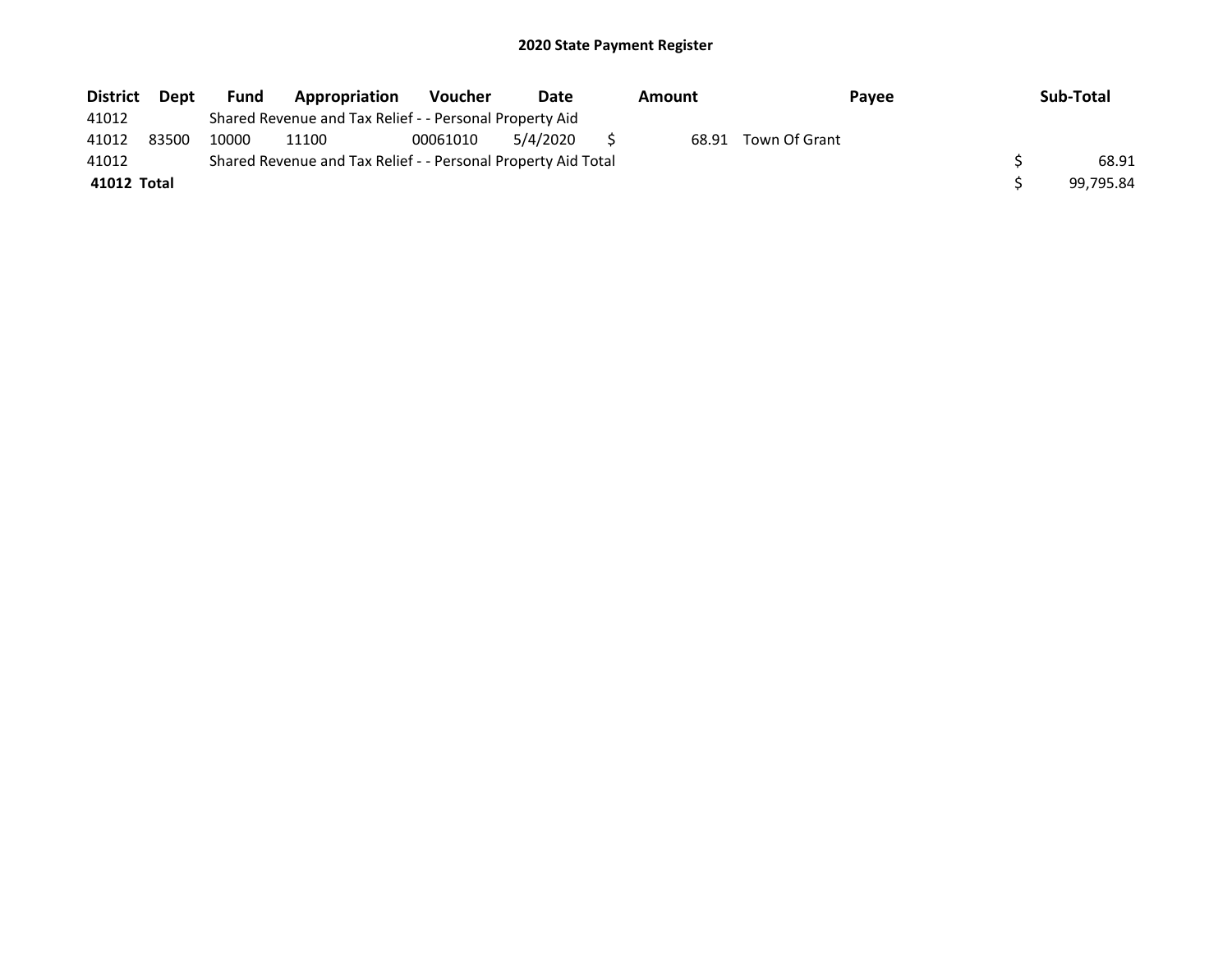## 2020 State Payment Register

| District | Dept | Fund | Appropriation | Voucher | Date | Amount | Payee | Sub-Total |
|---|---|---|---|---|---|---|---|---|
| 41012 | | Shared Revenue and Tax Relief - - Personal Property Aid | | | | | | |
| 41012 | 83500 | 10000 | 11100 | 00061010 | 5/4/2020 | $ 68.91 | Town Of Grant | |
| 41012 | | Shared Revenue and Tax Relief - - Personal Property Aid Total | | | | | | $ 68.91 |
| **41012 Total** | | | | | | | | $ 99,795.84 |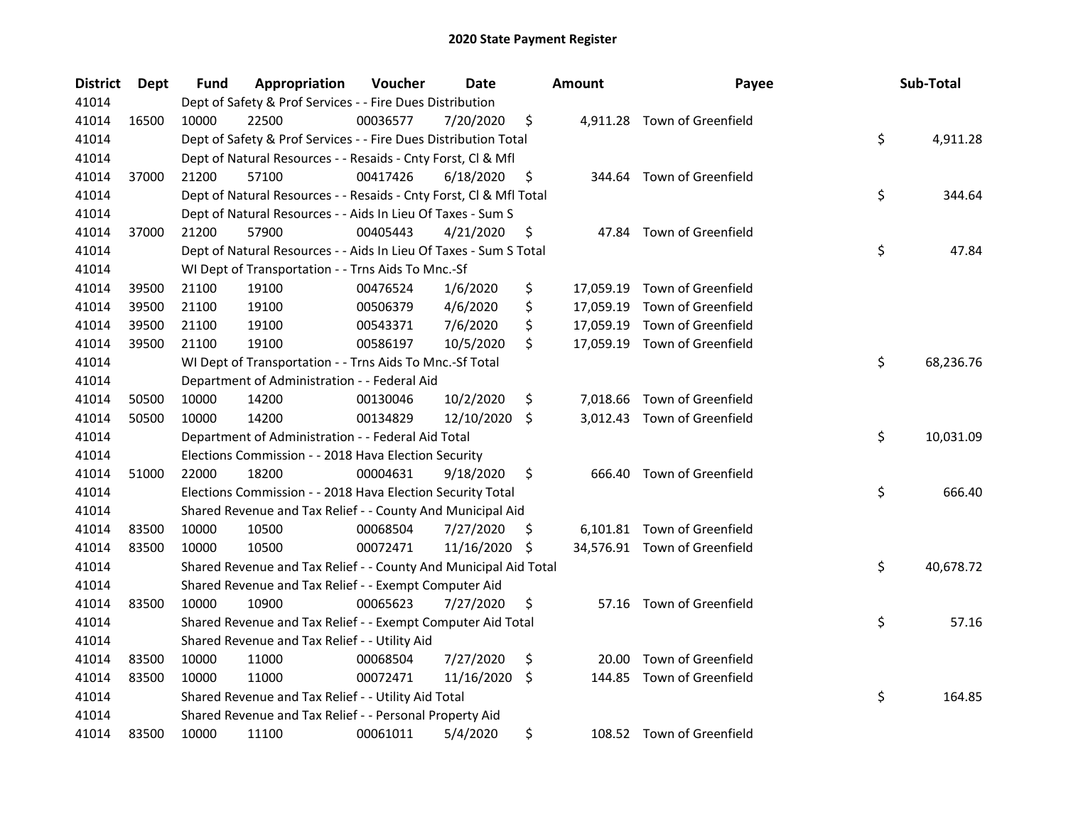# 2020 State Payment Register

| District | Dept | Fund | Appropriation | Voucher | Date | Amount | Payee | Sub-Total |
|---|---|---|---|---|---|---|---|---|
| 41014 | | Dept of Safety & Prof Services - - Fire Dues Distribution | | | | | | |
| 41014 | 16500 | 10000 | 22500 | 00036577 | 7/20/2020 | $ 4,911.28 | Town of Greenfield | |
| 41014 | | Dept of Safety & Prof Services - - Fire Dues Distribution Total | | | | | | $ 4,911.28 |
| 41014 | | Dept of Natural Resources - - Resaids - Cnty Forst, Cl & Mfl | | | | | | |
| 41014 | 37000 | 21200 | 57100 | 00417426 | 6/18/2020 | $ 344.64 | Town of Greenfield | |
| 41014 | | Dept of Natural Resources - - Resaids - Cnty Forst, Cl & Mfl Total | | | | | | $ 344.64 |
| 41014 | | Dept of Natural Resources - - Aids In Lieu Of Taxes - Sum S | | | | | | |
| 41014 | 37000 | 21200 | 57900 | 00405443 | 4/21/2020 | $ 47.84 | Town of Greenfield | |
| 41014 | | Dept of Natural Resources - - Aids In Lieu Of Taxes - Sum S Total | | | | | | $ 47.84 |
| 41014 | | WI Dept of Transportation - - Trns Aids To Mnc.-Sf | | | | | | |
| 41014 | 39500 | 21100 | 19100 | 00476524 | 1/6/2020 | $ 17,059.19 | Town of Greenfield | |
| 41014 | 39500 | 21100 | 19100 | 00506379 | 4/6/2020 | $ 17,059.19 | Town of Greenfield | |
| 41014 | 39500 | 21100 | 19100 | 00543371 | 7/6/2020 | $ 17,059.19 | Town of Greenfield | |
| 41014 | 39500 | 21100 | 19100 | 00586197 | 10/5/2020 | $ 17,059.19 | Town of Greenfield | |
| 41014 | | WI Dept of Transportation - - Trns Aids To Mnc.-Sf Total | | | | | | $ 68,236.76 |
| 41014 | | Department of Administration - - Federal Aid | | | | | | |
| 41014 | 50500 | 10000 | 14200 | 00130046 | 10/2/2020 | $ 7,018.66 | Town of Greenfield | |
| 41014 | 50500 | 10000 | 14200 | 00134829 | 12/10/2020 | $ 3,012.43 | Town of Greenfield | |
| 41014 | | Department of Administration - - Federal Aid Total | | | | | | $ 10,031.09 |
| 41014 | | Elections Commission - - 2018 Hava Election Security | | | | | | |
| 41014 | 51000 | 22000 | 18200 | 00004631 | 9/18/2020 | $ 666.40 | Town of Greenfield | |
| 41014 | | Elections Commission - - 2018 Hava Election Security Total | | | | | | $ 666.40 |
| 41014 | | Shared Revenue and Tax Relief - - County And Municipal Aid | | | | | | |
| 41014 | 83500 | 10000 | 10500 | 00068504 | 7/27/2020 | $ 6,101.81 | Town of Greenfield | |
| 41014 | 83500 | 10000 | 10500 | 00072471 | 11/16/2020 | $ 34,576.91 | Town of Greenfield | |
| 41014 | | Shared Revenue and Tax Relief - - County And Municipal Aid Total | | | | | | $ 40,678.72 |
| 41014 | | Shared Revenue and Tax Relief - - Exempt Computer Aid | | | | | | |
| 41014 | 83500 | 10000 | 10900 | 00065623 | 7/27/2020 | $ 57.16 | Town of Greenfield | |
| 41014 | | Shared Revenue and Tax Relief - - Exempt Computer Aid Total | | | | | | $ 57.16 |
| 41014 | | Shared Revenue and Tax Relief - - Utility Aid | | | | | | |
| 41014 | 83500 | 10000 | 11000 | 00068504 | 7/27/2020 | $ 20.00 | Town of Greenfield | |
| 41014 | 83500 | 10000 | 11000 | 00072471 | 11/16/2020 | $ 144.85 | Town of Greenfield | |
| 41014 | | Shared Revenue and Tax Relief - - Utility Aid Total | | | | | | $ 164.85 |
| 41014 | | Shared Revenue and Tax Relief - - Personal Property Aid | | | | | | |
| 41014 | 83500 | 10000 | 11100 | 00061011 | 5/4/2020 | $ 108.52 | Town of Greenfield | |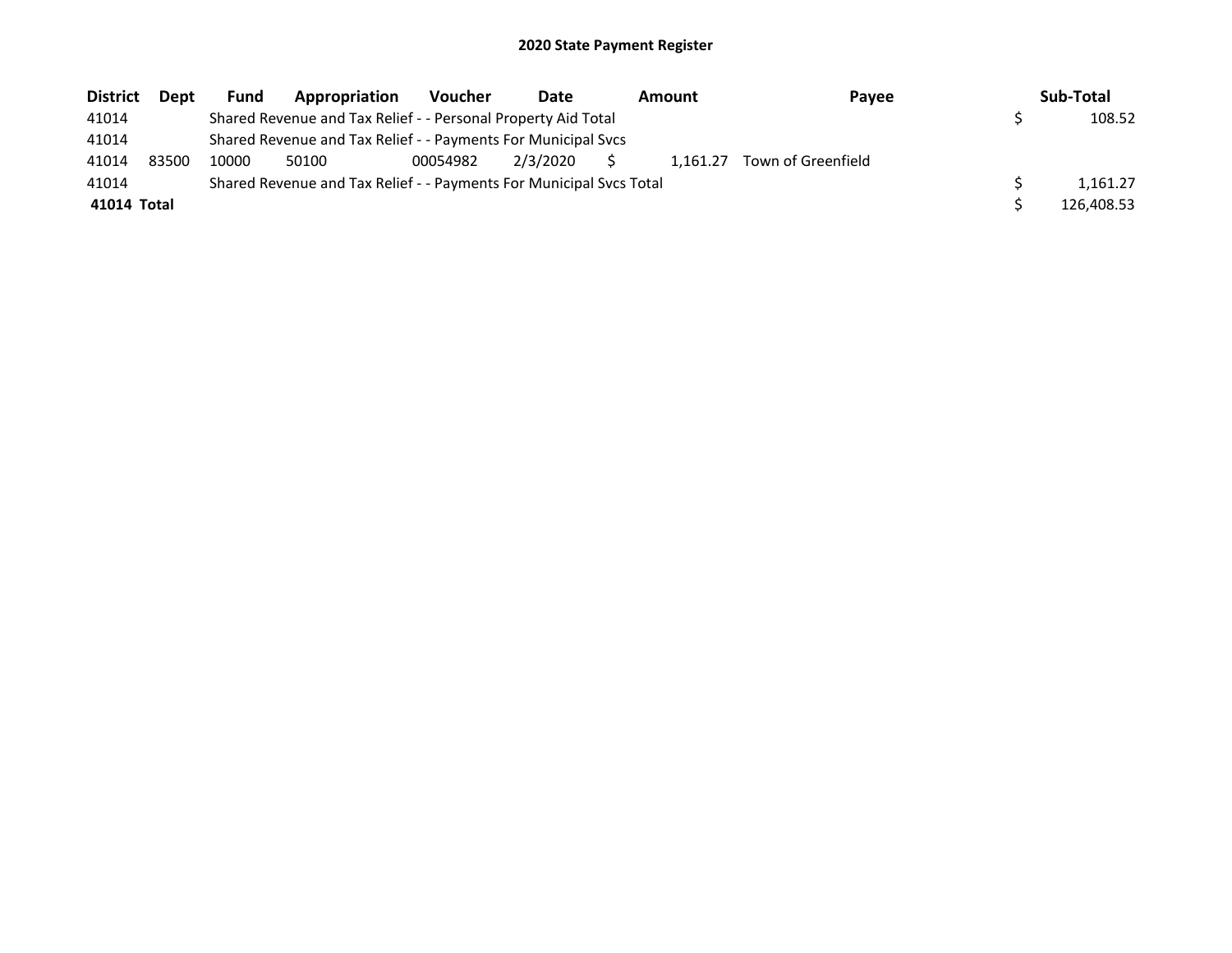## 2020 State Payment Register

| District | Dept | Fund | Appropriation | Voucher | Date | Amount | Payee | Sub-Total |
|---|---|---|---|---|---|---|---|---|
| 41014 | | Shared Revenue and Tax Relief - - Personal Property Aid Total | | | | | | $ 108.52 |
| 41014 | | Shared Revenue and Tax Relief - - Payments For Municipal Svcs | | | | | | |
| 41014 | 83500 | 10000 | 50100 | 00054982 | 2/3/2020 | $ 1,161.27 | Town of Greenfield | |
| 41014 | | Shared Revenue and Tax Relief - - Payments For Municipal Svcs Total | | | | | | $ 1,161.27 |
| **41014 Total** | | | | | | | | $ 126,408.53 |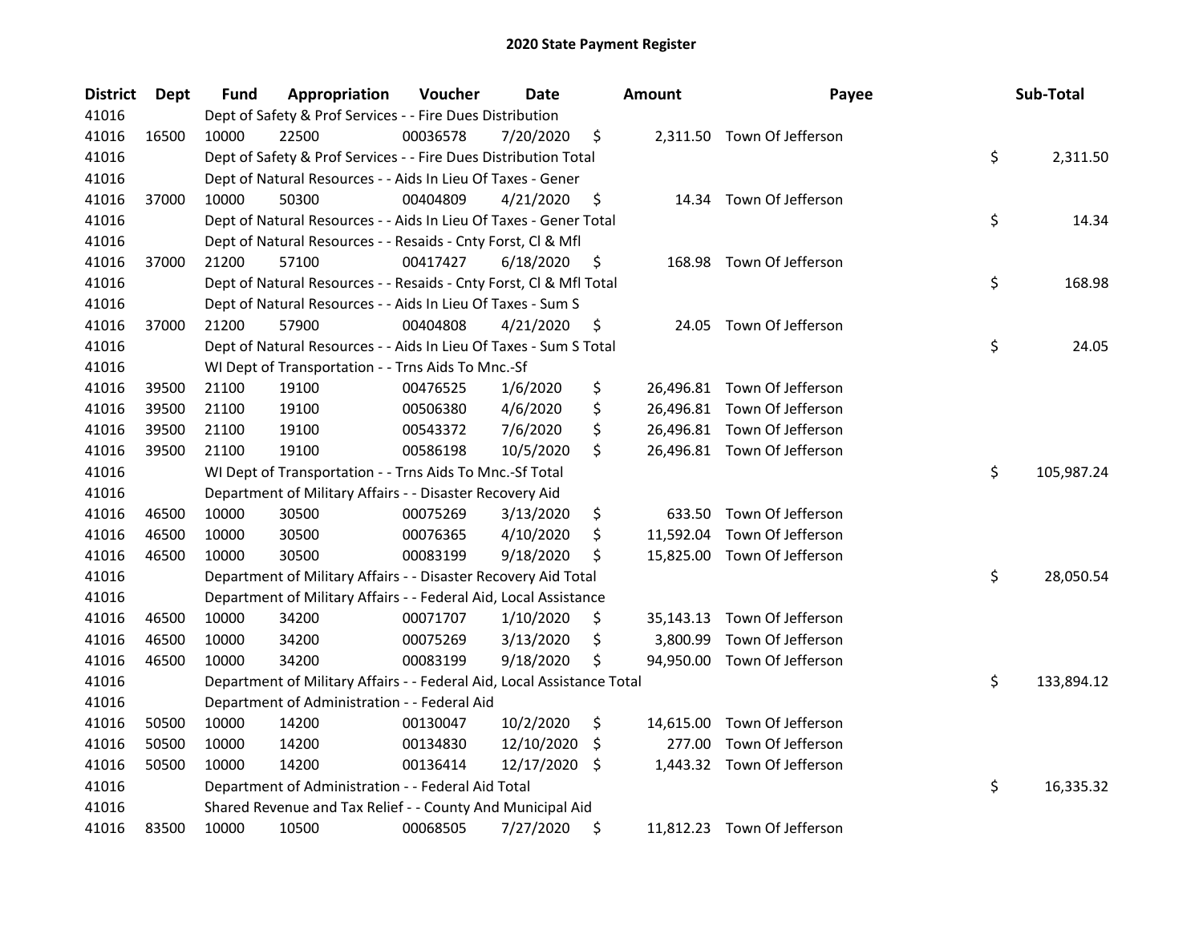# 2020 State Payment Register

| District | Dept | Fund | Appropriation | Voucher | Date | Amount | Payee | Sub-Total |
|---|---|---|---|---|---|---|---|---|
| 41016 | | Dept of Safety & Prof Services - - Fire Dues Distribution | | | | | | |
| 41016 | 16500 | 10000 | 22500 | 00036578 | 7/20/2020 | $ 2,311.50 | Town Of Jefferson | |
| 41016 | | Dept of Safety & Prof Services - - Fire Dues Distribution Total | | | | | | $ 2,311.50 |
| 41016 | | Dept of Natural Resources - - Aids In Lieu Of Taxes - Gener | | | | | | |
| 41016 | 37000 | 10000 | 50300 | 00404809 | 4/21/2020 | $ 14.34 | Town Of Jefferson | |
| 41016 | | Dept of Natural Resources - - Aids In Lieu Of Taxes - Gener Total | | | | | | $ 14.34 |
| 41016 | | Dept of Natural Resources - - Resaids - Cnty Forst, Cl & Mfl | | | | | | |
| 41016 | 37000 | 21200 | 57100 | 00417427 | 6/18/2020 | $ 168.98 | Town Of Jefferson | |
| 41016 | | Dept of Natural Resources - - Resaids - Cnty Forst, Cl & Mfl Total | | | | | | $ 168.98 |
| 41016 | | Dept of Natural Resources - - Aids In Lieu Of Taxes - Sum S | | | | | | |
| 41016 | 37000 | 21200 | 57900 | 00404808 | 4/21/2020 | $ 24.05 | Town Of Jefferson | |
| 41016 | | Dept of Natural Resources - - Aids In Lieu Of Taxes - Sum S Total | | | | | | $ 24.05 |
| 41016 | | WI Dept of Transportation - - Trns Aids To Mnc.-Sf | | | | | | |
| 41016 | 39500 | 21100 | 19100 | 00476525 | 1/6/2020 | $ 26,496.81 | Town Of Jefferson | |
| 41016 | 39500 | 21100 | 19100 | 00506380 | 4/6/2020 | $ 26,496.81 | Town Of Jefferson | |
| 41016 | 39500 | 21100 | 19100 | 00543372 | 7/6/2020 | $ 26,496.81 | Town Of Jefferson | |
| 41016 | 39500 | 21100 | 19100 | 00586198 | 10/5/2020 | $ 26,496.81 | Town Of Jefferson | |
| 41016 | | WI Dept of Transportation - - Trns Aids To Mnc.-Sf Total | | | | | | $ 105,987.24 |
| 41016 | | Department of Military Affairs - - Disaster Recovery Aid | | | | | | |
| 41016 | 46500 | 10000 | 30500 | 00075269 | 3/13/2020 | $ 633.50 | Town Of Jefferson | |
| 41016 | 46500 | 10000 | 30500 | 00076365 | 4/10/2020 | $ 11,592.04 | Town Of Jefferson | |
| 41016 | 46500 | 10000 | 30500 | 00083199 | 9/18/2020 | $ 15,825.00 | Town Of Jefferson | |
| 41016 | | Department of Military Affairs - - Disaster Recovery Aid Total | | | | | | $ 28,050.54 |
| 41016 | | Department of Military Affairs - - Federal Aid, Local Assistance | | | | | | |
| 41016 | 46500 | 10000 | 34200 | 00071707 | 1/10/2020 | $ 35,143.13 | Town Of Jefferson | |
| 41016 | 46500 | 10000 | 34200 | 00075269 | 3/13/2020 | $ 3,800.99 | Town Of Jefferson | |
| 41016 | 46500 | 10000 | 34200 | 00083199 | 9/18/2020 | $ 94,950.00 | Town Of Jefferson | |
| 41016 | | Department of Military Affairs - - Federal Aid, Local Assistance Total | | | | | | $ 133,894.12 |
| 41016 | | Department of Administration - - Federal Aid | | | | | | |
| 41016 | 50500 | 10000 | 14200 | 00130047 | 10/2/2020 | $ 14,615.00 | Town Of Jefferson | |
| 41016 | 50500 | 10000 | 14200 | 00134830 | 12/10/2020 | $ 277.00 | Town Of Jefferson | |
| 41016 | 50500 | 10000 | 14200 | 00136414 | 12/17/2020 | $ 1,443.32 | Town Of Jefferson | |
| 41016 | | Department of Administration - - Federal Aid Total | | | | | | $ 16,335.32 |
| 41016 | | Shared Revenue and Tax Relief - - County And Municipal Aid | | | | | | |
| 41016 | 83500 | 10000 | 10500 | 00068505 | 7/27/2020 | $ 11,812.23 | Town Of Jefferson | |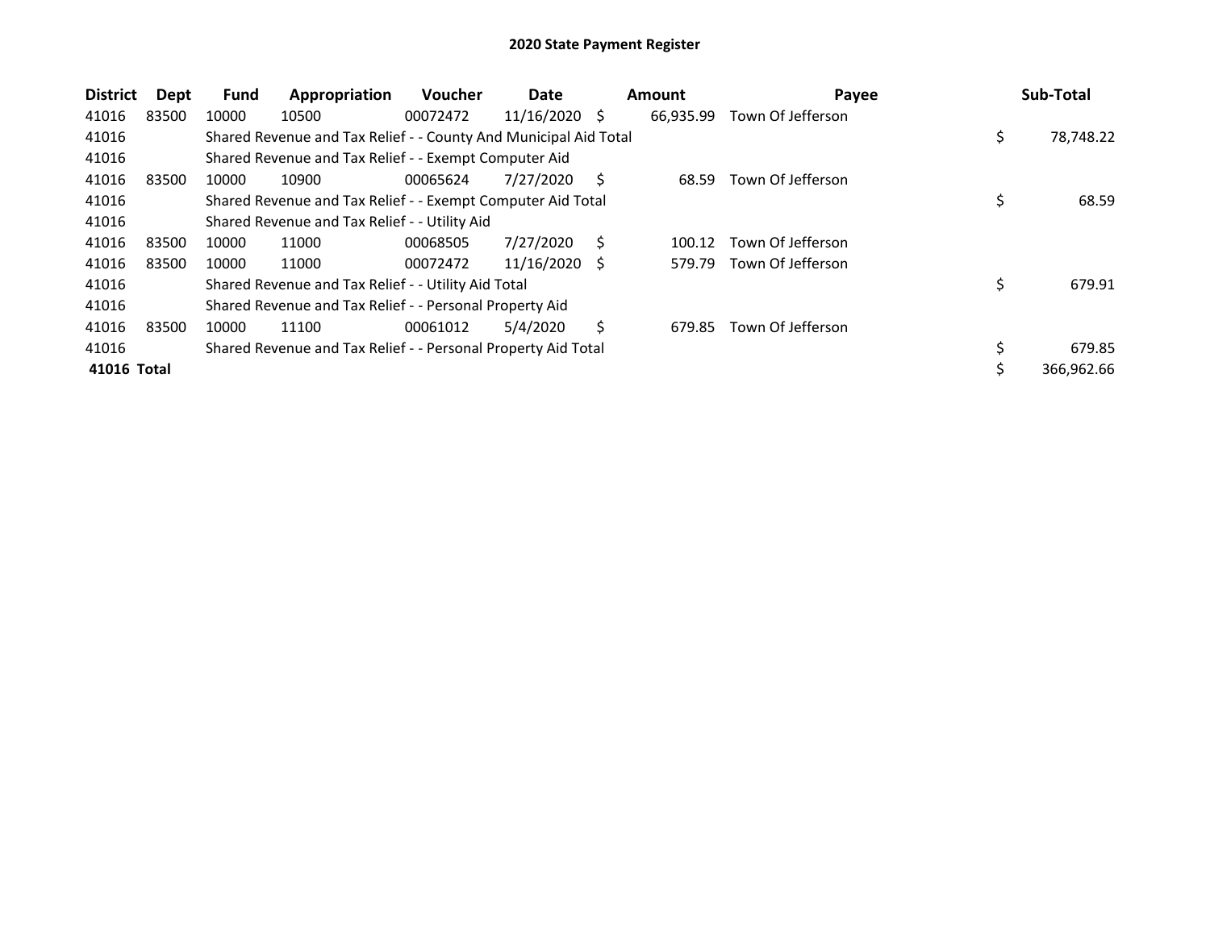# 2020 State Payment Register

| District | Dept | Fund | Appropriation | Voucher | Date | Amount | Payee | Sub-Total |
|---|---|---|---|---|---|---|---|---|
| 41016 | 83500 | 10000 | 10500 | 00072472 | 11/16/2020 | $ 66,935.99 | Town Of Jefferson | |
| 41016 | | Shared Revenue and Tax Relief - - County And Municipal Aid Total | | | | | | $ 78,748.22 |
| 41016 | | Shared Revenue and Tax Relief - - Exempt Computer Aid | | | | | | |
| 41016 | 83500 | 10000 | 10900 | 00065624 | 7/27/2020 | $ 68.59 | Town Of Jefferson | |
| 41016 | | Shared Revenue and Tax Relief - - Exempt Computer Aid Total | | | | | | $ 68.59 |
| 41016 | | Shared Revenue and Tax Relief - - Utility Aid | | | | | | |
| 41016 | 83500 | 10000 | 11000 | 00068505 | 7/27/2020 | $ 100.12 | Town Of Jefferson | |
| 41016 | 83500 | 10000 | 11000 | 00072472 | 11/16/2020 | $ 579.79 | Town Of Jefferson | |
| 41016 | | Shared Revenue and Tax Relief - - Utility Aid Total | | | | | | $ 679.91 |
| 41016 | | Shared Revenue and Tax Relief - - Personal Property Aid | | | | | | |
| 41016 | 83500 | 10000 | 11100 | 00061012 | 5/4/2020 | $ 679.85 | Town Of Jefferson | |
| 41016 | | Shared Revenue and Tax Relief - - Personal Property Aid Total | | | | | | $ 679.85 |
| **41016 Total** | | | | | | | | $ 366,962.66 |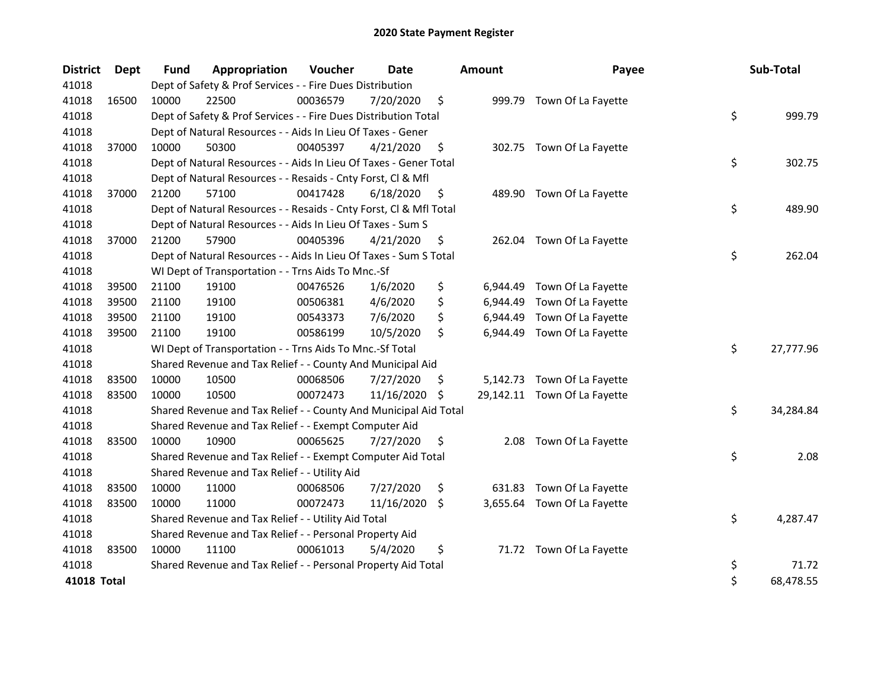# 2020 State Payment Register

| District | Dept | Fund | Appropriation | Voucher | Date | Amount | Payee | Sub-Total |
|---|---|---|---|---|---|---|---|---|
| 41018 | | Dept of Safety & Prof Services - - Fire Dues Distribution | | | | | | |
| 41018 | 16500 | 10000 | 22500 | 00036579 | 7/20/2020 | $ 999.79 | Town Of La Fayette | |
| 41018 | | Dept of Safety & Prof Services - - Fire Dues Distribution Total | | | | | | $ 999.79 |
| 41018 | | Dept of Natural Resources - - Aids In Lieu Of Taxes - Gener | | | | | | |
| 41018 | 37000 | 10000 | 50300 | 00405397 | 4/21/2020 | $ 302.75 | Town Of La Fayette | |
| 41018 | | Dept of Natural Resources - - Aids In Lieu Of Taxes - Gener Total | | | | | | $ 302.75 |
| 41018 | | Dept of Natural Resources - - Resaids - Cnty Forst, Cl & Mfl | | | | | | |
| 41018 | 37000 | 21200 | 57100 | 00417428 | 6/18/2020 | $ 489.90 | Town Of La Fayette | |
| 41018 | | Dept of Natural Resources - - Resaids - Cnty Forst, Cl & Mfl Total | | | | | | $ 489.90 |
| 41018 | | Dept of Natural Resources - - Aids In Lieu Of Taxes - Sum S | | | | | | |
| 41018 | 37000 | 21200 | 57900 | 00405396 | 4/21/2020 | $ 262.04 | Town Of La Fayette | |
| 41018 | | Dept of Natural Resources - - Aids In Lieu Of Taxes - Sum S Total | | | | | | $ 262.04 |
| 41018 | | WI Dept of Transportation - - Trns Aids To Mnc.-Sf | | | | | | |
| 41018 | 39500 | 21100 | 19100 | 00476526 | 1/6/2020 | $ 6,944.49 | Town Of La Fayette | |
| 41018 | 39500 | 21100 | 19100 | 00506381 | 4/6/2020 | $ 6,944.49 | Town Of La Fayette | |
| 41018 | 39500 | 21100 | 19100 | 00543373 | 7/6/2020 | $ 6,944.49 | Town Of La Fayette | |
| 41018 | 39500 | 21100 | 19100 | 00586199 | 10/5/2020 | $ 6,944.49 | Town Of La Fayette | |
| 41018 | | WI Dept of Transportation - - Trns Aids To Mnc.-Sf Total | | | | | | $ 27,777.96 |
| 41018 | | Shared Revenue and Tax Relief - - County And Municipal Aid | | | | | | |
| 41018 | 83500 | 10000 | 10500 | 00068506 | 7/27/2020 | $ 5,142.73 | Town Of La Fayette | |
| 41018 | 83500 | 10000 | 10500 | 00072473 | 11/16/2020 | $ 29,142.11 | Town Of La Fayette | |
| 41018 | | Shared Revenue and Tax Relief - - County And Municipal Aid Total | | | | | | $ 34,284.84 |
| 41018 | | Shared Revenue and Tax Relief - - Exempt Computer Aid | | | | | | |
| 41018 | 83500 | 10000 | 10900 | 00065625 | 7/27/2020 | $ 2.08 | Town Of La Fayette | |
| 41018 | | Shared Revenue and Tax Relief - - Exempt Computer Aid Total | | | | | | $ 2.08 |
| 41018 | | Shared Revenue and Tax Relief - - Utility Aid | | | | | | |
| 41018 | 83500 | 10000 | 11000 | 00068506 | 7/27/2020 | $ 631.83 | Town Of La Fayette | |
| 41018 | 83500 | 10000 | 11000 | 00072473 | 11/16/2020 | $ 3,655.64 | Town Of La Fayette | |
| 41018 | | Shared Revenue and Tax Relief - - Utility Aid Total | | | | | | $ 4,287.47 |
| 41018 | | Shared Revenue and Tax Relief - - Personal Property Aid | | | | | | |
| 41018 | 83500 | 10000 | 11100 | 00061013 | 5/4/2020 | $ 71.72 | Town Of La Fayette | |
| 41018 | | Shared Revenue and Tax Relief - - Personal Property Aid Total | | | | | | $ 71.72 |
| **41018 Total** | | | | | | | | $ 68,478.55 |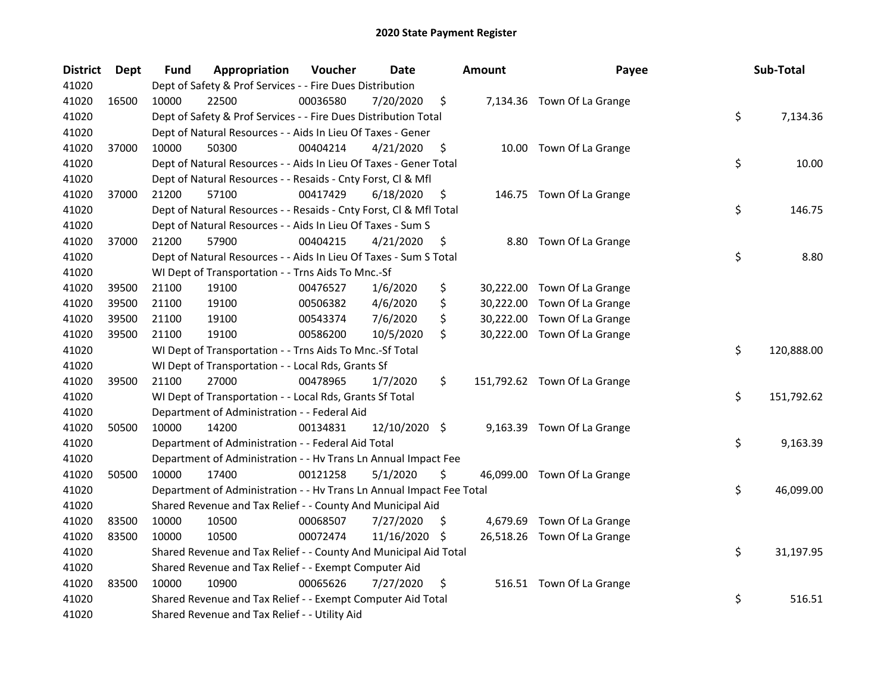# 2020 State Payment Register

| District | Dept | Fund | Appropriation | Voucher | Date | Amount | Payee | Sub-Total |
|---|---|---|---|---|---|---|---|---|
| 41020 | | Dept of Safety & Prof Services - - Fire Dues Distribution | | | | | | |
| 41020 | 16500 | 10000 | 22500 | 00036580 | 7/20/2020 | $ 7,134.36 | Town Of La Grange | |
| 41020 | | Dept of Safety & Prof Services - - Fire Dues Distribution Total | | | | | | $ 7,134.36 |
| 41020 | | Dept of Natural Resources - - Aids In Lieu Of Taxes - Gener | | | | | | |
| 41020 | 37000 | 10000 | 50300 | 00404214 | 4/21/2020 | $ 10.00 | Town Of La Grange | |
| 41020 | | Dept of Natural Resources - - Aids In Lieu Of Taxes - Gener Total | | | | | | $ 10.00 |
| 41020 | | Dept of Natural Resources - - Resaids - Cnty Forst, Cl & Mfl | | | | | | |
| 41020 | 37000 | 21200 | 57100 | 00417429 | 6/18/2020 | $ 146.75 | Town Of La Grange | |
| 41020 | | Dept of Natural Resources - - Resaids - Cnty Forst, Cl & Mfl Total | | | | | | $ 146.75 |
| 41020 | | Dept of Natural Resources - - Aids In Lieu Of Taxes - Sum S | | | | | | |
| 41020 | 37000 | 21200 | 57900 | 00404215 | 4/21/2020 | $ 8.80 | Town Of La Grange | |
| 41020 | | Dept of Natural Resources - - Aids In Lieu Of Taxes - Sum S Total | | | | | | $ 8.80 |
| 41020 | | WI Dept of Transportation - - Trns Aids To Mnc.-Sf | | | | | | |
| 41020 | 39500 | 21100 | 19100 | 00476527 | 1/6/2020 | $ 30,222.00 | Town Of La Grange | |
| 41020 | 39500 | 21100 | 19100 | 00506382 | 4/6/2020 | $ 30,222.00 | Town Of La Grange | |
| 41020 | 39500 | 21100 | 19100 | 00543374 | 7/6/2020 | $ 30,222.00 | Town Of La Grange | |
| 41020 | 39500 | 21100 | 19100 | 00586200 | 10/5/2020 | $ 30,222.00 | Town Of La Grange | |
| 41020 | | WI Dept of Transportation - - Trns Aids To Mnc.-Sf Total | | | | | | $ 120,888.00 |
| 41020 | | WI Dept of Transportation - - Local Rds, Grants Sf | | | | | | |
| 41020 | 39500 | 21100 | 27000 | 00478965 | 1/7/2020 | $ 151,792.62 | Town Of La Grange | |
| 41020 | | WI Dept of Transportation - - Local Rds, Grants Sf Total | | | | | | $ 151,792.62 |
| 41020 | | Department of Administration - - Federal Aid | | | | | | |
| 41020 | 50500 | 10000 | 14200 | 00134831 | 12/10/2020 | $ 9,163.39 | Town Of La Grange | |
| 41020 | | Department of Administration - - Federal Aid Total | | | | | | $ 9,163.39 |
| 41020 | | Department of Administration - - Hv Trans Ln Annual Impact Fee | | | | | | |
| 41020 | 50500 | 10000 | 17400 | 00121258 | 5/1/2020 | $ 46,099.00 | Town Of La Grange | |
| 41020 | | Department of Administration - - Hv Trans Ln Annual Impact Fee Total | | | | | | $ 46,099.00 |
| 41020 | | Shared Revenue and Tax Relief - - County And Municipal Aid | | | | | | |
| 41020 | 83500 | 10000 | 10500 | 00068507 | 7/27/2020 | $ 4,679.69 | Town Of La Grange | |
| 41020 | 83500 | 10000 | 10500 | 00072474 | 11/16/2020 | $ 26,518.26 | Town Of La Grange | |
| 41020 | | Shared Revenue and Tax Relief - - County And Municipal Aid Total | | | | | | $ 31,197.95 |
| 41020 | | Shared Revenue and Tax Relief - - Exempt Computer Aid | | | | | | |
| 41020 | 83500 | 10000 | 10900 | 00065626 | 7/27/2020 | $ 516.51 | Town Of La Grange | |
| 41020 | | Shared Revenue and Tax Relief - - Exempt Computer Aid Total | | | | | | $ 516.51 |
| 41020 | | Shared Revenue and Tax Relief - - Utility Aid | | | | | | |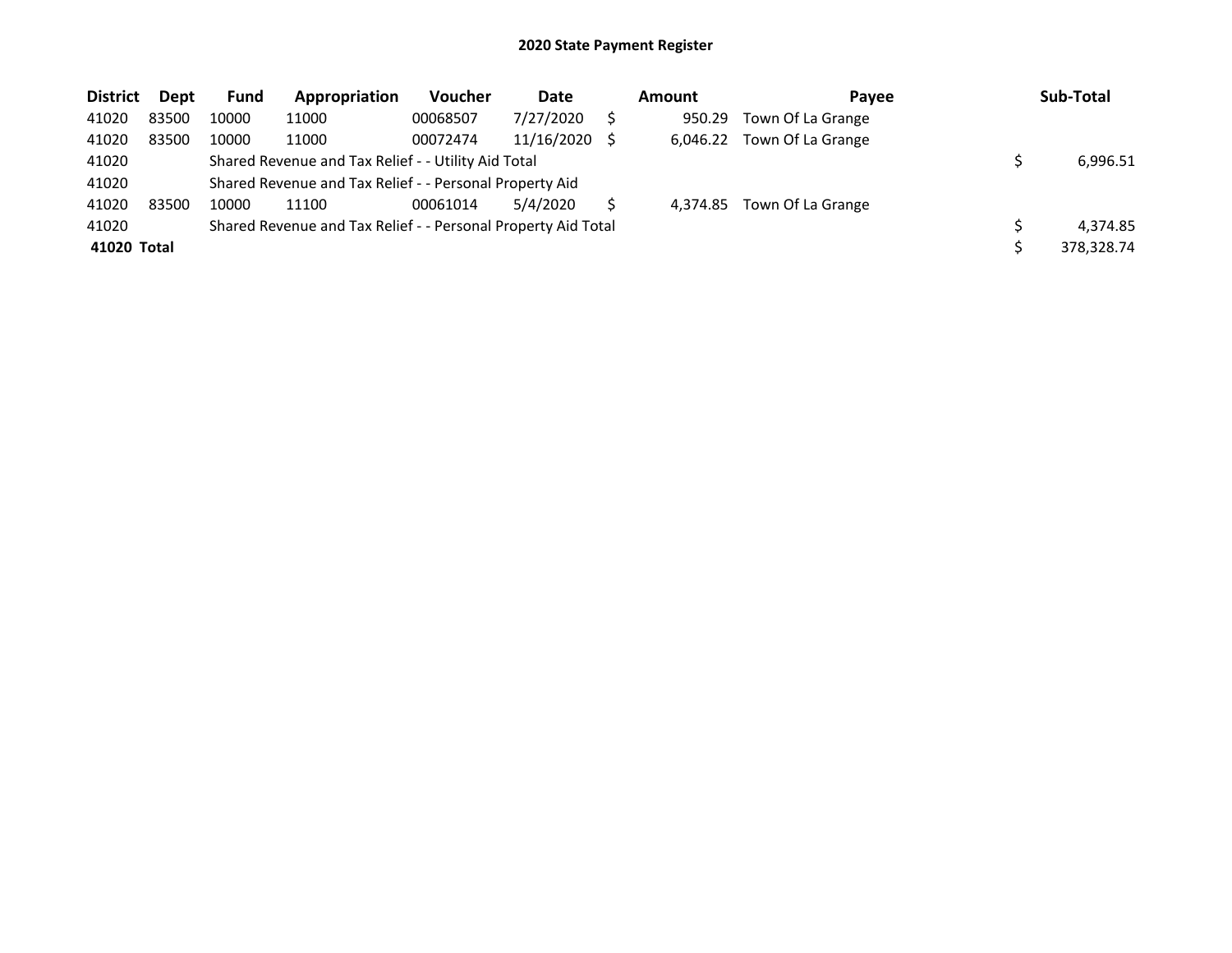# 2020 State Payment Register

| District | Dept | Fund | Appropriation | Voucher | Date | Amount | Payee | Sub-Total |
|---|---|---|---|---|---|---|---|---|
| 41020 | 83500 | 10000 | 11000 | 00068507 | 7/27/2020 | $ 950.29 | Town Of La Grange | |
| 41020 | 83500 | 10000 | 11000 | 00072474 | 11/16/2020 | $ 6,046.22 | Town Of La Grange | |
| 41020 | | Shared Revenue and Tax Relief - - Utility Aid Total | | | | | | $ 6,996.51 |
| 41020 | | Shared Revenue and Tax Relief - - Personal Property Aid | | | | | | |
| 41020 | 83500 | 10000 | 11100 | 00061014 | 5/4/2020 | $ 4,374.85 | Town Of La Grange | |
| 41020 | | Shared Revenue and Tax Relief - - Personal Property Aid Total | | | | | | $ 4,374.85 |
| **41020 Total** | | | | | | | | $ 378,328.74 |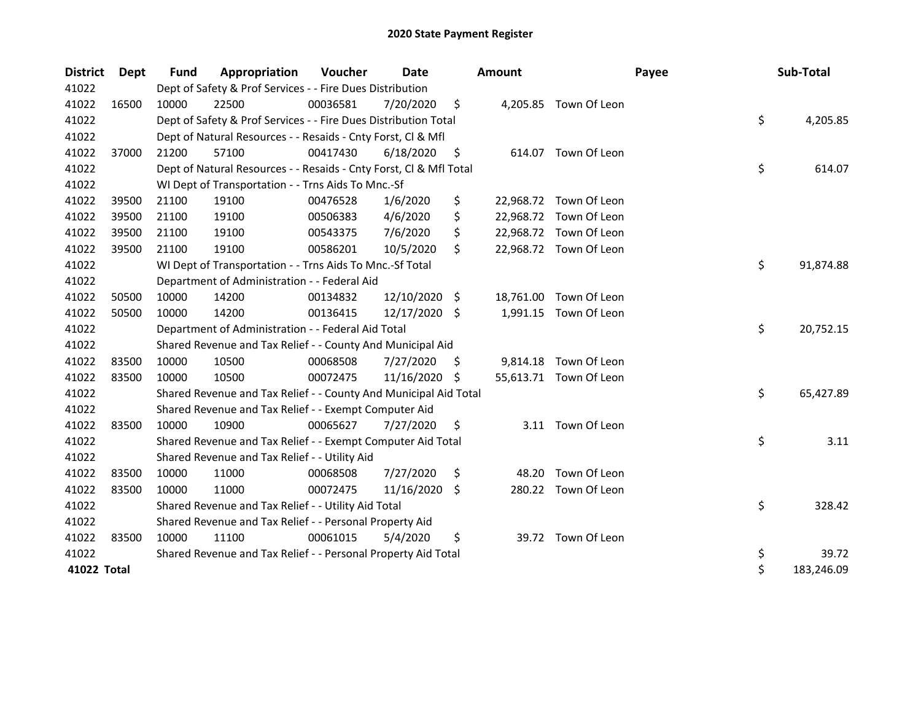# 2020 State Payment Register

| District | Dept | Fund | Appropriation | Voucher | Date | Amount | Payee | Sub-Total |
|---|---|---|---|---|---|---|---|---|
| 41022 | | Dept of Safety & Prof Services - - Fire Dues Distribution | | | | | | |
| 41022 | 16500 | 10000 | 22500 | 00036581 | 7/20/2020 | $ 4,205.85 | Town Of Leon | |
| 41022 | | Dept of Safety & Prof Services - - Fire Dues Distribution Total | | | | | | $ 4,205.85 |
| 41022 | | Dept of Natural Resources - - Resaids - Cnty Forst, Cl & Mfl | | | | | | |
| 41022 | 37000 | 21200 | 57100 | 00417430 | 6/18/2020 | $ 614.07 | Town Of Leon | |
| 41022 | | Dept of Natural Resources - - Resaids - Cnty Forst, Cl & Mfl Total | | | | | | $ 614.07 |
| 41022 | | WI Dept of Transportation - - Trns Aids To Mnc.-Sf | | | | | | |
| 41022 | 39500 | 21100 | 19100 | 00476528 | 1/6/2020 | $ 22,968.72 | Town Of Leon | |
| 41022 | 39500 | 21100 | 19100 | 00506383 | 4/6/2020 | $ 22,968.72 | Town Of Leon | |
| 41022 | 39500 | 21100 | 19100 | 00543375 | 7/6/2020 | $ 22,968.72 | Town Of Leon | |
| 41022 | 39500 | 21100 | 19100 | 00586201 | 10/5/2020 | $ 22,968.72 | Town Of Leon | |
| 41022 | | WI Dept of Transportation - - Trns Aids To Mnc.-Sf Total | | | | | | $ 91,874.88 |
| 41022 | | Department of Administration - - Federal Aid | | | | | | |
| 41022 | 50500 | 10000 | 14200 | 00134832 | 12/10/2020 | $ 18,761.00 | Town Of Leon | |
| 41022 | 50500 | 10000 | 14200 | 00136415 | 12/17/2020 | $ 1,991.15 | Town Of Leon | |
| 41022 | | Department of Administration - - Federal Aid Total | | | | | | $ 20,752.15 |
| 41022 | | Shared Revenue and Tax Relief - - County And Municipal Aid | | | | | | |
| 41022 | 83500 | 10000 | 10500 | 00068508 | 7/27/2020 | $ 9,814.18 | Town Of Leon | |
| 41022 | 83500 | 10000 | 10500 | 00072475 | 11/16/2020 | $ 55,613.71 | Town Of Leon | |
| 41022 | | Shared Revenue and Tax Relief - - County And Municipal Aid Total | | | | | | $ 65,427.89 |
| 41022 | | Shared Revenue and Tax Relief - - Exempt Computer Aid | | | | | | |
| 41022 | 83500 | 10000 | 10900 | 00065627 | 7/27/2020 | $ 3.11 | Town Of Leon | |
| 41022 | | Shared Revenue and Tax Relief - - Exempt Computer Aid Total | | | | | | $ 3.11 |
| 41022 | | Shared Revenue and Tax Relief - - Utility Aid | | | | | | |
| 41022 | 83500 | 10000 | 11000 | 00068508 | 7/27/2020 | $ 48.20 | Town Of Leon | |
| 41022 | 83500 | 10000 | 11000 | 00072475 | 11/16/2020 | $ 280.22 | Town Of Leon | |
| 41022 | | Shared Revenue and Tax Relief - - Utility Aid Total | | | | | | $ 328.42 |
| 41022 | | Shared Revenue and Tax Relief - - Personal Property Aid | | | | | | |
| 41022 | 83500 | 10000 | 11100 | 00061015 | 5/4/2020 | $ 39.72 | Town Of Leon | |
| 41022 | | Shared Revenue and Tax Relief - - Personal Property Aid Total | | | | | | $ 39.72 |
| **41022 Total** | | | | | | | | $ 183,246.09 |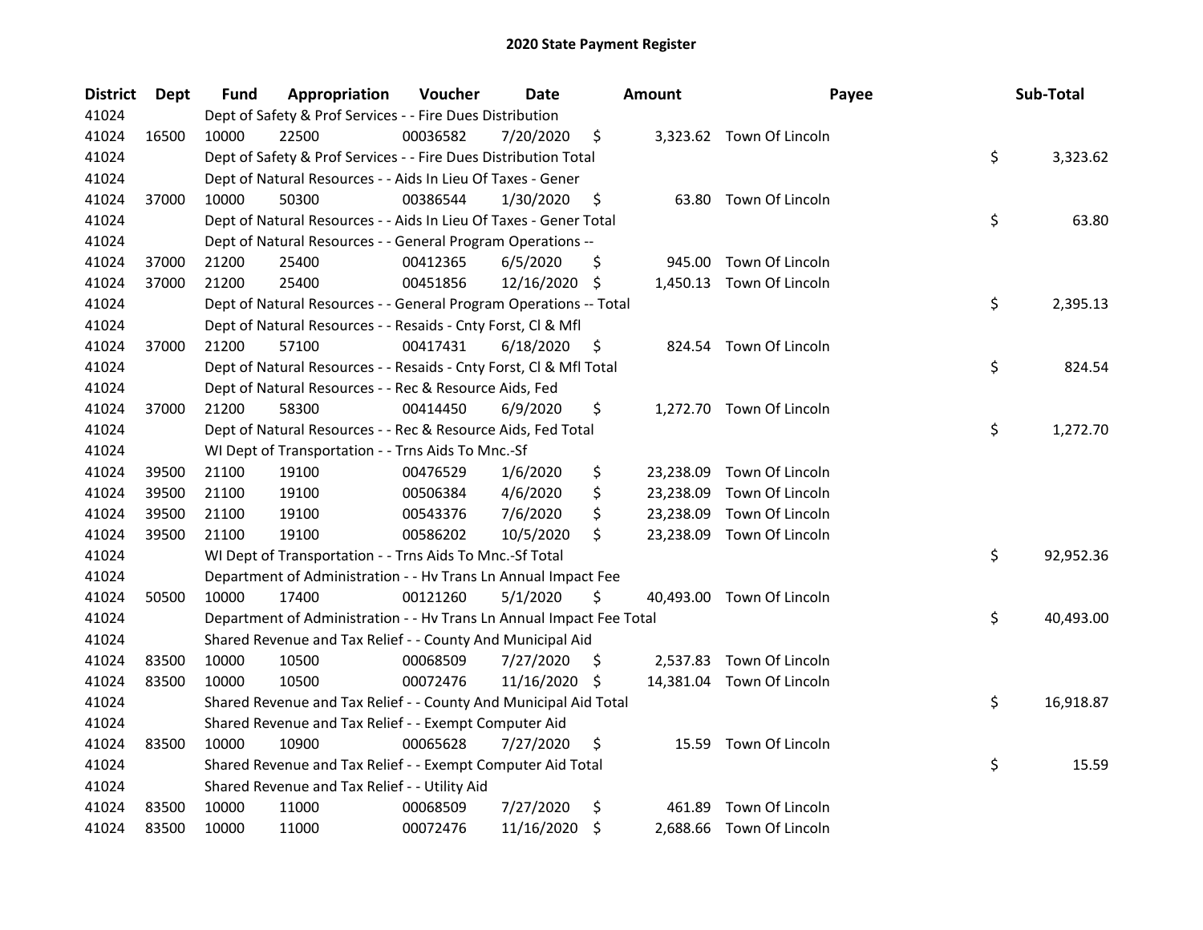# 2020 State Payment Register

| District | Dept | Fund | Appropriation | Voucher | Date | Amount | Payee | Sub-Total |
|---|---|---|---|---|---|---|---|---|
| 41024 | | Dept of Safety & Prof Services - - Fire Dues Distribution | | | | | | |
| 41024 | 16500 | 10000 | 22500 | 00036582 | 7/20/2020 | $ 3,323.62 | Town Of Lincoln | |
| 41024 | | Dept of Safety & Prof Services - - Fire Dues Distribution Total | | | | | | $ 3,323.62 |
| 41024 | | Dept of Natural Resources - - Aids In Lieu Of Taxes - Gener | | | | | | |
| 41024 | 37000 | 10000 | 50300 | 00386544 | 1/30/2020 | $ 63.80 | Town Of Lincoln | |
| 41024 | | Dept of Natural Resources - - Aids In Lieu Of Taxes - Gener Total | | | | | | $ 63.80 |
| 41024 | | Dept of Natural Resources - - General Program Operations -- | | | | | | |
| 41024 | 37000 | 21200 | 25400 | 00412365 | 6/5/2020 | $ 945.00 | Town Of Lincoln | |
| 41024 | 37000 | 21200 | 25400 | 00451856 | 12/16/2020 | $ 1,450.13 | Town Of Lincoln | |
| 41024 | | Dept of Natural Resources - - General Program Operations -- Total | | | | | | $ 2,395.13 |
| 41024 | | Dept of Natural Resources - - Resaids - Cnty Forst, Cl & Mfl | | | | | | |
| 41024 | 37000 | 21200 | 57100 | 00417431 | 6/18/2020 | $ 824.54 | Town Of Lincoln | |
| 41024 | | Dept of Natural Resources - - Resaids - Cnty Forst, Cl & Mfl Total | | | | | | $ 824.54 |
| 41024 | | Dept of Natural Resources - - Rec & Resource Aids, Fed | | | | | | |
| 41024 | 37000 | 21200 | 58300 | 00414450 | 6/9/2020 | $ 1,272.70 | Town Of Lincoln | |
| 41024 | | Dept of Natural Resources - - Rec & Resource Aids, Fed Total | | | | | | $ 1,272.70 |
| 41024 | | WI Dept of Transportation - - Trns Aids To Mnc.-Sf | | | | | | |
| 41024 | 39500 | 21100 | 19100 | 00476529 | 1/6/2020 | $ 23,238.09 | Town Of Lincoln | |
| 41024 | 39500 | 21100 | 19100 | 00506384 | 4/6/2020 | $ 23,238.09 | Town Of Lincoln | |
| 41024 | 39500 | 21100 | 19100 | 00543376 | 7/6/2020 | $ 23,238.09 | Town Of Lincoln | |
| 41024 | 39500 | 21100 | 19100 | 00586202 | 10/5/2020 | $ 23,238.09 | Town Of Lincoln | |
| 41024 | | WI Dept of Transportation - - Trns Aids To Mnc.-Sf Total | | | | | | $ 92,952.36 |
| 41024 | | Department of Administration - - Hv Trans Ln Annual Impact Fee | | | | | | |
| 41024 | 50500 | 10000 | 17400 | 00121260 | 5/1/2020 | $ 40,493.00 | Town Of Lincoln | |
| 41024 | | Department of Administration - - Hv Trans Ln Annual Impact Fee Total | | | | | | $ 40,493.00 |
| 41024 | | Shared Revenue and Tax Relief - - County And Municipal Aid | | | | | | |
| 41024 | 83500 | 10000 | 10500 | 00068509 | 7/27/2020 | $ 2,537.83 | Town Of Lincoln | |
| 41024 | 83500 | 10000 | 10500 | 00072476 | 11/16/2020 | $ 14,381.04 | Town Of Lincoln | |
| 41024 | | Shared Revenue and Tax Relief - - County And Municipal Aid Total | | | | | | $ 16,918.87 |
| 41024 | | Shared Revenue and Tax Relief - - Exempt Computer Aid | | | | | | |
| 41024 | 83500 | 10000 | 10900 | 00065628 | 7/27/2020 | $ 15.59 | Town Of Lincoln | |
| 41024 | | Shared Revenue and Tax Relief - - Exempt Computer Aid Total | | | | | | $ 15.59 |
| 41024 | | Shared Revenue and Tax Relief - - Utility Aid | | | | | | |
| 41024 | 83500 | 10000 | 11000 | 00068509 | 7/27/2020 | $ 461.89 | Town Of Lincoln | |
| 41024 | 83500 | 10000 | 11000 | 00072476 | 11/16/2020 | $ 2,688.66 | Town Of Lincoln | |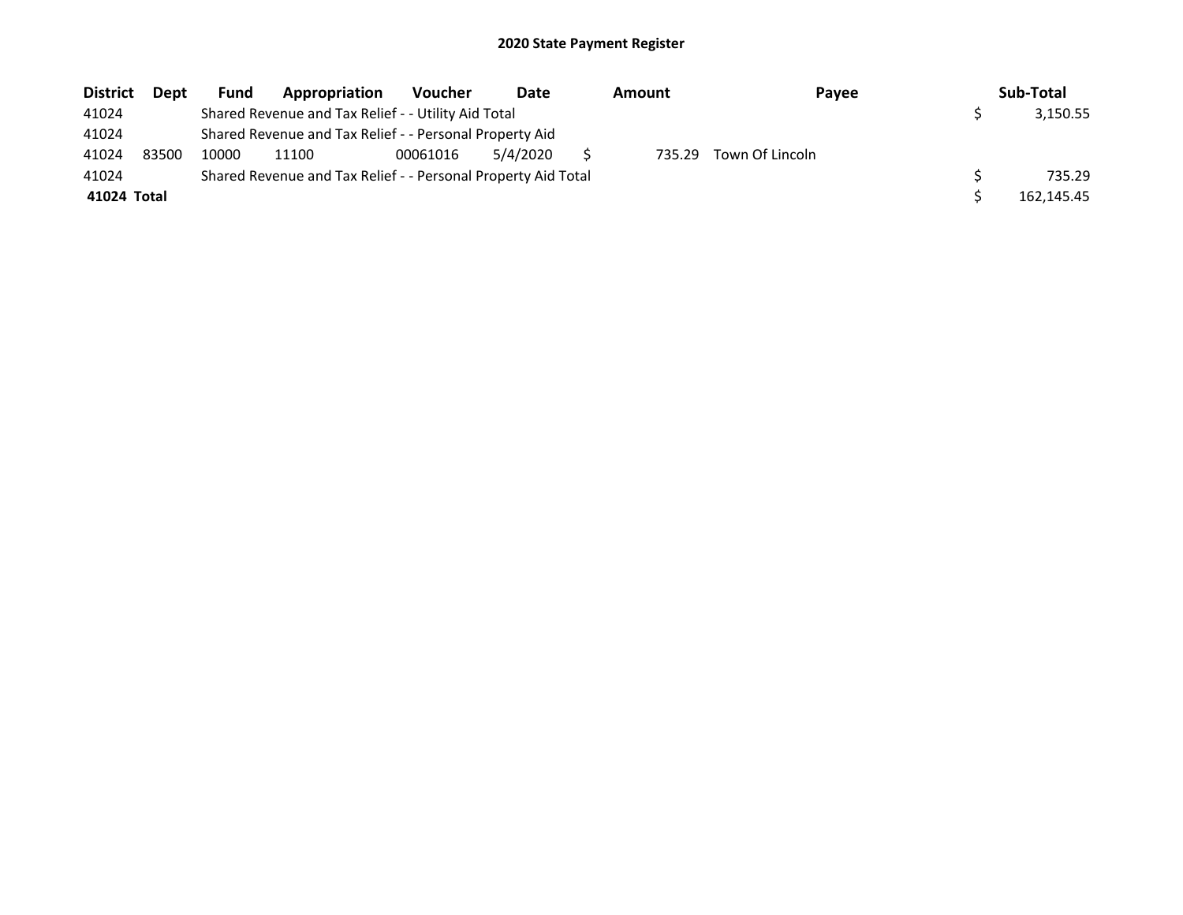## 2020 State Payment Register

| District | Dept | Fund | Appropriation | Voucher | Date | Amount | Payee | Sub-Total |
|---|---|---|---|---|---|---|---|---|
| 41024 | | Shared Revenue and Tax Relief - - Utility Aid Total | | | | | | $ 3,150.55 |
| 41024 | | Shared Revenue and Tax Relief - - Personal Property Aid | | | | | | |
| 41024 | 83500 | 10000 | 11100 | 00061016 | 5/4/2020 | $ 735.29 | Town Of Lincoln | |
| 41024 | | Shared Revenue and Tax Relief - - Personal Property Aid Total | | | | | | $ 735.29 |
| **41024 Total** | | | | | | | | $ 162,145.45 |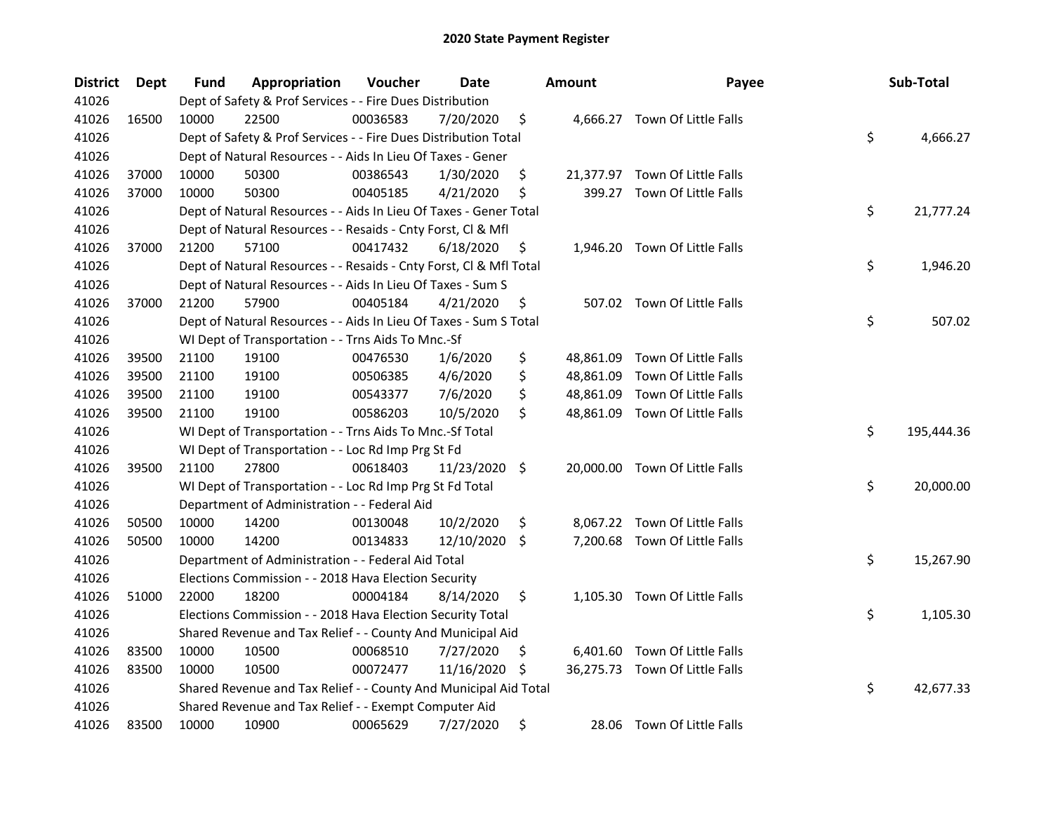# 2020 State Payment Register

| District | Dept | Fund | Appropriation | Voucher | Date | Amount | Payee | Sub-Total |
|---|---|---|---|---|---|---|---|---|
| 41026 | | Dept of Safety & Prof Services - - Fire Dues Distribution | | | | | | |
| 41026 | 16500 | 10000 | 22500 | 00036583 | 7/20/2020 | $ 4,666.27 | Town Of Little Falls | |
| 41026 | | Dept of Safety & Prof Services - - Fire Dues Distribution Total | | | | | | $ 4,666.27 |
| 41026 | | Dept of Natural Resources - - Aids In Lieu Of Taxes - Gener | | | | | | |
| 41026 | 37000 | 10000 | 50300 | 00386543 | 1/30/2020 | $ 21,377.97 | Town Of Little Falls | |
| 41026 | 37000 | 10000 | 50300 | 00405185 | 4/21/2020 | $ 399.27 | Town Of Little Falls | |
| 41026 | | Dept of Natural Resources - - Aids In Lieu Of Taxes - Gener Total | | | | | | $ 21,777.24 |
| 41026 | | Dept of Natural Resources - - Resaids - Cnty Forst, Cl & Mfl | | | | | | |
| 41026 | 37000 | 21200 | 57100 | 00417432 | 6/18/2020 | $ 1,946.20 | Town Of Little Falls | |
| 41026 | | Dept of Natural Resources - - Resaids - Cnty Forst, Cl & Mfl Total | | | | | | $ 1,946.20 |
| 41026 | | Dept of Natural Resources - - Aids In Lieu Of Taxes - Sum S | | | | | | |
| 41026 | 37000 | 21200 | 57900 | 00405184 | 4/21/2020 | $ 507.02 | Town Of Little Falls | |
| 41026 | | Dept of Natural Resources - - Aids In Lieu Of Taxes - Sum S Total | | | | | | $ 507.02 |
| 41026 | | WI Dept of Transportation - - Trns Aids To Mnc.-Sf | | | | | | |
| 41026 | 39500 | 21100 | 19100 | 00476530 | 1/6/2020 | $ 48,861.09 | Town Of Little Falls | |
| 41026 | 39500 | 21100 | 19100 | 00506385 | 4/6/2020 | $ 48,861.09 | Town Of Little Falls | |
| 41026 | 39500 | 21100 | 19100 | 00543377 | 7/6/2020 | $ 48,861.09 | Town Of Little Falls | |
| 41026 | 39500 | 21100 | 19100 | 00586203 | 10/5/2020 | $ 48,861.09 | Town Of Little Falls | |
| 41026 | | WI Dept of Transportation - - Trns Aids To Mnc.-Sf Total | | | | | | $ 195,444.36 |
| 41026 | | WI Dept of Transportation - - Loc Rd Imp Prg St Fd | | | | | | |
| 41026 | 39500 | 21100 | 27800 | 00618403 | 11/23/2020 | $ 20,000.00 | Town Of Little Falls | |
| 41026 | | WI Dept of Transportation - - Loc Rd Imp Prg St Fd Total | | | | | | $ 20,000.00 |
| 41026 | | Department of Administration - - Federal Aid | | | | | | |
| 41026 | 50500 | 10000 | 14200 | 00130048 | 10/2/2020 | $ 8,067.22 | Town Of Little Falls | |
| 41026 | 50500 | 10000 | 14200 | 00134833 | 12/10/2020 | $ 7,200.68 | Town Of Little Falls | |
| 41026 | | Department of Administration - - Federal Aid Total | | | | | | $ 15,267.90 |
| 41026 | | Elections Commission - - 2018 Hava Election Security | | | | | | |
| 41026 | 51000 | 22000 | 18200 | 00004184 | 8/14/2020 | $ 1,105.30 | Town Of Little Falls | |
| 41026 | | Elections Commission - - 2018 Hava Election Security Total | | | | | | $ 1,105.30 |
| 41026 | | Shared Revenue and Tax Relief - - County And Municipal Aid | | | | | | |
| 41026 | 83500 | 10000 | 10500 | 00068510 | 7/27/2020 | $ 6,401.60 | Town Of Little Falls | |
| 41026 | 83500 | 10000 | 10500 | 00072477 | 11/16/2020 | $ 36,275.73 | Town Of Little Falls | |
| 41026 | | Shared Revenue and Tax Relief - - County And Municipal Aid Total | | | | | | $ 42,677.33 |
| 41026 | | Shared Revenue and Tax Relief - - Exempt Computer Aid | | | | | | |
| 41026 | 83500 | 10000 | 10900 | 00065629 | 7/27/2020 | $ 28.06 | Town Of Little Falls | |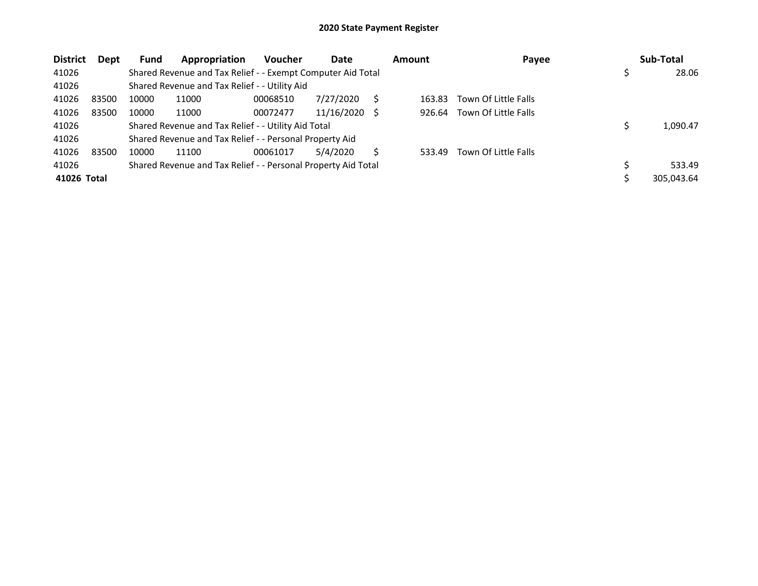## 2020 State Payment Register

| District | Dept | Fund | Appropriation | Voucher | Date | Amount | Payee | Sub-Total |
|---|---|---|---|---|---|---|---|---|
| 41026 | | Shared Revenue and Tax Relief - - Exempt Computer Aid Total | | | | | | $ 28.06 |
| 41026 | | Shared Revenue and Tax Relief - - Utility Aid | | | | | | |
| 41026 | 83500 | 10000 | 11000 | 00068510 | 7/27/2020 | $ 163.83 | Town Of Little Falls | |
| 41026 | 83500 | 10000 | 11000 | 00072477 | 11/16/2020 | $ 926.64 | Town Of Little Falls | |
| 41026 | | Shared Revenue and Tax Relief - - Utility Aid Total | | | | | | $ 1,090.47 |
| 41026 | | Shared Revenue and Tax Relief - - Personal Property Aid | | | | | | |
| 41026 | 83500 | 10000 | 11100 | 00061017 | 5/4/2020 | $ 533.49 | Town Of Little Falls | |
| 41026 | | Shared Revenue and Tax Relief - - Personal Property Aid Total | | | | | | $ 533.49 |
| **41026 Total** | | | | | | | | $ 305,043.64 |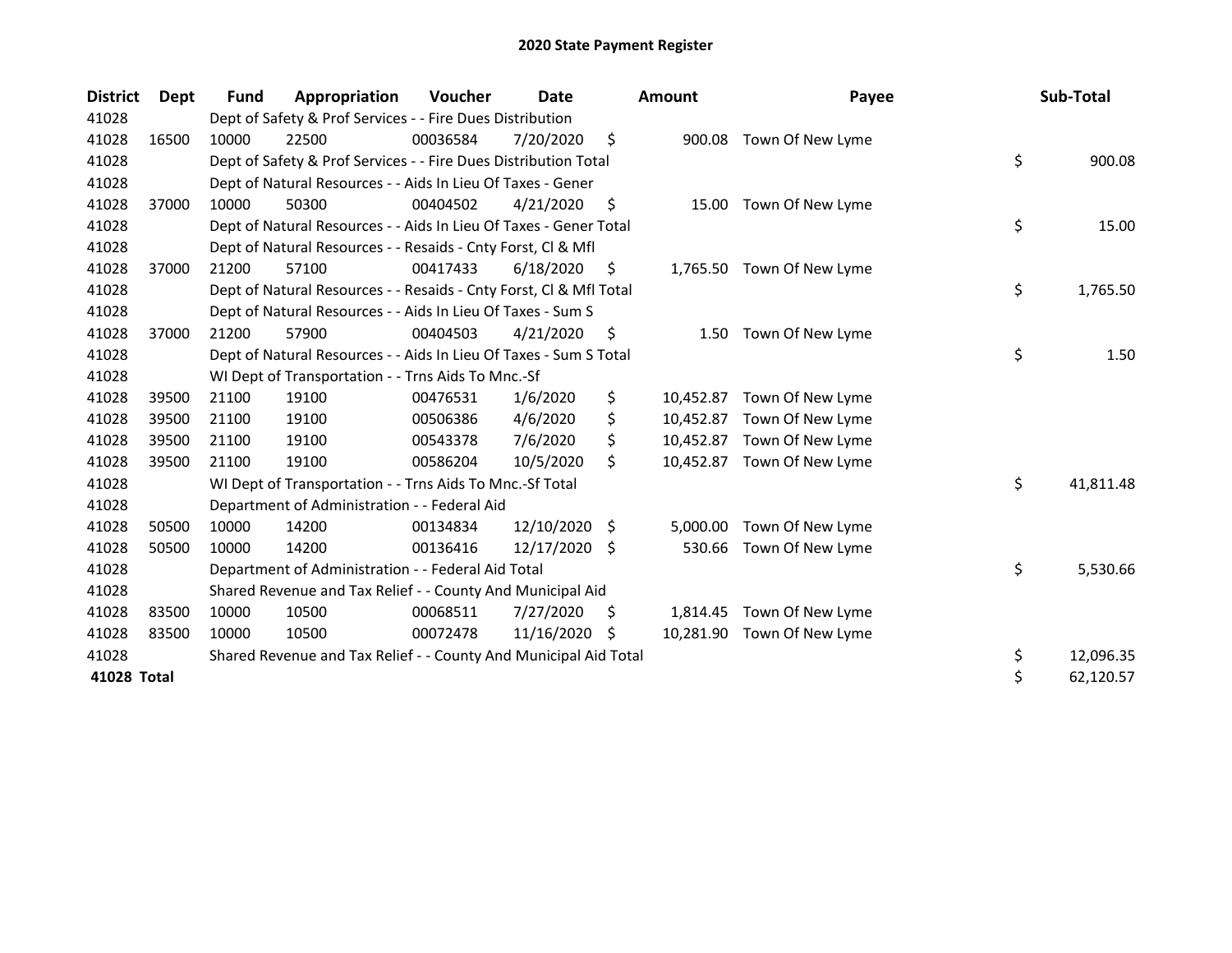# 2020 State Payment Register

| District | Dept | Fund | Appropriation | Voucher | Date | Amount | Payee | Sub-Total |
|---|---|---|---|---|---|---|---|---|
| 41028 | | Dept of Safety & Prof Services - - Fire Dues Distribution | | | | | | |
| 41028 | 16500 | 10000 | 22500 | 00036584 | 7/20/2020 | $ 900.08 | Town Of New Lyme | |
| 41028 | | Dept of Safety & Prof Services - - Fire Dues Distribution Total | | | | | | $ 900.08 |
| 41028 | | Dept of Natural Resources - - Aids In Lieu Of Taxes - Gener | | | | | | |
| 41028 | 37000 | 10000 | 50300 | 00404502 | 4/21/2020 | $ 15.00 | Town Of New Lyme | |
| 41028 | | Dept of Natural Resources - - Aids In Lieu Of Taxes - Gener Total | | | | | | $ 15.00 |
| 41028 | | Dept of Natural Resources - - Resaids - Cnty Forst, Cl & Mfl | | | | | | |
| 41028 | 37000 | 21200 | 57100 | 00417433 | 6/18/2020 | $ 1,765.50 | Town Of New Lyme | |
| 41028 | | Dept of Natural Resources - - Resaids - Cnty Forst, Cl & Mfl Total | | | | | | $ 1,765.50 |
| 41028 | | Dept of Natural Resources - - Aids In Lieu Of Taxes - Sum S | | | | | | |
| 41028 | 37000 | 21200 | 57900 | 00404503 | 4/21/2020 | $ 1.50 | Town Of New Lyme | |
| 41028 | | Dept of Natural Resources - - Aids In Lieu Of Taxes - Sum S Total | | | | | | $ 1.50 |
| 41028 | | WI Dept of Transportation - - Trns Aids To Mnc.-Sf | | | | | | |
| 41028 | 39500 | 21100 | 19100 | 00476531 | 1/6/2020 | $ 10,452.87 | Town Of New Lyme | |
| 41028 | 39500 | 21100 | 19100 | 00506386 | 4/6/2020 | $ 10,452.87 | Town Of New Lyme | |
| 41028 | 39500 | 21100 | 19100 | 00543378 | 7/6/2020 | $ 10,452.87 | Town Of New Lyme | |
| 41028 | 39500 | 21100 | 19100 | 00586204 | 10/5/2020 | $ 10,452.87 | Town Of New Lyme | |
| 41028 | | WI Dept of Transportation - - Trns Aids To Mnc.-Sf Total | | | | | | $ 41,811.48 |
| 41028 | | Department of Administration - - Federal Aid | | | | | | |
| 41028 | 50500 | 10000 | 14200 | 00134834 | 12/10/2020 | $ 5,000.00 | Town Of New Lyme | |
| 41028 | 50500 | 10000 | 14200 | 00136416 | 12/17/2020 | $ 530.66 | Town Of New Lyme | |
| 41028 | | Department of Administration - - Federal Aid Total | | | | | | $ 5,530.66 |
| 41028 | | Shared Revenue and Tax Relief - - County And Municipal Aid | | | | | | |
| 41028 | 83500 | 10000 | 10500 | 00068511 | 7/27/2020 | $ 1,814.45 | Town Of New Lyme | |
| 41028 | 83500 | 10000 | 10500 | 00072478 | 11/16/2020 | $ 10,281.90 | Town Of New Lyme | |
| 41028 | | Shared Revenue and Tax Relief - - County And Municipal Aid Total | | | | | | $ 12,096.35 |
| **41028 Total** | | | | | | | | $ 62,120.57 |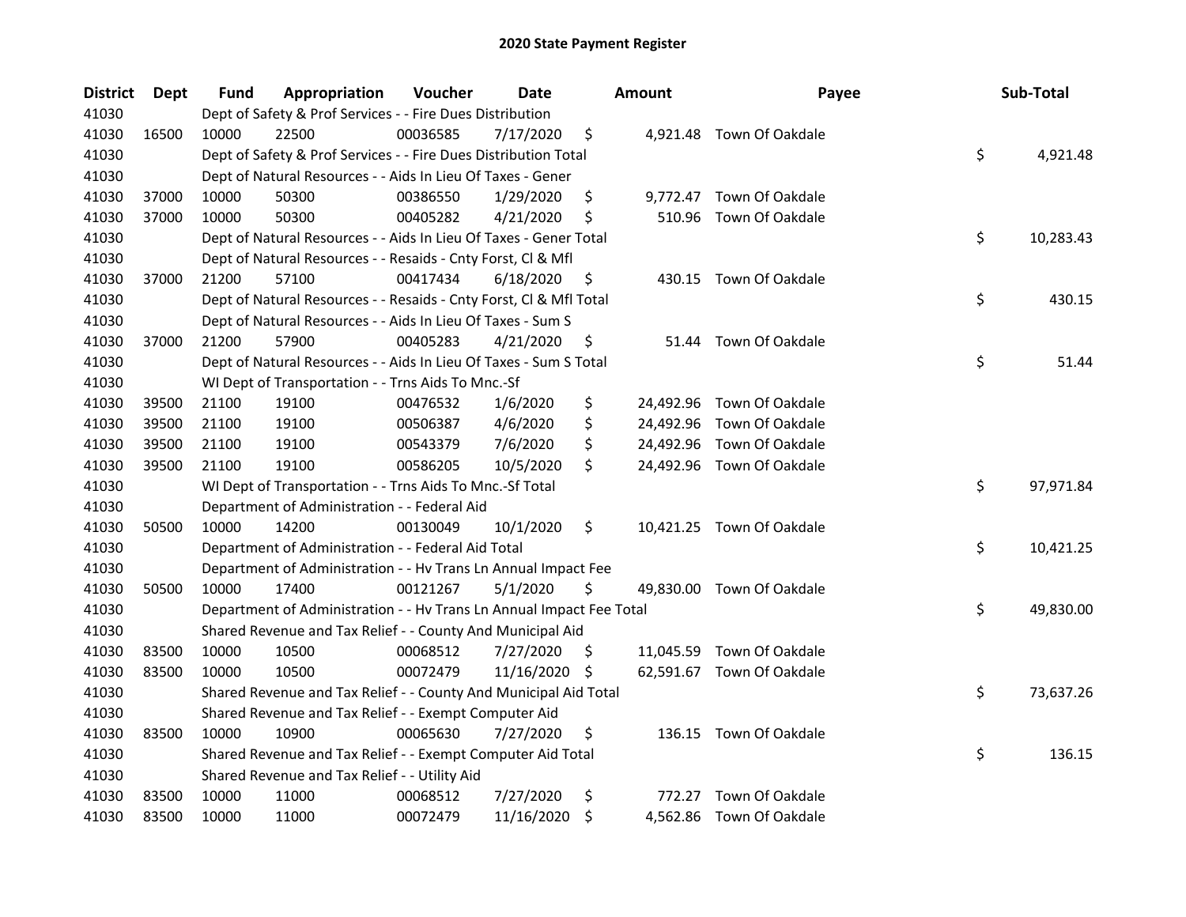# 2020 State Payment Register

| District | Dept | Fund | Appropriation | Voucher | Date | Amount | Payee | Sub-Total |
|---|---|---|---|---|---|---|---|---|
| 41030 | | Dept of Safety & Prof Services - - Fire Dues Distribution | | | | | | |
| 41030 | 16500 | 10000 | 22500 | 00036585 | 7/17/2020 | $ 4,921.48 | Town Of Oakdale | |
| 41030 | | Dept of Safety & Prof Services - - Fire Dues Distribution Total | | | | | | $ 4,921.48 |
| 41030 | | Dept of Natural Resources - - Aids In Lieu Of Taxes - Gener | | | | | | |
| 41030 | 37000 | 10000 | 50300 | 00386550 | 1/29/2020 | $ 9,772.47 | Town Of Oakdale | |
| 41030 | 37000 | 10000 | 50300 | 00405282 | 4/21/2020 | $ 510.96 | Town Of Oakdale | |
| 41030 | | Dept of Natural Resources - - Aids In Lieu Of Taxes - Gener Total | | | | | | $ 10,283.43 |
| 41030 | | Dept of Natural Resources - - Resaids - Cnty Forst, Cl & Mfl | | | | | | |
| 41030 | 37000 | 21200 | 57100 | 00417434 | 6/18/2020 | $ 430.15 | Town Of Oakdale | |
| 41030 | | Dept of Natural Resources - - Resaids - Cnty Forst, Cl & Mfl Total | | | | | | $ 430.15 |
| 41030 | | Dept of Natural Resources - - Aids In Lieu Of Taxes - Sum S | | | | | | |
| 41030 | 37000 | 21200 | 57900 | 00405283 | 4/21/2020 | $ 51.44 | Town Of Oakdale | |
| 41030 | | Dept of Natural Resources - - Aids In Lieu Of Taxes - Sum S Total | | | | | | $ 51.44 |
| 41030 | | WI Dept of Transportation - - Trns Aids To Mnc.-Sf | | | | | | |
| 41030 | 39500 | 21100 | 19100 | 00476532 | 1/6/2020 | $ 24,492.96 | Town Of Oakdale | |
| 41030 | 39500 | 21100 | 19100 | 00506387 | 4/6/2020 | $ 24,492.96 | Town Of Oakdale | |
| 41030 | 39500 | 21100 | 19100 | 00543379 | 7/6/2020 | $ 24,492.96 | Town Of Oakdale | |
| 41030 | 39500 | 21100 | 19100 | 00586205 | 10/5/2020 | $ 24,492.96 | Town Of Oakdale | |
| 41030 | | WI Dept of Transportation - - Trns Aids To Mnc.-Sf Total | | | | | | $ 97,971.84 |
| 41030 | | Department of Administration - - Federal Aid | | | | | | |
| 41030 | 50500 | 10000 | 14200 | 00130049 | 10/1/2020 | $ 10,421.25 | Town Of Oakdale | |
| 41030 | | Department of Administration - - Federal Aid Total | | | | | | $ 10,421.25 |
| 41030 | | Department of Administration - - Hv Trans Ln Annual Impact Fee | | | | | | |
| 41030 | 50500 | 10000 | 17400 | 00121267 | 5/1/2020 | $ 49,830.00 | Town Of Oakdale | |
| 41030 | | Department of Administration - - Hv Trans Ln Annual Impact Fee Total | | | | | | $ 49,830.00 |
| 41030 | | Shared Revenue and Tax Relief - - County And Municipal Aid | | | | | | |
| 41030 | 83500 | 10000 | 10500 | 00068512 | 7/27/2020 | $ 11,045.59 | Town Of Oakdale | |
| 41030 | 83500 | 10000 | 10500 | 00072479 | 11/16/2020 | $ 62,591.67 | Town Of Oakdale | |
| 41030 | | Shared Revenue and Tax Relief - - County And Municipal Aid Total | | | | | | $ 73,637.26 |
| 41030 | | Shared Revenue and Tax Relief - - Exempt Computer Aid | | | | | | |
| 41030 | 83500 | 10000 | 10900 | 00065630 | 7/27/2020 | $ 136.15 | Town Of Oakdale | |
| 41030 | | Shared Revenue and Tax Relief - - Exempt Computer Aid Total | | | | | | $ 136.15 |
| 41030 | | Shared Revenue and Tax Relief - - Utility Aid | | | | | | |
| 41030 | 83500 | 10000 | 11000 | 00068512 | 7/27/2020 | $ 772.27 | Town Of Oakdale | |
| 41030 | 83500 | 10000 | 11000 | 00072479 | 11/16/2020 | $ 4,562.86 | Town Of Oakdale | |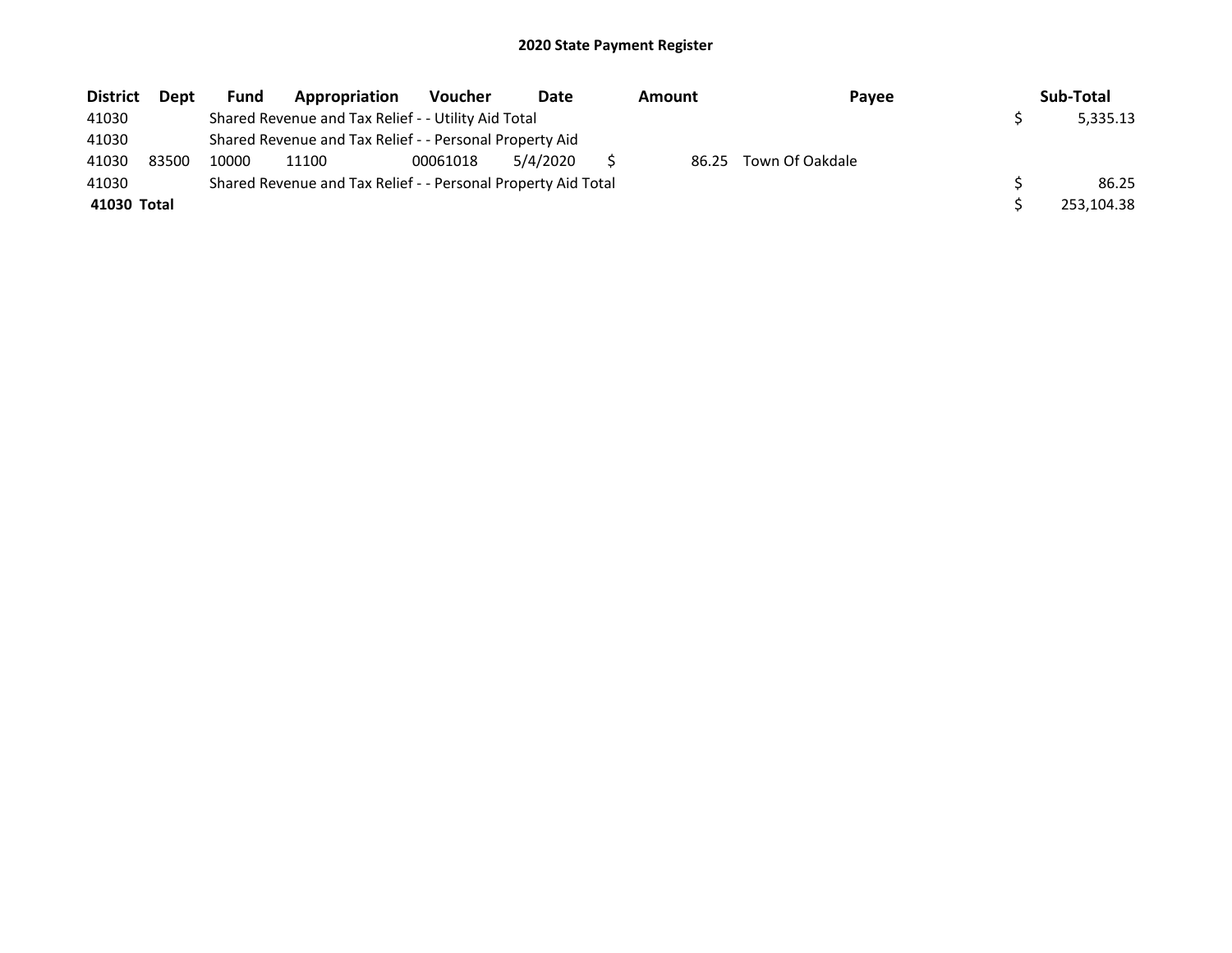## 2020 State Payment Register

| District | Dept | Fund | Appropriation | Voucher | Date | Amount | Payee | Sub-Total |
|---|---|---|---|---|---|---|---|---|
| 41030 | | Shared Revenue and Tax Relief - - Utility Aid Total | | | | | | $ 5,335.13 |
| 41030 | | Shared Revenue and Tax Relief - - Personal Property Aid | | | | | | |
| 41030 | 83500 | 10000 | 11100 | 00061018 | 5/4/2020 | $ 86.25 | Town Of Oakdale | |
| 41030 | | Shared Revenue and Tax Relief - - Personal Property Aid Total | | | | | | $ 86.25 |
| **41030 Total** | | | | | | | | $ 253,104.38 |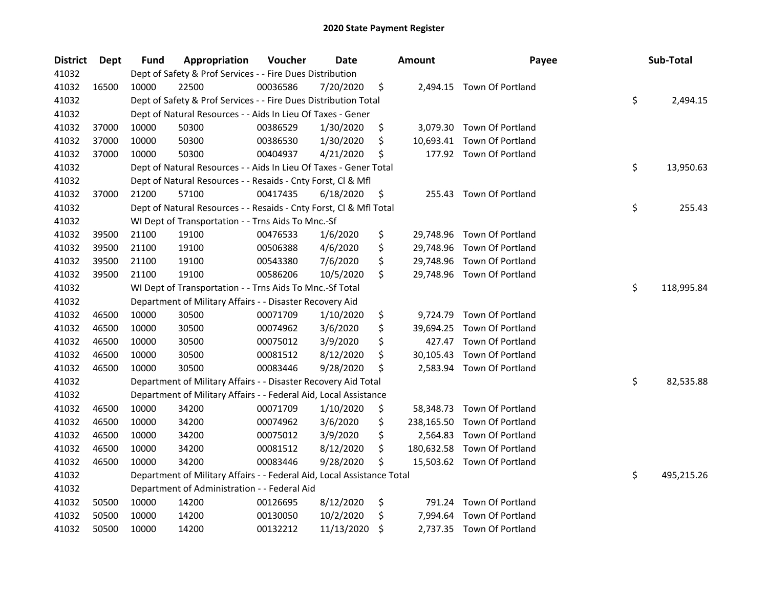# 2020 State Payment Register

| District | Dept | Fund | Appropriation | Voucher | Date | Amount | Payee | Sub-Total |
|---|---|---|---|---|---|---|---|---|
| 41032 | | Dept of Safety & Prof Services - - Fire Dues Distribution | | | | | | |
| 41032 | 16500 | 10000 | 22500 | 00036586 | 7/20/2020 | $ 2,494.15 | Town Of Portland | |
| 41032 | | Dept of Safety & Prof Services - - Fire Dues Distribution Total | | | | | | $ 2,494.15 |
| 41032 | | Dept of Natural Resources - - Aids In Lieu Of Taxes - Gener | | | | | | |
| 41032 | 37000 | 10000 | 50300 | 00386529 | 1/30/2020 | $ 3,079.30 | Town Of Portland | |
| 41032 | 37000 | 10000 | 50300 | 00386530 | 1/30/2020 | $ 10,693.41 | Town Of Portland | |
| 41032 | 37000 | 10000 | 50300 | 00404937 | 4/21/2020 | $ 177.92 | Town Of Portland | |
| 41032 | | Dept of Natural Resources - - Aids In Lieu Of Taxes - Gener Total | | | | | | $ 13,950.63 |
| 41032 | | Dept of Natural Resources - - Resaids - Cnty Forst, Cl & Mfl | | | | | | |
| 41032 | 37000 | 21200 | 57100 | 00417435 | 6/18/2020 | $ 255.43 | Town Of Portland | |
| 41032 | | Dept of Natural Resources - - Resaids - Cnty Forst, Cl & Mfl Total | | | | | | $ 255.43 |
| 41032 | | WI Dept of Transportation - - Trns Aids To Mnc.-Sf | | | | | | |
| 41032 | 39500 | 21100 | 19100 | 00476533 | 1/6/2020 | $ 29,748.96 | Town Of Portland | |
| 41032 | 39500 | 21100 | 19100 | 00506388 | 4/6/2020 | $ 29,748.96 | Town Of Portland | |
| 41032 | 39500 | 21100 | 19100 | 00543380 | 7/6/2020 | $ 29,748.96 | Town Of Portland | |
| 41032 | 39500 | 21100 | 19100 | 00586206 | 10/5/2020 | $ 29,748.96 | Town Of Portland | |
| 41032 | | WI Dept of Transportation - - Trns Aids To Mnc.-Sf Total | | | | | | $ 118,995.84 |
| 41032 | | Department of Military Affairs - - Disaster Recovery Aid | | | | | | |
| 41032 | 46500 | 10000 | 30500 | 00071709 | 1/10/2020 | $ 9,724.79 | Town Of Portland | |
| 41032 | 46500 | 10000 | 30500 | 00074962 | 3/6/2020 | $ 39,694.25 | Town Of Portland | |
| 41032 | 46500 | 10000 | 30500 | 00075012 | 3/9/2020 | $ 427.47 | Town Of Portland | |
| 41032 | 46500 | 10000 | 30500 | 00081512 | 8/12/2020 | $ 30,105.43 | Town Of Portland | |
| 41032 | 46500 | 10000 | 30500 | 00083446 | 9/28/2020 | $ 2,583.94 | Town Of Portland | |
| 41032 | | Department of Military Affairs - - Disaster Recovery Aid Total | | | | | | $ 82,535.88 |
| 41032 | | Department of Military Affairs - - Federal Aid, Local Assistance | | | | | | |
| 41032 | 46500 | 10000 | 34200 | 00071709 | 1/10/2020 | $ 58,348.73 | Town Of Portland | |
| 41032 | 46500 | 10000 | 34200 | 00074962 | 3/6/2020 | $ 238,165.50 | Town Of Portland | |
| 41032 | 46500 | 10000 | 34200 | 00075012 | 3/9/2020 | $ 2,564.83 | Town Of Portland | |
| 41032 | 46500 | 10000 | 34200 | 00081512 | 8/12/2020 | $ 180,632.58 | Town Of Portland | |
| 41032 | 46500 | 10000 | 34200 | 00083446 | 9/28/2020 | $ 15,503.62 | Town Of Portland | |
| 41032 | | Department of Military Affairs - - Federal Aid, Local Assistance Total | | | | | | $ 495,215.26 |
| 41032 | | Department of Administration - - Federal Aid | | | | | | |
| 41032 | 50500 | 10000 | 14200 | 00126695 | 8/12/2020 | $ 791.24 | Town Of Portland | |
| 41032 | 50500 | 10000 | 14200 | 00130050 | 10/2/2020 | $ 7,994.64 | Town Of Portland | |
| 41032 | 50500 | 10000 | 14200 | 00132212 | 11/13/2020 | $ 2,737.35 | Town Of Portland | |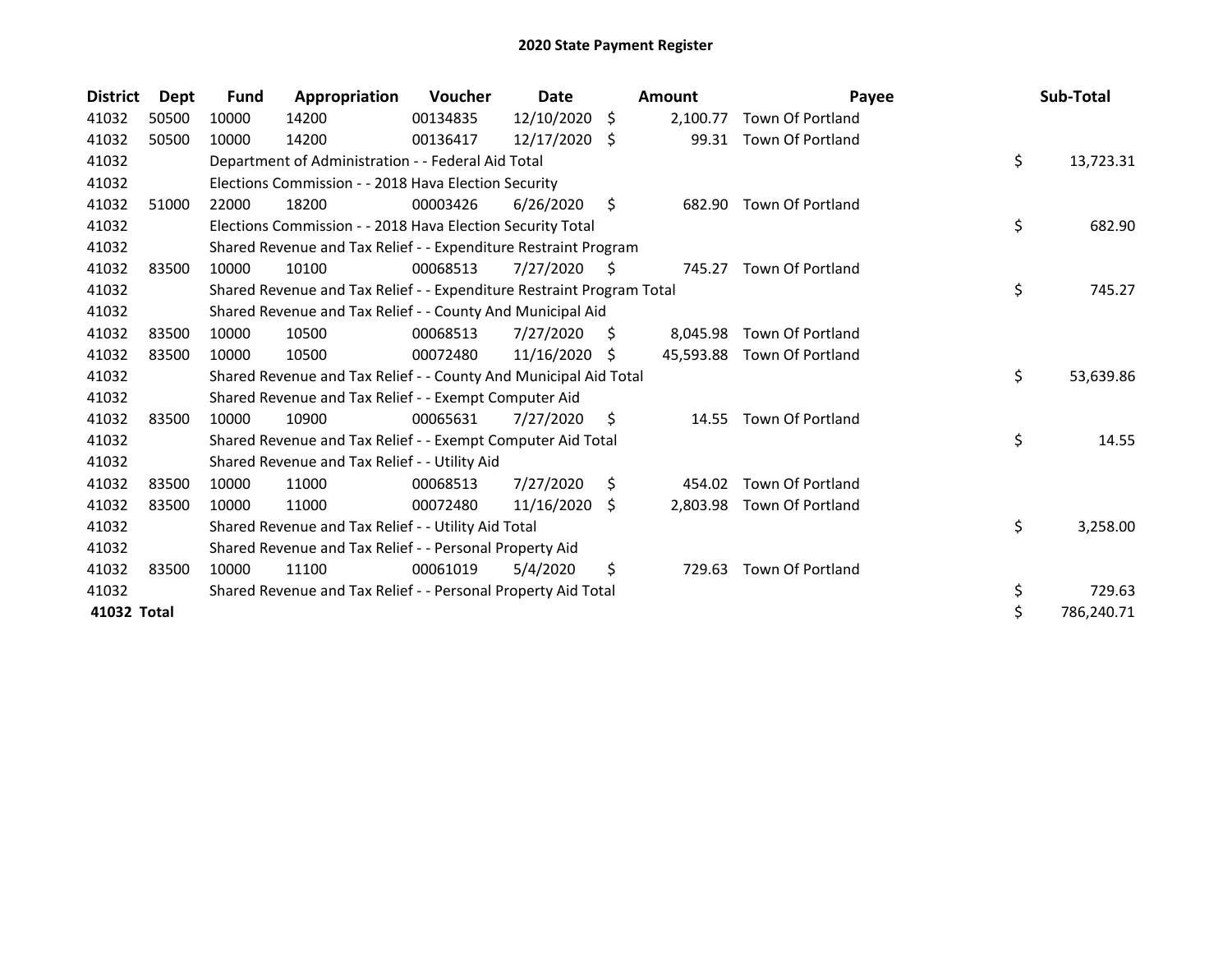# 2020 State Payment Register

| District | Dept | Fund | Appropriation | Voucher | Date | Amount | Payee | Sub-Total |
|---|---|---|---|---|---|---|---|---|
| 41032 | 50500 | 10000 | 14200 | 00134835 | 12/10/2020 | $ 2,100.77 | Town Of Portland | |
| 41032 | 50500 | 10000 | 14200 | 00136417 | 12/17/2020 | $ 99.31 | Town Of Portland | |
| 41032 | | Department of Administration - - Federal Aid Total | | | | | | $ 13,723.31 |
| 41032 | | Elections Commission - - 2018 Hava Election Security | | | | | | |
| 41032 | 51000 | 22000 | 18200 | 00003426 | 6/26/2020 | $ 682.90 | Town Of Portland | |
| 41032 | | Elections Commission - - 2018 Hava Election Security Total | | | | | | $ 682.90 |
| 41032 | | Shared Revenue and Tax Relief - - Expenditure Restraint Program | | | | | | |
| 41032 | 83500 | 10000 | 10100 | 00068513 | 7/27/2020 | $ 745.27 | Town Of Portland | |
| 41032 | | Shared Revenue and Tax Relief - - Expenditure Restraint Program Total | | | | | | $ 745.27 |
| 41032 | | Shared Revenue and Tax Relief - - County And Municipal Aid | | | | | | |
| 41032 | 83500 | 10000 | 10500 | 00068513 | 7/27/2020 | $ 8,045.98 | Town Of Portland | |
| 41032 | 83500 | 10000 | 10500 | 00072480 | 11/16/2020 | $ 45,593.88 | Town Of Portland | |
| 41032 | | Shared Revenue and Tax Relief - - County And Municipal Aid Total | | | | | | $ 53,639.86 |
| 41032 | | Shared Revenue and Tax Relief - - Exempt Computer Aid | | | | | | |
| 41032 | 83500 | 10000 | 10900 | 00065631 | 7/27/2020 | $ 14.55 | Town Of Portland | |
| 41032 | | Shared Revenue and Tax Relief - - Exempt Computer Aid Total | | | | | | $ 14.55 |
| 41032 | | Shared Revenue and Tax Relief - - Utility Aid | | | | | | |
| 41032 | 83500 | 10000 | 11000 | 00068513 | 7/27/2020 | $ 454.02 | Town Of Portland | |
| 41032 | 83500 | 10000 | 11000 | 00072480 | 11/16/2020 | $ 2,803.98 | Town Of Portland | |
| 41032 | | Shared Revenue and Tax Relief - - Utility Aid Total | | | | | | $ 3,258.00 |
| 41032 | | Shared Revenue and Tax Relief - - Personal Property Aid | | | | | | |
| 41032 | 83500 | 10000 | 11100 | 00061019 | 5/4/2020 | $ 729.63 | Town Of Portland | |
| 41032 | | Shared Revenue and Tax Relief - - Personal Property Aid Total | | | | | | $ 729.63 |
| **41032 Total** | | | | | | | | $ 786,240.71 |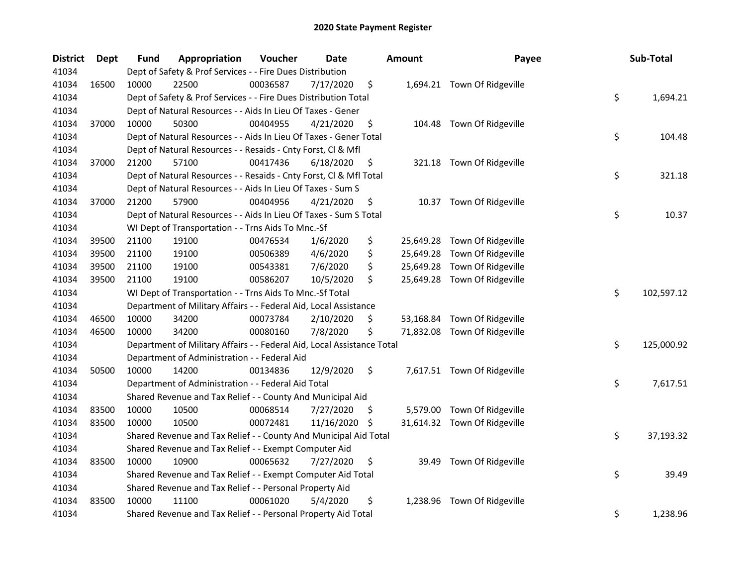# 2020 State Payment Register

| District | Dept | Fund | Appropriation | Voucher | Date | Amount | Payee | Sub-Total |
|---|---|---|---|---|---|---|---|---|
| 41034 | | Dept of Safety & Prof Services - - Fire Dues Distribution | | | | | | |
| 41034 | 16500 | 10000 | 22500 | 00036587 | 7/17/2020 | $ 1,694.21 | Town Of Ridgeville | |
| 41034 | | Dept of Safety & Prof Services - - Fire Dues Distribution Total | | | | | | $ 1,694.21 |
| 41034 | | Dept of Natural Resources - - Aids In Lieu Of Taxes - Gener | | | | | | |
| 41034 | 37000 | 10000 | 50300 | 00404955 | 4/21/2020 | $ 104.48 | Town Of Ridgeville | |
| 41034 | | Dept of Natural Resources - - Aids In Lieu Of Taxes - Gener Total | | | | | | $ 104.48 |
| 41034 | | Dept of Natural Resources - - Resaids - Cnty Forst, Cl & Mfl | | | | | | |
| 41034 | 37000 | 21200 | 57100 | 00417436 | 6/18/2020 | $ 321.18 | Town Of Ridgeville | |
| 41034 | | Dept of Natural Resources - - Resaids - Cnty Forst, Cl & Mfl Total | | | | | | $ 321.18 |
| 41034 | | Dept of Natural Resources - - Aids In Lieu Of Taxes - Sum S | | | | | | |
| 41034 | 37000 | 21200 | 57900 | 00404956 | 4/21/2020 | $ 10.37 | Town Of Ridgeville | |
| 41034 | | Dept of Natural Resources - - Aids In Lieu Of Taxes - Sum S Total | | | | | | $ 10.37 |
| 41034 | | WI Dept of Transportation - - Trns Aids To Mnc.-Sf | | | | | | |
| 41034 | 39500 | 21100 | 19100 | 00476534 | 1/6/2020 | $ 25,649.28 | Town Of Ridgeville | |
| 41034 | 39500 | 21100 | 19100 | 00506389 | 4/6/2020 | $ 25,649.28 | Town Of Ridgeville | |
| 41034 | 39500 | 21100 | 19100 | 00543381 | 7/6/2020 | $ 25,649.28 | Town Of Ridgeville | |
| 41034 | 39500 | 21100 | 19100 | 00586207 | 10/5/2020 | $ 25,649.28 | Town Of Ridgeville | |
| 41034 | | WI Dept of Transportation - - Trns Aids To Mnc.-Sf Total | | | | | | $ 102,597.12 |
| 41034 | | Department of Military Affairs - - Federal Aid, Local Assistance | | | | | | |
| 41034 | 46500 | 10000 | 34200 | 00073784 | 2/10/2020 | $ 53,168.84 | Town Of Ridgeville | |
| 41034 | 46500 | 10000 | 34200 | 00080160 | 7/8/2020 | $ 71,832.08 | Town Of Ridgeville | |
| 41034 | | Department of Military Affairs - - Federal Aid, Local Assistance Total | | | | | | $ 125,000.92 |
| 41034 | | Department of Administration - - Federal Aid | | | | | | |
| 41034 | 50500 | 10000 | 14200 | 00134836 | 12/9/2020 | $ 7,617.51 | Town Of Ridgeville | |
| 41034 | | Department of Administration - - Federal Aid Total | | | | | | $ 7,617.51 |
| 41034 | | Shared Revenue and Tax Relief - - County And Municipal Aid | | | | | | |
| 41034 | 83500 | 10000 | 10500 | 00068514 | 7/27/2020 | $ 5,579.00 | Town Of Ridgeville | |
| 41034 | 83500 | 10000 | 10500 | 00072481 | 11/16/2020 | $ 31,614.32 | Town Of Ridgeville | |
| 41034 | | Shared Revenue and Tax Relief - - County And Municipal Aid Total | | | | | | $ 37,193.32 |
| 41034 | | Shared Revenue and Tax Relief - - Exempt Computer Aid | | | | | | |
| 41034 | 83500 | 10000 | 10900 | 00065632 | 7/27/2020 | $ 39.49 | Town Of Ridgeville | |
| 41034 | | Shared Revenue and Tax Relief - - Exempt Computer Aid Total | | | | | | $ 39.49 |
| 41034 | | Shared Revenue and Tax Relief - - Personal Property Aid | | | | | | |
| 41034 | 83500 | 10000 | 11100 | 00061020 | 5/4/2020 | $ 1,238.96 | Town Of Ridgeville | |
| 41034 | | Shared Revenue and Tax Relief - - Personal Property Aid Total | | | | | | $ 1,238.96 |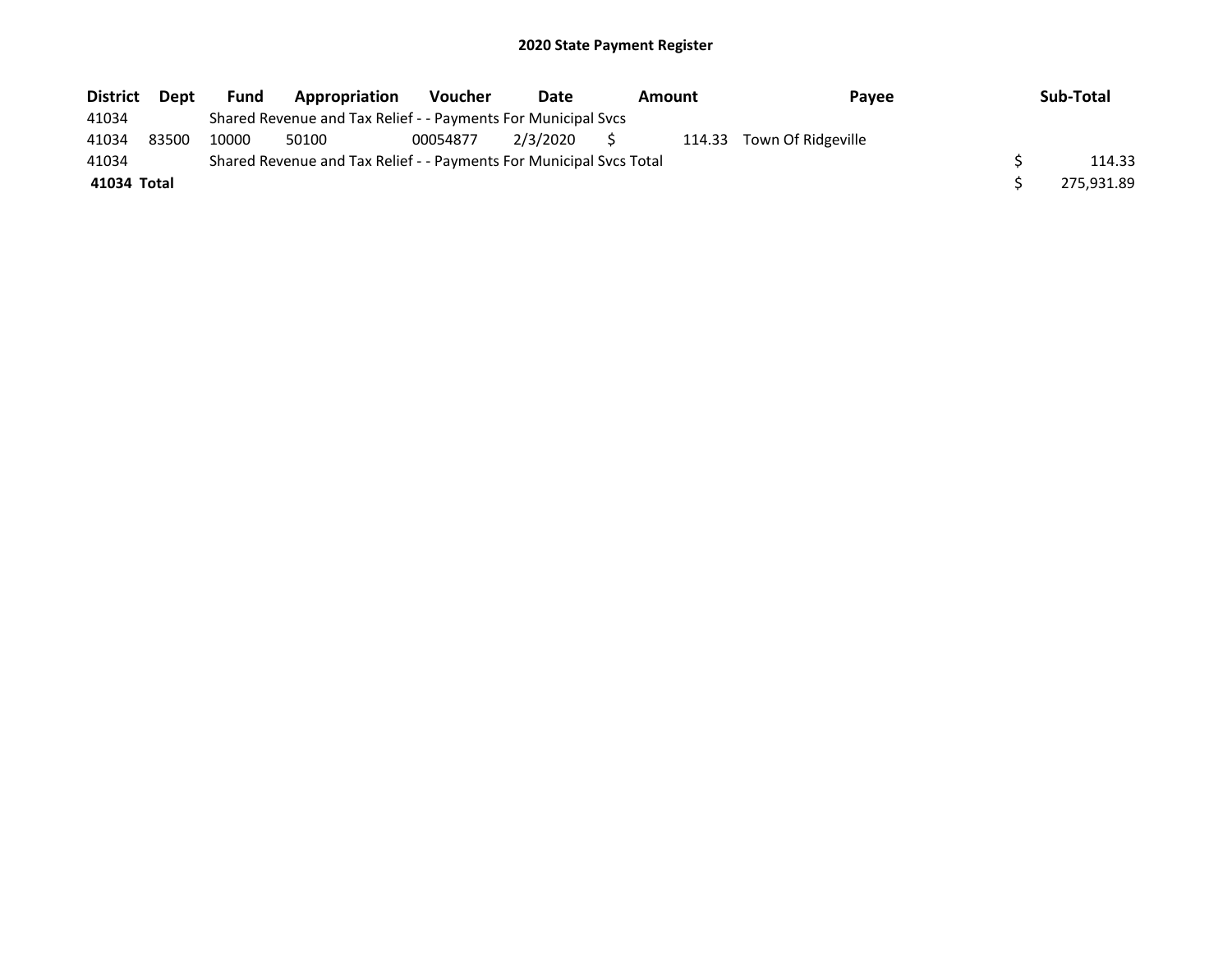# 2020 State Payment Register

| District | Dept | Fund | Appropriation | Voucher | Date | Amount | Payee | Sub-Total |
|---|---|---|---|---|---|---|---|---|
| 41034 | | Shared Revenue and Tax Relief - - Payments For Municipal Svcs | | | | | | |
| 41034 | 83500 | 10000 | 50100 | 00054877 | 2/3/2020 | $ 114.33 | Town Of Ridgeville | |
| 41034 | | Shared Revenue and Tax Relief - - Payments For Municipal Svcs Total | | | | | | $ 114.33 |
| **41034 Total** | | | | | | | | $ 275,931.89 |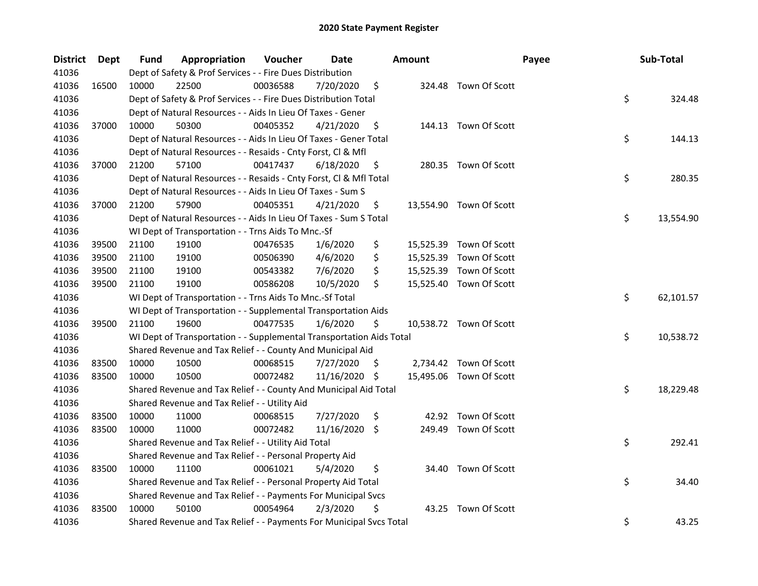# 2020 State Payment Register

| District | Dept | Fund | Appropriation | Voucher | Date | Amount | Payee | Sub-Total |
|---|---|---|---|---|---|---|---|---|
| 41036 | | Dept of Safety & Prof Services - - Fire Dues Distribution | | | | | | |
| 41036 | 16500 | 10000 | 22500 | 00036588 | 7/20/2020 | $ 324.48 | Town Of Scott | |
| 41036 | | Dept of Safety & Prof Services - - Fire Dues Distribution Total | | | | | | $ 324.48 |
| 41036 | | Dept of Natural Resources - - Aids In Lieu Of Taxes - Gener | | | | | | |
| 41036 | 37000 | 10000 | 50300 | 00405352 | 4/21/2020 | $ 144.13 | Town Of Scott | |
| 41036 | | Dept of Natural Resources - - Aids In Lieu Of Taxes - Gener Total | | | | | | $ 144.13 |
| 41036 | | Dept of Natural Resources - - Resaids - Cnty Forst, Cl & Mfl | | | | | | |
| 41036 | 37000 | 21200 | 57100 | 00417437 | 6/18/2020 | $ 280.35 | Town Of Scott | |
| 41036 | | Dept of Natural Resources - - Resaids - Cnty Forst, Cl & Mfl Total | | | | | | $ 280.35 |
| 41036 | | Dept of Natural Resources - - Aids In Lieu Of Taxes - Sum S | | | | | | |
| 41036 | 37000 | 21200 | 57900 | 00405351 | 4/21/2020 | $ 13,554.90 | Town Of Scott | |
| 41036 | | Dept of Natural Resources - - Aids In Lieu Of Taxes - Sum S Total | | | | | | $ 13,554.90 |
| 41036 | | WI Dept of Transportation - - Trns Aids To Mnc.-Sf | | | | | | |
| 41036 | 39500 | 21100 | 19100 | 00476535 | 1/6/2020 | $ 15,525.39 | Town Of Scott | |
| 41036 | 39500 | 21100 | 19100 | 00506390 | 4/6/2020 | $ 15,525.39 | Town Of Scott | |
| 41036 | 39500 | 21100 | 19100 | 00543382 | 7/6/2020 | $ 15,525.39 | Town Of Scott | |
| 41036 | 39500 | 21100 | 19100 | 00586208 | 10/5/2020 | $ 15,525.40 | Town Of Scott | |
| 41036 | | WI Dept of Transportation - - Trns Aids To Mnc.-Sf Total | | | | | | $ 62,101.57 |
| 41036 | | WI Dept of Transportation - - Supplemental Transportation Aids | | | | | | |
| 41036 | 39500 | 21100 | 19600 | 00477535 | 1/6/2020 | $ 10,538.72 | Town Of Scott | |
| 41036 | | WI Dept of Transportation - - Supplemental Transportation Aids Total | | | | | | $ 10,538.72 |
| 41036 | | Shared Revenue and Tax Relief - - County And Municipal Aid | | | | | | |
| 41036 | 83500 | 10000 | 10500 | 00068515 | 7/27/2020 | $ 2,734.42 | Town Of Scott | |
| 41036 | 83500 | 10000 | 10500 | 00072482 | 11/16/2020 | $ 15,495.06 | Town Of Scott | |
| 41036 | | Shared Revenue and Tax Relief - - County And Municipal Aid Total | | | | | | $ 18,229.48 |
| 41036 | | Shared Revenue and Tax Relief - - Utility Aid | | | | | | |
| 41036 | 83500 | 10000 | 11000 | 00068515 | 7/27/2020 | $ 42.92 | Town Of Scott | |
| 41036 | 83500 | 10000 | 11000 | 00072482 | 11/16/2020 | $ 249.49 | Town Of Scott | |
| 41036 | | Shared Revenue and Tax Relief - - Utility Aid Total | | | | | | $ 292.41 |
| 41036 | | Shared Revenue and Tax Relief - - Personal Property Aid | | | | | | |
| 41036 | 83500 | 10000 | 11100 | 00061021 | 5/4/2020 | $ 34.40 | Town Of Scott | |
| 41036 | | Shared Revenue and Tax Relief - - Personal Property Aid Total | | | | | | $ 34.40 |
| 41036 | | Shared Revenue and Tax Relief - - Payments For Municipal Svcs | | | | | | |
| 41036 | 83500 | 10000 | 50100 | 00054964 | 2/3/2020 | $ 43.25 | Town Of Scott | |
| 41036 | | Shared Revenue and Tax Relief - - Payments For Municipal Svcs Total | | | | | | $ 43.25 |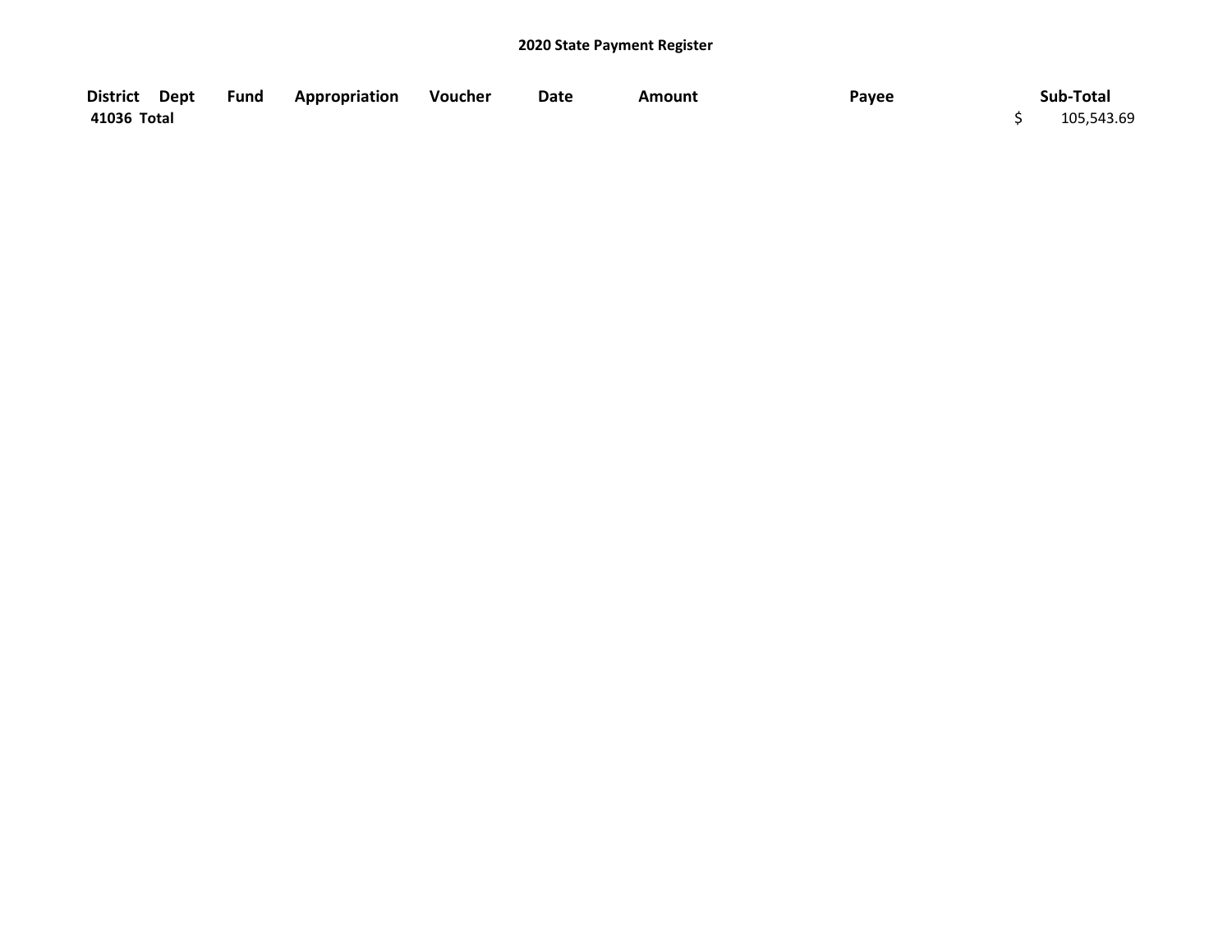## 2020 State Payment Register

| District | Dept | Fund | Appropriation | Voucher | Date | Amount | Payee | Sub-Total |
|---|---|---|---|---|---|---|---|---|
| 41036 Total | | | | | | | | $ 105,543.69 |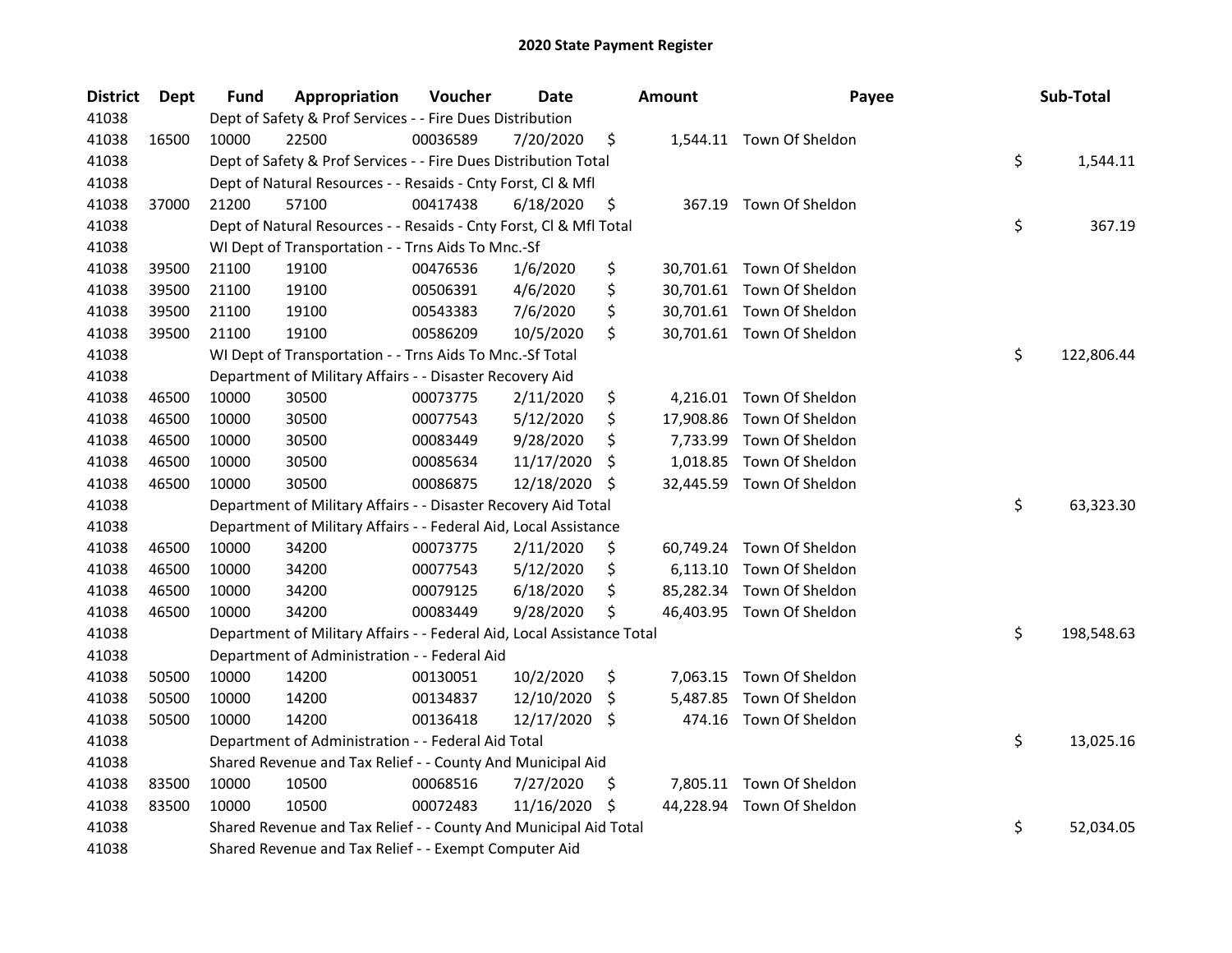# 2020 State Payment Register

| District | Dept | Fund | Appropriation | Voucher | Date | Amount | Payee | Sub-Total |
|---|---|---|---|---|---|---|---|---|
| 41038 | | Dept of Safety & Prof Services - - Fire Dues Distribution | | | | | | |
| 41038 | 16500 | 10000 | 22500 | 00036589 | 7/20/2020 | $ 1,544.11 | Town Of Sheldon | |
| 41038 | | Dept of Safety & Prof Services - - Fire Dues Distribution Total | | | | | | $ 1,544.11 |
| 41038 | | Dept of Natural Resources - - Resaids - Cnty Forst, Cl & Mfl | | | | | | |
| 41038 | 37000 | 21200 | 57100 | 00417438 | 6/18/2020 | $ 367.19 | Town Of Sheldon | |
| 41038 | | Dept of Natural Resources - - Resaids - Cnty Forst, Cl & Mfl Total | | | | | | $ 367.19 |
| 41038 | | WI Dept of Transportation - - Trns Aids To Mnc.-Sf | | | | | | |
| 41038 | 39500 | 21100 | 19100 | 00476536 | 1/6/2020 | $ 30,701.61 | Town Of Sheldon | |
| 41038 | 39500 | 21100 | 19100 | 00506391 | 4/6/2020 | $ 30,701.61 | Town Of Sheldon | |
| 41038 | 39500 | 21100 | 19100 | 00543383 | 7/6/2020 | $ 30,701.61 | Town Of Sheldon | |
| 41038 | 39500 | 21100 | 19100 | 00586209 | 10/5/2020 | $ 30,701.61 | Town Of Sheldon | |
| 41038 | | WI Dept of Transportation - - Trns Aids To Mnc.-Sf Total | | | | | | $ 122,806.44 |
| 41038 | | Department of Military Affairs - - Disaster Recovery Aid | | | | | | |
| 41038 | 46500 | 10000 | 30500 | 00073775 | 2/11/2020 | $ 4,216.01 | Town Of Sheldon | |
| 41038 | 46500 | 10000 | 30500 | 00077543 | 5/12/2020 | $ 17,908.86 | Town Of Sheldon | |
| 41038 | 46500 | 10000 | 30500 | 00083449 | 9/28/2020 | $ 7,733.99 | Town Of Sheldon | |
| 41038 | 46500 | 10000 | 30500 | 00085634 | 11/17/2020 | $ 1,018.85 | Town Of Sheldon | |
| 41038 | 46500 | 10000 | 30500 | 00086875 | 12/18/2020 | $ 32,445.59 | Town Of Sheldon | |
| 41038 | | Department of Military Affairs - - Disaster Recovery Aid Total | | | | | | $ 63,323.30 |
| 41038 | | Department of Military Affairs - - Federal Aid, Local Assistance | | | | | | |
| 41038 | 46500 | 10000 | 34200 | 00073775 | 2/11/2020 | $ 60,749.24 | Town Of Sheldon | |
| 41038 | 46500 | 10000 | 34200 | 00077543 | 5/12/2020 | $ 6,113.10 | Town Of Sheldon | |
| 41038 | 46500 | 10000 | 34200 | 00079125 | 6/18/2020 | $ 85,282.34 | Town Of Sheldon | |
| 41038 | 46500 | 10000 | 34200 | 00083449 | 9/28/2020 | $ 46,403.95 | Town Of Sheldon | |
| 41038 | | Department of Military Affairs - - Federal Aid, Local Assistance Total | | | | | | $ 198,548.63 |
| 41038 | | Department of Administration - - Federal Aid | | | | | | |
| 41038 | 50500 | 10000 | 14200 | 00130051 | 10/2/2020 | $ 7,063.15 | Town Of Sheldon | |
| 41038 | 50500 | 10000 | 14200 | 00134837 | 12/10/2020 | $ 5,487.85 | Town Of Sheldon | |
| 41038 | 50500 | 10000 | 14200 | 00136418 | 12/17/2020 | $ 474.16 | Town Of Sheldon | |
| 41038 | | Department of Administration - - Federal Aid Total | | | | | | $ 13,025.16 |
| 41038 | | Shared Revenue and Tax Relief - - County And Municipal Aid | | | | | | |
| 41038 | 83500 | 10000 | 10500 | 00068516 | 7/27/2020 | $ 7,805.11 | Town Of Sheldon | |
| 41038 | 83500 | 10000 | 10500 | 00072483 | 11/16/2020 | $ 44,228.94 | Town Of Sheldon | |
| 41038 | | Shared Revenue and Tax Relief - - County And Municipal Aid Total | | | | | | $ 52,034.05 |
| 41038 | | Shared Revenue and Tax Relief - - Exempt Computer Aid | | | | | | |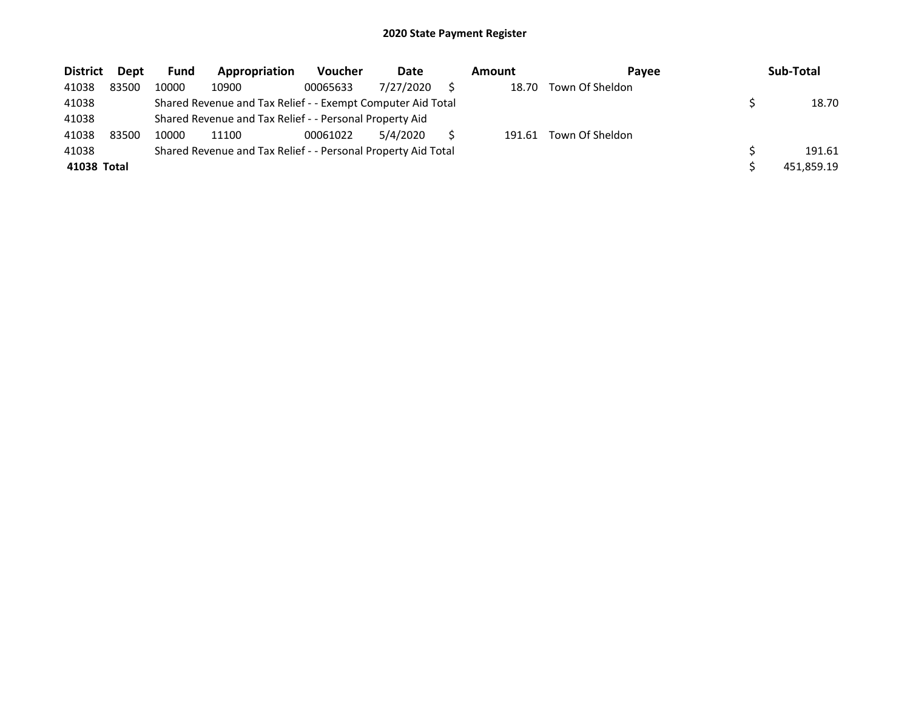# 2020 State Payment Register

| District | Dept | Fund | Appropriation | Voucher | Date | Amount | Payee | Sub-Total |
|---|---|---|---|---|---|---|---|---|
| 41038 | 83500 | 10000 | 10900 | 00065633 | 7/27/2020 | $ 18.70 | Town Of Sheldon | |
| 41038 | | Shared Revenue and Tax Relief - - Exempt Computer Aid Total | | | | | | $ 18.70 |
| 41038 | | Shared Revenue and Tax Relief - - Personal Property Aid | | | | | | |
| 41038 | 83500 | 10000 | 11100 | 00061022 | 5/4/2020 | $ 191.61 | Town Of Sheldon | |
| 41038 | | Shared Revenue and Tax Relief - - Personal Property Aid Total | | | | | | $ 191.61 |
| **41038 Total** | | | | | | | | $ 451,859.19 |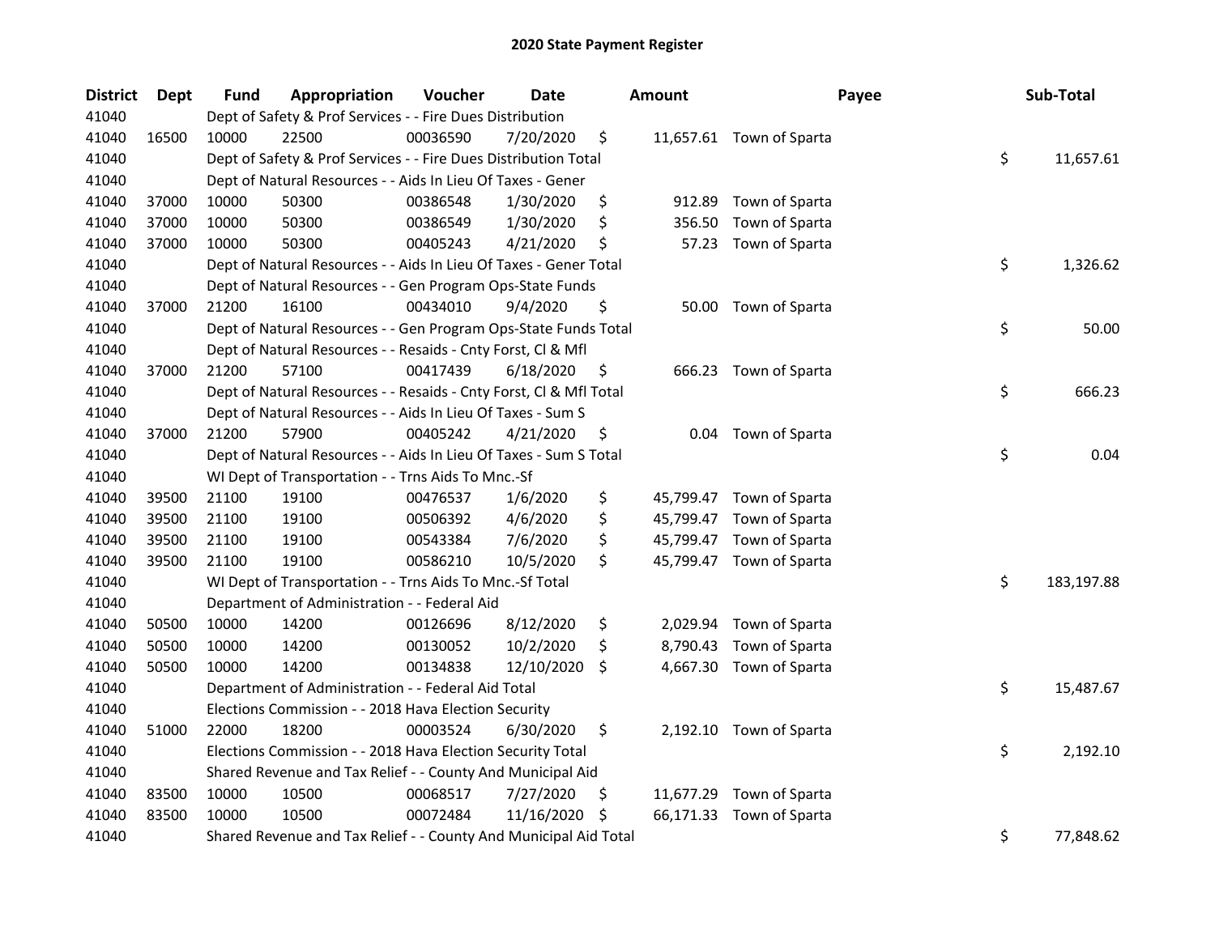# 2020 State Payment Register

| District | Dept | Fund | Appropriation | Voucher | Date | Amount | Payee | Sub-Total |
|---|---|---|---|---|---|---|---|---|
| 41040 | | Dept of Safety & Prof Services - - Fire Dues Distribution | | | | | | |
| 41040 | 16500 | 10000 | 22500 | 00036590 | 7/20/2020 | $ 11,657.61 | Town of Sparta | |
| 41040 | | Dept of Safety & Prof Services - - Fire Dues Distribution Total | | | | | | $ 11,657.61 |
| 41040 | | Dept of Natural Resources - - Aids In Lieu Of Taxes - Gener | | | | | | |
| 41040 | 37000 | 10000 | 50300 | 00386548 | 1/30/2020 | $ 912.89 | Town of Sparta | |
| 41040 | 37000 | 10000 | 50300 | 00386549 | 1/30/2020 | $ 356.50 | Town of Sparta | |
| 41040 | 37000 | 10000 | 50300 | 00405243 | 4/21/2020 | $ 57.23 | Town of Sparta | |
| 41040 | | Dept of Natural Resources - - Aids In Lieu Of Taxes - Gener Total | | | | | | $ 1,326.62 |
| 41040 | | Dept of Natural Resources - - Gen Program Ops-State Funds | | | | | | |
| 41040 | 37000 | 21200 | 16100 | 00434010 | 9/4/2020 | $ 50.00 | Town of Sparta | |
| 41040 | | Dept of Natural Resources - - Gen Program Ops-State Funds Total | | | | | | $ 50.00 |
| 41040 | | Dept of Natural Resources - - Resaids - Cnty Forst, Cl & Mfl | | | | | | |
| 41040 | 37000 | 21200 | 57100 | 00417439 | 6/18/2020 | $ 666.23 | Town of Sparta | |
| 41040 | | Dept of Natural Resources - - Resaids - Cnty Forst, Cl & Mfl Total | | | | | | $ 666.23 |
| 41040 | | Dept of Natural Resources - - Aids In Lieu Of Taxes - Sum S | | | | | | |
| 41040 | 37000 | 21200 | 57900 | 00405242 | 4/21/2020 | $ 0.04 | Town of Sparta | |
| 41040 | | Dept of Natural Resources - - Aids In Lieu Of Taxes - Sum S Total | | | | | | $ 0.04 |
| 41040 | | WI Dept of Transportation - - Trns Aids To Mnc.-Sf | | | | | | |
| 41040 | 39500 | 21100 | 19100 | 00476537 | 1/6/2020 | $ 45,799.47 | Town of Sparta | |
| 41040 | 39500 | 21100 | 19100 | 00506392 | 4/6/2020 | $ 45,799.47 | Town of Sparta | |
| 41040 | 39500 | 21100 | 19100 | 00543384 | 7/6/2020 | $ 45,799.47 | Town of Sparta | |
| 41040 | 39500 | 21100 | 19100 | 00586210 | 10/5/2020 | $ 45,799.47 | Town of Sparta | |
| 41040 | | WI Dept of Transportation - - Trns Aids To Mnc.-Sf Total | | | | | | $ 183,197.88 |
| 41040 | | Department of Administration - - Federal Aid | | | | | | |
| 41040 | 50500 | 10000 | 14200 | 00126696 | 8/12/2020 | $ 2,029.94 | Town of Sparta | |
| 41040 | 50500 | 10000 | 14200 | 00130052 | 10/2/2020 | $ 8,790.43 | Town of Sparta | |
| 41040 | 50500 | 10000 | 14200 | 00134838 | 12/10/2020 | $ 4,667.30 | Town of Sparta | |
| 41040 | | Department of Administration - - Federal Aid Total | | | | | | $ 15,487.67 |
| 41040 | | Elections Commission - - 2018 Hava Election Security | | | | | | |
| 41040 | 51000 | 22000 | 18200 | 00003524 | 6/30/2020 | $ 2,192.10 | Town of Sparta | |
| 41040 | | Elections Commission - - 2018 Hava Election Security Total | | | | | | $ 2,192.10 |
| 41040 | | Shared Revenue and Tax Relief - - County And Municipal Aid | | | | | | |
| 41040 | 83500 | 10000 | 10500 | 00068517 | 7/27/2020 | $ 11,677.29 | Town of Sparta | |
| 41040 | 83500 | 10000 | 10500 | 00072484 | 11/16/2020 | $ 66,171.33 | Town of Sparta | |
| 41040 | | Shared Revenue and Tax Relief - - County And Municipal Aid Total | | | | | | $ 77,848.62 |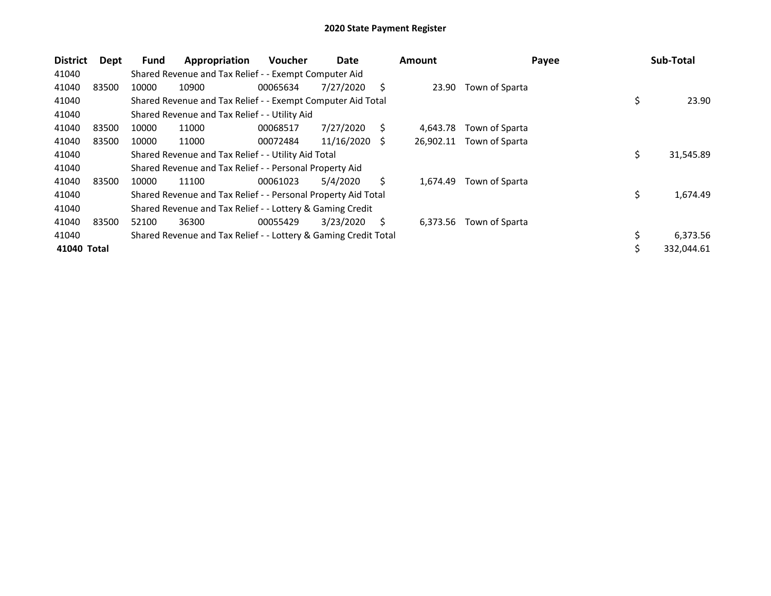# 2020 State Payment Register

| District | Dept | Fund | Appropriation | Voucher | Date | Amount | Payee | Sub-Total |
|---|---|---|---|---|---|---|---|---|
| 41040 | | Shared Revenue and Tax Relief - - Exempt Computer Aid | | | | | | |
| 41040 | 83500 | 10000 | 10900 | 00065634 | 7/27/2020 | $ 23.90 | Town of Sparta | |
| 41040 | | Shared Revenue and Tax Relief - - Exempt Computer Aid Total | | | | | | $ 23.90 |
| 41040 | | Shared Revenue and Tax Relief - - Utility Aid | | | | | | |
| 41040 | 83500 | 10000 | 11000 | 00068517 | 7/27/2020 | $ 4,643.78 | Town of Sparta | |
| 41040 | 83500 | 10000 | 11000 | 00072484 | 11/16/2020 | $ 26,902.11 | Town of Sparta | |
| 41040 | | Shared Revenue and Tax Relief - - Utility Aid Total | | | | | | $ 31,545.89 |
| 41040 | | Shared Revenue and Tax Relief - - Personal Property Aid | | | | | | |
| 41040 | 83500 | 10000 | 11100 | 00061023 | 5/4/2020 | $ 1,674.49 | Town of Sparta | |
| 41040 | | Shared Revenue and Tax Relief - - Personal Property Aid Total | | | | | | $ 1,674.49 |
| 41040 | | Shared Revenue and Tax Relief - - Lottery & Gaming Credit | | | | | | |
| 41040 | 83500 | 52100 | 36300 | 00055429 | 3/23/2020 | $ 6,373.56 | Town of Sparta | |
| 41040 | | Shared Revenue and Tax Relief - - Lottery & Gaming Credit Total | | | | | | $ 6,373.56 |
| **41040 Total** | | | | | | | | $ 332,044.61 |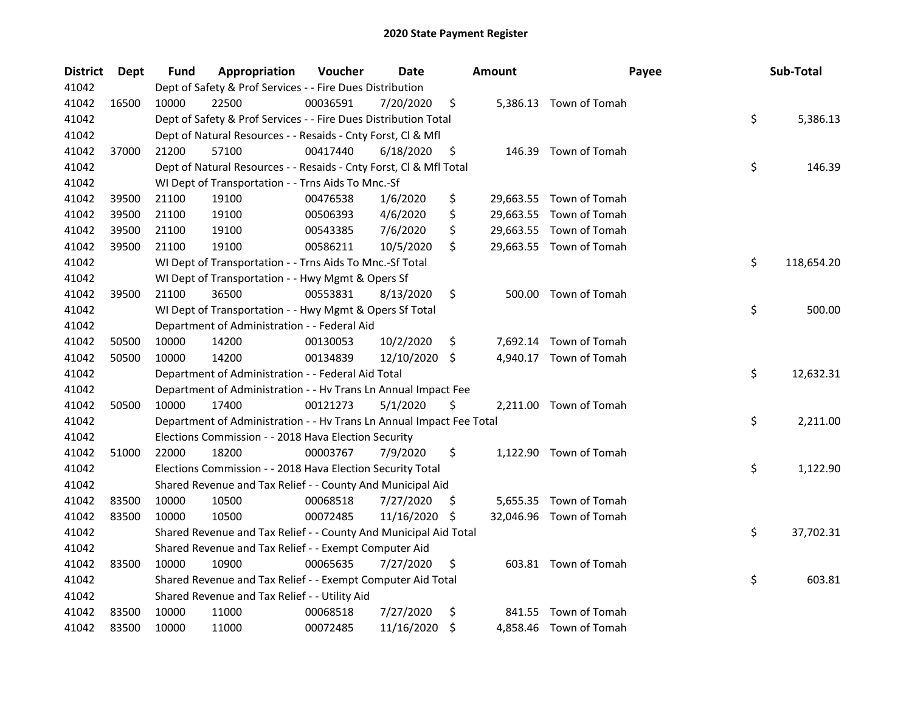# 2020 State Payment Register

| District | Dept | Fund | Appropriation | Voucher | Date | Amount | Payee | Sub-Total |
|---|---|---|---|---|---|---|---|---|
| 41042 | | Dept of Safety & Prof Services - - Fire Dues Distribution | | | | | | |
| 41042 | 16500 | 10000 | 22500 | 00036591 | 7/20/2020 | $ 5,386.13 | Town of Tomah | |
| 41042 | | Dept of Safety & Prof Services - - Fire Dues Distribution Total | | | | | | $ 5,386.13 |
| 41042 | | Dept of Natural Resources - - Resaids - Cnty Forst, Cl & Mfl | | | | | | |
| 41042 | 37000 | 21200 | 57100 | 00417440 | 6/18/2020 | $ 146.39 | Town of Tomah | |
| 41042 | | Dept of Natural Resources - - Resaids - Cnty Forst, Cl & Mfl Total | | | | | | $ 146.39 |
| 41042 | | WI Dept of Transportation - - Trns Aids To Mnc.-Sf | | | | | | |
| 41042 | 39500 | 21100 | 19100 | 00476538 | 1/6/2020 | $ 29,663.55 | Town of Tomah | |
| 41042 | 39500 | 21100 | 19100 | 00506393 | 4/6/2020 | $ 29,663.55 | Town of Tomah | |
| 41042 | 39500 | 21100 | 19100 | 00543385 | 7/6/2020 | $ 29,663.55 | Town of Tomah | |
| 41042 | 39500 | 21100 | 19100 | 00586211 | 10/5/2020 | $ 29,663.55 | Town of Tomah | |
| 41042 | | WI Dept of Transportation - - Trns Aids To Mnc.-Sf Total | | | | | | $ 118,654.20 |
| 41042 | | WI Dept of Transportation - - Hwy Mgmt & Opers Sf | | | | | | |
| 41042 | 39500 | 21100 | 36500 | 00553831 | 8/13/2020 | $ 500.00 | Town of Tomah | |
| 41042 | | WI Dept of Transportation - - Hwy Mgmt & Opers Sf Total | | | | | | $ 500.00 |
| 41042 | | Department of Administration - - Federal Aid | | | | | | |
| 41042 | 50500 | 10000 | 14200 | 00130053 | 10/2/2020 | $ 7,692.14 | Town of Tomah | |
| 41042 | 50500 | 10000 | 14200 | 00134839 | 12/10/2020 | $ 4,940.17 | Town of Tomah | |
| 41042 | | Department of Administration - - Federal Aid Total | | | | | | $ 12,632.31 |
| 41042 | | Department of Administration - - Hv Trans Ln Annual Impact Fee | | | | | | |
| 41042 | 50500 | 10000 | 17400 | 00121273 | 5/1/2020 | $ 2,211.00 | Town of Tomah | |
| 41042 | | Department of Administration - - Hv Trans Ln Annual Impact Fee Total | | | | | | $ 2,211.00 |
| 41042 | | Elections Commission - - 2018 Hava Election Security | | | | | | |
| 41042 | 51000 | 22000 | 18200 | 00003767 | 7/9/2020 | $ 1,122.90 | Town of Tomah | |
| 41042 | | Elections Commission - - 2018 Hava Election Security Total | | | | | | $ 1,122.90 |
| 41042 | | Shared Revenue and Tax Relief - - County And Municipal Aid | | | | | | |
| 41042 | 83500 | 10000 | 10500 | 00068518 | 7/27/2020 | $ 5,655.35 | Town of Tomah | |
| 41042 | 83500 | 10000 | 10500 | 00072485 | 11/16/2020 | $ 32,046.96 | Town of Tomah | |
| 41042 | | Shared Revenue and Tax Relief - - County And Municipal Aid Total | | | | | | $ 37,702.31 |
| 41042 | | Shared Revenue and Tax Relief - - Exempt Computer Aid | | | | | | |
| 41042 | 83500 | 10000 | 10900 | 00065635 | 7/27/2020 | $ 603.81 | Town of Tomah | |
| 41042 | | Shared Revenue and Tax Relief - - Exempt Computer Aid Total | | | | | | $ 603.81 |
| 41042 | | Shared Revenue and Tax Relief - - Utility Aid | | | | | | |
| 41042 | 83500 | 10000 | 11000 | 00068518 | 7/27/2020 | $ 841.55 | Town of Tomah | |
| 41042 | 83500 | 10000 | 11000 | 00072485 | 11/16/2020 | $ 4,858.46 | Town of Tomah | |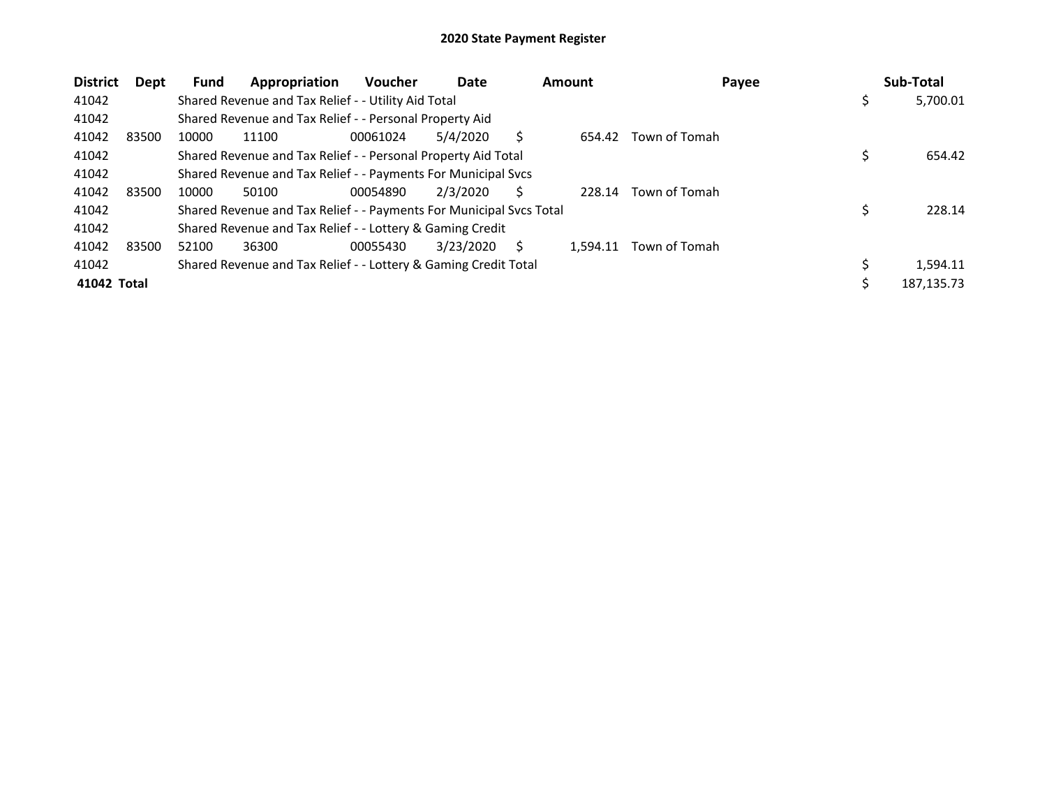## 2020 State Payment Register

| District | Dept | Fund | Appropriation | Voucher | Date | Amount | Payee | Sub-Total |
|---|---|---|---|---|---|---|---|---|
| 41042 | | Shared Revenue and Tax Relief - - Utility Aid Total | | | | | | $ 5,700.01 |
| 41042 | | Shared Revenue and Tax Relief - - Personal Property Aid | | | | | | |
| 41042 | 83500 | 10000 | 11100 | 00061024 | 5/4/2020 | $ 654.42 | Town of Tomah | |
| 41042 | | Shared Revenue and Tax Relief - - Personal Property Aid Total | | | | | | $ 654.42 |
| 41042 | | Shared Revenue and Tax Relief - - Payments For Municipal Svcs | | | | | | |
| 41042 | 83500 | 10000 | 50100 | 00054890 | 2/3/2020 | $ 228.14 | Town of Tomah | |
| 41042 | | Shared Revenue and Tax Relief - - Payments For Municipal Svcs Total | | | | | | $ 228.14 |
| 41042 | | Shared Revenue and Tax Relief - - Lottery & Gaming Credit | | | | | | |
| 41042 | 83500 | 52100 | 36300 | 00055430 | 3/23/2020 | $ 1,594.11 | Town of Tomah | |
| 41042 | | Shared Revenue and Tax Relief - - Lottery & Gaming Credit Total | | | | | | $ 1,594.11 |
| **41042 Total** | | | | | | | | $ 187,135.73 |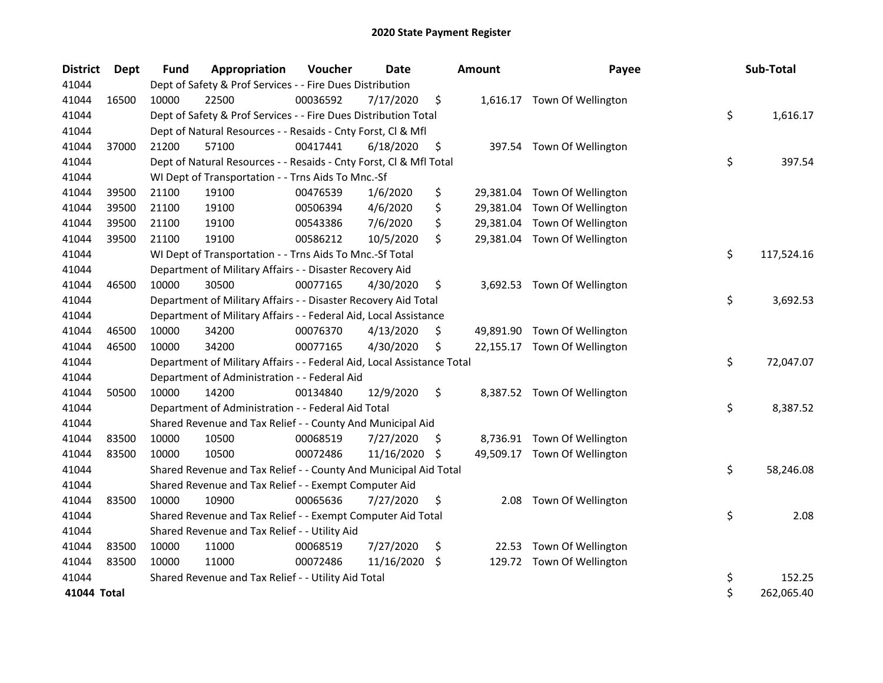# 2020 State Payment Register

| District | Dept | Fund | Appropriation | Voucher | Date | Amount | Payee | Sub-Total |
|---|---|---|---|---|---|---|---|---|
| 41044 | | Dept of Safety & Prof Services - - Fire Dues Distribution | | | | | | |
| 41044 | 16500 | 10000 | 22500 | 00036592 | 7/17/2020 | $ 1,616.17 | Town Of Wellington | |
| 41044 | | Dept of Safety & Prof Services - - Fire Dues Distribution Total | | | | | | $ 1,616.17 |
| 41044 | | Dept of Natural Resources - - Resaids - Cnty Forst, Cl & Mfl | | | | | | |
| 41044 | 37000 | 21200 | 57100 | 00417441 | 6/18/2020 | $ 397.54 | Town Of Wellington | |
| 41044 | | Dept of Natural Resources - - Resaids - Cnty Forst, Cl & Mfl Total | | | | | | $ 397.54 |
| 41044 | | WI Dept of Transportation - - Trns Aids To Mnc.-Sf | | | | | | |
| 41044 | 39500 | 21100 | 19100 | 00476539 | 1/6/2020 | $ 29,381.04 | Town Of Wellington | |
| 41044 | 39500 | 21100 | 19100 | 00506394 | 4/6/2020 | $ 29,381.04 | Town Of Wellington | |
| 41044 | 39500 | 21100 | 19100 | 00543386 | 7/6/2020 | $ 29,381.04 | Town Of Wellington | |
| 41044 | 39500 | 21100 | 19100 | 00586212 | 10/5/2020 | $ 29,381.04 | Town Of Wellington | |
| 41044 | | WI Dept of Transportation - - Trns Aids To Mnc.-Sf Total | | | | | | $ 117,524.16 |
| 41044 | | Department of Military Affairs - - Disaster Recovery Aid | | | | | | |
| 41044 | 46500 | 10000 | 30500 | 00077165 | 4/30/2020 | $ 3,692.53 | Town Of Wellington | |
| 41044 | | Department of Military Affairs - - Disaster Recovery Aid Total | | | | | | $ 3,692.53 |
| 41044 | | Department of Military Affairs - - Federal Aid, Local Assistance | | | | | | |
| 41044 | 46500 | 10000 | 34200 | 00076370 | 4/13/2020 | $ 49,891.90 | Town Of Wellington | |
| 41044 | 46500 | 10000 | 34200 | 00077165 | 4/30/2020 | $ 22,155.17 | Town Of Wellington | |
| 41044 | | Department of Military Affairs - - Federal Aid, Local Assistance Total | | | | | | $ 72,047.07 |
| 41044 | | Department of Administration - - Federal Aid | | | | | | |
| 41044 | 50500 | 10000 | 14200 | 00134840 | 12/9/2020 | $ 8,387.52 | Town Of Wellington | |
| 41044 | | Department of Administration - - Federal Aid Total | | | | | | $ 8,387.52 |
| 41044 | | Shared Revenue and Tax Relief - - County And Municipal Aid | | | | | | |
| 41044 | 83500 | 10000 | 10500 | 00068519 | 7/27/2020 | $ 8,736.91 | Town Of Wellington | |
| 41044 | 83500 | 10000 | 10500 | 00072486 | 11/16/2020 | $ 49,509.17 | Town Of Wellington | |
| 41044 | | Shared Revenue and Tax Relief - - County And Municipal Aid Total | | | | | | $ 58,246.08 |
| 41044 | | Shared Revenue and Tax Relief - - Exempt Computer Aid | | | | | | |
| 41044 | 83500 | 10000 | 10900 | 00065636 | 7/27/2020 | $ 2.08 | Town Of Wellington | |
| 41044 | | Shared Revenue and Tax Relief - - Exempt Computer Aid Total | | | | | | $ 2.08 |
| 41044 | | Shared Revenue and Tax Relief - - Utility Aid | | | | | | |
| 41044 | 83500 | 10000 | 11000 | 00068519 | 7/27/2020 | $ 22.53 | Town Of Wellington | |
| 41044 | 83500 | 10000 | 11000 | 00072486 | 11/16/2020 | $ 129.72 | Town Of Wellington | |
| 41044 | | Shared Revenue and Tax Relief - - Utility Aid Total | | | | | | $ 152.25 |
| **41044 Total** | | | | | | | | $ 262,065.40 |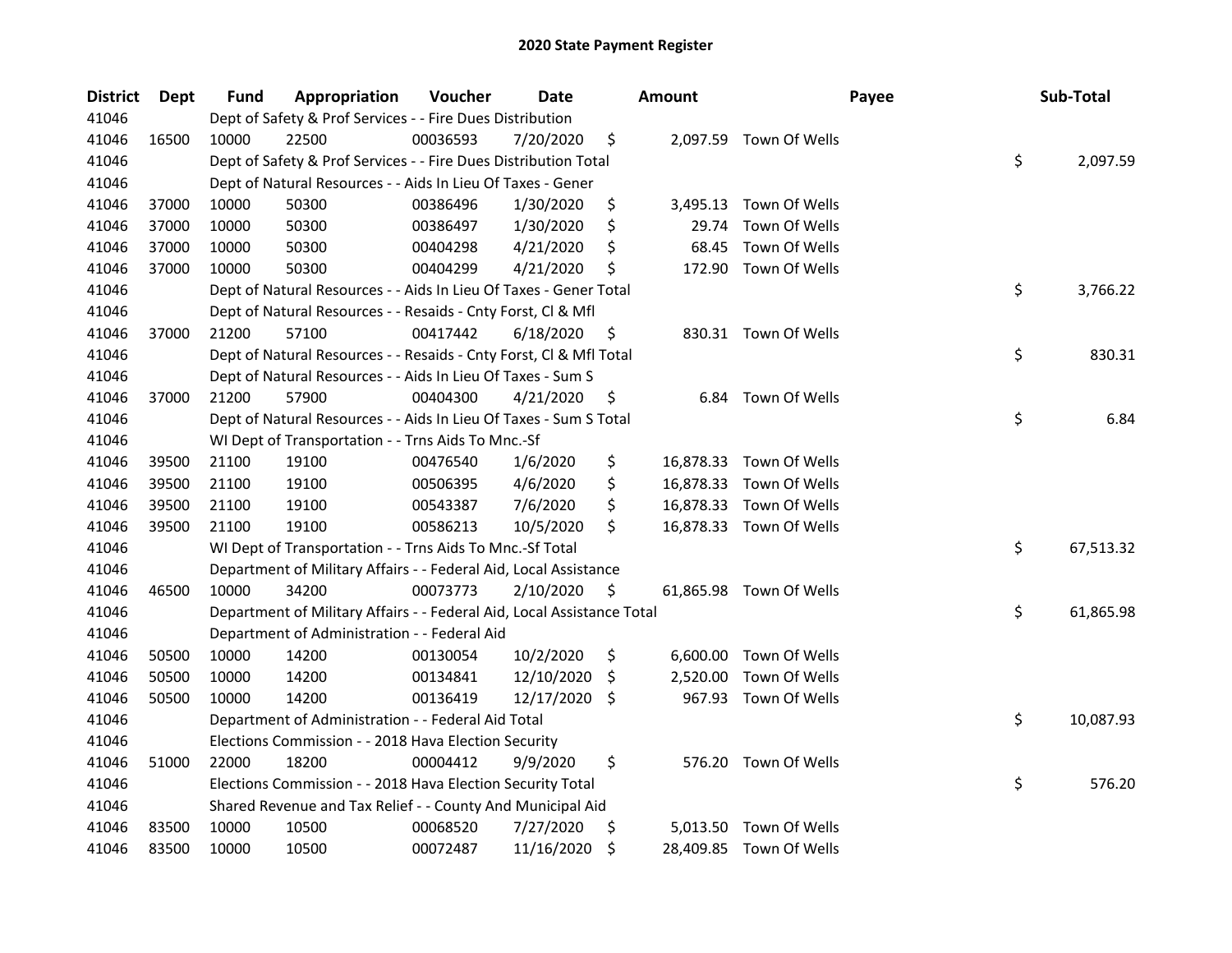# 2020 State Payment Register

| District | Dept | Fund | Appropriation | Voucher | Date | Amount | Payee | Sub-Total |
|---|---|---|---|---|---|---|---|---|
| 41046 | | Dept of Safety & Prof Services - - Fire Dues Distribution | | | | | | |
| 41046 | 16500 | 10000 | 22500 | 00036593 | 7/20/2020 | $ 2,097.59 | Town Of Wells | |
| 41046 | | Dept of Safety & Prof Services - - Fire Dues Distribution Total | | | | | | $ 2,097.59 |
| 41046 | | Dept of Natural Resources - - Aids In Lieu Of Taxes - Gener | | | | | | |
| 41046 | 37000 | 10000 | 50300 | 00386496 | 1/30/2020 | $ 3,495.13 | Town Of Wells | |
| 41046 | 37000 | 10000 | 50300 | 00386497 | 1/30/2020 | $ 29.74 | Town Of Wells | |
| 41046 | 37000 | 10000 | 50300 | 00404298 | 4/21/2020 | $ 68.45 | Town Of Wells | |
| 41046 | 37000 | 10000 | 50300 | 00404299 | 4/21/2020 | $ 172.90 | Town Of Wells | |
| 41046 | | Dept of Natural Resources - - Aids In Lieu Of Taxes - Gener Total | | | | | | $ 3,766.22 |
| 41046 | | Dept of Natural Resources - - Resaids - Cnty Forst, Cl & Mfl | | | | | | |
| 41046 | 37000 | 21200 | 57100 | 00417442 | 6/18/2020 | $ 830.31 | Town Of Wells | |
| 41046 | | Dept of Natural Resources - - Resaids - Cnty Forst, Cl & Mfl Total | | | | | | $ 830.31 |
| 41046 | | Dept of Natural Resources - - Aids In Lieu Of Taxes - Sum S | | | | | | |
| 41046 | 37000 | 21200 | 57900 | 00404300 | 4/21/2020 | $ 6.84 | Town Of Wells | |
| 41046 | | Dept of Natural Resources - - Aids In Lieu Of Taxes - Sum S Total | | | | | | $ 6.84 |
| 41046 | | WI Dept of Transportation - - Trns Aids To Mnc.-Sf | | | | | | |
| 41046 | 39500 | 21100 | 19100 | 00476540 | 1/6/2020 | $ 16,878.33 | Town Of Wells | |
| 41046 | 39500 | 21100 | 19100 | 00506395 | 4/6/2020 | $ 16,878.33 | Town Of Wells | |
| 41046 | 39500 | 21100 | 19100 | 00543387 | 7/6/2020 | $ 16,878.33 | Town Of Wells | |
| 41046 | 39500 | 21100 | 19100 | 00586213 | 10/5/2020 | $ 16,878.33 | Town Of Wells | |
| 41046 | | WI Dept of Transportation - - Trns Aids To Mnc.-Sf Total | | | | | | $ 67,513.32 |
| 41046 | | Department of Military Affairs - - Federal Aid, Local Assistance | | | | | | |
| 41046 | 46500 | 10000 | 34200 | 00073773 | 2/10/2020 | $ 61,865.98 | Town Of Wells | |
| 41046 | | Department of Military Affairs - - Federal Aid, Local Assistance Total | | | | | | $ 61,865.98 |
| 41046 | | Department of Administration - - Federal Aid | | | | | | |
| 41046 | 50500 | 10000 | 14200 | 00130054 | 10/2/2020 | $ 6,600.00 | Town Of Wells | |
| 41046 | 50500 | 10000 | 14200 | 00134841 | 12/10/2020 | $ 2,520.00 | Town Of Wells | |
| 41046 | 50500 | 10000 | 14200 | 00136419 | 12/17/2020 | $ 967.93 | Town Of Wells | |
| 41046 | | Department of Administration - - Federal Aid Total | | | | | | $ 10,087.93 |
| 41046 | | Elections Commission - - 2018 Hava Election Security | | | | | | |
| 41046 | 51000 | 22000 | 18200 | 00004412 | 9/9/2020 | $ 576.20 | Town Of Wells | |
| 41046 | | Elections Commission - - 2018 Hava Election Security Total | | | | | | $ 576.20 |
| 41046 | | Shared Revenue and Tax Relief - - County And Municipal Aid | | | | | | |
| 41046 | 83500 | 10000 | 10500 | 00068520 | 7/27/2020 | $ 5,013.50 | Town Of Wells | |
| 41046 | 83500 | 10000 | 10500 | 00072487 | 11/16/2020 | $ 28,409.85 | Town Of Wells | |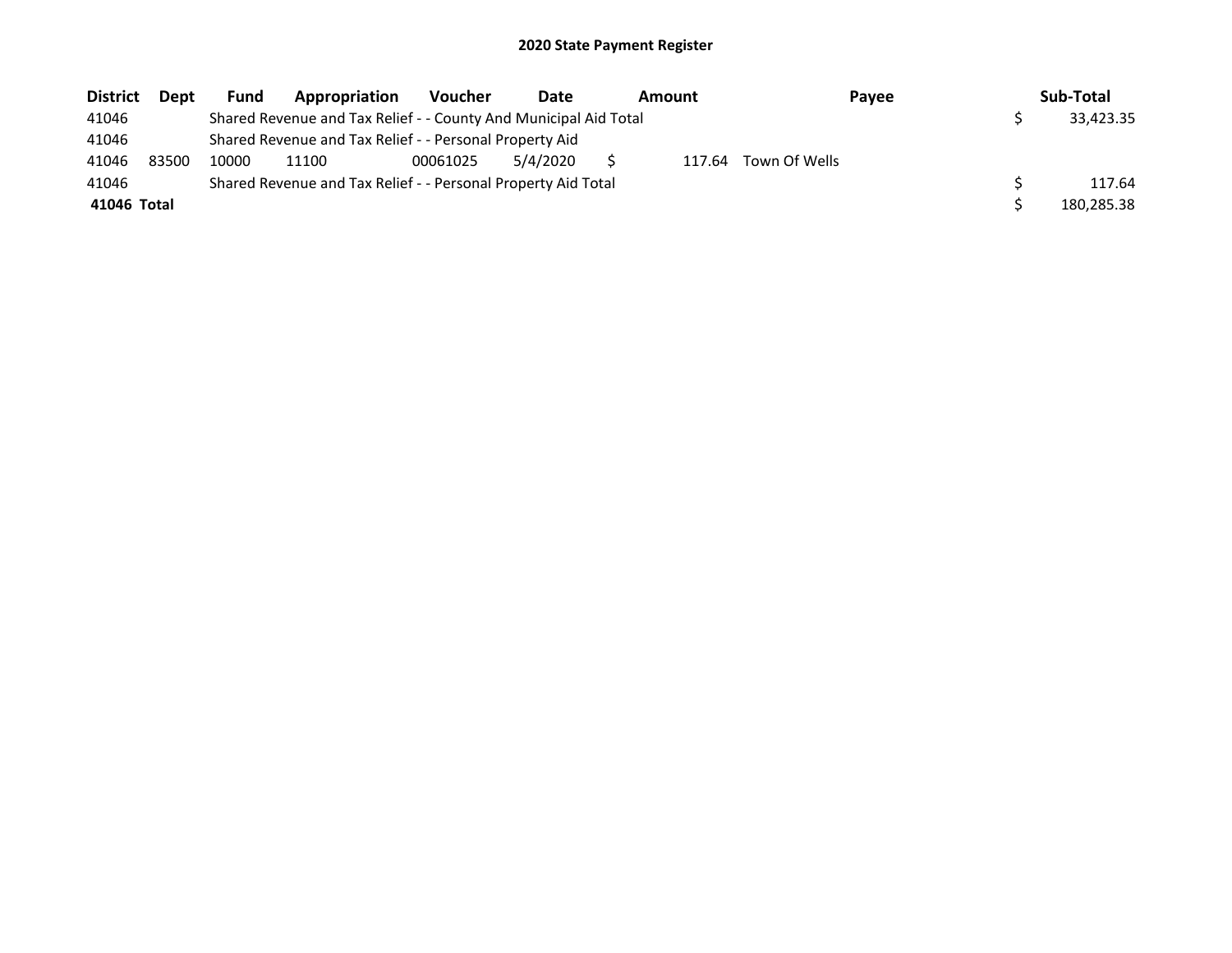## 2020 State Payment Register

| District | Dept | Fund | Appropriation | Voucher | Date | Amount | Payee | Sub-Total |
|---|---|---|---|---|---|---|---|---|
| 41046 | | Shared Revenue and Tax Relief - - County And Municipal Aid Total | | | | | | $ 33,423.35 |
| 41046 | | Shared Revenue and Tax Relief - - Personal Property Aid | | | | | | |
| 41046 | 83500 | 10000 | 11100 | 00061025 | 5/4/2020 | $ 117.64 | Town Of Wells | |
| 41046 | | Shared Revenue and Tax Relief - - Personal Property Aid Total | | | | | | $ 117.64 |
| **41046 Total** | | | | | | | | $ 180,285.38 |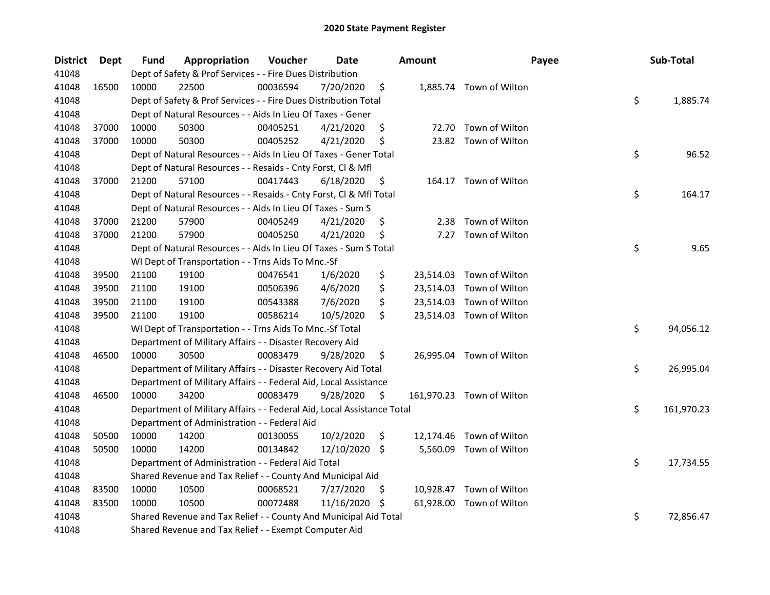## 2020 State Payment Register

| District | Dept | Fund | Appropriation | Voucher | Date | Amount | Payee | Sub-Total |
|---|---|---|---|---|---|---|---|---|
| 41048 | | Dept of Safety & Prof Services - - Fire Dues Distribution | | | | | | |
| 41048 | 16500 | 10000 | 22500 | 00036594 | 7/20/2020 | $ 1,885.74 | Town of Wilton | |
| 41048 | | Dept of Safety & Prof Services - - Fire Dues Distribution Total | | | | | | $ 1,885.74 |
| 41048 | | Dept of Natural Resources - - Aids In Lieu Of Taxes - Gener | | | | | | |
| 41048 | 37000 | 10000 | 50300 | 00405251 | 4/21/2020 | $ 72.70 | Town of Wilton | |
| 41048 | 37000 | 10000 | 50300 | 00405252 | 4/21/2020 | $ 23.82 | Town of Wilton | |
| 41048 | | Dept of Natural Resources - - Aids In Lieu Of Taxes - Gener Total | | | | | | $ 96.52 |
| 41048 | | Dept of Natural Resources - - Resaids - Cnty Forst, Cl & Mfl | | | | | | |
| 41048 | 37000 | 21200 | 57100 | 00417443 | 6/18/2020 | $ 164.17 | Town of Wilton | |
| 41048 | | Dept of Natural Resources - - Resaids - Cnty Forst, Cl & Mfl Total | | | | | | $ 164.17 |
| 41048 | | Dept of Natural Resources - - Aids In Lieu Of Taxes - Sum S | | | | | | |
| 41048 | 37000 | 21200 | 57900 | 00405249 | 4/21/2020 | $ 2.38 | Town of Wilton | |
| 41048 | 37000 | 21200 | 57900 | 00405250 | 4/21/2020 | $ 7.27 | Town of Wilton | |
| 41048 | | Dept of Natural Resources - - Aids In Lieu Of Taxes - Sum S Total | | | | | | $ 9.65 |
| 41048 | | WI Dept of Transportation - - Trns Aids To Mnc.-Sf | | | | | | |
| 41048 | 39500 | 21100 | 19100 | 00476541 | 1/6/2020 | $ 23,514.03 | Town of Wilton | |
| 41048 | 39500 | 21100 | 19100 | 00506396 | 4/6/2020 | $ 23,514.03 | Town of Wilton | |
| 41048 | 39500 | 21100 | 19100 | 00543388 | 7/6/2020 | $ 23,514.03 | Town of Wilton | |
| 41048 | 39500 | 21100 | 19100 | 00586214 | 10/5/2020 | $ 23,514.03 | Town of Wilton | |
| 41048 | | WI Dept of Transportation - - Trns Aids To Mnc.-Sf Total | | | | | | $ 94,056.12 |
| 41048 | | Department of Military Affairs - - Disaster Recovery Aid | | | | | | |
| 41048 | 46500 | 10000 | 30500 | 00083479 | 9/28/2020 | $ 26,995.04 | Town of Wilton | |
| 41048 | | Department of Military Affairs - - Disaster Recovery Aid Total | | | | | | $ 26,995.04 |
| 41048 | | Department of Military Affairs - - Federal Aid, Local Assistance | | | | | | |
| 41048 | 46500 | 10000 | 34200 | 00083479 | 9/28/2020 | $ 161,970.23 | Town of Wilton | |
| 41048 | | Department of Military Affairs - - Federal Aid, Local Assistance Total | | | | | | $ 161,970.23 |
| 41048 | | Department of Administration - - Federal Aid | | | | | | |
| 41048 | 50500 | 10000 | 14200 | 00130055 | 10/2/2020 | $ 12,174.46 | Town of Wilton | |
| 41048 | 50500 | 10000 | 14200 | 00134842 | 12/10/2020 | $ 5,560.09 | Town of Wilton | |
| 41048 | | Department of Administration - - Federal Aid Total | | | | | | $ 17,734.55 |
| 41048 | | Shared Revenue and Tax Relief - - County And Municipal Aid | | | | | | |
| 41048 | 83500 | 10000 | 10500 | 00068521 | 7/27/2020 | $ 10,928.47 | Town of Wilton | |
| 41048 | 83500 | 10000 | 10500 | 00072488 | 11/16/2020 | $ 61,928.00 | Town of Wilton | |
| 41048 | | Shared Revenue and Tax Relief - - County And Municipal Aid Total | | | | | | $ 72,856.47 |
| 41048 | | Shared Revenue and Tax Relief - - Exempt Computer Aid | | | | | | |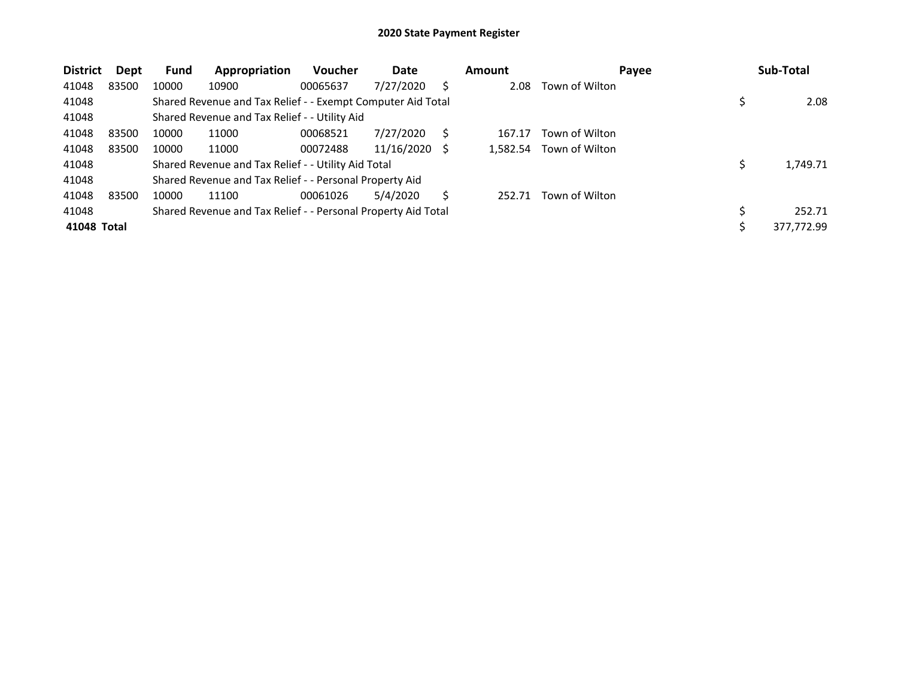# 2020 State Payment Register

| District | Dept | Fund | Appropriation | Voucher | Date | Amount | Payee | Sub-Total |
|---|---|---|---|---|---|---|---|---|
| 41048 | 83500 | 10000 | 10900 | 00065637 | 7/27/2020 | $ 2.08 | Town of Wilton | |
| 41048 | | Shared Revenue and Tax Relief - - Exempt Computer Aid Total | | | | | | $ 2.08 |
| 41048 | | Shared Revenue and Tax Relief - - Utility Aid | | | | | | |
| 41048 | 83500 | 10000 | 11000 | 00068521 | 7/27/2020 | $ 167.17 | Town of Wilton | |
| 41048 | 83500 | 10000 | 11000 | 00072488 | 11/16/2020 | $ 1,582.54 | Town of Wilton | |
| 41048 | | Shared Revenue and Tax Relief - - Utility Aid Total | | | | | | $ 1,749.71 |
| 41048 | | Shared Revenue and Tax Relief - - Personal Property Aid | | | | | | |
| 41048 | 83500 | 10000 | 11100 | 00061026 | 5/4/2020 | $ 252.71 | Town of Wilton | |
| 41048 | | Shared Revenue and Tax Relief - - Personal Property Aid Total | | | | | | $ 252.71 |
| **41048 Total** | | | | | | | | $ 377,772.99 |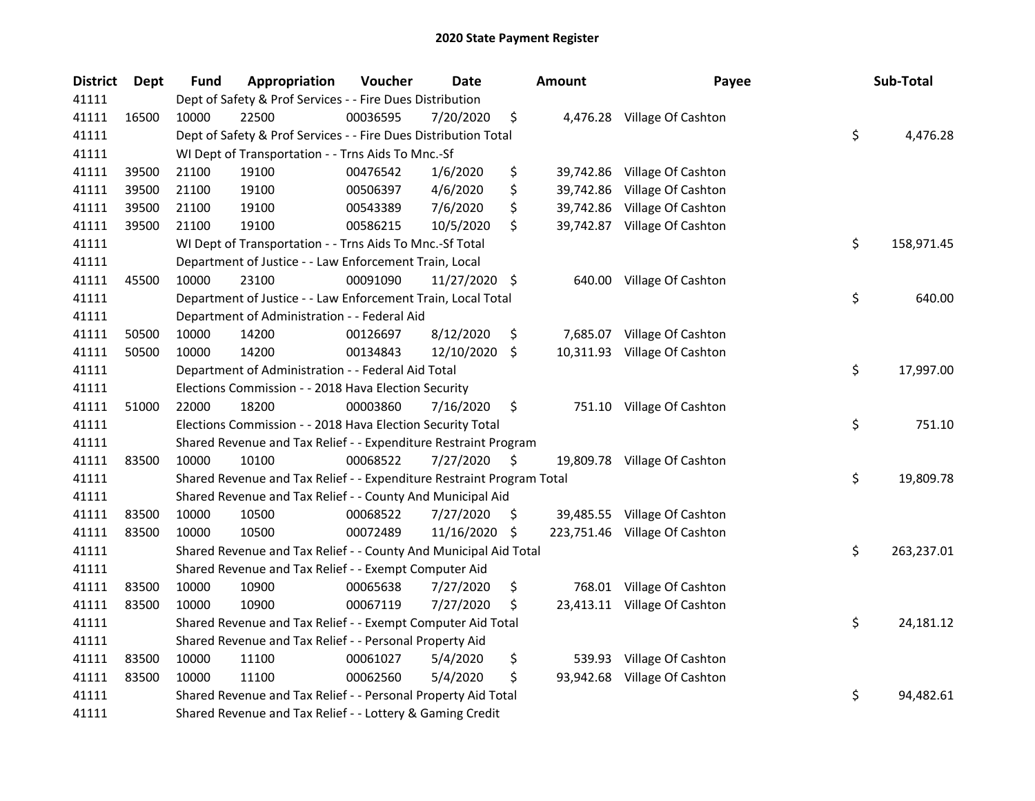# 2020 State Payment Register

| District | Dept | Fund | Appropriation | Voucher | Date | Amount | Payee | Sub-Total |
|---|---|---|---|---|---|---|---|---|
| 41111 | | Dept of Safety & Prof Services - - Fire Dues Distribution | | | | | | |
| 41111 | 16500 | 10000 | 22500 | 00036595 | 7/20/2020 | $ 4,476.28 | Village Of Cashton | |
| 41111 | | Dept of Safety & Prof Services - - Fire Dues Distribution Total | | | | | | $ 4,476.28 |
| 41111 | | WI Dept of Transportation - - Trns Aids To Mnc.-Sf | | | | | | |
| 41111 | 39500 | 21100 | 19100 | 00476542 | 1/6/2020 | $ 39,742.86 | Village Of Cashton | |
| 41111 | 39500 | 21100 | 19100 | 00506397 | 4/6/2020 | $ 39,742.86 | Village Of Cashton | |
| 41111 | 39500 | 21100 | 19100 | 00543389 | 7/6/2020 | $ 39,742.86 | Village Of Cashton | |
| 41111 | 39500 | 21100 | 19100 | 00586215 | 10/5/2020 | $ 39,742.87 | Village Of Cashton | |
| 41111 | | WI Dept of Transportation - - Trns Aids To Mnc.-Sf Total | | | | | | $ 158,971.45 |
| 41111 | | Department of Justice - - Law Enforcement Train, Local | | | | | | |
| 41111 | 45500 | 10000 | 23100 | 00091090 | 11/27/2020 | $ 640.00 | Village Of Cashton | |
| 41111 | | Department of Justice - - Law Enforcement Train, Local Total | | | | | | $ 640.00 |
| 41111 | | Department of Administration - - Federal Aid | | | | | | |
| 41111 | 50500 | 10000 | 14200 | 00126697 | 8/12/2020 | $ 7,685.07 | Village Of Cashton | |
| 41111 | 50500 | 10000 | 14200 | 00134843 | 12/10/2020 | $ 10,311.93 | Village Of Cashton | |
| 41111 | | Department of Administration - - Federal Aid Total | | | | | | $ 17,997.00 |
| 41111 | | Elections Commission - - 2018 Hava Election Security | | | | | | |
| 41111 | 51000 | 22000 | 18200 | 00003860 | 7/16/2020 | $ 751.10 | Village Of Cashton | |
| 41111 | | Elections Commission - - 2018 Hava Election Security Total | | | | | | $ 751.10 |
| 41111 | | Shared Revenue and Tax Relief - - Expenditure Restraint Program | | | | | | |
| 41111 | 83500 | 10000 | 10100 | 00068522 | 7/27/2020 | $ 19,809.78 | Village Of Cashton | |
| 41111 | | Shared Revenue and Tax Relief - - Expenditure Restraint Program Total | | | | | | $ 19,809.78 |
| 41111 | | Shared Revenue and Tax Relief - - County And Municipal Aid | | | | | | |
| 41111 | 83500 | 10000 | 10500 | 00068522 | 7/27/2020 | $ 39,485.55 | Village Of Cashton | |
| 41111 | 83500 | 10000 | 10500 | 00072489 | 11/16/2020 | $ 223,751.46 | Village Of Cashton | |
| 41111 | | Shared Revenue and Tax Relief - - County And Municipal Aid Total | | | | | | $ 263,237.01 |
| 41111 | | Shared Revenue and Tax Relief - - Exempt Computer Aid | | | | | | |
| 41111 | 83500 | 10000 | 10900 | 00065638 | 7/27/2020 | $ 768.01 | Village Of Cashton | |
| 41111 | 83500 | 10000 | 10900 | 00067119 | 7/27/2020 | $ 23,413.11 | Village Of Cashton | |
| 41111 | | Shared Revenue and Tax Relief - - Exempt Computer Aid Total | | | | | | $ 24,181.12 |
| 41111 | | Shared Revenue and Tax Relief - - Personal Property Aid | | | | | | |
| 41111 | 83500 | 10000 | 11100 | 00061027 | 5/4/2020 | $ 539.93 | Village Of Cashton | |
| 41111 | 83500 | 10000 | 11100 | 00062560 | 5/4/2020 | $ 93,942.68 | Village Of Cashton | |
| 41111 | | Shared Revenue and Tax Relief - - Personal Property Aid Total | | | | | | $ 94,482.61 |
| 41111 | | Shared Revenue and Tax Relief - - Lottery & Gaming Credit | | | | | | |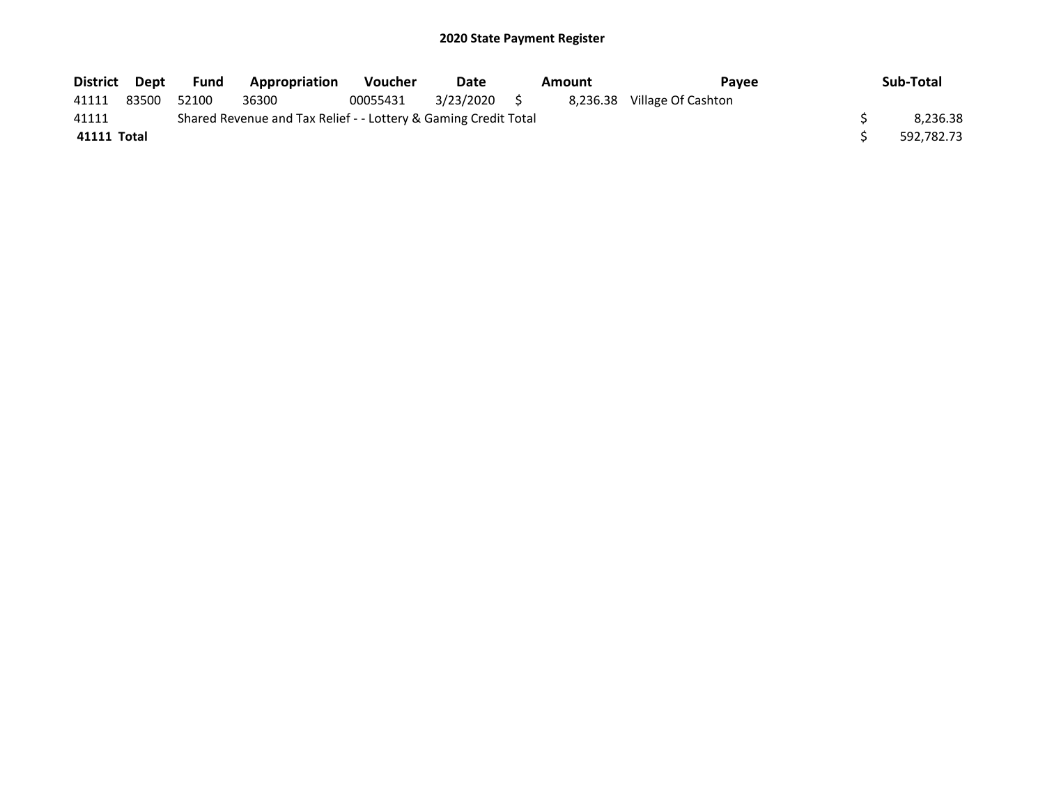## 2020 State Payment Register

| District | Dept | Fund | Appropriation | Voucher | Date | Amount | Payee | Sub-Total |
|---|---|---|---|---|---|---|---|---|
| 41111 | 83500 | 52100 | 36300 | 00055431 | 3/23/2020 | $ 8,236.38 | Village Of Cashton | |
| 41111 | | Shared Revenue and Tax Relief - - Lottery & Gaming Credit Total | | | | | | $ 8,236.38 |
| **41111 Total** | | | | | | | | $ 592,782.73 |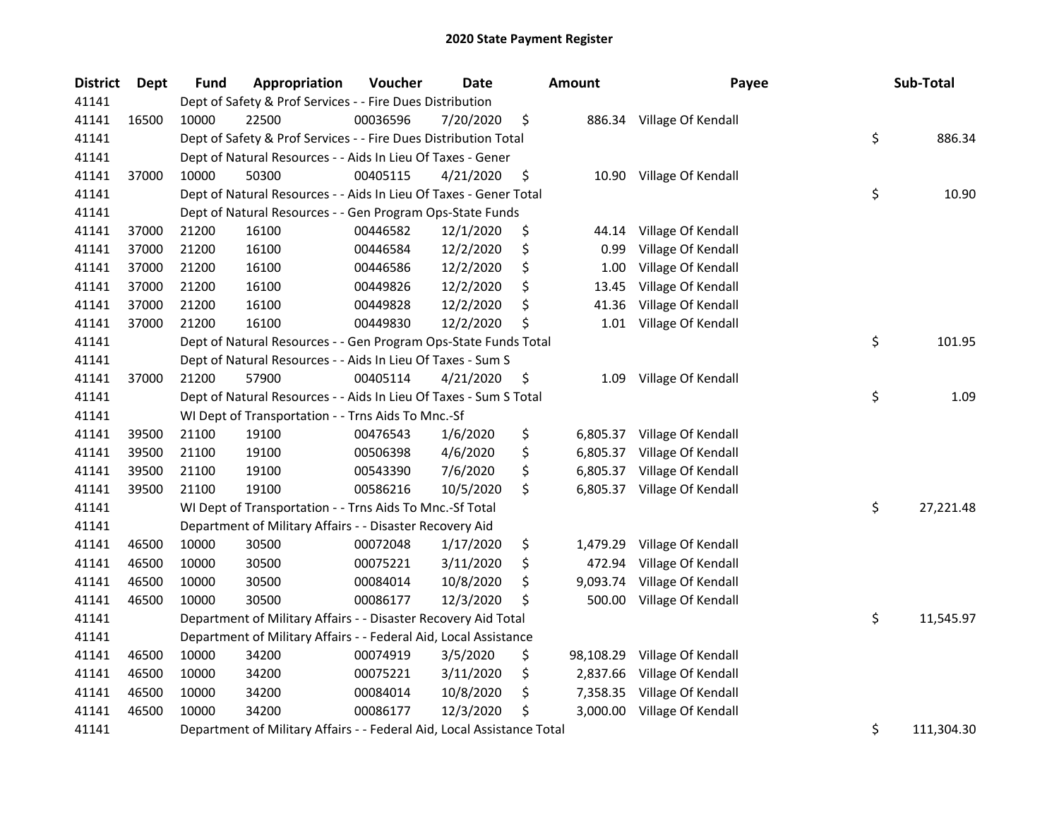# 2020 State Payment Register

| District | Dept | Fund | Appropriation | Voucher | Date | Amount | Payee | Sub-Total |
|---|---|---|---|---|---|---|---|---|
| 41141 | | Dept of Safety & Prof Services - - Fire Dues Distribution | | | | | | |
| 41141 | 16500 | 10000 | 22500 | 00036596 | 7/20/2020 | $ 886.34 | Village Of Kendall | |
| 41141 | | Dept of Safety & Prof Services - - Fire Dues Distribution Total | | | | | | $ 886.34 |
| 41141 | | Dept of Natural Resources - - Aids In Lieu Of Taxes - Gener | | | | | | |
| 41141 | 37000 | 10000 | 50300 | 00405115 | 4/21/2020 | $ 10.90 | Village Of Kendall | |
| 41141 | | Dept of Natural Resources - - Aids In Lieu Of Taxes - Gener Total | | | | | | $ 10.90 |
| 41141 | | Dept of Natural Resources - - Gen Program Ops-State Funds | | | | | | |
| 41141 | 37000 | 21200 | 16100 | 00446582 | 12/1/2020 | $ 44.14 | Village Of Kendall | |
| 41141 | 37000 | 21200 | 16100 | 00446584 | 12/2/2020 | $ 0.99 | Village Of Kendall | |
| 41141 | 37000 | 21200 | 16100 | 00446586 | 12/2/2020 | $ 1.00 | Village Of Kendall | |
| 41141 | 37000 | 21200 | 16100 | 00449826 | 12/2/2020 | $ 13.45 | Village Of Kendall | |
| 41141 | 37000 | 21200 | 16100 | 00449828 | 12/2/2020 | $ 41.36 | Village Of Kendall | |
| 41141 | 37000 | 21200 | 16100 | 00449830 | 12/2/2020 | $ 1.01 | Village Of Kendall | |
| 41141 | | Dept of Natural Resources - - Gen Program Ops-State Funds Total | | | | | | $ 101.95 |
| 41141 | | Dept of Natural Resources - - Aids In Lieu Of Taxes - Sum S | | | | | | |
| 41141 | 37000 | 21200 | 57900 | 00405114 | 4/21/2020 | $ 1.09 | Village Of Kendall | |
| 41141 | | Dept of Natural Resources - - Aids In Lieu Of Taxes - Sum S Total | | | | | | $ 1.09 |
| 41141 | | WI Dept of Transportation - - Trns Aids To Mnc.-Sf | | | | | | |
| 41141 | 39500 | 21100 | 19100 | 00476543 | 1/6/2020 | $ 6,805.37 | Village Of Kendall | |
| 41141 | 39500 | 21100 | 19100 | 00506398 | 4/6/2020 | $ 6,805.37 | Village Of Kendall | |
| 41141 | 39500 | 21100 | 19100 | 00543390 | 7/6/2020 | $ 6,805.37 | Village Of Kendall | |
| 41141 | 39500 | 21100 | 19100 | 00586216 | 10/5/2020 | $ 6,805.37 | Village Of Kendall | |
| 41141 | | WI Dept of Transportation - - Trns Aids To Mnc.-Sf Total | | | | | | $ 27,221.48 |
| 41141 | | Department of Military Affairs - - Disaster Recovery Aid | | | | | | |
| 41141 | 46500 | 10000 | 30500 | 00072048 | 1/17/2020 | $ 1,479.29 | Village Of Kendall | |
| 41141 | 46500 | 10000 | 30500 | 00075221 | 3/11/2020 | $ 472.94 | Village Of Kendall | |
| 41141 | 46500 | 10000 | 30500 | 00084014 | 10/8/2020 | $ 9,093.74 | Village Of Kendall | |
| 41141 | 46500 | 10000 | 30500 | 00086177 | 12/3/2020 | $ 500.00 | Village Of Kendall | |
| 41141 | | Department of Military Affairs - - Disaster Recovery Aid Total | | | | | | $ 11,545.97 |
| 41141 | | Department of Military Affairs - - Federal Aid, Local Assistance | | | | | | |
| 41141 | 46500 | 10000 | 34200 | 00074919 | 3/5/2020 | $ 98,108.29 | Village Of Kendall | |
| 41141 | 46500 | 10000 | 34200 | 00075221 | 3/11/2020 | $ 2,837.66 | Village Of Kendall | |
| 41141 | 46500 | 10000 | 34200 | 00084014 | 10/8/2020 | $ 7,358.35 | Village Of Kendall | |
| 41141 | 46500 | 10000 | 34200 | 00086177 | 12/3/2020 | $ 3,000.00 | Village Of Kendall | |
| 41141 | | Department of Military Affairs - - Federal Aid, Local Assistance Total | | | | | | $ 111,304.30 |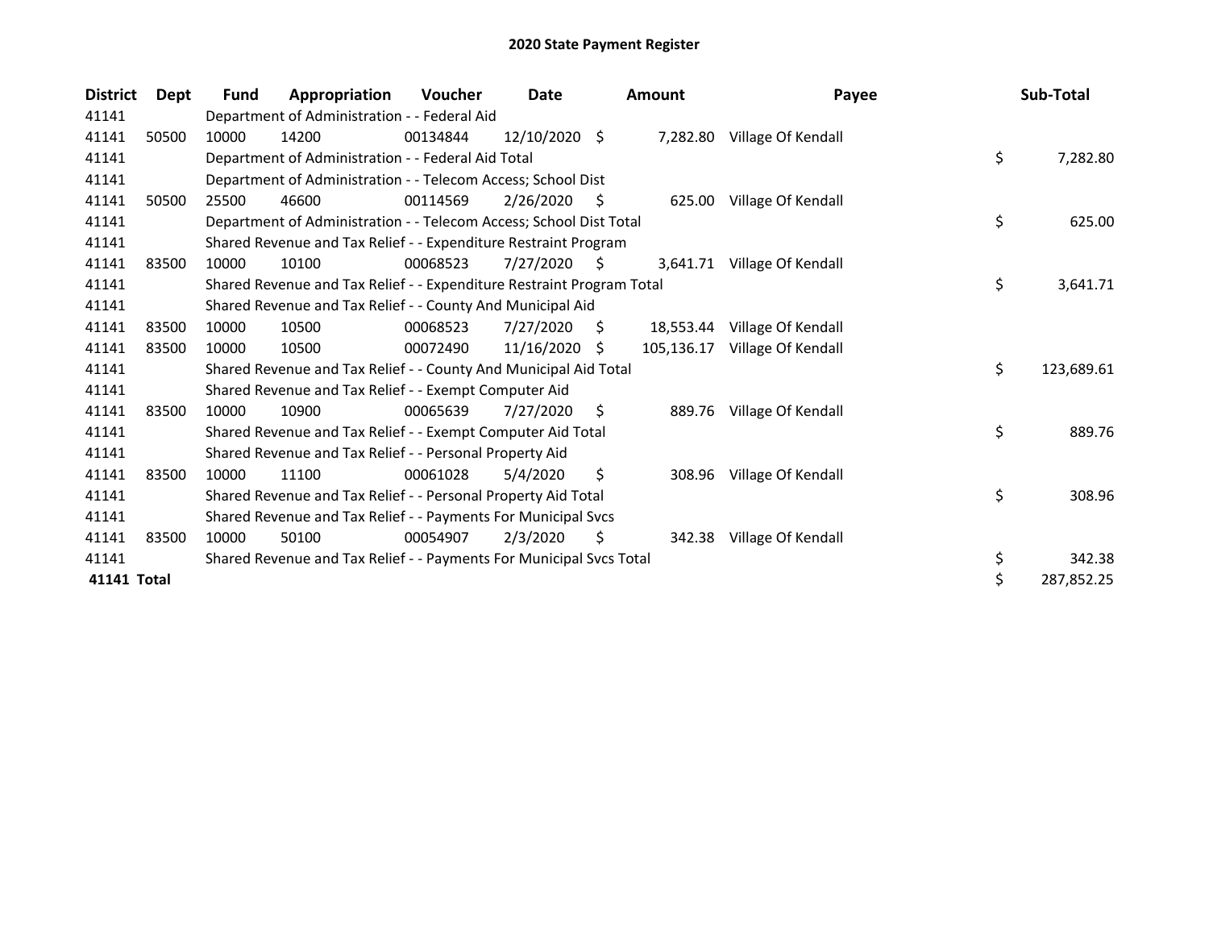# 2020 State Payment Register

| District | Dept | Fund | Appropriation | Voucher | Date | Amount | Payee | Sub-Total |
|---|---|---|---|---|---|---|---|---|
| 41141 | | Department of Administration - - Federal Aid | | | | | | |
| 41141 | 50500 | 10000 | 14200 | 00134844 | 12/10/2020 | $ 7,282.80 | Village Of Kendall | |
| 41141 | | Department of Administration - - Federal Aid Total | | | | | | $ 7,282.80 |
| 41141 | | Department of Administration - - Telecom Access; School Dist | | | | | | |
| 41141 | 50500 | 25500 | 46600 | 00114569 | 2/26/2020 | $ 625.00 | Village Of Kendall | |
| 41141 | | Department of Administration - - Telecom Access; School Dist Total | | | | | | $ 625.00 |
| 41141 | | Shared Revenue and Tax Relief - - Expenditure Restraint Program | | | | | | |
| 41141 | 83500 | 10000 | 10100 | 00068523 | 7/27/2020 | $ 3,641.71 | Village Of Kendall | |
| 41141 | | Shared Revenue and Tax Relief - - Expenditure Restraint Program Total | | | | | | $ 3,641.71 |
| 41141 | | Shared Revenue and Tax Relief - - County And Municipal Aid | | | | | | |
| 41141 | 83500 | 10000 | 10500 | 00068523 | 7/27/2020 | $ 18,553.44 | Village Of Kendall | |
| 41141 | 83500 | 10000 | 10500 | 00072490 | 11/16/2020 | $ 105,136.17 | Village Of Kendall | |
| 41141 | | Shared Revenue and Tax Relief - - County And Municipal Aid Total | | | | | | $ 123,689.61 |
| 41141 | | Shared Revenue and Tax Relief - - Exempt Computer Aid | | | | | | |
| 41141 | 83500 | 10000 | 10900 | 00065639 | 7/27/2020 | $ 889.76 | Village Of Kendall | |
| 41141 | | Shared Revenue and Tax Relief - - Exempt Computer Aid Total | | | | | | $ 889.76 |
| 41141 | | Shared Revenue and Tax Relief - - Personal Property Aid | | | | | | |
| 41141 | 83500 | 10000 | 11100 | 00061028 | 5/4/2020 | $ 308.96 | Village Of Kendall | |
| 41141 | | Shared Revenue and Tax Relief - - Personal Property Aid Total | | | | | | $ 308.96 |
| 41141 | | Shared Revenue and Tax Relief - - Payments For Municipal Svcs | | | | | | |
| 41141 | 83500 | 10000 | 50100 | 00054907 | 2/3/2020 | $ 342.38 | Village Of Kendall | |
| 41141 | | Shared Revenue and Tax Relief - - Payments For Municipal Svcs Total | | | | | | $ 342.38 |
| **41141 Total** | | | | | | | | $ 287,852.25 |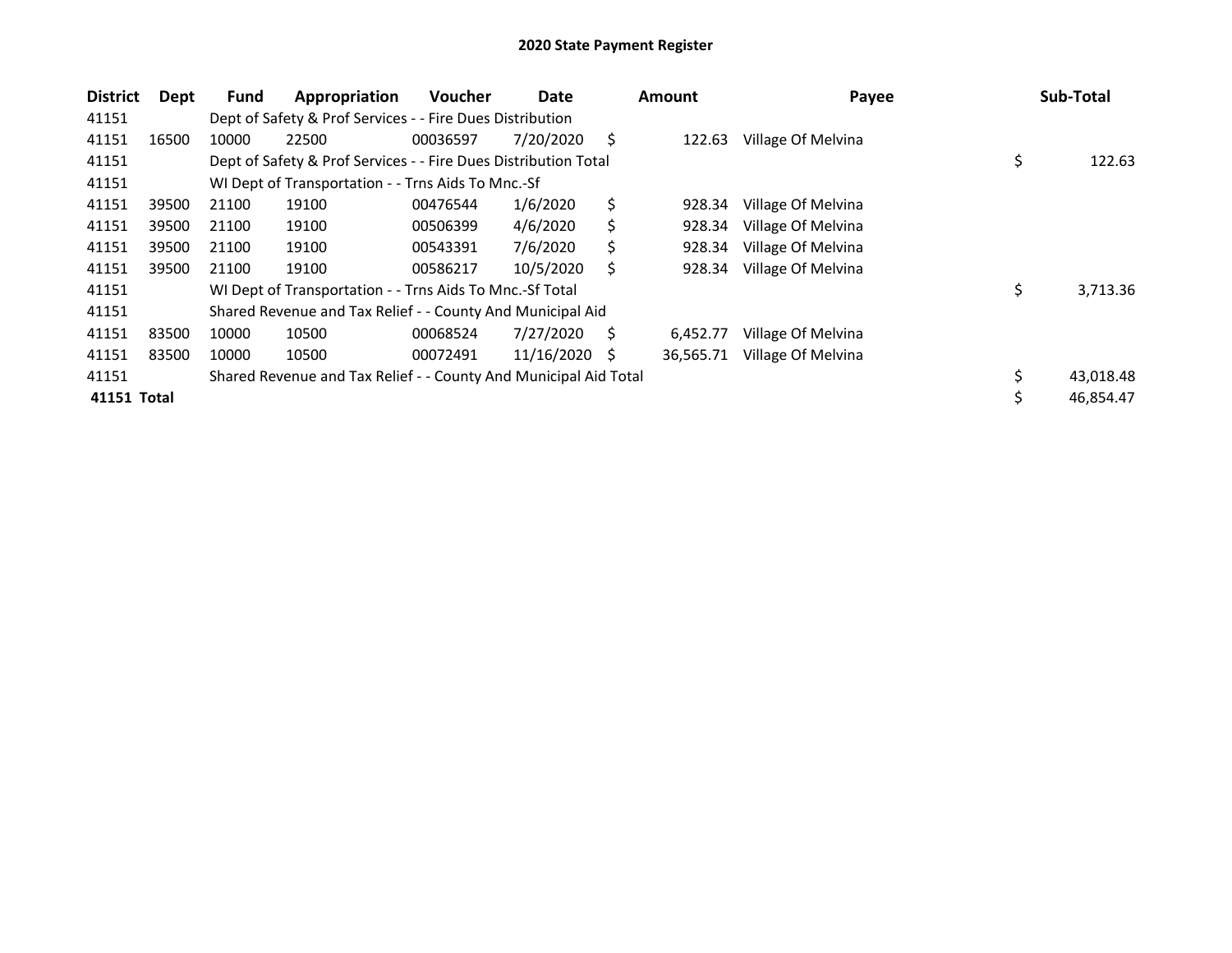# 2020 State Payment Register

| District | Dept | Fund | Appropriation | Voucher | Date | Amount | Payee | Sub-Total |
|---|---|---|---|---|---|---|---|---|
| 41151 | | Dept of Safety & Prof Services - - Fire Dues Distribution | | | | | | |
| 41151 | 16500 | 10000 | 22500 | 00036597 | 7/20/2020 | $ 122.63 | Village Of Melvina | |
| 41151 | | Dept of Safety & Prof Services - - Fire Dues Distribution Total | | | | | | $ 122.63 |
| 41151 | | WI Dept of Transportation - - Trns Aids To Mnc.-Sf | | | | | | |
| 41151 | 39500 | 21100 | 19100 | 00476544 | 1/6/2020 | $ 928.34 | Village Of Melvina | |
| 41151 | 39500 | 21100 | 19100 | 00506399 | 4/6/2020 | $ 928.34 | Village Of Melvina | |
| 41151 | 39500 | 21100 | 19100 | 00543391 | 7/6/2020 | $ 928.34 | Village Of Melvina | |
| 41151 | 39500 | 21100 | 19100 | 00586217 | 10/5/2020 | $ 928.34 | Village Of Melvina | |
| 41151 | | WI Dept of Transportation - - Trns Aids To Mnc.-Sf Total | | | | | | $ 3,713.36 |
| 41151 | | Shared Revenue and Tax Relief - - County And Municipal Aid | | | | | | |
| 41151 | 83500 | 10000 | 10500 | 00068524 | 7/27/2020 | $ 6,452.77 | Village Of Melvina | |
| 41151 | 83500 | 10000 | 10500 | 00072491 | 11/16/2020 | $ 36,565.71 | Village Of Melvina | |
| 41151 | | Shared Revenue and Tax Relief - - County And Municipal Aid Total | | | | | | $ 43,018.48 |
| **41151 Total** | | | | | | | | $ 46,854.47 |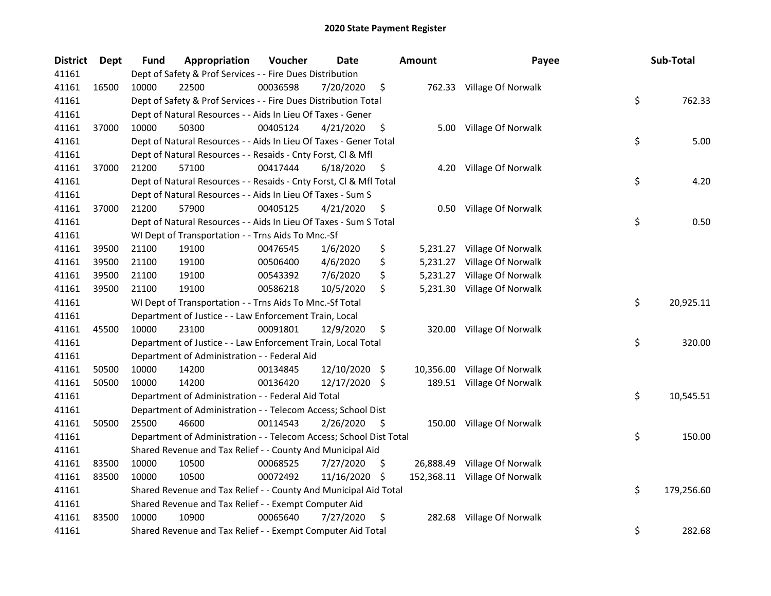# 2020 State Payment Register

| District | Dept | Fund | Appropriation | Voucher | Date | Amount | Payee | Sub-Total |
|---|---|---|---|---|---|---|---|---|
| 41161 | | Dept of Safety & Prof Services - - Fire Dues Distribution | | | | | | |
| 41161 | 16500 | 10000 | 22500 | 00036598 | 7/20/2020 | $ 762.33 | Village Of Norwalk | |
| 41161 | | Dept of Safety & Prof Services - - Fire Dues Distribution Total | | | | | | $ 762.33 |
| 41161 | | Dept of Natural Resources - - Aids In Lieu Of Taxes - Gener | | | | | | |
| 41161 | 37000 | 10000 | 50300 | 00405124 | 4/21/2020 | $ 5.00 | Village Of Norwalk | |
| 41161 | | Dept of Natural Resources - - Aids In Lieu Of Taxes - Gener Total | | | | | | $ 5.00 |
| 41161 | | Dept of Natural Resources - - Resaids - Cnty Forst, Cl & Mfl | | | | | | |
| 41161 | 37000 | 21200 | 57100 | 00417444 | 6/18/2020 | $ 4.20 | Village Of Norwalk | |
| 41161 | | Dept of Natural Resources - - Resaids - Cnty Forst, Cl & Mfl Total | | | | | | $ 4.20 |
| 41161 | | Dept of Natural Resources - - Aids In Lieu Of Taxes - Sum S | | | | | | |
| 41161 | 37000 | 21200 | 57900 | 00405125 | 4/21/2020 | $ 0.50 | Village Of Norwalk | |
| 41161 | | Dept of Natural Resources - - Aids In Lieu Of Taxes - Sum S Total | | | | | | $ 0.50 |
| 41161 | | WI Dept of Transportation - - Trns Aids To Mnc.-Sf | | | | | | |
| 41161 | 39500 | 21100 | 19100 | 00476545 | 1/6/2020 | $ 5,231.27 | Village Of Norwalk | |
| 41161 | 39500 | 21100 | 19100 | 00506400 | 4/6/2020 | $ 5,231.27 | Village Of Norwalk | |
| 41161 | 39500 | 21100 | 19100 | 00543392 | 7/6/2020 | $ 5,231.27 | Village Of Norwalk | |
| 41161 | 39500 | 21100 | 19100 | 00586218 | 10/5/2020 | $ 5,231.30 | Village Of Norwalk | |
| 41161 | | WI Dept of Transportation - - Trns Aids To Mnc.-Sf Total | | | | | | $ 20,925.11 |
| 41161 | | Department of Justice - - Law Enforcement Train, Local | | | | | | |
| 41161 | 45500 | 10000 | 23100 | 00091801 | 12/9/2020 | $ 320.00 | Village Of Norwalk | |
| 41161 | | Department of Justice - - Law Enforcement Train, Local Total | | | | | | $ 320.00 |
| 41161 | | Department of Administration - - Federal Aid | | | | | | |
| 41161 | 50500 | 10000 | 14200 | 00134845 | 12/10/2020 | $ 10,356.00 | Village Of Norwalk | |
| 41161 | 50500 | 10000 | 14200 | 00136420 | 12/17/2020 | $ 189.51 | Village Of Norwalk | |
| 41161 | | Department of Administration - - Federal Aid Total | | | | | | $ 10,545.51 |
| 41161 | | Department of Administration - - Telecom Access; School Dist | | | | | | |
| 41161 | 50500 | 25500 | 46600 | 00114543 | 2/26/2020 | $ 150.00 | Village Of Norwalk | |
| 41161 | | Department of Administration - - Telecom Access; School Dist Total | | | | | | $ 150.00 |
| 41161 | | Shared Revenue and Tax Relief - - County And Municipal Aid | | | | | | |
| 41161 | 83500 | 10000 | 10500 | 00068525 | 7/27/2020 | $ 26,888.49 | Village Of Norwalk | |
| 41161 | 83500 | 10000 | 10500 | 00072492 | 11/16/2020 | $ 152,368.11 | Village Of Norwalk | |
| 41161 | | Shared Revenue and Tax Relief - - County And Municipal Aid Total | | | | | | $ 179,256.60 |
| 41161 | | Shared Revenue and Tax Relief - - Exempt Computer Aid | | | | | | |
| 41161 | 83500 | 10000 | 10900 | 00065640 | 7/27/2020 | $ 282.68 | Village Of Norwalk | |
| 41161 | | Shared Revenue and Tax Relief - - Exempt Computer Aid Total | | | | | | $ 282.68 |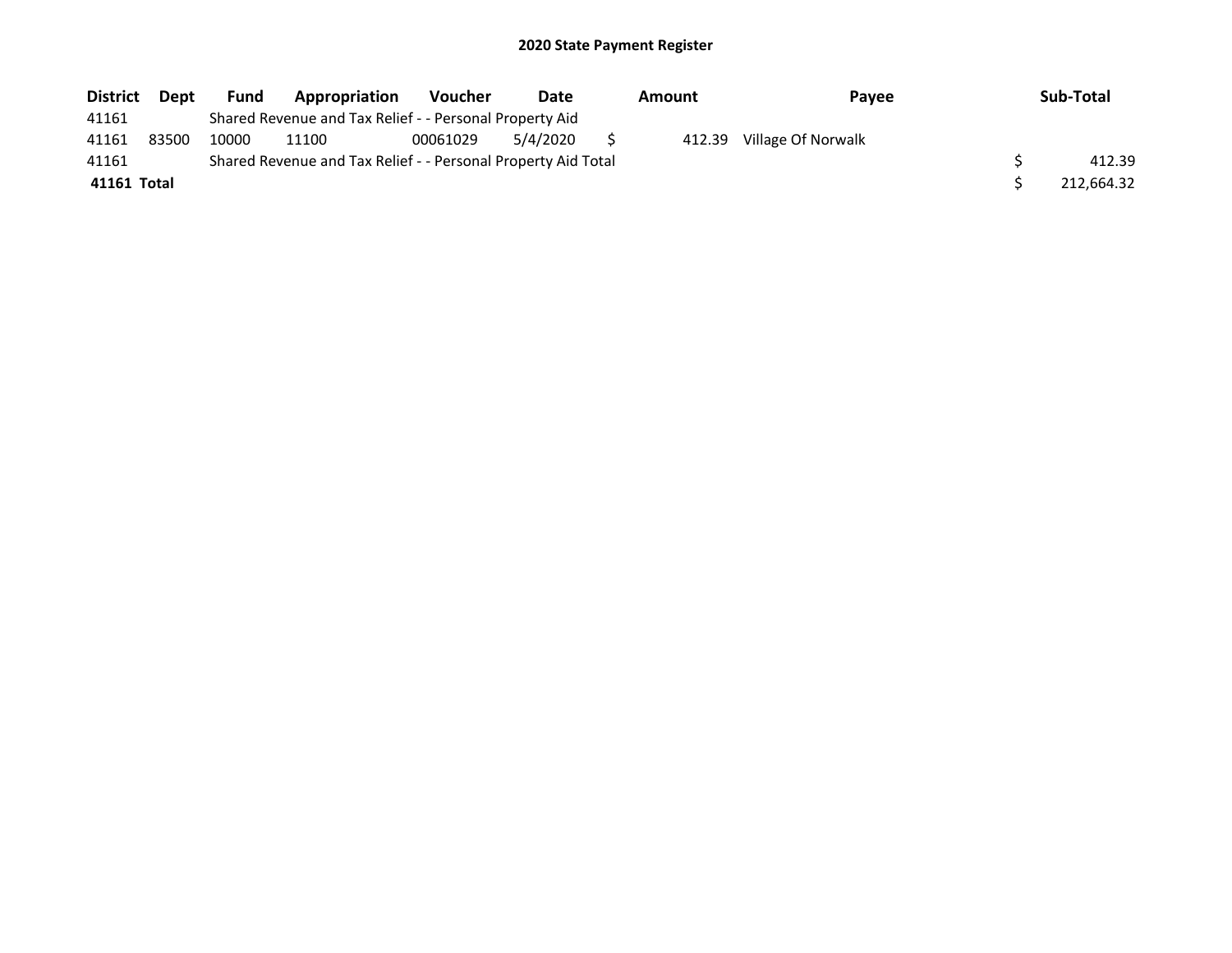# 2020 State Payment Register

| District | Dept | Fund | Appropriation | Voucher | Date | Amount | Payee | Sub-Total |
|---|---|---|---|---|---|---|---|---|
| 41161 | | Shared Revenue and Tax Relief - - Personal Property Aid | | | | | | |
| 41161 | 83500 | 10000 | 11100 | 00061029 | 5/4/2020 | $ 412.39 | Village Of Norwalk | |
| 41161 | | Shared Revenue and Tax Relief - - Personal Property Aid Total | | | | | | $ 412.39 |
| **41161 Total** | | | | | | | | $ 212,664.32 |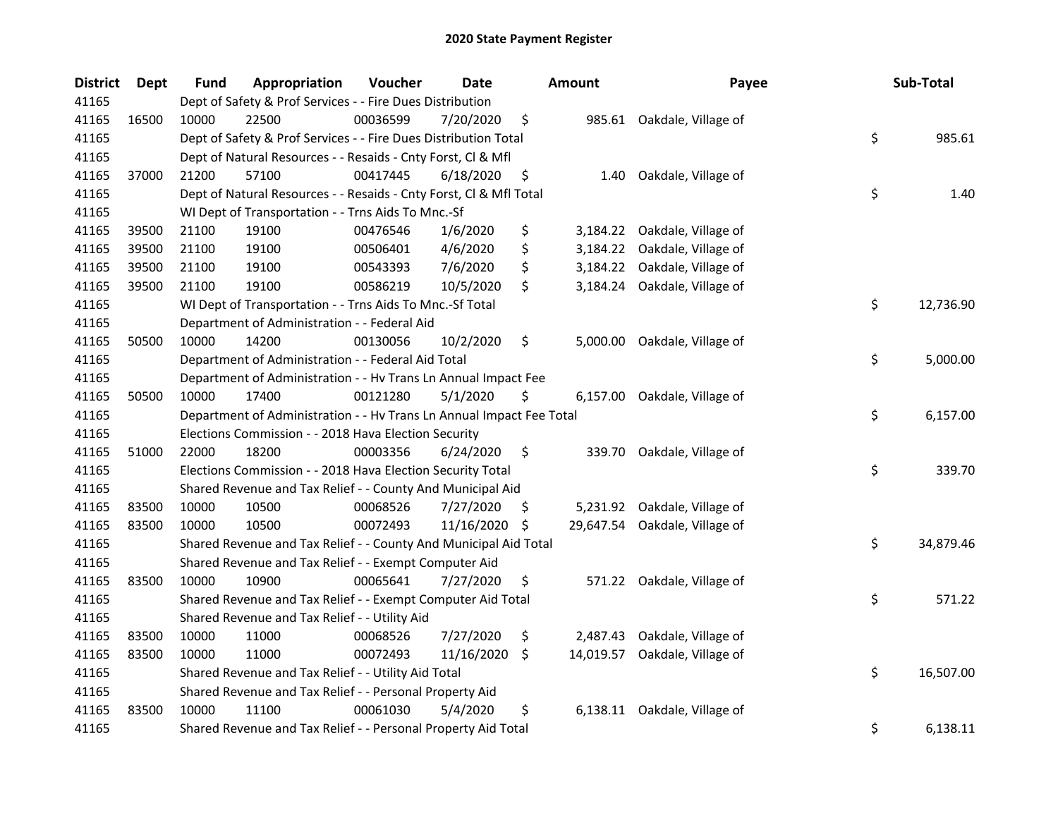# 2020 State Payment Register

| District | Dept | Fund | Appropriation | Voucher | Date | Amount | Payee | Sub-Total |
|---|---|---|---|---|---|---|---|---|
| 41165 | | Dept of Safety & Prof Services - - Fire Dues Distribution | | | | | | |
| 41165 | 16500 | 10000 | 22500 | 00036599 | 7/20/2020 | $ 985.61 | Oakdale, Village of | |
| 41165 | | Dept of Safety & Prof Services - - Fire Dues Distribution Total | | | | | | $ 985.61 |
| 41165 | | Dept of Natural Resources - - Resaids - Cnty Forst, Cl & Mfl | | | | | | |
| 41165 | 37000 | 21200 | 57100 | 00417445 | 6/18/2020 | $ 1.40 | Oakdale, Village of | |
| 41165 | | Dept of Natural Resources - - Resaids - Cnty Forst, Cl & Mfl Total | | | | | | $ 1.40 |
| 41165 | | WI Dept of Transportation - - Trns Aids To Mnc.-Sf | | | | | | |
| 41165 | 39500 | 21100 | 19100 | 00476546 | 1/6/2020 | $ 3,184.22 | Oakdale, Village of | |
| 41165 | 39500 | 21100 | 19100 | 00506401 | 4/6/2020 | $ 3,184.22 | Oakdale, Village of | |
| 41165 | 39500 | 21100 | 19100 | 00543393 | 7/6/2020 | $ 3,184.22 | Oakdale, Village of | |
| 41165 | 39500 | 21100 | 19100 | 00586219 | 10/5/2020 | $ 3,184.24 | Oakdale, Village of | |
| 41165 | | WI Dept of Transportation - - Trns Aids To Mnc.-Sf Total | | | | | | $ 12,736.90 |
| 41165 | | Department of Administration - - Federal Aid | | | | | | |
| 41165 | 50500 | 10000 | 14200 | 00130056 | 10/2/2020 | $ 5,000.00 | Oakdale, Village of | |
| 41165 | | Department of Administration - - Federal Aid Total | | | | | | $ 5,000.00 |
| 41165 | | Department of Administration - - Hv Trans Ln Annual Impact Fee | | | | | | |
| 41165 | 50500 | 10000 | 17400 | 00121280 | 5/1/2020 | $ 6,157.00 | Oakdale, Village of | |
| 41165 | | Department of Administration - - Hv Trans Ln Annual Impact Fee Total | | | | | | $ 6,157.00 |
| 41165 | | Elections Commission - - 2018 Hava Election Security | | | | | | |
| 41165 | 51000 | 22000 | 18200 | 00003356 | 6/24/2020 | $ 339.70 | Oakdale, Village of | |
| 41165 | | Elections Commission - - 2018 Hava Election Security Total | | | | | | $ 339.70 |
| 41165 | | Shared Revenue and Tax Relief - - County And Municipal Aid | | | | | | |
| 41165 | 83500 | 10000 | 10500 | 00068526 | 7/27/2020 | $ 5,231.92 | Oakdale, Village of | |
| 41165 | 83500 | 10000 | 10500 | 00072493 | 11/16/2020 | $ 29,647.54 | Oakdale, Village of | |
| 41165 | | Shared Revenue and Tax Relief - - County And Municipal Aid Total | | | | | | $ 34,879.46 |
| 41165 | | Shared Revenue and Tax Relief - - Exempt Computer Aid | | | | | | |
| 41165 | 83500 | 10000 | 10900 | 00065641 | 7/27/2020 | $ 571.22 | Oakdale, Village of | |
| 41165 | | Shared Revenue and Tax Relief - - Exempt Computer Aid Total | | | | | | $ 571.22 |
| 41165 | | Shared Revenue and Tax Relief - - Utility Aid | | | | | | |
| 41165 | 83500 | 10000 | 11000 | 00068526 | 7/27/2020 | $ 2,487.43 | Oakdale, Village of | |
| 41165 | 83500 | 10000 | 11000 | 00072493 | 11/16/2020 | $ 14,019.57 | Oakdale, Village of | |
| 41165 | | Shared Revenue and Tax Relief - - Utility Aid Total | | | | | | $ 16,507.00 |
| 41165 | | Shared Revenue and Tax Relief - - Personal Property Aid | | | | | | |
| 41165 | 83500 | 10000 | 11100 | 00061030 | 5/4/2020 | $ 6,138.11 | Oakdale, Village of | |
| 41165 | | Shared Revenue and Tax Relief - - Personal Property Aid Total | | | | | | $ 6,138.11 |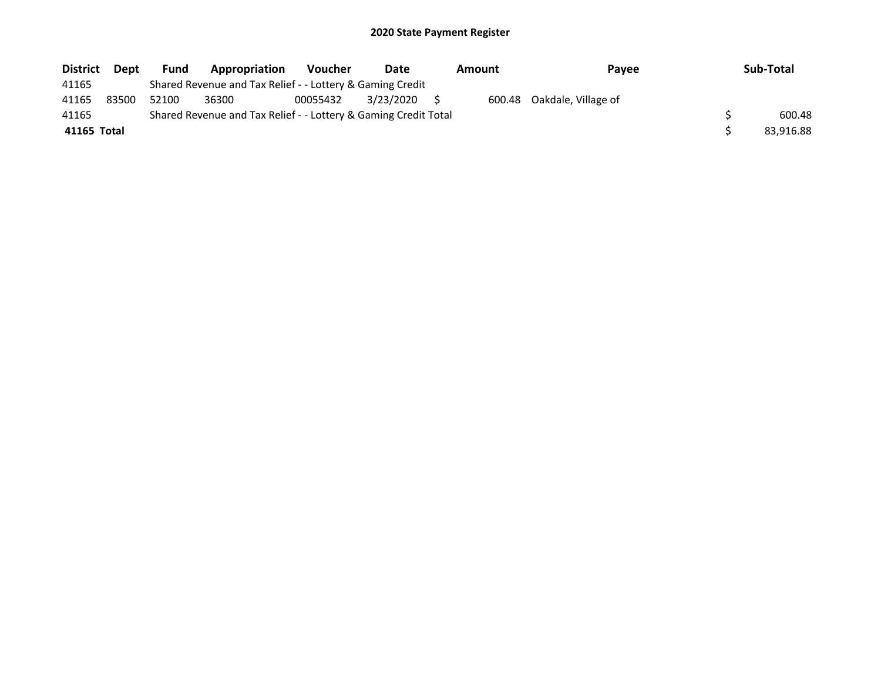## 2020 State Payment Register

| District | Dept | Fund | Appropriation | Voucher | Date | Amount | Payee | Sub-Total |
|---|---|---|---|---|---|---|---|---|
| 41165 | | Shared Revenue and Tax Relief - - Lottery & Gaming Credit | | | | | | |
| 41165 | 83500 | 52100 | 36300 | 00055432 | 3/23/2020 | $ 600.48 | Oakdale, Village of | |
| 41165 | | Shared Revenue and Tax Relief - - Lottery & Gaming Credit Total | | | | | | $ 600.48 |
| **41165 Total** | | | | | | | | $ 83,916.88 |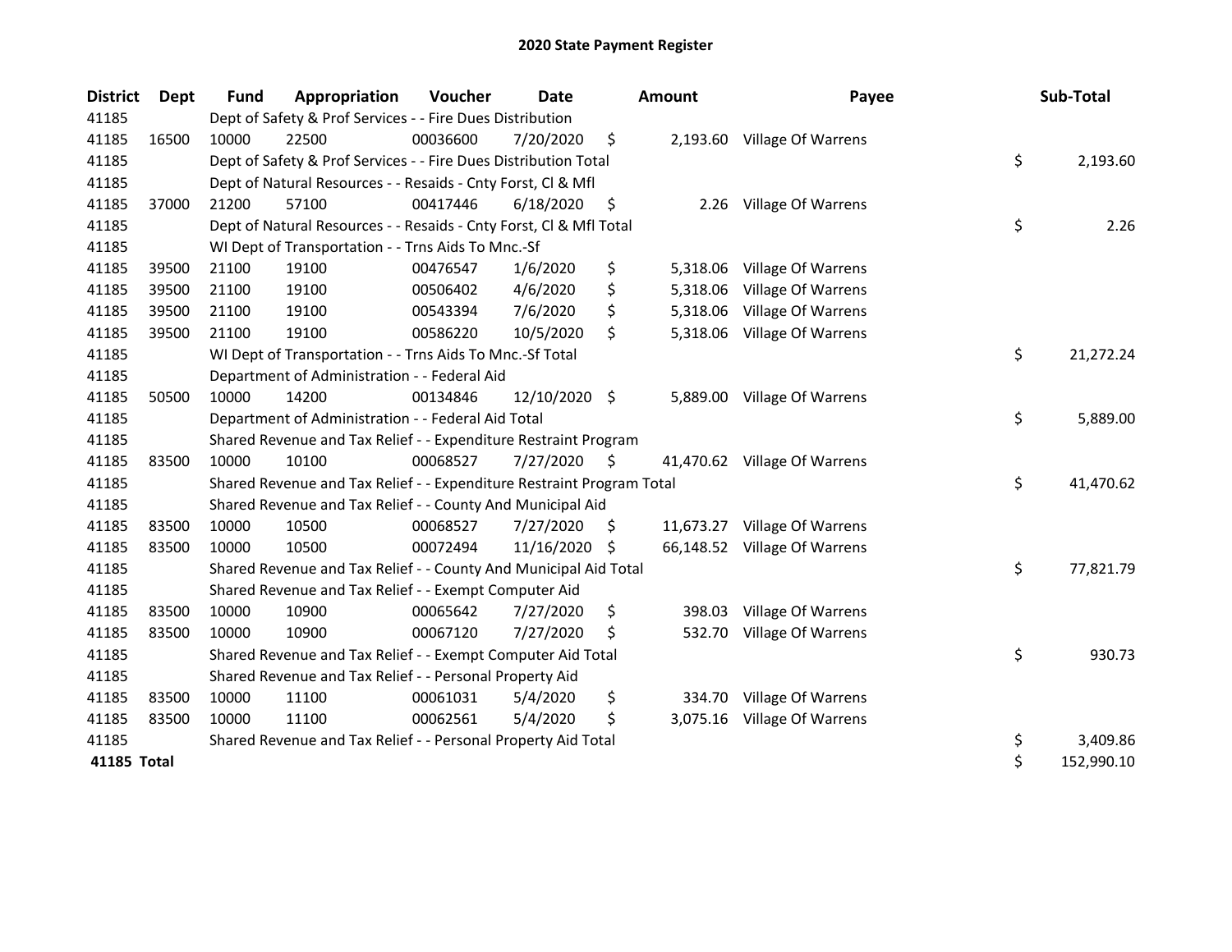# 2020 State Payment Register

| District | Dept | Fund | Appropriation | Voucher | Date | Amount | Payee | Sub-Total |
|---|---|---|---|---|---|---|---|---|
| 41185 | | Dept of Safety & Prof Services - - Fire Dues Distribution | | | | | | |
| 41185 | 16500 | 10000 | 22500 | 00036600 | 7/20/2020 | $ 2,193.60 | Village Of Warrens | |
| 41185 | | Dept of Safety & Prof Services - - Fire Dues Distribution Total | | | | | | $ 2,193.60 |
| 41185 | | Dept of Natural Resources - - Resaids - Cnty Forst, Cl & Mfl | | | | | | |
| 41185 | 37000 | 21200 | 57100 | 00417446 | 6/18/2020 | $ 2.26 | Village Of Warrens | |
| 41185 | | Dept of Natural Resources - - Resaids - Cnty Forst, Cl & Mfl Total | | | | | | $ 2.26 |
| 41185 | | WI Dept of Transportation - - Trns Aids To Mnc.-Sf | | | | | | |
| 41185 | 39500 | 21100 | 19100 | 00476547 | 1/6/2020 | $ 5,318.06 | Village Of Warrens | |
| 41185 | 39500 | 21100 | 19100 | 00506402 | 4/6/2020 | $ 5,318.06 | Village Of Warrens | |
| 41185 | 39500 | 21100 | 19100 | 00543394 | 7/6/2020 | $ 5,318.06 | Village Of Warrens | |
| 41185 | 39500 | 21100 | 19100 | 00586220 | 10/5/2020 | $ 5,318.06 | Village Of Warrens | |
| 41185 | | WI Dept of Transportation - - Trns Aids To Mnc.-Sf Total | | | | | | $ 21,272.24 |
| 41185 | | Department of Administration - - Federal Aid | | | | | | |
| 41185 | 50500 | 10000 | 14200 | 00134846 | 12/10/2020 | $ 5,889.00 | Village Of Warrens | |
| 41185 | | Department of Administration - - Federal Aid Total | | | | | | $ 5,889.00 |
| 41185 | | Shared Revenue and Tax Relief - - Expenditure Restraint Program | | | | | | |
| 41185 | 83500 | 10000 | 10100 | 00068527 | 7/27/2020 | $ 41,470.62 | Village Of Warrens | |
| 41185 | | Shared Revenue and Tax Relief - - Expenditure Restraint Program Total | | | | | | $ 41,470.62 |
| 41185 | | Shared Revenue and Tax Relief - - County And Municipal Aid | | | | | | |
| 41185 | 83500 | 10000 | 10500 | 00068527 | 7/27/2020 | $ 11,673.27 | Village Of Warrens | |
| 41185 | 83500 | 10000 | 10500 | 00072494 | 11/16/2020 | $ 66,148.52 | Village Of Warrens | |
| 41185 | | Shared Revenue and Tax Relief - - County And Municipal Aid Total | | | | | | $ 77,821.79 |
| 41185 | | Shared Revenue and Tax Relief - - Exempt Computer Aid | | | | | | |
| 41185 | 83500 | 10000 | 10900 | 00065642 | 7/27/2020 | $ 398.03 | Village Of Warrens | |
| 41185 | 83500 | 10000 | 10900 | 00067120 | 7/27/2020 | $ 532.70 | Village Of Warrens | |
| 41185 | | Shared Revenue and Tax Relief - - Exempt Computer Aid Total | | | | | | $ 930.73 |
| 41185 | | Shared Revenue and Tax Relief - - Personal Property Aid | | | | | | |
| 41185 | 83500 | 10000 | 11100 | 00061031 | 5/4/2020 | $ 334.70 | Village Of Warrens | |
| 41185 | 83500 | 10000 | 11100 | 00062561 | 5/4/2020 | $ 3,075.16 | Village Of Warrens | |
| 41185 | | Shared Revenue and Tax Relief - - Personal Property Aid Total | | | | | | $ 3,409.86 |
| **41185 Total** | | | | | | | | $ 152,990.10 |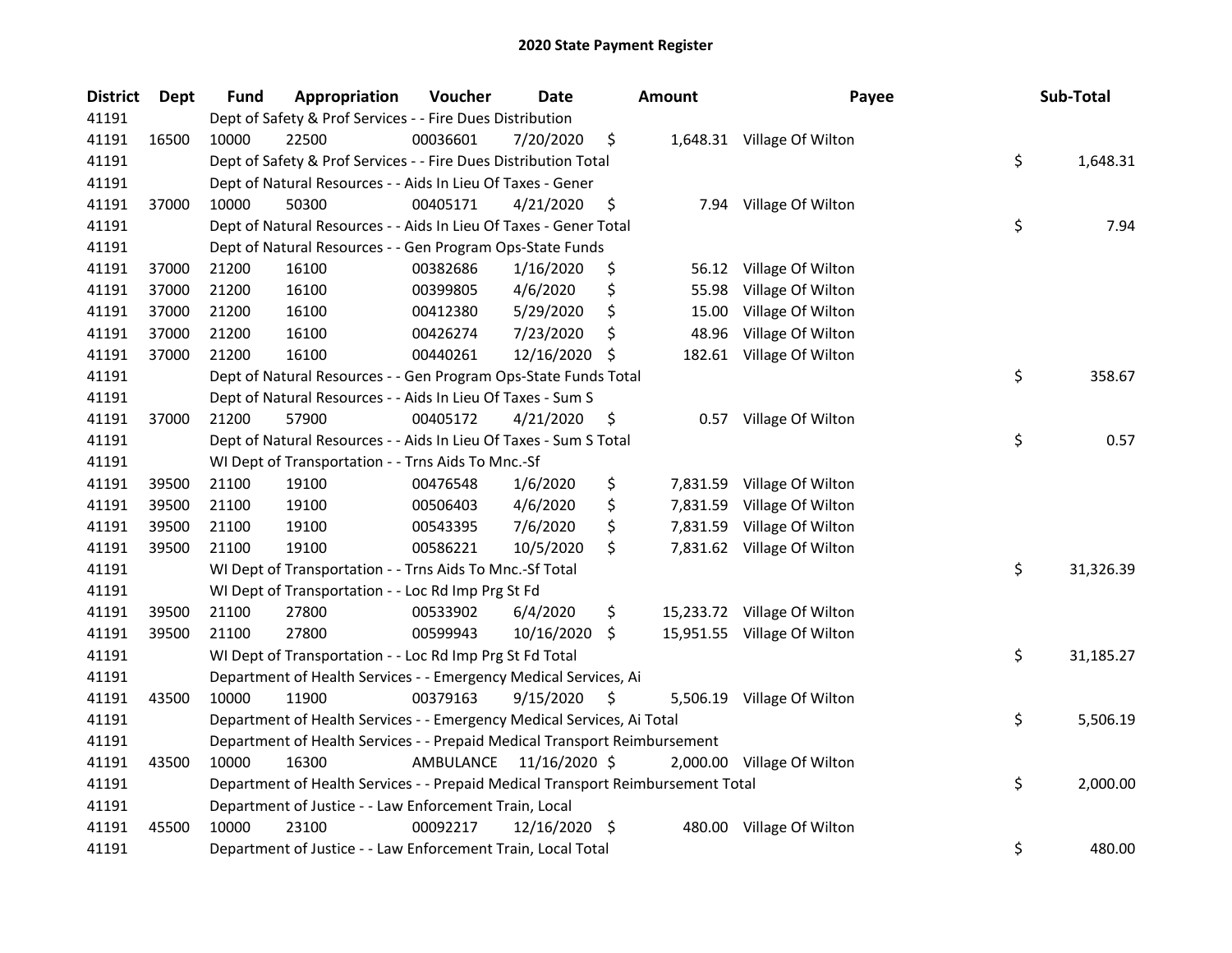# 2020 State Payment Register

| District | Dept | Fund | Appropriation | Voucher | Date | Amount | Payee | Sub-Total |
|---|---|---|---|---|---|---|---|---|
| 41191 | | Dept of Safety & Prof Services - - Fire Dues Distribution | | | | | | |
| 41191 | 16500 | 10000 | 22500 | 00036601 | 7/20/2020 | $ 1,648.31 | Village Of Wilton | |
| 41191 | | Dept of Safety & Prof Services - - Fire Dues Distribution Total | | | | | | $ 1,648.31 |
| 41191 | | Dept of Natural Resources - - Aids In Lieu Of Taxes - Gener | | | | | | |
| 41191 | 37000 | 10000 | 50300 | 00405171 | 4/21/2020 | $ 7.94 | Village Of Wilton | |
| 41191 | | Dept of Natural Resources - - Aids In Lieu Of Taxes - Gener Total | | | | | | $ 7.94 |
| 41191 | | Dept of Natural Resources - - Gen Program Ops-State Funds | | | | | | |
| 41191 | 37000 | 21200 | 16100 | 00382686 | 1/16/2020 | $ 56.12 | Village Of Wilton | |
| 41191 | 37000 | 21200 | 16100 | 00399805 | 4/6/2020 | $ 55.98 | Village Of Wilton | |
| 41191 | 37000 | 21200 | 16100 | 00412380 | 5/29/2020 | $ 15.00 | Village Of Wilton | |
| 41191 | 37000 | 21200 | 16100 | 00426274 | 7/23/2020 | $ 48.96 | Village Of Wilton | |
| 41191 | 37000 | 21200 | 16100 | 00440261 | 12/16/2020 | $ 182.61 | Village Of Wilton | |
| 41191 | | Dept of Natural Resources - - Gen Program Ops-State Funds Total | | | | | | $ 358.67 |
| 41191 | | Dept of Natural Resources - - Aids In Lieu Of Taxes - Sum S | | | | | | |
| 41191 | 37000 | 21200 | 57900 | 00405172 | 4/21/2020 | $ 0.57 | Village Of Wilton | |
| 41191 | | Dept of Natural Resources - - Aids In Lieu Of Taxes - Sum S Total | | | | | | $ 0.57 |
| 41191 | | WI Dept of Transportation - - Trns Aids To Mnc.-Sf | | | | | | |
| 41191 | 39500 | 21100 | 19100 | 00476548 | 1/6/2020 | $ 7,831.59 | Village Of Wilton | |
| 41191 | 39500 | 21100 | 19100 | 00506403 | 4/6/2020 | $ 7,831.59 | Village Of Wilton | |
| 41191 | 39500 | 21100 | 19100 | 00543395 | 7/6/2020 | $ 7,831.59 | Village Of Wilton | |
| 41191 | 39500 | 21100 | 19100 | 00586221 | 10/5/2020 | $ 7,831.62 | Village Of Wilton | |
| 41191 | | WI Dept of Transportation - - Trns Aids To Mnc.-Sf Total | | | | | | $ 31,326.39 |
| 41191 | | WI Dept of Transportation - - Loc Rd Imp Prg St Fd | | | | | | |
| 41191 | 39500 | 21100 | 27800 | 00533902 | 6/4/2020 | $ 15,233.72 | Village Of Wilton | |
| 41191 | 39500 | 21100 | 27800 | 00599943 | 10/16/2020 | $ 15,951.55 | Village Of Wilton | |
| 41191 | | WI Dept of Transportation - - Loc Rd Imp Prg St Fd Total | | | | | | $ 31,185.27 |
| 41191 | | Department of Health Services - - Emergency Medical Services, Ai | | | | | | |
| 41191 | 43500 | 10000 | 11900 | 00379163 | 9/15/2020 | $ 5,506.19 | Village Of Wilton | |
| 41191 | | Department of Health Services - - Emergency Medical Services, Ai Total | | | | | | $ 5,506.19 |
| 41191 | | Department of Health Services - - Prepaid Medical Transport Reimbursement | | | | | | |
| 41191 | 43500 | 10000 | 16300 | AMBULANCE | 11/16/2020 | $ 2,000.00 | Village Of Wilton | |
| 41191 | | Department of Health Services - - Prepaid Medical Transport Reimbursement Total | | | | | | $ 2,000.00 |
| 41191 | | Department of Justice - - Law Enforcement Train, Local | | | | | | |
| 41191 | 45500 | 10000 | 23100 | 00092217 | 12/16/2020 | $ 480.00 | Village Of Wilton | |
| 41191 | | Department of Justice - - Law Enforcement Train, Local Total | | | | | | $ 480.00 |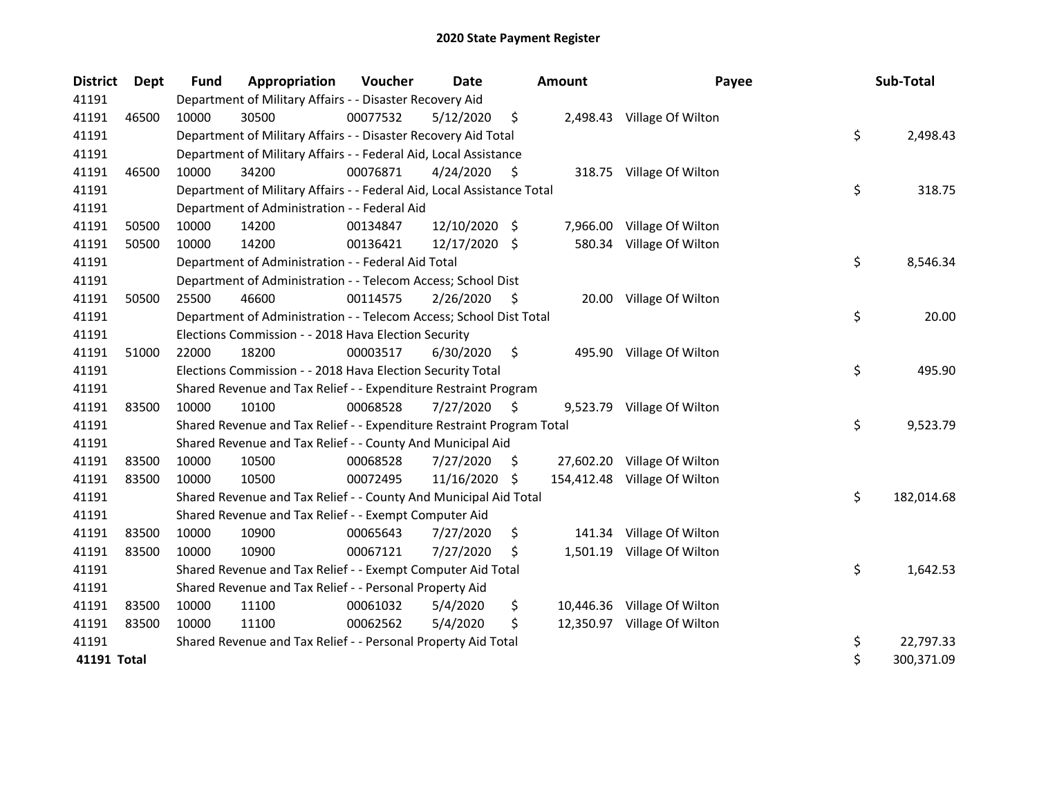# 2020 State Payment Register

| District | Dept | Fund | Appropriation | Voucher | Date | Amount | Payee | Sub-Total |
|---|---|---|---|---|---|---|---|---|
| 41191 | | Department of Military Affairs - - Disaster Recovery Aid | | | | | | |
| 41191 | 46500 | 10000 | 30500 | 00077532 | 5/12/2020 | $ 2,498.43 | Village Of Wilton | |
| 41191 | | Department of Military Affairs - - Disaster Recovery Aid Total | | | | | | $ 2,498.43 |
| 41191 | | Department of Military Affairs - - Federal Aid, Local Assistance | | | | | | |
| 41191 | 46500 | 10000 | 34200 | 00076871 | 4/24/2020 | $ 318.75 | Village Of Wilton | |
| 41191 | | Department of Military Affairs - - Federal Aid, Local Assistance Total | | | | | | $ 318.75 |
| 41191 | | Department of Administration - - Federal Aid | | | | | | |
| 41191 | 50500 | 10000 | 14200 | 00134847 | 12/10/2020 | $ 7,966.00 | Village Of Wilton | |
| 41191 | 50500 | 10000 | 14200 | 00136421 | 12/17/2020 | $ 580.34 | Village Of Wilton | |
| 41191 | | Department of Administration - - Federal Aid Total | | | | | | $ 8,546.34 |
| 41191 | | Department of Administration - - Telecom Access; School Dist | | | | | | |
| 41191 | 50500 | 25500 | 46600 | 00114575 | 2/26/2020 | $ 20.00 | Village Of Wilton | |
| 41191 | | Department of Administration - - Telecom Access; School Dist Total | | | | | | $ 20.00 |
| 41191 | | Elections Commission - - 2018 Hava Election Security | | | | | | |
| 41191 | 51000 | 22000 | 18200 | 00003517 | 6/30/2020 | $ 495.90 | Village Of Wilton | |
| 41191 | | Elections Commission - - 2018 Hava Election Security Total | | | | | | $ 495.90 |
| 41191 | | Shared Revenue and Tax Relief - - Expenditure Restraint Program | | | | | | |
| 41191 | 83500 | 10000 | 10100 | 00068528 | 7/27/2020 | $ 9,523.79 | Village Of Wilton | |
| 41191 | | Shared Revenue and Tax Relief - - Expenditure Restraint Program Total | | | | | | $ 9,523.79 |
| 41191 | | Shared Revenue and Tax Relief - - County And Municipal Aid | | | | | | |
| 41191 | 83500 | 10000 | 10500 | 00068528 | 7/27/2020 | $ 27,602.20 | Village Of Wilton | |
| 41191 | 83500 | 10000 | 10500 | 00072495 | 11/16/2020 | $ 154,412.48 | Village Of Wilton | |
| 41191 | | Shared Revenue and Tax Relief - - County And Municipal Aid Total | | | | | | $ 182,014.68 |
| 41191 | | Shared Revenue and Tax Relief - - Exempt Computer Aid | | | | | | |
| 41191 | 83500 | 10000 | 10900 | 00065643 | 7/27/2020 | $ 141.34 | Village Of Wilton | |
| 41191 | 83500 | 10000 | 10900 | 00067121 | 7/27/2020 | $ 1,501.19 | Village Of Wilton | |
| 41191 | | Shared Revenue and Tax Relief - - Exempt Computer Aid Total | | | | | | $ 1,642.53 |
| 41191 | | Shared Revenue and Tax Relief - - Personal Property Aid | | | | | | |
| 41191 | 83500 | 10000 | 11100 | 00061032 | 5/4/2020 | $ 10,446.36 | Village Of Wilton | |
| 41191 | 83500 | 10000 | 11100 | 00062562 | 5/4/2020 | $ 12,350.97 | Village Of Wilton | |
| 41191 | | Shared Revenue and Tax Relief - - Personal Property Aid Total | | | | | | $ 22,797.33 |
| **41191 Total** | | | | | | | | $ 300,371.09 |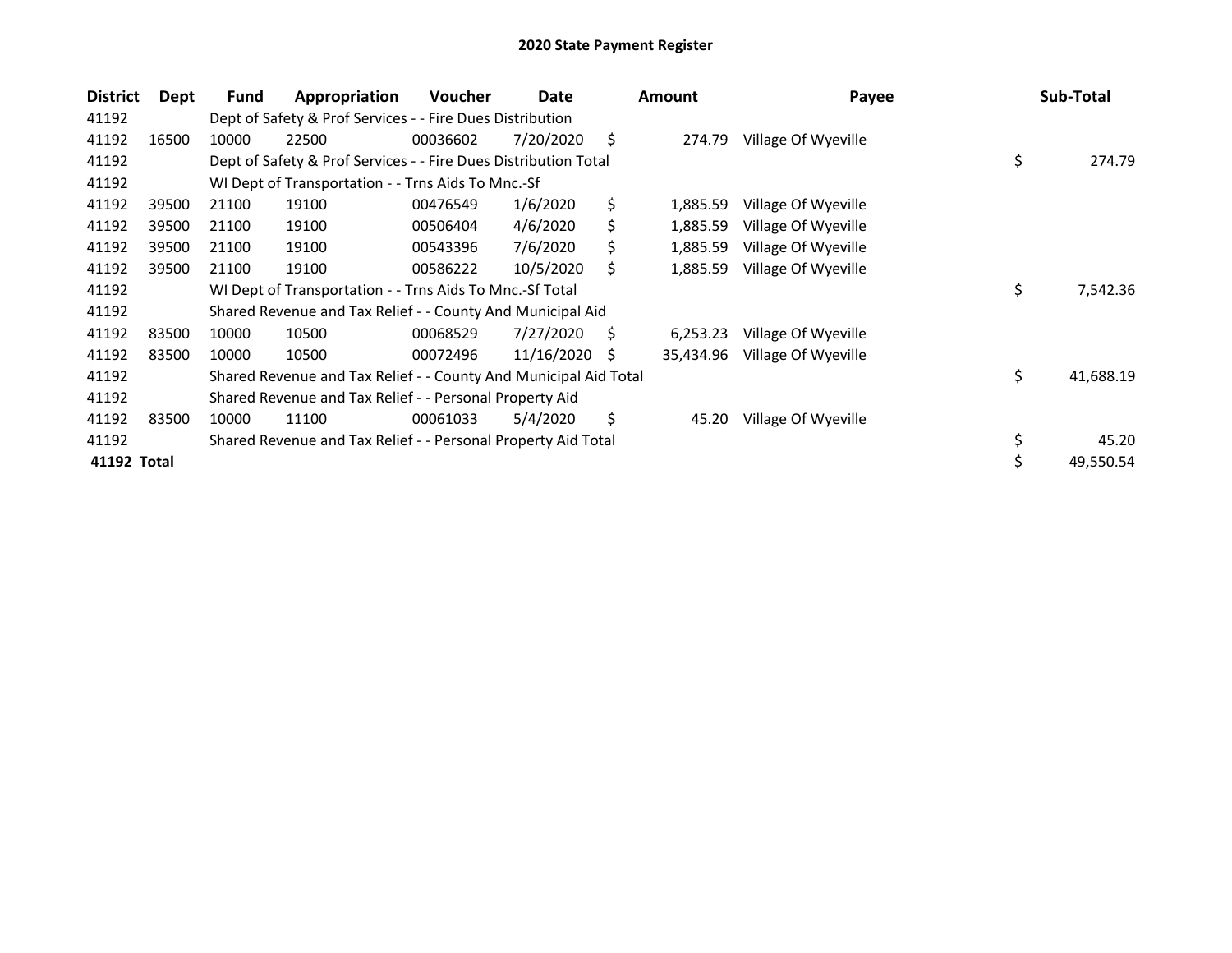# 2020 State Payment Register

| District | Dept | Fund | Appropriation | Voucher | Date | Amount | Payee | Sub-Total |
|---|---|---|---|---|---|---|---|---|
| 41192 | | Dept of Safety & Prof Services - - Fire Dues Distribution | | | | | | |
| 41192 | 16500 | 10000 | 22500 | 00036602 | 7/20/2020 | $ 274.79 | Village Of Wyeville | |
| 41192 | | Dept of Safety & Prof Services - - Fire Dues Distribution Total | | | | | | $ 274.79 |
| 41192 | | WI Dept of Transportation - - Trns Aids To Mnc.-Sf | | | | | | |
| 41192 | 39500 | 21100 | 19100 | 00476549 | 1/6/2020 | $ 1,885.59 | Village Of Wyeville | |
| 41192 | 39500 | 21100 | 19100 | 00506404 | 4/6/2020 | $ 1,885.59 | Village Of Wyeville | |
| 41192 | 39500 | 21100 | 19100 | 00543396 | 7/6/2020 | $ 1,885.59 | Village Of Wyeville | |
| 41192 | 39500 | 21100 | 19100 | 00586222 | 10/5/2020 | $ 1,885.59 | Village Of Wyeville | |
| 41192 | | WI Dept of Transportation - - Trns Aids To Mnc.-Sf Total | | | | | | $ 7,542.36 |
| 41192 | | Shared Revenue and Tax Relief - - County And Municipal Aid | | | | | | |
| 41192 | 83500 | 10000 | 10500 | 00068529 | 7/27/2020 | $ 6,253.23 | Village Of Wyeville | |
| 41192 | 83500 | 10000 | 10500 | 00072496 | 11/16/2020 | $ 35,434.96 | Village Of Wyeville | |
| 41192 | | Shared Revenue and Tax Relief - - County And Municipal Aid Total | | | | | | $ 41,688.19 |
| 41192 | | Shared Revenue and Tax Relief - - Personal Property Aid | | | | | | |
| 41192 | 83500 | 10000 | 11100 | 00061033 | 5/4/2020 | $ 45.20 | Village Of Wyeville | |
| 41192 | | Shared Revenue and Tax Relief - - Personal Property Aid Total | | | | | | $ 45.20 |
| **41192 Total** | | | | | | | | $ 49,550.54 |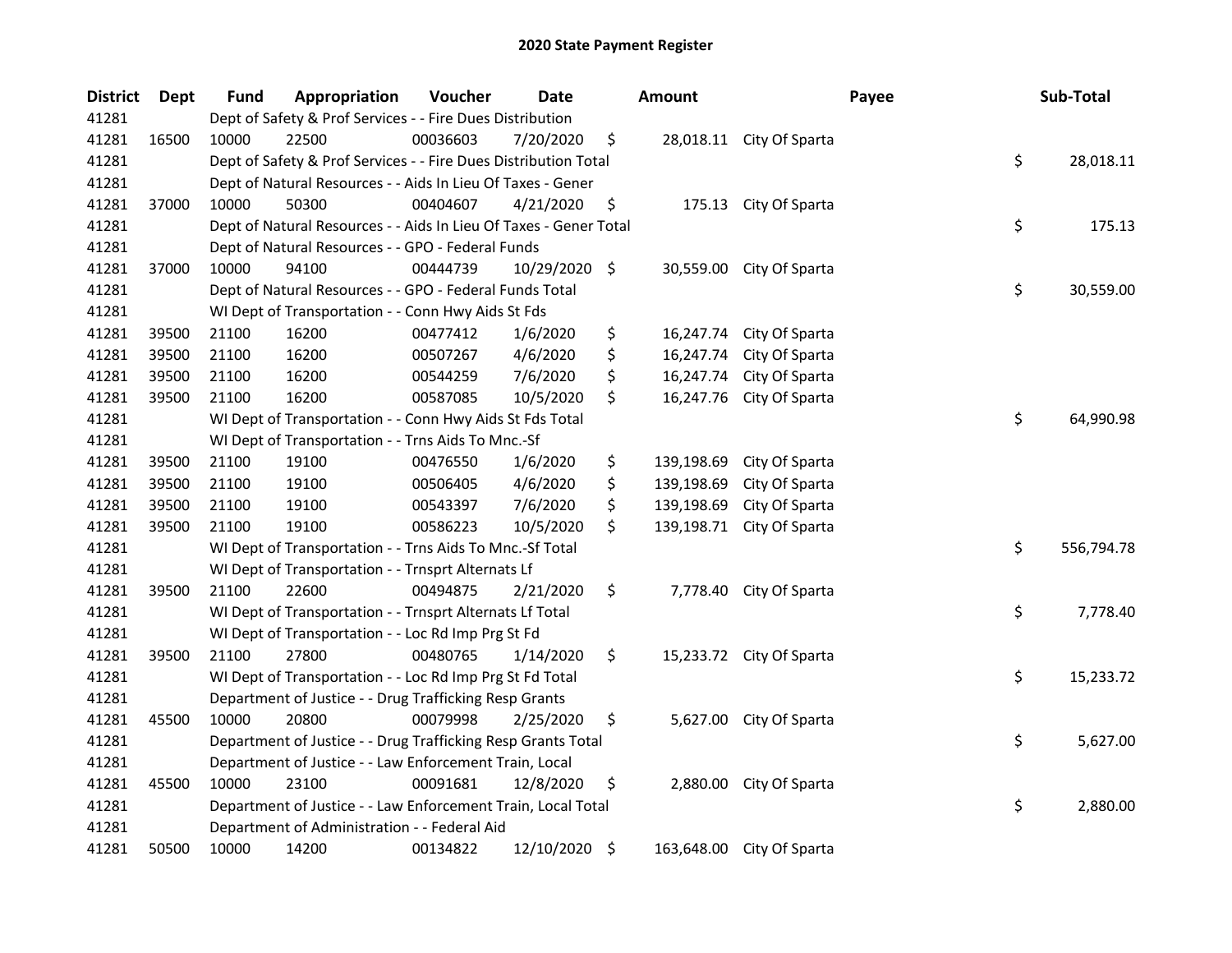# 2020 State Payment Register

| District | Dept | Fund | Appropriation | Voucher | Date | Amount | Payee | Sub-Total |
|---|---|---|---|---|---|---|---|---|
| 41281 | | Dept of Safety & Prof Services - - Fire Dues Distribution | | | | | | |
| 41281 | 16500 | 10000 | 22500 | 00036603 | 7/20/2020 | $ 28,018.11 | City Of Sparta | |
| 41281 | | Dept of Safety & Prof Services - - Fire Dues Distribution Total | | | | | | $ 28,018.11 |
| 41281 | | Dept of Natural Resources - - Aids In Lieu Of Taxes - Gener | | | | | | |
| 41281 | 37000 | 10000 | 50300 | 00404607 | 4/21/2020 | $ 175.13 | City Of Sparta | |
| 41281 | | Dept of Natural Resources - - Aids In Lieu Of Taxes - Gener Total | | | | | | $ 175.13 |
| 41281 | | Dept of Natural Resources - - GPO - Federal Funds | | | | | | |
| 41281 | 37000 | 10000 | 94100 | 00444739 | 10/29/2020 | $ 30,559.00 | City Of Sparta | |
| 41281 | | Dept of Natural Resources - - GPO - Federal Funds Total | | | | | | $ 30,559.00 |
| 41281 | | WI Dept of Transportation - - Conn Hwy Aids St Fds | | | | | | |
| 41281 | 39500 | 21100 | 16200 | 00477412 | 1/6/2020 | $ 16,247.74 | City Of Sparta | |
| 41281 | 39500 | 21100 | 16200 | 00507267 | 4/6/2020 | $ 16,247.74 | City Of Sparta | |
| 41281 | 39500 | 21100 | 16200 | 00544259 | 7/6/2020 | $ 16,247.74 | City Of Sparta | |
| 41281 | 39500 | 21100 | 16200 | 00587085 | 10/5/2020 | $ 16,247.76 | City Of Sparta | |
| 41281 | | WI Dept of Transportation - - Conn Hwy Aids St Fds Total | | | | | | $ 64,990.98 |
| 41281 | | WI Dept of Transportation - - Trns Aids To Mnc.-Sf | | | | | | |
| 41281 | 39500 | 21100 | 19100 | 00476550 | 1/6/2020 | $ 139,198.69 | City Of Sparta | |
| 41281 | 39500 | 21100 | 19100 | 00506405 | 4/6/2020 | $ 139,198.69 | City Of Sparta | |
| 41281 | 39500 | 21100 | 19100 | 00543397 | 7/6/2020 | $ 139,198.69 | City Of Sparta | |
| 41281 | 39500 | 21100 | 19100 | 00586223 | 10/5/2020 | $ 139,198.71 | City Of Sparta | |
| 41281 | | WI Dept of Transportation - - Trns Aids To Mnc.-Sf Total | | | | | | $ 556,794.78 |
| 41281 | | WI Dept of Transportation - - Trnsprt Alternats Lf | | | | | | |
| 41281 | 39500 | 21100 | 22600 | 00494875 | 2/21/2020 | $ 7,778.40 | City Of Sparta | |
| 41281 | | WI Dept of Transportation - - Trnsprt Alternats Lf Total | | | | | | $ 7,778.40 |
| 41281 | | WI Dept of Transportation - - Loc Rd Imp Prg St Fd | | | | | | |
| 41281 | 39500 | 21100 | 27800 | 00480765 | 1/14/2020 | $ 15,233.72 | City Of Sparta | |
| 41281 | | WI Dept of Transportation - - Loc Rd Imp Prg St Fd Total | | | | | | $ 15,233.72 |
| 41281 | | Department of Justice - - Drug Trafficking Resp Grants | | | | | | |
| 41281 | 45500 | 10000 | 20800 | 00079998 | 2/25/2020 | $ 5,627.00 | City Of Sparta | |
| 41281 | | Department of Justice - - Drug Trafficking Resp Grants Total | | | | | | $ 5,627.00 |
| 41281 | | Department of Justice - - Law Enforcement Train, Local | | | | | | |
| 41281 | 45500 | 10000 | 23100 | 00091681 | 12/8/2020 | $ 2,880.00 | City Of Sparta | |
| 41281 | | Department of Justice - - Law Enforcement Train, Local Total | | | | | | $ 2,880.00 |
| 41281 | | Department of Administration - - Federal Aid | | | | | | |
| 41281 | 50500 | 10000 | 14200 | 00134822 | 12/10/2020 | $ 163,648.00 | City Of Sparta | |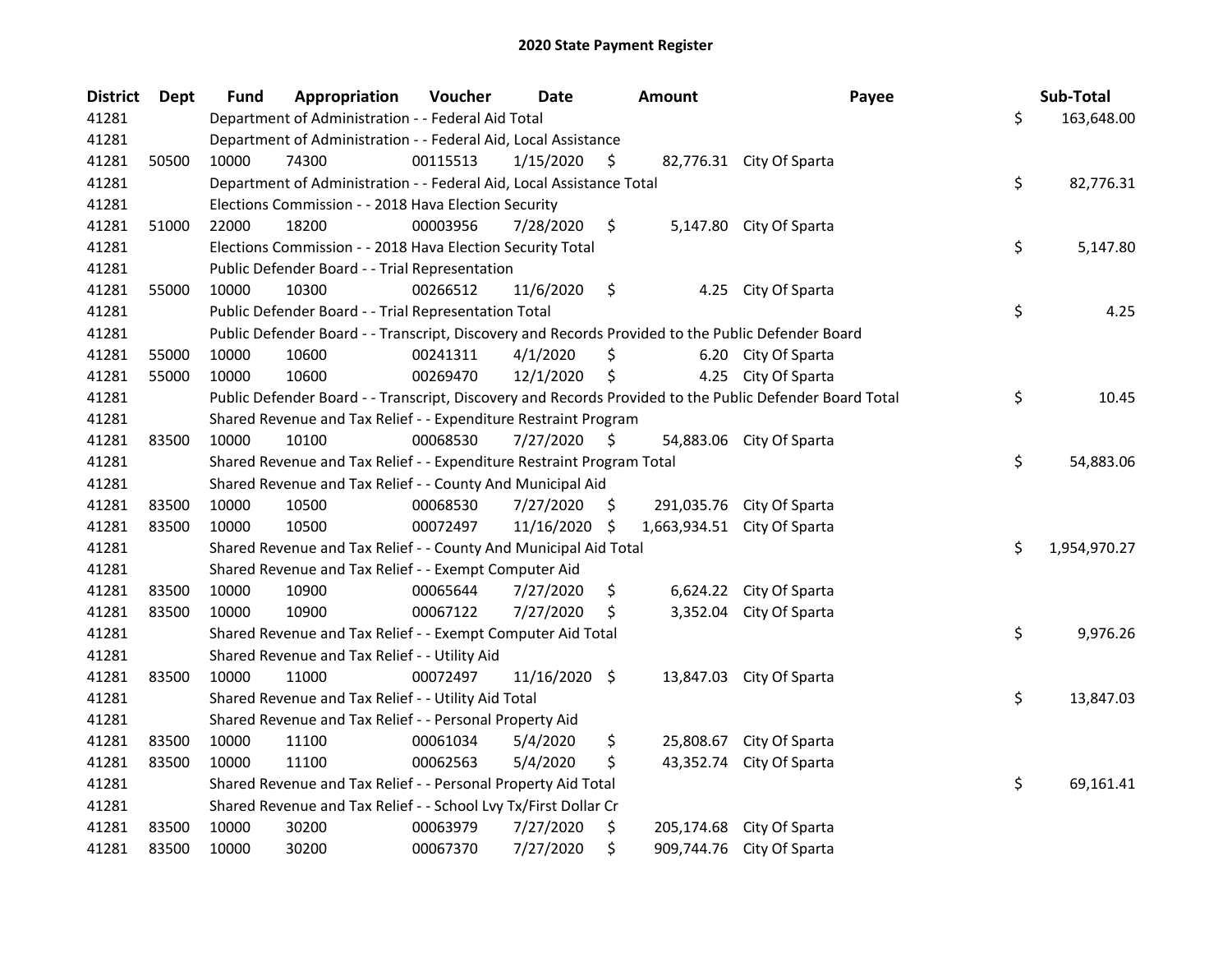## 2020 State Payment Register

| District | Dept | Fund | Appropriation | Voucher | Date | Amount | Payee | Sub-Total |
|---|---|---|---|---|---|---|---|---|
| 41281 | | Department of Administration - - Federal Aid Total | | | | | | $ 163,648.00 |
| 41281 | | Department of Administration - - Federal Aid, Local Assistance | | | | | | |
| 41281 | 50500 | 10000 | 74300 | 00115513 | 1/15/2020 | $ 82,776.31 | City Of Sparta | |
| 41281 | | Department of Administration - - Federal Aid, Local Assistance Total | | | | | | $ 82,776.31 |
| 41281 | | Elections Commission - - 2018 Hava Election Security | | | | | | |
| 41281 | 51000 | 22000 | 18200 | 00003956 | 7/28/2020 | $ 5,147.80 | City Of Sparta | |
| 41281 | | Elections Commission - - 2018 Hava Election Security Total | | | | | | $ 5,147.80 |
| 41281 | | Public Defender Board - - Trial Representation | | | | | | |
| 41281 | 55000 | 10000 | 10300 | 00266512 | 11/6/2020 | $ 4.25 | City Of Sparta | |
| 41281 | | Public Defender Board - - Trial Representation Total | | | | | | $ 4.25 |
| 41281 | | Public Defender Board - - Transcript, Discovery and Records Provided to the Public Defender Board | | | | | | |
| 41281 | 55000 | 10000 | 10600 | 00241311 | 4/1/2020 | $ 6.20 | City Of Sparta | |
| 41281 | 55000 | 10000 | 10600 | 00269470 | 12/1/2020 | $ 4.25 | City Of Sparta | |
| 41281 | | Public Defender Board - - Transcript, Discovery and Records Provided to the Public Defender Board Total | | | | | | $ 10.45 |
| 41281 | | Shared Revenue and Tax Relief - - Expenditure Restraint Program | | | | | | |
| 41281 | 83500 | 10000 | 10100 | 00068530 | 7/27/2020 | $ 54,883.06 | City Of Sparta | |
| 41281 | | Shared Revenue and Tax Relief - - Expenditure Restraint Program Total | | | | | | $ 54,883.06 |
| 41281 | | Shared Revenue and Tax Relief - - County And Municipal Aid | | | | | | |
| 41281 | 83500 | 10000 | 10500 | 00068530 | 7/27/2020 | $ 291,035.76 | City Of Sparta | |
| 41281 | 83500 | 10000 | 10500 | 00072497 | 11/16/2020 | $ 1,663,934.51 | City Of Sparta | |
| 41281 | | Shared Revenue and Tax Relief - - County And Municipal Aid Total | | | | | | $ 1,954,970.27 |
| 41281 | | Shared Revenue and Tax Relief - - Exempt Computer Aid | | | | | | |
| 41281 | 83500 | 10000 | 10900 | 00065644 | 7/27/2020 | $ 6,624.22 | City Of Sparta | |
| 41281 | 83500 | 10000 | 10900 | 00067122 | 7/27/2020 | $ 3,352.04 | City Of Sparta | |
| 41281 | | Shared Revenue and Tax Relief - - Exempt Computer Aid Total | | | | | | $ 9,976.26 |
| 41281 | | Shared Revenue and Tax Relief - - Utility Aid | | | | | | |
| 41281 | 83500 | 10000 | 11000 | 00072497 | 11/16/2020 | $ 13,847.03 | City Of Sparta | |
| 41281 | | Shared Revenue and Tax Relief - - Utility Aid Total | | | | | | $ 13,847.03 |
| 41281 | | Shared Revenue and Tax Relief - - Personal Property Aid | | | | | | |
| 41281 | 83500 | 10000 | 11100 | 00061034 | 5/4/2020 | $ 25,808.67 | City Of Sparta | |
| 41281 | 83500 | 10000 | 11100 | 00062563 | 5/4/2020 | $ 43,352.74 | City Of Sparta | |
| 41281 | | Shared Revenue and Tax Relief - - Personal Property Aid Total | | | | | | $ 69,161.41 |
| 41281 | | Shared Revenue and Tax Relief - - School Lvy Tx/First Dollar Cr | | | | | | |
| 41281 | 83500 | 10000 | 30200 | 00063979 | 7/27/2020 | $ 205,174.68 | City Of Sparta | |
| 41281 | 83500 | 10000 | 30200 | 00067370 | 7/27/2020 | $ 909,744.76 | City Of Sparta | |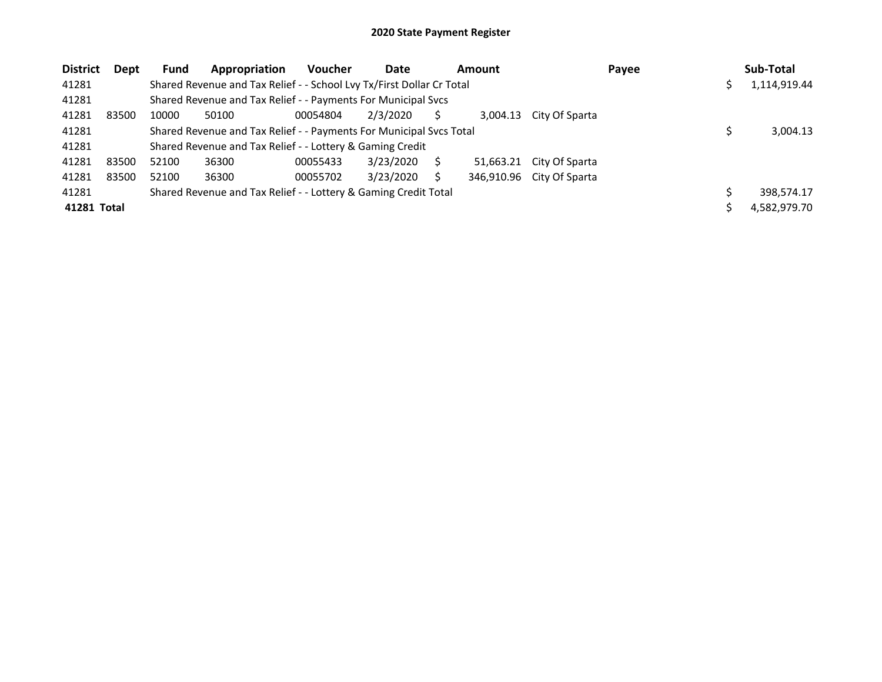# 2020 State Payment Register

| District | Dept | Fund | Appropriation | Voucher | Date | Amount | Payee | Sub-Total |
|---|---|---|---|---|---|---|---|---|
| 41281 | | Shared Revenue and Tax Relief - - School Lvy Tx/First Dollar Cr Total | | | | | | $ 1,114,919.44 |
| 41281 | | Shared Revenue and Tax Relief - - Payments For Municipal Svcs | | | | | | |
| 41281 | 83500 | 10000 | 50100 | 00054804 | 2/3/2020 | $ 3,004.13 | City Of Sparta | |
| 41281 | | Shared Revenue and Tax Relief - - Payments For Municipal Svcs Total | | | | | | $ 3,004.13 |
| 41281 | | Shared Revenue and Tax Relief - - Lottery & Gaming Credit | | | | | | |
| 41281 | 83500 | 52100 | 36300 | 00055433 | 3/23/2020 | $ 51,663.21 | City Of Sparta | |
| 41281 | 83500 | 52100 | 36300 | 00055702 | 3/23/2020 | $ 346,910.96 | City Of Sparta | |
| 41281 | | Shared Revenue and Tax Relief - - Lottery & Gaming Credit Total | | | | | | $ 398,574.17 |
| **41281 Total** | | | | | | | | $ 4,582,979.70 |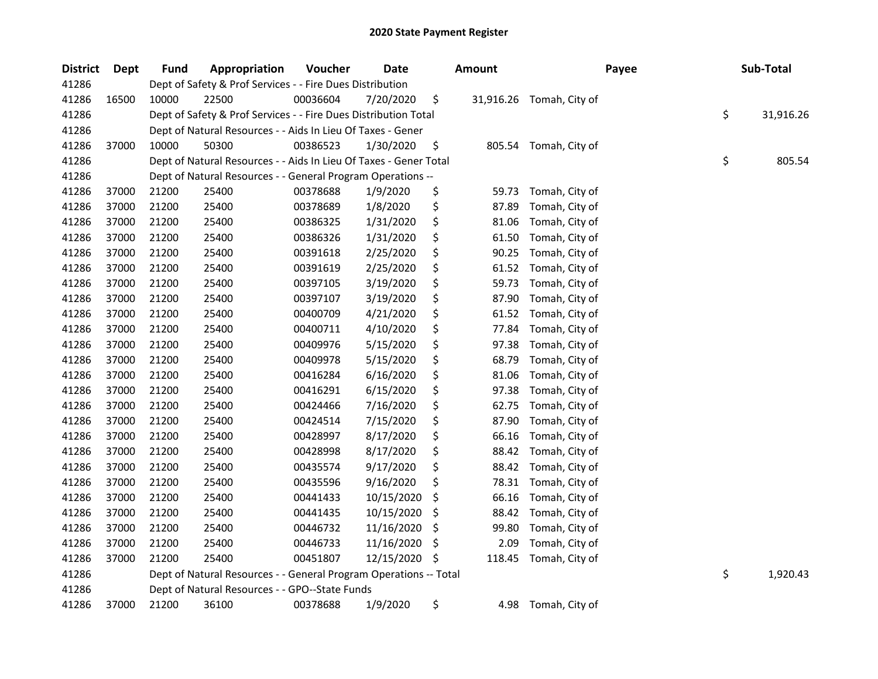# 2020 State Payment Register

| District | Dept | Fund | Appropriation | Voucher | Date | Amount | Payee | Sub-Total |
|---|---|---|---|---|---|---|---|---|
| 41286 | | Dept of Safety & Prof Services - - Fire Dues Distribution | | | | | | |
| 41286 | 16500 | 10000 | 22500 | 00036604 | 7/20/2020 | $ 31,916.26 | Tomah, City of | |
| 41286 | | Dept of Safety & Prof Services - - Fire Dues Distribution Total | | | | | | $ 31,916.26 |
| 41286 | | Dept of Natural Resources - - Aids In Lieu Of Taxes - Gener | | | | | | |
| 41286 | 37000 | 10000 | 50300 | 00386523 | 1/30/2020 | $ 805.54 | Tomah, City of | |
| 41286 | | Dept of Natural Resources - - Aids In Lieu Of Taxes - Gener Total | | | | | | $ 805.54 |
| 41286 | | Dept of Natural Resources - - General Program Operations -- | | | | | | |
| 41286 | 37000 | 21200 | 25400 | 00378688 | 1/9/2020 | $ 59.73 | Tomah, City of | |
| 41286 | 37000 | 21200 | 25400 | 00378689 | 1/8/2020 | $ 87.89 | Tomah, City of | |
| 41286 | 37000 | 21200 | 25400 | 00386325 | 1/31/2020 | $ 81.06 | Tomah, City of | |
| 41286 | 37000 | 21200 | 25400 | 00386326 | 1/31/2020 | $ 61.50 | Tomah, City of | |
| 41286 | 37000 | 21200 | 25400 | 00391618 | 2/25/2020 | $ 90.25 | Tomah, City of | |
| 41286 | 37000 | 21200 | 25400 | 00391619 | 2/25/2020 | $ 61.52 | Tomah, City of | |
| 41286 | 37000 | 21200 | 25400 | 00397105 | 3/19/2020 | $ 59.73 | Tomah, City of | |
| 41286 | 37000 | 21200 | 25400 | 00397107 | 3/19/2020 | $ 87.90 | Tomah, City of | |
| 41286 | 37000 | 21200 | 25400 | 00400709 | 4/21/2020 | $ 61.52 | Tomah, City of | |
| 41286 | 37000 | 21200 | 25400 | 00400711 | 4/10/2020 | $ 77.84 | Tomah, City of | |
| 41286 | 37000 | 21200 | 25400 | 00409976 | 5/15/2020 | $ 97.38 | Tomah, City of | |
| 41286 | 37000 | 21200 | 25400 | 00409978 | 5/15/2020 | $ 68.79 | Tomah, City of | |
| 41286 | 37000 | 21200 | 25400 | 00416284 | 6/16/2020 | $ 81.06 | Tomah, City of | |
| 41286 | 37000 | 21200 | 25400 | 00416291 | 6/15/2020 | $ 97.38 | Tomah, City of | |
| 41286 | 37000 | 21200 | 25400 | 00424466 | 7/16/2020 | $ 62.75 | Tomah, City of | |
| 41286 | 37000 | 21200 | 25400 | 00424514 | 7/15/2020 | $ 87.90 | Tomah, City of | |
| 41286 | 37000 | 21200 | 25400 | 00428997 | 8/17/2020 | $ 66.16 | Tomah, City of | |
| 41286 | 37000 | 21200 | 25400 | 00428998 | 8/17/2020 | $ 88.42 | Tomah, City of | |
| 41286 | 37000 | 21200 | 25400 | 00435574 | 9/17/2020 | $ 88.42 | Tomah, City of | |
| 41286 | 37000 | 21200 | 25400 | 00435596 | 9/16/2020 | $ 78.31 | Tomah, City of | |
| 41286 | 37000 | 21200 | 25400 | 00441433 | 10/15/2020 | $ 66.16 | Tomah, City of | |
| 41286 | 37000 | 21200 | 25400 | 00441435 | 10/15/2020 | $ 88.42 | Tomah, City of | |
| 41286 | 37000 | 21200 | 25400 | 00446732 | 11/16/2020 | $ 99.80 | Tomah, City of | |
| 41286 | 37000 | 21200 | 25400 | 00446733 | 11/16/2020 | $ 2.09 | Tomah, City of | |
| 41286 | 37000 | 21200 | 25400 | 00451807 | 12/15/2020 | $ 118.45 | Tomah, City of | |
| 41286 | | Dept of Natural Resources - - General Program Operations -- Total | | | | | | $ 1,920.43 |
| 41286 | | Dept of Natural Resources - - GPO--State Funds | | | | | | |
| 41286 | 37000 | 21200 | 36100 | 00378688 | 1/9/2020 | $ 4.98 | Tomah, City of | |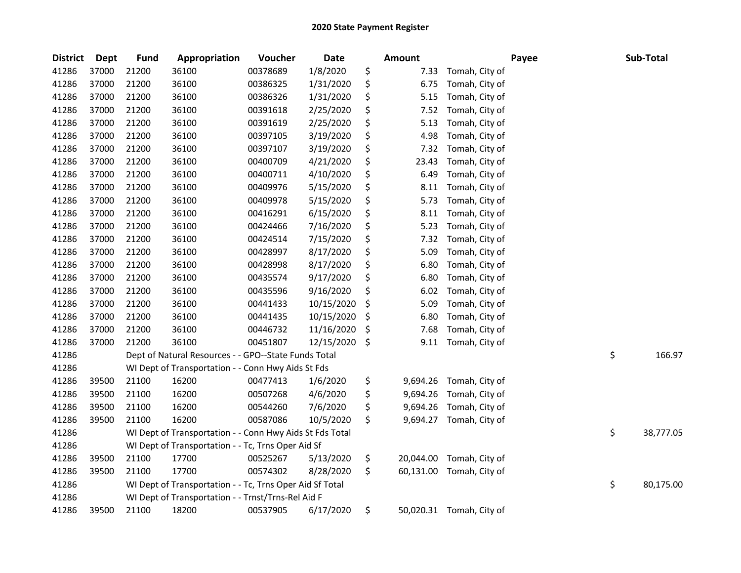# 2020 State Payment Register

| District | Dept | Fund | Appropriation | Voucher | Date | Amount | Payee | Sub-Total |
|---|---|---|---|---|---|---|---|---|
| 41286 | 37000 | 21200 | 36100 | 00378689 | 1/8/2020 | $ 7.33 | Tomah, City of | |
| 41286 | 37000 | 21200 | 36100 | 00386325 | 1/31/2020 | $ 6.75 | Tomah, City of | |
| 41286 | 37000 | 21200 | 36100 | 00386326 | 1/31/2020 | $ 5.15 | Tomah, City of | |
| 41286 | 37000 | 21200 | 36100 | 00391618 | 2/25/2020 | $ 7.52 | Tomah, City of | |
| 41286 | 37000 | 21200 | 36100 | 00391619 | 2/25/2020 | $ 5.13 | Tomah, City of | |
| 41286 | 37000 | 21200 | 36100 | 00397105 | 3/19/2020 | $ 4.98 | Tomah, City of | |
| 41286 | 37000 | 21200 | 36100 | 00397107 | 3/19/2020 | $ 7.32 | Tomah, City of | |
| 41286 | 37000 | 21200 | 36100 | 00400709 | 4/21/2020 | $ 23.43 | Tomah, City of | |
| 41286 | 37000 | 21200 | 36100 | 00400711 | 4/10/2020 | $ 6.49 | Tomah, City of | |
| 41286 | 37000 | 21200 | 36100 | 00409976 | 5/15/2020 | $ 8.11 | Tomah, City of | |
| 41286 | 37000 | 21200 | 36100 | 00409978 | 5/15/2020 | $ 5.73 | Tomah, City of | |
| 41286 | 37000 | 21200 | 36100 | 00416291 | 6/15/2020 | $ 8.11 | Tomah, City of | |
| 41286 | 37000 | 21200 | 36100 | 00424466 | 7/16/2020 | $ 5.23 | Tomah, City of | |
| 41286 | 37000 | 21200 | 36100 | 00424514 | 7/15/2020 | $ 7.32 | Tomah, City of | |
| 41286 | 37000 | 21200 | 36100 | 00428997 | 8/17/2020 | $ 5.09 | Tomah, City of | |
| 41286 | 37000 | 21200 | 36100 | 00428998 | 8/17/2020 | $ 6.80 | Tomah, City of | |
| 41286 | 37000 | 21200 | 36100 | 00435574 | 9/17/2020 | $ 6.80 | Tomah, City of | |
| 41286 | 37000 | 21200 | 36100 | 00435596 | 9/16/2020 | $ 6.02 | Tomah, City of | |
| 41286 | 37000 | 21200 | 36100 | 00441433 | 10/15/2020 | $ 5.09 | Tomah, City of | |
| 41286 | 37000 | 21200 | 36100 | 00441435 | 10/15/2020 | $ 6.80 | Tomah, City of | |
| 41286 | 37000 | 21200 | 36100 | 00446732 | 11/16/2020 | $ 7.68 | Tomah, City of | |
| 41286 | 37000 | 21200 | 36100 | 00451807 | 12/15/2020 | $ 9.11 | Tomah, City of | |
| 41286 | | Dept of Natural Resources - - GPO--State Funds Total | | | | | | $ 166.97 |
| 41286 | | WI Dept of Transportation - - Conn Hwy Aids St Fds | | | | | | |
| 41286 | 39500 | 21100 | 16200 | 00477413 | 1/6/2020 | $ 9,694.26 | Tomah, City of | |
| 41286 | 39500 | 21100 | 16200 | 00507268 | 4/6/2020 | $ 9,694.26 | Tomah, City of | |
| 41286 | 39500 | 21100 | 16200 | 00544260 | 7/6/2020 | $ 9,694.26 | Tomah, City of | |
| 41286 | 39500 | 21100 | 16200 | 00587086 | 10/5/2020 | $ 9,694.27 | Tomah, City of | |
| 41286 | | WI Dept of Transportation - - Conn Hwy Aids St Fds Total | | | | | | $ 38,777.05 |
| 41286 | | WI Dept of Transportation - - Tc, Trns Oper Aid Sf | | | | | | |
| 41286 | 39500 | 21100 | 17700 | 00525267 | 5/13/2020 | $ 20,044.00 | Tomah, City of | |
| 41286 | 39500 | 21100 | 17700 | 00574302 | 8/28/2020 | $ 60,131.00 | Tomah, City of | |
| 41286 | | WI Dept of Transportation - - Tc, Trns Oper Aid Sf Total | | | | | | $ 80,175.00 |
| 41286 | | WI Dept of Transportation - - Trnst/Trns-Rel Aid F | | | | | | |
| 41286 | 39500 | 21100 | 18200 | 00537905 | 6/17/2020 | $ 50,020.31 | Tomah, City of | |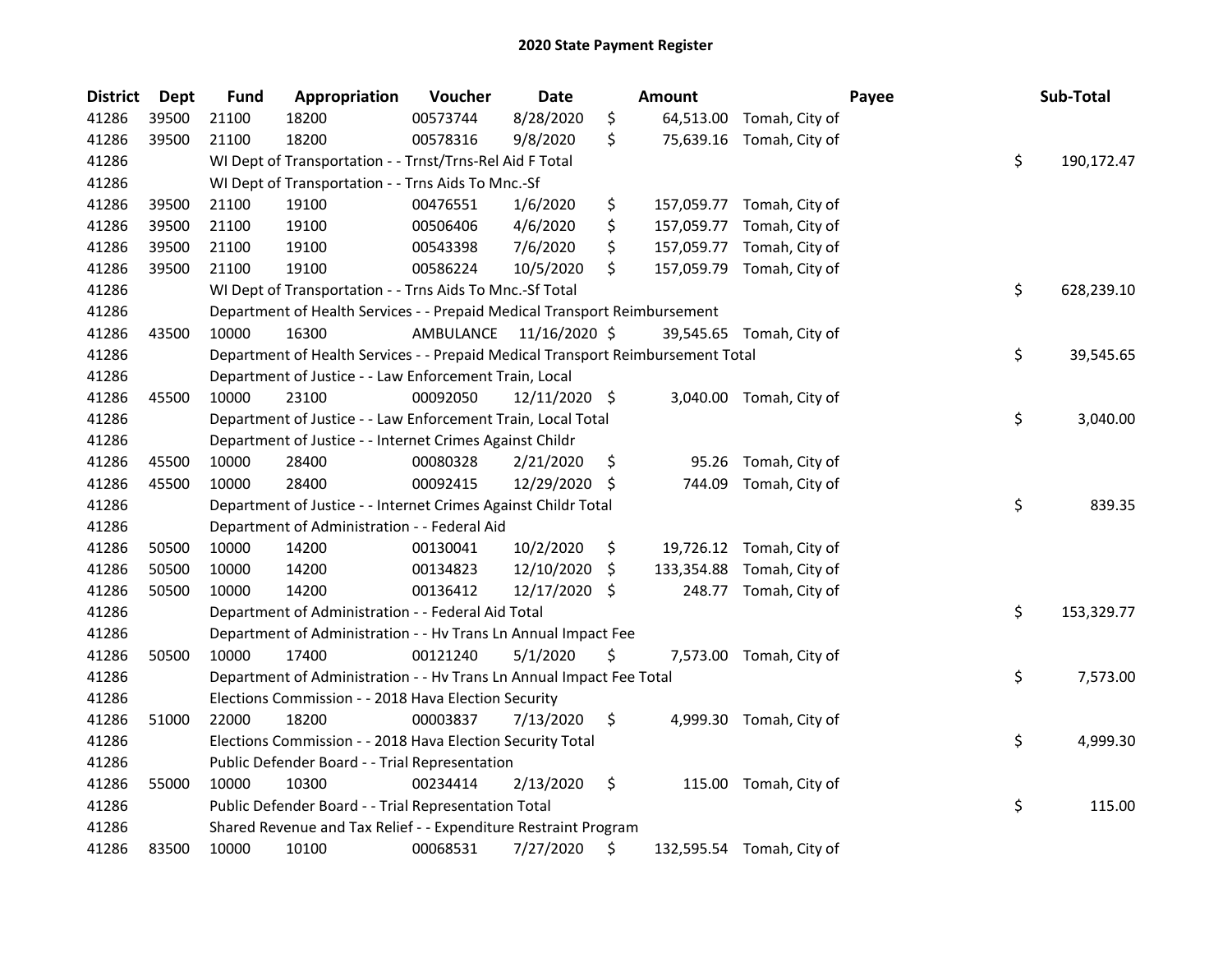# 2020 State Payment Register

| District | Dept | Fund | Appropriation | Voucher | Date | Amount | Payee | Sub-Total |
|---|---|---|---|---|---|---|---|---|
| 41286 | 39500 | 21100 | 18200 | 00573744 | 8/28/2020 | $ 64,513.00 | Tomah, City of | |
| 41286 | 39500 | 21100 | 18200 | 00578316 | 9/8/2020 | $ 75,639.16 | Tomah, City of | |
| 41286 | | WI Dept of Transportation - - Trnst/Trns-Rel Aid F Total | | | | | | $ 190,172.47 |
| 41286 | | WI Dept of Transportation - - Trns Aids To Mnc.-Sf | | | | | | |
| 41286 | 39500 | 21100 | 19100 | 00476551 | 1/6/2020 | $ 157,059.77 | Tomah, City of | |
| 41286 | 39500 | 21100 | 19100 | 00506406 | 4/6/2020 | $ 157,059.77 | Tomah, City of | |
| 41286 | 39500 | 21100 | 19100 | 00543398 | 7/6/2020 | $ 157,059.77 | Tomah, City of | |
| 41286 | 39500 | 21100 | 19100 | 00586224 | 10/5/2020 | $ 157,059.79 | Tomah, City of | |
| 41286 | | WI Dept of Transportation - - Trns Aids To Mnc.-Sf Total | | | | | | $ 628,239.10 |
| 41286 | | Department of Health Services - - Prepaid Medical Transport Reimbursement | | | | | | |
| 41286 | 43500 | 10000 | 16300 | AMBULANCE | 11/16/2020 | $ 39,545.65 | Tomah, City of | |
| 41286 | | Department of Health Services - - Prepaid Medical Transport Reimbursement Total | | | | | | $ 39,545.65 |
| 41286 | | Department of Justice - - Law Enforcement Train, Local | | | | | | |
| 41286 | 45500 | 10000 | 23100 | 00092050 | 12/11/2020 | $ 3,040.00 | Tomah, City of | |
| 41286 | | Department of Justice - - Law Enforcement Train, Local Total | | | | | | $ 3,040.00 |
| 41286 | | Department of Justice - - Internet Crimes Against Childr | | | | | | |
| 41286 | 45500 | 10000 | 28400 | 00080328 | 2/21/2020 | $ 95.26 | Tomah, City of | |
| 41286 | 45500 | 10000 | 28400 | 00092415 | 12/29/2020 | $ 744.09 | Tomah, City of | |
| 41286 | | Department of Justice - - Internet Crimes Against Childr Total | | | | | | $ 839.35 |
| 41286 | | Department of Administration - - Federal Aid | | | | | | |
| 41286 | 50500 | 10000 | 14200 | 00130041 | 10/2/2020 | $ 19,726.12 | Tomah, City of | |
| 41286 | 50500 | 10000 | 14200 | 00134823 | 12/10/2020 | $ 133,354.88 | Tomah, City of | |
| 41286 | 50500 | 10000 | 14200 | 00136412 | 12/17/2020 | $ 248.77 | Tomah, City of | |
| 41286 | | Department of Administration - - Federal Aid Total | | | | | | $ 153,329.77 |
| 41286 | | Department of Administration - - Hv Trans Ln Annual Impact Fee | | | | | | |
| 41286 | 50500 | 10000 | 17400 | 00121240 | 5/1/2020 | $ 7,573.00 | Tomah, City of | |
| 41286 | | Department of Administration - - Hv Trans Ln Annual Impact Fee Total | | | | | | $ 7,573.00 |
| 41286 | | Elections Commission - - 2018 Hava Election Security | | | | | | |
| 41286 | 51000 | 22000 | 18200 | 00003837 | 7/13/2020 | $ 4,999.30 | Tomah, City of | |
| 41286 | | Elections Commission - - 2018 Hava Election Security Total | | | | | | $ 4,999.30 |
| 41286 | | Public Defender Board - - Trial Representation | | | | | | |
| 41286 | 55000 | 10000 | 10300 | 00234414 | 2/13/2020 | $ 115.00 | Tomah, City of | |
| 41286 | | Public Defender Board - - Trial Representation Total | | | | | | $ 115.00 |
| 41286 | | Shared Revenue and Tax Relief - - Expenditure Restraint Program | | | | | | |
| 41286 | 83500 | 10000 | 10100 | 00068531 | 7/27/2020 | $ 132,595.54 | Tomah, City of | |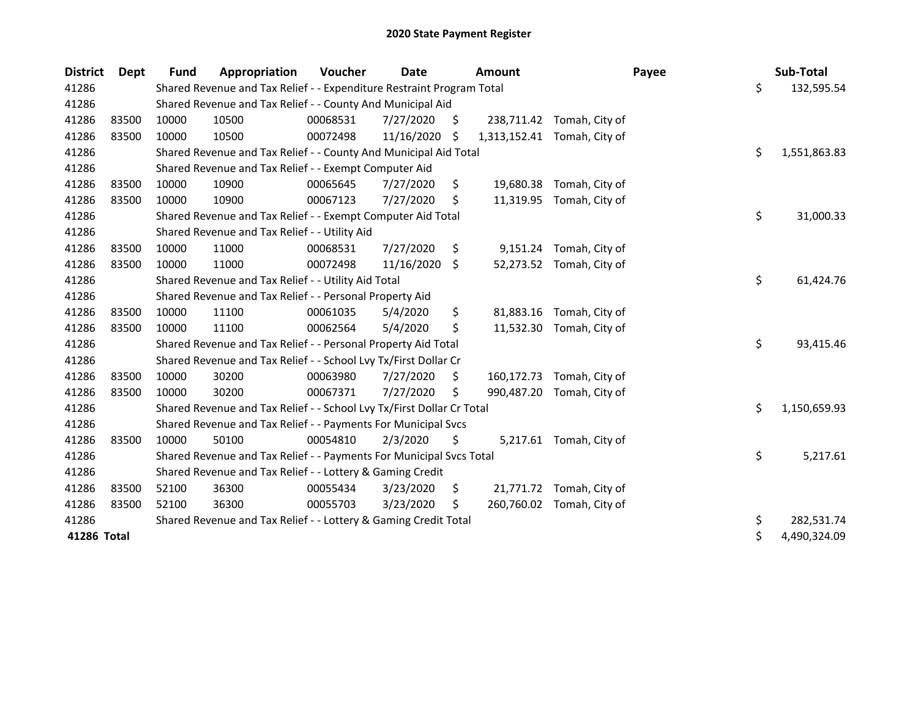# 2020 State Payment Register

| District | Dept | Fund | Appropriation | Voucher | Date | Amount | Payee | Sub-Total |
|---|---|---|---|---|---|---|---|---|
| 41286 | | Shared Revenue and Tax Relief - - Expenditure Restraint Program Total | | | | | | $ 132,595.54 |
| 41286 | | Shared Revenue and Tax Relief - - County And Municipal Aid | | | | | | |
| 41286 | 83500 | 10000 | 10500 | 00068531 | 7/27/2020 | $ 238,711.42 | Tomah, City of | |
| 41286 | 83500 | 10000 | 10500 | 00072498 | 11/16/2020 | $ 1,313,152.41 | Tomah, City of | |
| 41286 | | Shared Revenue and Tax Relief - - County And Municipal Aid Total | | | | | | $ 1,551,863.83 |
| 41286 | | Shared Revenue and Tax Relief - - Exempt Computer Aid | | | | | | |
| 41286 | 83500 | 10000 | 10900 | 00065645 | 7/27/2020 | $ 19,680.38 | Tomah, City of | |
| 41286 | 83500 | 10000 | 10900 | 00067123 | 7/27/2020 | $ 11,319.95 | Tomah, City of | |
| 41286 | | Shared Revenue and Tax Relief - - Exempt Computer Aid Total | | | | | | $ 31,000.33 |
| 41286 | | Shared Revenue and Tax Relief - - Utility Aid | | | | | | |
| 41286 | 83500 | 10000 | 11000 | 00068531 | 7/27/2020 | $ 9,151.24 | Tomah, City of | |
| 41286 | 83500 | 10000 | 11000 | 00072498 | 11/16/2020 | $ 52,273.52 | Tomah, City of | |
| 41286 | | Shared Revenue and Tax Relief - - Utility Aid Total | | | | | | $ 61,424.76 |
| 41286 | | Shared Revenue and Tax Relief - - Personal Property Aid | | | | | | |
| 41286 | 83500 | 10000 | 11100 | 00061035 | 5/4/2020 | $ 81,883.16 | Tomah, City of | |
| 41286 | 83500 | 10000 | 11100 | 00062564 | 5/4/2020 | $ 11,532.30 | Tomah, City of | |
| 41286 | | Shared Revenue and Tax Relief - - Personal Property Aid Total | | | | | | $ 93,415.46 |
| 41286 | | Shared Revenue and Tax Relief - - School Lvy Tx/First Dollar Cr | | | | | | |
| 41286 | 83500 | 10000 | 30200 | 00063980 | 7/27/2020 | $ 160,172.73 | Tomah, City of | |
| 41286 | 83500 | 10000 | 30200 | 00067371 | 7/27/2020 | $ 990,487.20 | Tomah, City of | |
| 41286 | | Shared Revenue and Tax Relief - - School Lvy Tx/First Dollar Cr Total | | | | | | $ 1,150,659.93 |
| 41286 | | Shared Revenue and Tax Relief - - Payments For Municipal Svcs | | | | | | |
| 41286 | 83500 | 10000 | 50100 | 00054810 | 2/3/2020 | $ 5,217.61 | Tomah, City of | |
| 41286 | | Shared Revenue and Tax Relief - - Payments For Municipal Svcs Total | | | | | | $ 5,217.61 |
| 41286 | | Shared Revenue and Tax Relief - - Lottery & Gaming Credit | | | | | | |
| 41286 | 83500 | 52100 | 36300 | 00055434 | 3/23/2020 | $ 21,771.72 | Tomah, City of | |
| 41286 | 83500 | 52100 | 36300 | 00055703 | 3/23/2020 | $ 260,760.02 | Tomah, City of | |
| 41286 | | Shared Revenue and Tax Relief - - Lottery & Gaming Credit Total | | | | | | $ 282,531.74 |
| **41286 Total** | | | | | | | | $ 4,490,324.09 |